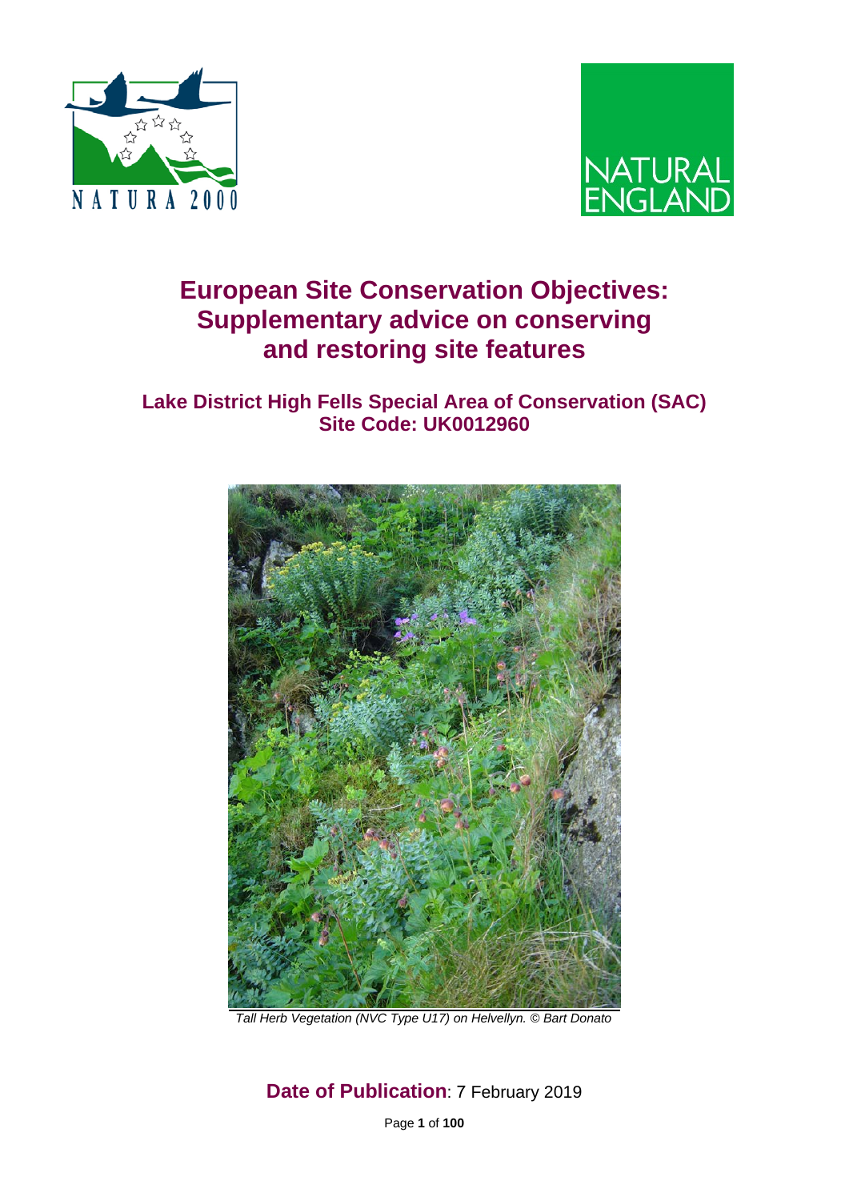# European Site Conservation Objectives: Supplementary advice on conserving and restoring site features

## Lake District High Fells Special Area of Conservation (SAC)
## Site Code: UK0012960

*Tall Herb Vegetation (NVC Type U17) on Helvellyn. © Bart Donato*

**Date of Publication**: 7 February 2019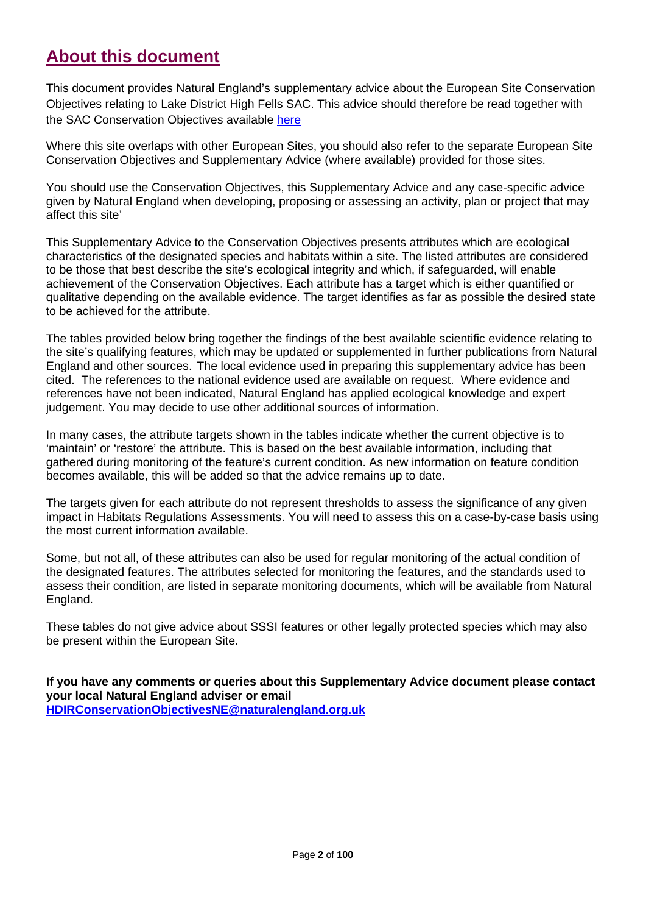## About this document

This document provides Natural England's supplementary advice about the European Site Conservation Objectives relating to Lake District High Fells SAC. This advice should therefore be read together with the SAC Conservation Objectives available here

Where this site overlaps with other European Sites, you should also refer to the separate European Site Conservation Objectives and Supplementary Advice (where available) provided for those sites.

You should use the Conservation Objectives, this Supplementary Advice and any case-specific advice given by Natural England when developing, proposing or assessing an activity, plan or project that may affect this site'

This Supplementary Advice to the Conservation Objectives presents attributes which are ecological characteristics of the designated species and habitats within a site. The listed attributes are considered to be those that best describe the site's ecological integrity and which, if safeguarded, will enable achievement of the Conservation Objectives. Each attribute has a target which is either quantified or qualitative depending on the available evidence. The target identifies as far as possible the desired state to be achieved for the attribute.

The tables provided below bring together the findings of the best available scientific evidence relating to the site's qualifying features, which may be updated or supplemented in further publications from Natural England and other sources. The local evidence used in preparing this supplementary advice has been cited. The references to the national evidence used are available on request. Where evidence and references have not been indicated, Natural England has applied ecological knowledge and expert judgement. You may decide to use other additional sources of information.

In many cases, the attribute targets shown in the tables indicate whether the current objective is to 'maintain' or 'restore' the attribute. This is based on the best available information, including that gathered during monitoring of the feature's current condition. As new information on feature condition becomes available, this will be added so that the advice remains up to date.

The targets given for each attribute do not represent thresholds to assess the significance of any given impact in Habitats Regulations Assessments. You will need to assess this on a case-by-case basis using the most current information available.

Some, but not all, of these attributes can also be used for regular monitoring of the actual condition of the designated features. The attributes selected for monitoring the features, and the standards used to assess their condition, are listed in separate monitoring documents, which will be available from Natural England.

These tables do not give advice about SSSI features or other legally protected species which may also be present within the European Site.

**If you have any comments or queries about this Supplementary Advice document please contact your local Natural England adviser or email HDIRConservationObjectivesNE@naturalengland.org.uk**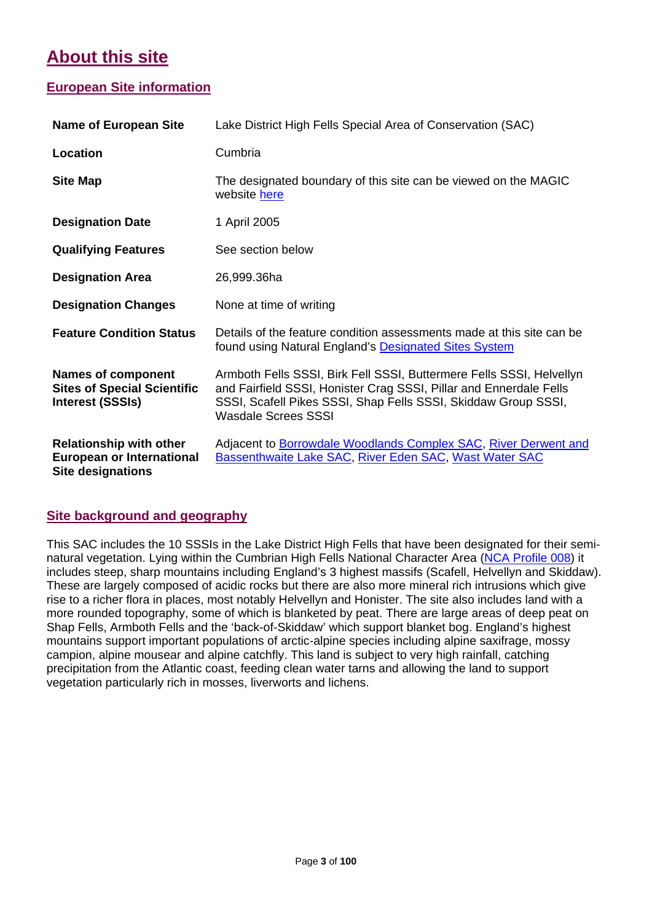# About this site

## European Site information

| | |
|---|---|
| **Name of European Site** | Lake District High Fells Special Area of Conservation (SAC) |
| **Location** | Cumbria |
| **Site Map** | The designated boundary of this site can be viewed on the MAGIC website here |
| **Designation Date** | 1 April 2005 |
| **Qualifying Features** | See section below |
| **Designation Area** | 26,999.36ha |
| **Designation Changes** | None at time of writing |
| **Feature Condition Status** | Details of the feature condition assessments made at this site can be found using Natural England's Designated Sites System |
| **Names of component Sites of Special Scientific Interest (SSSIs)** | Armboth Fells SSSI, Birk Fell SSSI, Buttermere Fells SSSI, Helvellyn and Fairfield SSSI, Honister Crag SSSI, Pillar and Ennerdale Fells SSSI, Scafell Pikes SSSI, Shap Fells SSSI, Skiddaw Group SSSI, Wasdale Screes SSSI |
| **Relationship with other European or International Site designations** | Adjacent to Borrowdale Woodlands Complex SAC, River Derwent and Bassenthwaite Lake SAC, River Eden SAC, Wast Water SAC |

## Site background and geography

This SAC includes the 10 SSSIs in the Lake District High Fells that have been designated for their semi-natural vegetation. Lying within the Cumbrian High Fells National Character Area (NCA Profile 008) it includes steep, sharp mountains including England's 3 highest massifs (Scafell, Helvellyn and Skiddaw). These are largely composed of acidic rocks but there are also more mineral rich intrusions which give rise to a richer flora in places, most notably Helvellyn and Honister. The site also includes land with a more rounded topography, some of which is blanketed by peat. There are large areas of deep peat on Shap Fells, Armboth Fells and the 'back-of-Skiddaw' which support blanket bog. England's highest mountains support important populations of arctic-alpine species including alpine saxifrage, mossy campion, alpine mousear and alpine catchfly. This land is subject to very high rainfall, catching precipitation from the Atlantic coast, feeding clean water tarns and allowing the land to support vegetation particularly rich in mosses, liverworts and lichens.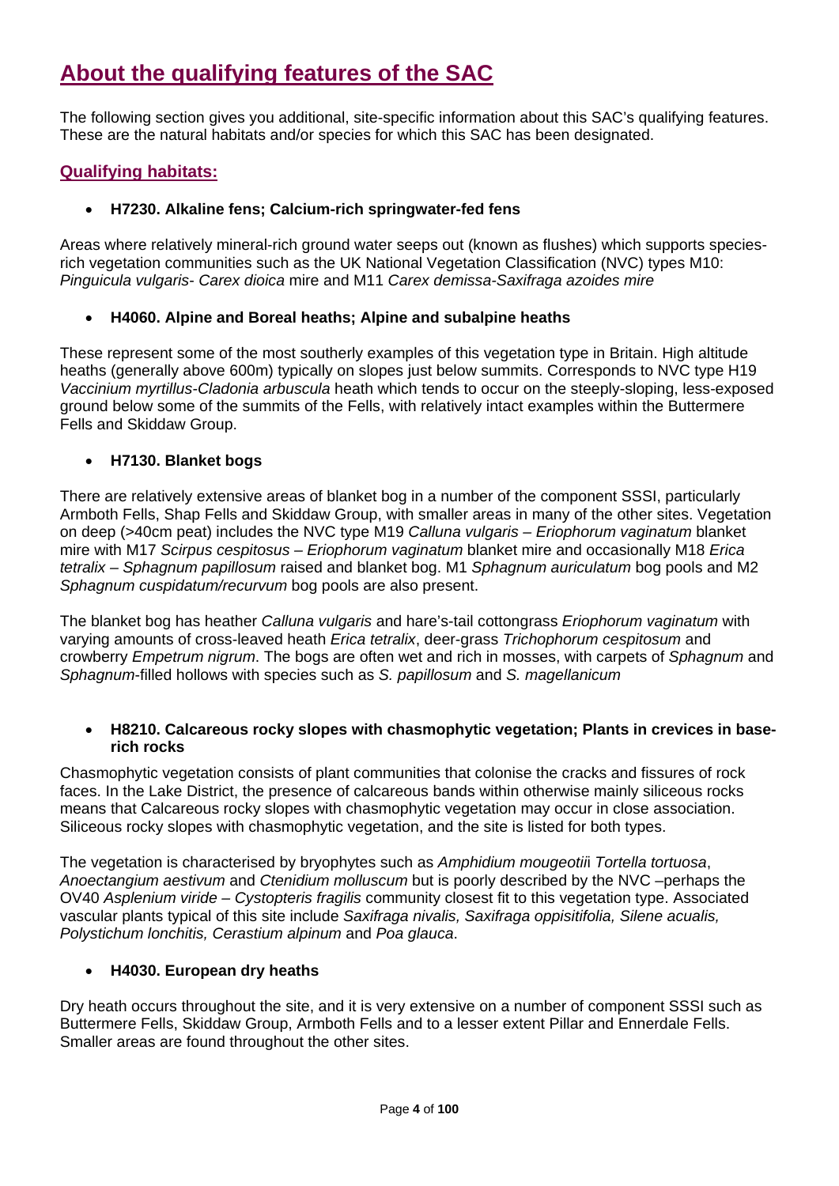# About the qualifying features of the SAC

The following section gives you additional, site-specific information about this SAC's qualifying features. These are the natural habitats and/or species for which this SAC has been designated.

## Qualifying habitats:

- **H7230. Alkaline fens; Calcium-rich springwater-fed fens**

Areas where relatively mineral-rich ground water seeps out (known as flushes) which supports species-rich vegetation communities such as the UK National Vegetation Classification (NVC) types M10: *Pinguicula vulgaris- Carex dioica* mire and M11 *Carex demissa-Saxifraga azoides mire*

- **H4060. Alpine and Boreal heaths; Alpine and subalpine heaths**

These represent some of the most southerly examples of this vegetation type in Britain. High altitude heaths (generally above 600m) typically on slopes just below summits. Corresponds to NVC type H19 *Vaccinium myrtillus-Cladonia arbuscula* heath which tends to occur on the steeply-sloping, less-exposed ground below some of the summits of the Fells, with relatively intact examples within the Buttermere Fells and Skiddaw Group.

- **H7130. Blanket bogs**

There are relatively extensive areas of blanket bog in a number of the component SSSI, particularly Armboth Fells, Shap Fells and Skiddaw Group, with smaller areas in many of the other sites. Vegetation on deep (>40cm peat) includes the NVC type M19 *Calluna vulgaris – Eriophorum vaginatum* blanket mire with M17 *Scirpus cespitosus – Eriophorum vaginatum* blanket mire and occasionally M18 *Erica tetralix – Sphagnum papillosum* raised and blanket bog. M1 *Sphagnum auriculatum* bog pools and M2 *Sphagnum cuspidatum/recurvum* bog pools are also present.

The blanket bog has heather *Calluna vulgaris* and hare's-tail cottongrass *Eriophorum vaginatum* with varying amounts of cross-leaved heath *Erica tetralix*, deer-grass *Trichophorum cespitosum* and crowberry *Empetrum nigrum*. The bogs are often wet and rich in mosses, with carpets of *Sphagnum* and *Sphagnum*-filled hollows with species such as *S. papillosum* and *S. magellanicum*

- **H8210. Calcareous rocky slopes with chasmophytic vegetation; Plants in crevices in base-rich rocks**

Chasmophytic vegetation consists of plant communities that colonise the cracks and fissures of rock faces. In the Lake District, the presence of calcareous bands within otherwise mainly siliceous rocks means that Calcareous rocky slopes with chasmophytic vegetation may occur in close association. Siliceous rocky slopes with chasmophytic vegetation, and the site is listed for both types.

The vegetation is characterised by bryophytes such as *Amphidium mougeotii*i *Tortella tortuosa*, *Anoectangium aestivum* and *Ctenidium molluscum* but is poorly described by the NVC –perhaps the OV40 *Asplenium viride – Cystopteris fragilis* community closest fit to this vegetation type. Associated vascular plants typical of this site include *Saxifraga nivalis, Saxifraga oppisitifolia, Silene acualis, Polystichum lonchitis, Cerastium alpinum* and *Poa glauca*.

- **H4030. European dry heaths**

Dry heath occurs throughout the site, and it is very extensive on a number of component SSSI such as Buttermere Fells, Skiddaw Group, Armboth Fells and to a lesser extent Pillar and Ennerdale Fells. Smaller areas are found throughout the other sites.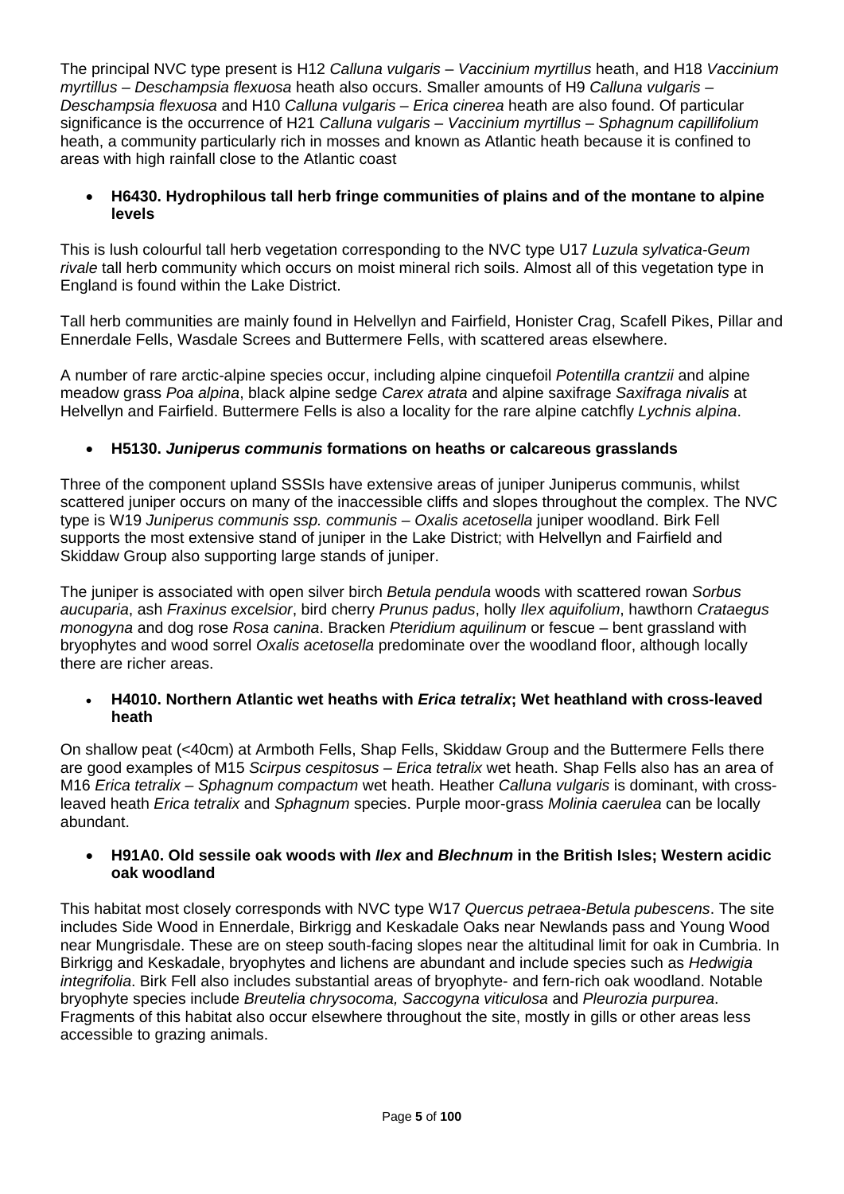The principal NVC type present is H12 *Calluna vulgaris – Vaccinium myrtillus* heath, and H18 *Vaccinium myrtillus – Deschampsia flexuosa* heath also occurs. Smaller amounts of H9 *Calluna vulgaris – Deschampsia flexuosa* and H10 *Calluna vulgaris – Erica cinerea* heath are also found. Of particular significance is the occurrence of H21 *Calluna vulgaris – Vaccinium myrtillus – Sphagnum capillifolium* heath, a community particularly rich in mosses and known as Atlantic heath because it is confined to areas with high rainfall close to the Atlantic coast

- **H6430. Hydrophilous tall herb fringe communities of plains and of the montane to alpine levels**

This is lush colourful tall herb vegetation corresponding to the NVC type U17 *Luzula sylvatica-Geum rivale* tall herb community which occurs on moist mineral rich soils. Almost all of this vegetation type in England is found within the Lake District.

Tall herb communities are mainly found in Helvellyn and Fairfield, Honister Crag, Scafell Pikes, Pillar and Ennerdale Fells, Wasdale Screes and Buttermere Fells, with scattered areas elsewhere.

A number of rare arctic-alpine species occur, including alpine cinquefoil *Potentilla crantzii* and alpine meadow grass *Poa alpina*, black alpine sedge *Carex atrata* and alpine saxifrage *Saxifraga nivalis* at Helvellyn and Fairfield. Buttermere Fells is also a locality for the rare alpine catchfly *Lychnis alpina*.

- **H5130. *Juniperus communis* formations on heaths or calcareous grasslands**

Three of the component upland SSSIs have extensive areas of juniper Juniperus communis, whilst scattered juniper occurs on many of the inaccessible cliffs and slopes throughout the complex. The NVC type is W19 *Juniperus communis ssp. communis – Oxalis acetosella* juniper woodland. Birk Fell supports the most extensive stand of juniper in the Lake District; with Helvellyn and Fairfield and Skiddaw Group also supporting large stands of juniper.

The juniper is associated with open silver birch *Betula pendula* woods with scattered rowan *Sorbus aucuparia*, ash *Fraxinus excelsior*, bird cherry *Prunus padus*, holly *Ilex aquifolium*, hawthorn *Crataegus monogyna* and dog rose *Rosa canina*. Bracken *Pteridium aquilinum* or fescue – bent grassland with bryophytes and wood sorrel *Oxalis acetosella* predominate over the woodland floor, although locally there are richer areas.

- **H4010. Northern Atlantic wet heaths with *Erica tetralix*; Wet heathland with cross-leaved heath**

On shallow peat (<40cm) at Armboth Fells, Shap Fells, Skiddaw Group and the Buttermere Fells there are good examples of M15 *Scirpus cespitosus – Erica tetralix* wet heath. Shap Fells also has an area of M16 *Erica tetralix – Sphagnum compactum* wet heath. Heather *Calluna vulgaris* is dominant, with cross-leaved heath *Erica tetralix* and *Sphagnum* species. Purple moor-grass *Molinia caerulea* can be locally abundant.

- **H91A0. Old sessile oak woods with *Ilex* and *Blechnum* in the British Isles; Western acidic oak woodland**

This habitat most closely corresponds with NVC type W17 *Quercus petraea-Betula pubescens*. The site includes Side Wood in Ennerdale, Birkrigg and Keskadale Oaks near Newlands pass and Young Wood near Mungrisdale. These are on steep south-facing slopes near the altitudinal limit for oak in Cumbria. In Birkrigg and Keskadale, bryophytes and lichens are abundant and include species such as *Hedwigia integrifolia*. Birk Fell also includes substantial areas of bryophyte- and fern-rich oak woodland. Notable bryophyte species include *Breutelia chrysocoma, Saccogyna viticulosa* and *Pleurozia purpurea*. Fragments of this habitat also occur elsewhere throughout the site, mostly in gills or other areas less accessible to grazing animals.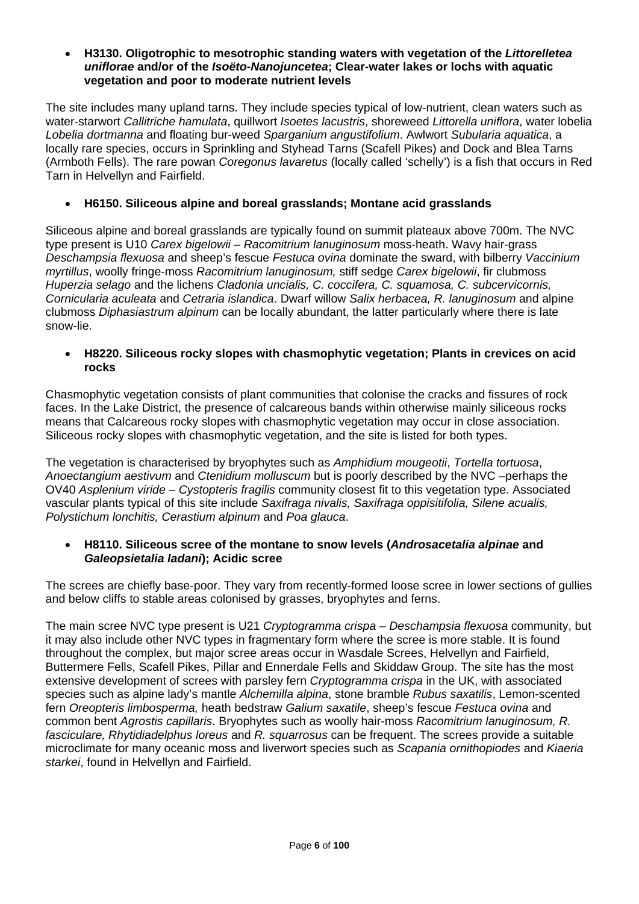- **H3130. Oligotrophic to mesotrophic standing waters with vegetation of the *Littorelletea uniflorae* and/or of the *Isoëto-Nanojuncetea*; Clear-water lakes or lochs with aquatic vegetation and poor to moderate nutrient levels**

The site includes many upland tarns. They include species typical of low-nutrient, clean waters such as water-starwort *Callitriche hamulata*, quillwort *Isoetes lacustris*, shoreweed *Littorella uniflora*, water lobelia *Lobelia dortmanna* and floating bur-weed *Sparganium angustifolium*. Awlwort *Subularia aquatica*, a locally rare species, occurs in Sprinkling and Styhead Tarns (Scafell Pikes) and Dock and Blea Tarns (Armboth Fells). The rare powan *Coregonus lavaretus* (locally called 'schelly') is a fish that occurs in Red Tarn in Helvellyn and Fairfield.

- **H6150. Siliceous alpine and boreal grasslands; Montane acid grasslands**

Siliceous alpine and boreal grasslands are typically found on summit plateaux above 700m. The NVC type present is U10 *Carex bigelowii – Racomitrium lanuginosum* moss-heath. Wavy hair-grass *Deschampsia flexuosa* and sheep's fescue *Festuca ovina* dominate the sward, with bilberry *Vaccinium myrtillus*, woolly fringe-moss *Racomitrium lanuginosum,* stiff sedge *Carex bigelowii*, fir clubmoss *Huperzia selago* and the lichens *Cladonia uncialis, C. coccifera, C. squamosa, C. subcervicornis, Cornicularia aculeata* and *Cetraria islandica*. Dwarf willow *Salix herbacea, R. lanuginosum* and alpine clubmoss *Diphasiastrum alpinum* can be locally abundant, the latter particularly where there is late snow-lie.

- **H8220. Siliceous rocky slopes with chasmophytic vegetation; Plants in crevices on acid rocks**

Chasmophytic vegetation consists of plant communities that colonise the cracks and fissures of rock faces. In the Lake District, the presence of calcareous bands within otherwise mainly siliceous rocks means that Calcareous rocky slopes with chasmophytic vegetation may occur in close association. Siliceous rocky slopes with chasmophytic vegetation, and the site is listed for both types.

The vegetation is characterised by bryophytes such as *Amphidium mougeotii*, *Tortella tortuosa*, *Anoectangium aestivum* and *Ctenidium molluscum* but is poorly described by the NVC –perhaps the OV40 *Asplenium viride – Cystopteris fragilis* community closest fit to this vegetation type. Associated vascular plants typical of this site include *Saxifraga nivalis, Saxifraga oppisitifolia, Silene acualis, Polystichum lonchitis, Cerastium alpinum* and *Poa glauca*.

- **H8110. Siliceous scree of the montane to snow levels (*Androsacetalia alpinae* and *Galeopsietalia ladani*); Acidic scree**

The screes are chiefly base-poor. They vary from recently-formed loose scree in lower sections of gullies and below cliffs to stable areas colonised by grasses, bryophytes and ferns.

The main scree NVC type present is U21 *Cryptogramma crispa – Deschampsia flexuosa* community, but it may also include other NVC types in fragmentary form where the scree is more stable. It is found throughout the complex, but major scree areas occur in Wasdale Screes, Helvellyn and Fairfield, Buttermere Fells, Scafell Pikes, Pillar and Ennerdale Fells and Skiddaw Group. The site has the most extensive development of screes with parsley fern *Cryptogramma crispa* in the UK, with associated species such as alpine lady's mantle *Alchemilla alpina*, stone bramble *Rubus saxatilis*, Lemon-scented fern *Oreopteris limbosperma,* heath bedstraw *Galium saxatile*, sheep's fescue *Festuca ovina* and common bent *Agrostis capillaris*. Bryophytes such as woolly hair-moss *Racomitrium lanuginosum, R. fasciculare, Rhytidiadelphus loreus* and *R. squarrosus* can be frequent. The screes provide a suitable microclimate for many oceanic moss and liverwort species such as *Scapania ornithopiodes* and *Kiaeria starkei*, found in Helvellyn and Fairfield.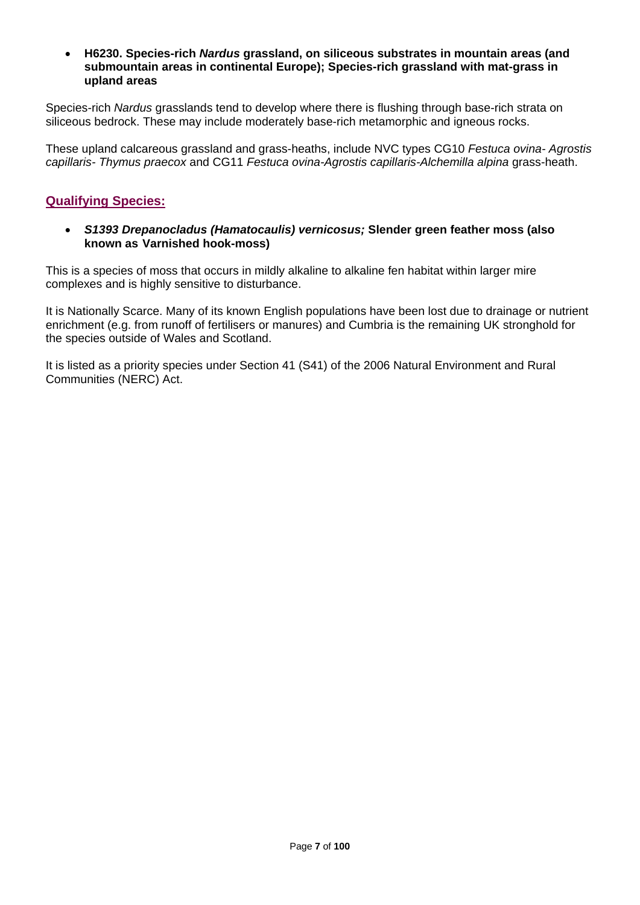- **H6230. Species-rich *Nardus* grassland, on siliceous substrates in mountain areas (and submountain areas in continental Europe); Species-rich grassland with mat-grass in upland areas**

Species-rich *Nardus* grasslands tend to develop where there is flushing through base-rich strata on siliceous bedrock. These may include moderately base-rich metamorphic and igneous rocks.

These upland calcareous grassland and grass-heaths, include NVC types CG10 *Festuca ovina- Agrostis capillaris- Thymus praecox* and CG11 *Festuca ovina-Agrostis capillaris-Alchemilla alpina* grass-heath.

## Qualifying Species:

- ***S1393 Drepanocladus (Hamatocaulis) vernicosus;* Slender green feather moss (also known as Varnished hook-moss)**

This is a species of moss that occurs in mildly alkaline to alkaline fen habitat within larger mire complexes and is highly sensitive to disturbance.

It is Nationally Scarce. Many of its known English populations have been lost due to drainage or nutrient enrichment (e.g. from runoff of fertilisers or manures) and Cumbria is the remaining UK stronghold for the species outside of Wales and Scotland.

It is listed as a priority species under Section 41 (S41) of the 2006 Natural Environment and Rural Communities (NERC) Act.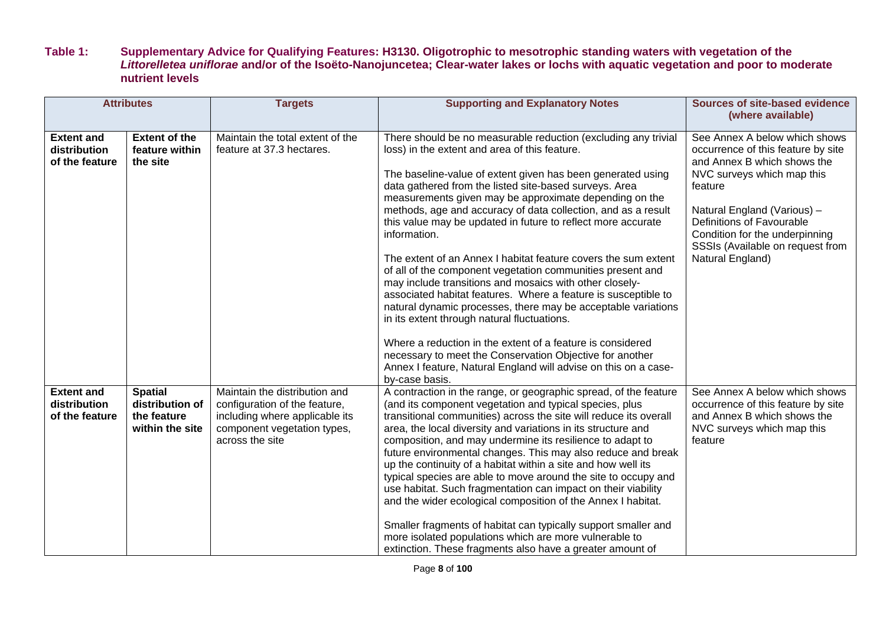**Table 1: Supplementary Advice for Qualifying Features: H3130. Oligotrophic to mesotrophic standing waters with vegetation of the *Littorelletea uniflorae* and/or of the Isoëto-Nanojuncetea; Clear-water lakes or lochs with aquatic vegetation and poor to moderate nutrient levels**

| Attributes | | Targets | Supporting and Explanatory Notes | Sources of site-based evidence (where available) |
|---|---|---|---|---|
| **Extent and distribution of the feature** | **Extent of the feature within the site** | Maintain the total extent of the feature at 37.3 hectares. | There should be no measurable reduction (excluding any trivial loss) in the extent and area of this feature.<br><br>The baseline-value of extent given has been generated using data gathered from the listed site-based surveys. Area measurements given may be approximate depending on the methods, age and accuracy of data collection, and as a result this value may be updated in future to reflect more accurate information.<br><br>The extent of an Annex I habitat feature covers the sum extent of all of the component vegetation communities present and may include transitions and mosaics with other closely-associated habitat features. Where a feature is susceptible to natural dynamic processes, there may be acceptable variations in its extent through natural fluctuations.<br><br>Where a reduction in the extent of a feature is considered necessary to meet the Conservation Objective for another Annex I feature, Natural England will advise on this on a case-by-case basis. | See Annex A below which shows occurrence of this feature by site and Annex B which shows the NVC surveys which map this feature<br><br>Natural England (Various) – Definitions of Favourable Condition for the underpinning SSSIs (Available on request from Natural England) |
| **Extent and distribution of the feature** | **Spatial distribution of the feature within the site** | Maintain the distribution and configuration of the feature, including where applicable its component vegetation types, across the site | A contraction in the range, or geographic spread, of the feature (and its component vegetation and typical species, plus transitional communities) across the site will reduce its overall area, the local diversity and variations in its structure and composition, and may undermine its resilience to adapt to future environmental changes. This may also reduce and break up the continuity of a habitat within a site and how well its typical species are able to move around the site to occupy and use habitat. Such fragmentation can impact on their viability and the wider ecological composition of the Annex I habitat.<br><br>Smaller fragments of habitat can typically support smaller and more isolated populations which are more vulnerable to extinction. These fragments also have a greater amount of | See Annex A below which shows occurrence of this feature by site and Annex B which shows the NVC surveys which map this feature |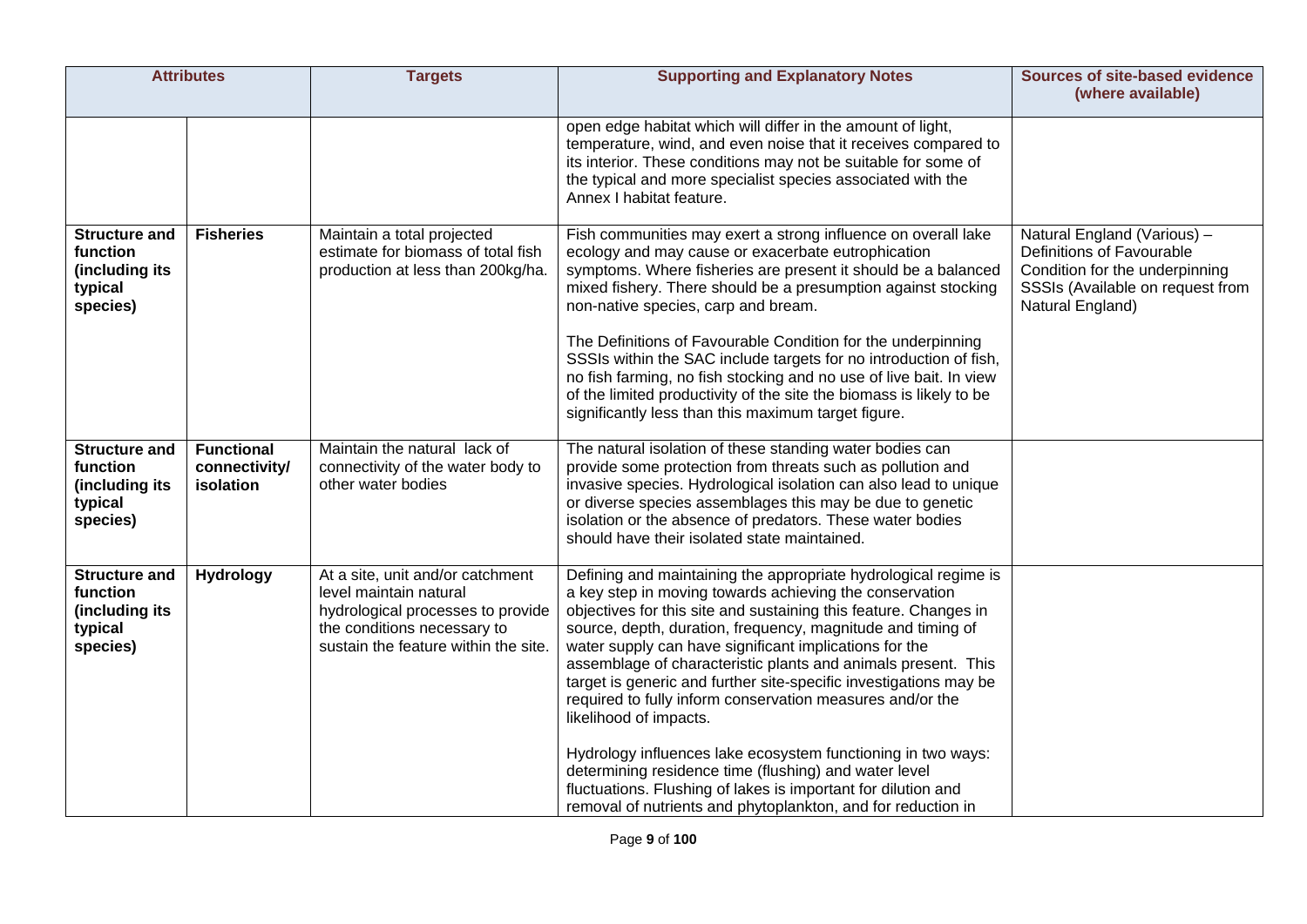| Attributes | | Targets | Supporting and Explanatory Notes | Sources of site-based evidence (where available) |
|---|---|---|---|---|
| | | | open edge habitat which will differ in the amount of light, temperature, wind, and even noise that it receives compared to its interior. These conditions may not be suitable for some of the typical and more specialist species associated with the Annex I habitat feature. | |
| **Structure and function (including its typical species)** | **Fisheries** | Maintain a total projected estimate for biomass of total fish production at less than 200kg/ha. | Fish communities may exert a strong influence on overall lake ecology and may cause or exacerbate eutrophication symptoms. Where fisheries are present it should be a balanced mixed fishery. There should be a presumption against stocking non-native species, carp and bream.<br><br>The Definitions of Favourable Condition for the underpinning SSSIs within the SAC include targets for no introduction of fish, no fish farming, no fish stocking and no use of live bait. In view of the limited productivity of the site the biomass is likely to be significantly less than this maximum target figure. | Natural England (Various) – Definitions of Favourable Condition for the underpinning SSSIs (Available on request from Natural England) |
| **Structure and function (including its typical species)** | **Functional connectivity/ isolation** | Maintain the natural lack of connectivity of the water body to other water bodies | The natural isolation of these standing water bodies can provide some protection from threats such as pollution and invasive species. Hydrological isolation can also lead to unique or diverse species assemblages this may be due to genetic isolation or the absence of predators. These water bodies should have their isolated state maintained. | |
| **Structure and function (including its typical species)** | **Hydrology** | At a site, unit and/or catchment level maintain natural hydrological processes to provide the conditions necessary to sustain the feature within the site. | Defining and maintaining the appropriate hydrological regime is a key step in moving towards achieving the conservation objectives for this site and sustaining this feature. Changes in source, depth, duration, frequency, magnitude and timing of water supply can have significant implications for the assemblage of characteristic plants and animals present. This target is generic and further site-specific investigations may be required to fully inform conservation measures and/or the likelihood of impacts.<br><br>Hydrology influences lake ecosystem functioning in two ways: determining residence time (flushing) and water level fluctuations. Flushing of lakes is important for dilution and removal of nutrients and phytoplankton, and for reduction in | |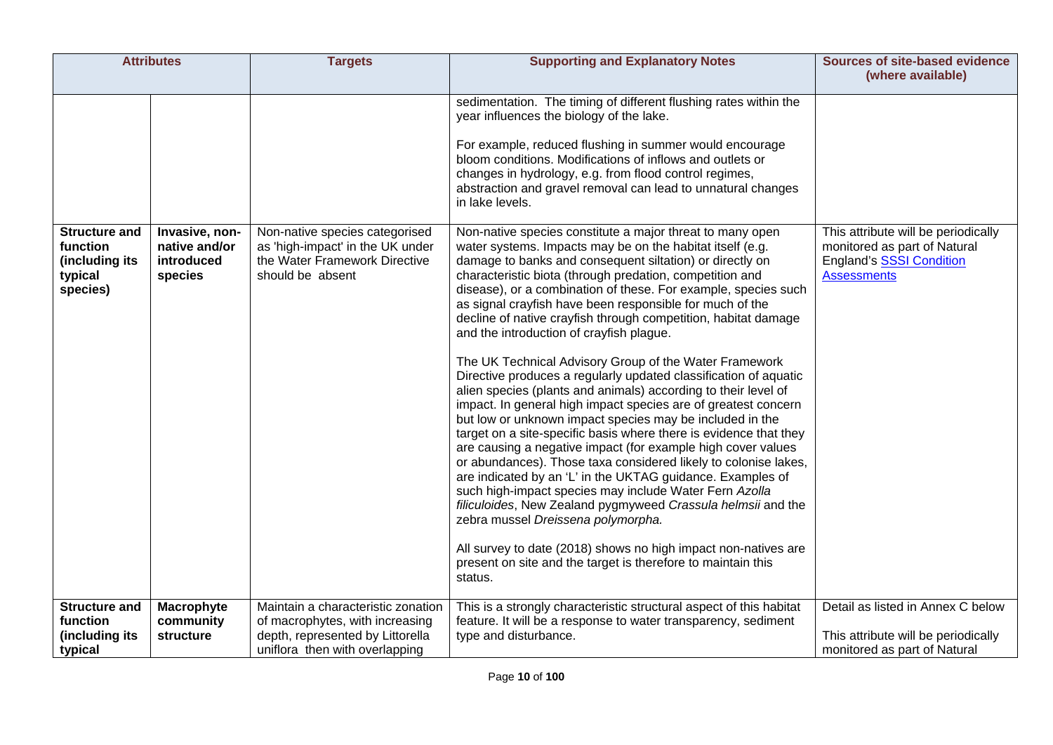| Attributes | | Targets | Supporting and Explanatory Notes | Sources of site-based evidence (where available) |
|---|---|---|---|---|
| | | | sedimentation. The timing of different flushing rates within the year influences the biology of the lake.<br><br>For example, reduced flushing in summer would encourage bloom conditions. Modifications of inflows and outlets or changes in hydrology, e.g. from flood control regimes, abstraction and gravel removal can lead to unnatural changes in lake levels. | |
| **Structure and function (including its typical species)** | **Invasive, non-native and/or introduced species** | Non-native species categorised as 'high-impact' in the UK under the Water Framework Directive should be absent | Non-native species constitute a major threat to many open water systems. Impacts may be on the habitat itself (e.g. damage to banks and consequent siltation) or directly on characteristic biota (through predation, competition and disease), or a combination of these. For example, species such as signal crayfish have been responsible for much of the decline of native crayfish through competition, habitat damage and the introduction of crayfish plague.<br><br>The UK Technical Advisory Group of the Water Framework Directive produces a regularly updated classification of aquatic alien species (plants and animals) according to their level of impact. In general high impact species are of greatest concern but low or unknown impact species may be included in the target on a site-specific basis where there is evidence that they are causing a negative impact (for example high cover values or abundances). Those taxa considered likely to colonise lakes, are indicated by an 'L' in the UKTAG guidance. Examples of such high-impact species may include Water Fern *Azolla filiculoides*, New Zealand pygmyweed *Crassula helmsii* and the zebra mussel *Dreissena polymorpha.*<br><br>All survey to date (2018) shows no high impact non-natives are present on site and the target is therefore to maintain this status. | This attribute will be periodically monitored as part of Natural England's SSSI Condition Assessments |
| **Structure and function (including its typical** | **Macrophyte community structure** | Maintain a characteristic zonation of macrophytes, with increasing depth, represented by Littorella uniflora then with overlapping | This is a strongly characteristic structural aspect of this habitat feature. It will be a response to water transparency, sediment type and disturbance. | Detail as listed in Annex C below<br><br>This attribute will be periodically monitored as part of Natural |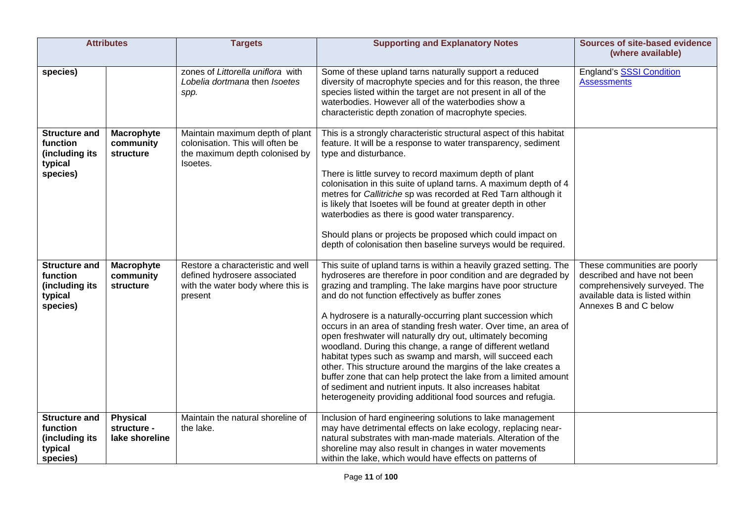| Attributes | | Targets | Supporting and Explanatory Notes | Sources of site-based evidence (where available) |
|---|---|---|---|---|
| **species)** | | zones of *Littorella uniflora* with *Lobelia dortmana* then *Isoetes spp.* | Some of these upland tarns naturally support a reduced diversity of macrophyte species and for this reason, the three species listed within the target are not present in all of the waterbodies. However all of the waterbodies show a characteristic depth zonation of macrophyte species. | England's SSSI Condition Assessments |
| **Structure and function (including its typical species)** | **Macrophyte community structure** | Maintain maximum depth of plant colonisation. This will often be the maximum depth colonised by Isoetes. | This is a strongly characteristic structural aspect of this habitat feature. It will be a response to water transparency, sediment type and disturbance.<br><br>There is little survey to record maximum depth of plant colonisation in this suite of upland tarns. A maximum depth of 4 metres for *Callitriche* sp was recorded at Red Tarn although it is likely that Isoetes will be found at greater depth in other waterbodies as there is good water transparency.<br><br>Should plans or projects be proposed which could impact on depth of colonisation then baseline surveys would be required. | |
| **Structure and function (including its typical species)** | **Macrophyte community structure** | Restore a characteristic and well defined hydrosere associated with the water body where this is present | This suite of upland tarns is within a heavily grazed setting. The hydroseres are therefore in poor condition and are degraded by grazing and trampling. The lake margins have poor structure and do not function effectively as buffer zones<br><br>A hydrosere is a naturally-occurring plant succession which occurs in an area of standing fresh water. Over time, an area of open freshwater will naturally dry out, ultimately becoming woodland. During this change, a range of different wetland habitat types such as swamp and marsh, will succeed each other. This structure around the margins of the lake creates a buffer zone that can help protect the lake from a limited amount of sediment and nutrient inputs. It also increases habitat heterogeneity providing additional food sources and refugia. | These communities are poorly described and have not been comprehensively surveyed. The available data is listed within Annexes B and C below |
| **Structure and function (including its typical species)** | **Physical structure - lake shoreline** | Maintain the natural shoreline of the lake. | Inclusion of hard engineering solutions to lake management may have detrimental effects on lake ecology, replacing near-natural substrates with man-made materials. Alteration of the shoreline may also result in changes in water movements within the lake, which would have effects on patterns of | |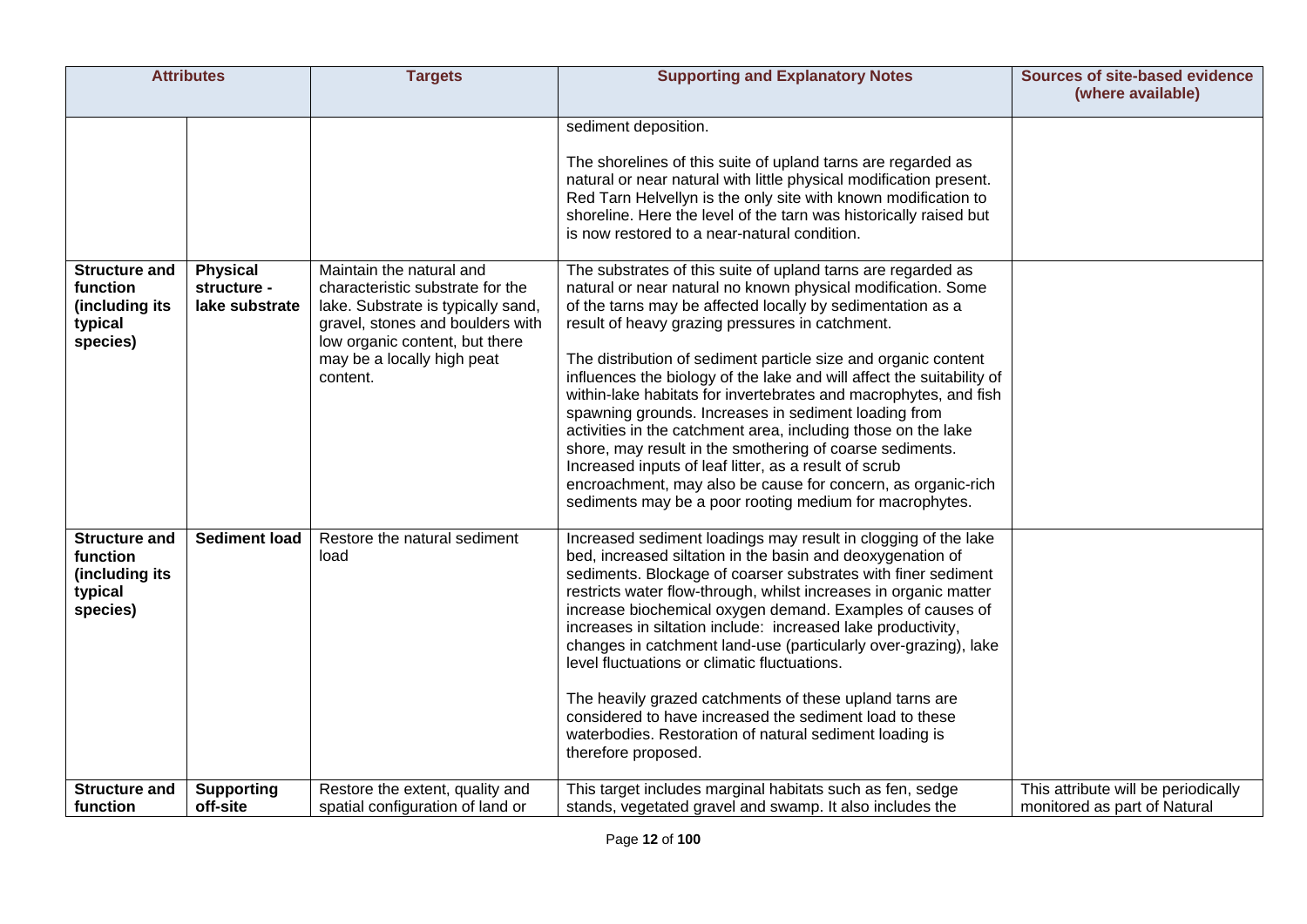| Attributes | | Targets | Supporting and Explanatory Notes | Sources of site-based evidence (where available) |
|---|---|---|---|---|
| | | | sediment deposition.<br><br>The shorelines of this suite of upland tarns are regarded as natural or near natural with little physical modification present. Red Tarn Helvellyn is the only site with known modification to shoreline. Here the level of the tarn was historically raised but is now restored to a near-natural condition. | |
| **Structure and function (including its typical species)** | **Physical structure - lake substrate** | Maintain the natural and characteristic substrate for the lake. Substrate is typically sand, gravel, stones and boulders with low organic content, but there may be a locally high peat content. | The substrates of this suite of upland tarns are regarded as natural or near natural no known physical modification. Some of the tarns may be affected locally by sedimentation as a result of heavy grazing pressures in catchment.<br><br>The distribution of sediment particle size and organic content influences the biology of the lake and will affect the suitability of within-lake habitats for invertebrates and macrophytes, and fish spawning grounds. Increases in sediment loading from activities in the catchment area, including those on the lake shore, may result in the smothering of coarse sediments. Increased inputs of leaf litter, as a result of scrub encroachment, may also be cause for concern, as organic-rich sediments may be a poor rooting medium for macrophytes. | |
| **Structure and function (including its typical species)** | **Sediment load** | Restore the natural sediment load | Increased sediment loadings may result in clogging of the lake bed, increased siltation in the basin and deoxygenation of sediments. Blockage of coarser substrates with finer sediment restricts water flow-through, whilst increases in organic matter increase biochemical oxygen demand. Examples of causes of increases in siltation include: increased lake productivity, changes in catchment land-use (particularly over-grazing), lake level fluctuations or climatic fluctuations.<br><br>The heavily grazed catchments of these upland tarns are considered to have increased the sediment load to these waterbodies. Restoration of natural sediment loading is therefore proposed. | |
| **Structure and function** | **Supporting off-site** | Restore the extent, quality and spatial configuration of land or | This target includes marginal habitats such as fen, sedge stands, vegetated gravel and swamp. It also includes the | This attribute will be periodically monitored as part of Natural |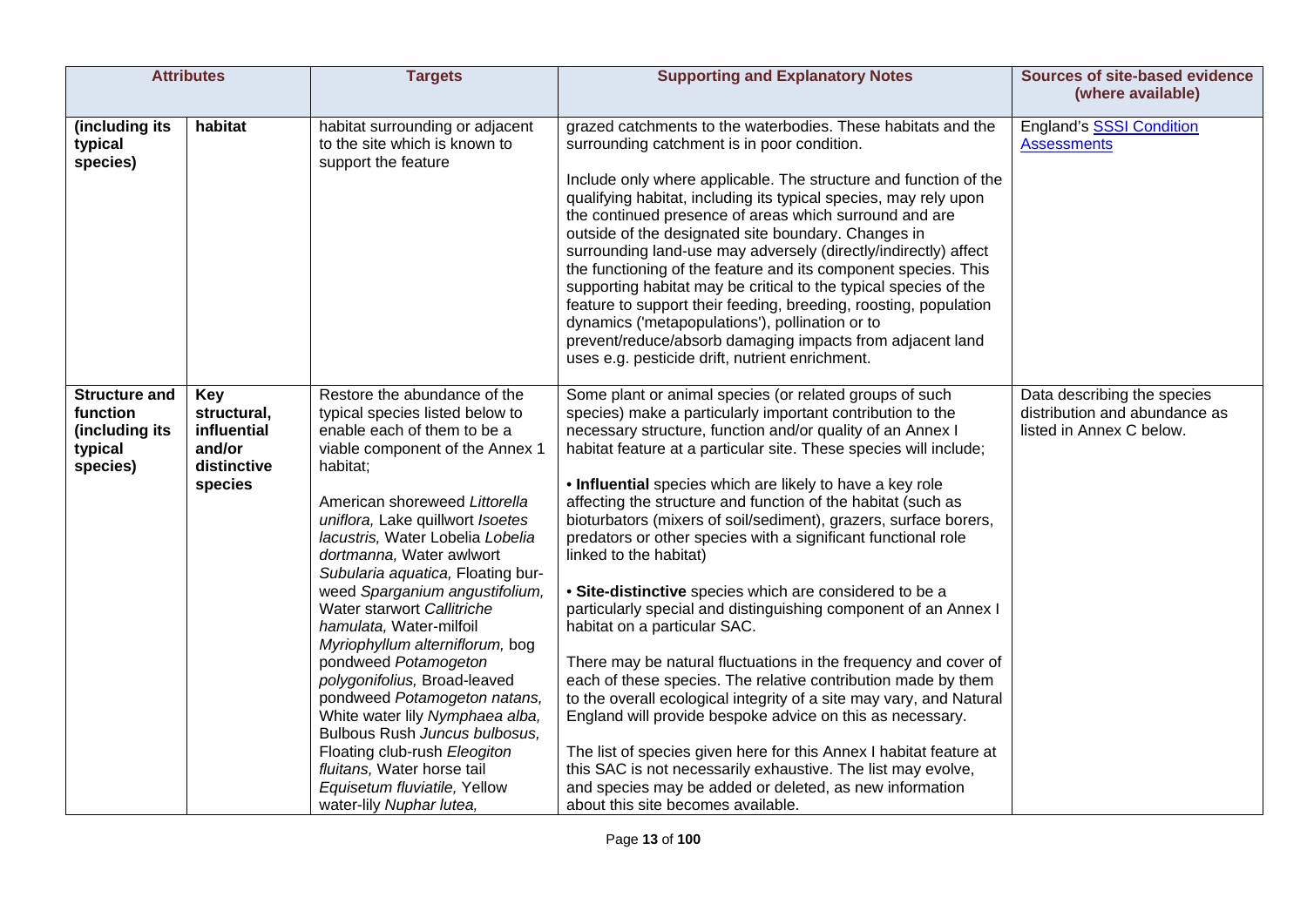| Attributes | | Targets | Supporting and Explanatory Notes | Sources of site-based evidence (where available) |
|---|---|---|---|---|
| **(including its typical species)** | **habitat** | habitat surrounding or adjacent to the site which is known to support the feature | grazed catchments to the waterbodies. These habitats and the surrounding catchment is in poor condition.<br><br>Include only where applicable. The structure and function of the qualifying habitat, including its typical species, may rely upon the continued presence of areas which surround and are outside of the designated site boundary. Changes in surrounding land-use may adversely (directly/indirectly) affect the functioning of the feature and its component species. This supporting habitat may be critical to the typical species of the feature to support their feeding, breeding, roosting, population dynamics ('metapopulations'), pollination or to prevent/reduce/absorb damaging impacts from adjacent land uses e.g. pesticide drift, nutrient enrichment. | England's [SSSI Condition Assessments] |
| **Structure and function (including its typical species)** | **Key structural, influential and/or distinctive species** | Restore the abundance of the typical species listed below to enable each of them to be a viable component of the Annex 1 habitat;<br><br>American shoreweed *Littorella uniflora,* Lake quillwort *Isoetes lacustris,* Water Lobelia *Lobelia dortmanna,* Water awlwort *Subularia aquatica,* Floating bur-weed *Sparganium angustifolium,* Water starwort *Callitriche hamulata,* Water-milfoil *Myriophyllum alterniflorum,* bog pondweed *Potamogeton polygonifolius,* Broad-leaved pondweed *Potamogeton natans,* White water lily *Nymphaea alba,* Bulbous Rush *Juncus bulbosus,* Floating club-rush *Eleogiton fluitans,* Water horse tail *Equisetum fluviatile,* Yellow water-lily *Nuphar lutea,* | Some plant or animal species (or related groups of such species) make a particularly important contribution to the necessary structure, function and/or quality of an Annex I habitat feature at a particular site. These species will include;<br><br>• **Influential** species which are likely to have a key role affecting the structure and function of the habitat (such as bioturbators (mixers of soil/sediment), grazers, surface borers, predators or other species with a significant functional role linked to the habitat)<br><br>• **Site-distinctive** species which are considered to be a particularly special and distinguishing component of an Annex I habitat on a particular SAC.<br><br>There may be natural fluctuations in the frequency and cover of each of these species. The relative contribution made by them to the overall ecological integrity of a site may vary, and Natural England will provide bespoke advice on this as necessary.<br><br>The list of species given here for this Annex I habitat feature at this SAC is not necessarily exhaustive. The list may evolve, and species may be added or deleted, as new information about this site becomes available. | Data describing the species distribution and abundance as listed in Annex C below. |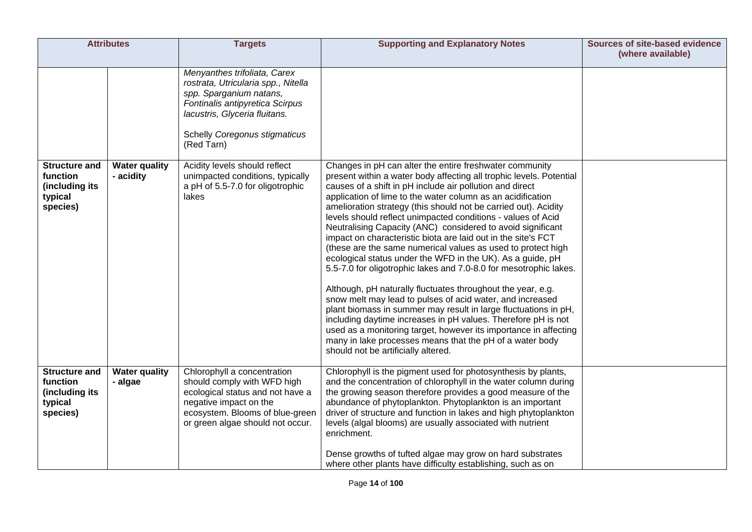| Attributes | | Targets | Supporting and Explanatory Notes | Sources of site-based evidence (where available) |
|---|---|---|---|---|
| | | *Menyanthes trifoliata, Carex rostrata, Utricularia spp., Nitella spp. Sparganium natans, Fontinalis antipyretica Scirpus lacustris, Glyceria fluitans.*<br><br>Schelly *Coregonus stigmaticus* (Red Tarn) | | |
| **Structure and function (including its typical species)** | **Water quality - acidity** | Acidity levels should reflect unimpacted conditions, typically a pH of 5.5-7.0 for oligotrophic lakes | Changes in pH can alter the entire freshwater community present within a water body affecting all trophic levels. Potential causes of a shift in pH include air pollution and direct application of lime to the water column as an acidification amelioration strategy (this should not be carried out). Acidity levels should reflect unimpacted conditions - values of Acid Neutralising Capacity (ANC) considered to avoid significant impact on characteristic biota are laid out in the site's FCT (these are the same numerical values as used to protect high ecological status under the WFD in the UK). As a guide, pH 5.5-7.0 for oligotrophic lakes and 7.0-8.0 for mesotrophic lakes.<br><br>Although, pH naturally fluctuates throughout the year, e.g. snow melt may lead to pulses of acid water, and increased plant biomass in summer may result in large fluctuations in pH, including daytime increases in pH values. Therefore pH is not used as a monitoring target, however its importance in affecting many in lake processes means that the pH of a water body should not be artificially altered. | |
| **Structure and function (including its typical species)** | **Water quality - algae** | Chlorophyll a concentration should comply with WFD high ecological status and not have a negative impact on the ecosystem. Blooms of blue-green or green algae should not occur. | Chlorophyll is the pigment used for photosynthesis by plants, and the concentration of chlorophyll in the water column during the growing season therefore provides a good measure of the abundance of phytoplankton. Phytoplankton is an important driver of structure and function in lakes and high phytoplankton levels (algal blooms) are usually associated with nutrient enrichment.<br><br>Dense growths of tufted algae may grow on hard substrates where other plants have difficulty establishing, such as on | |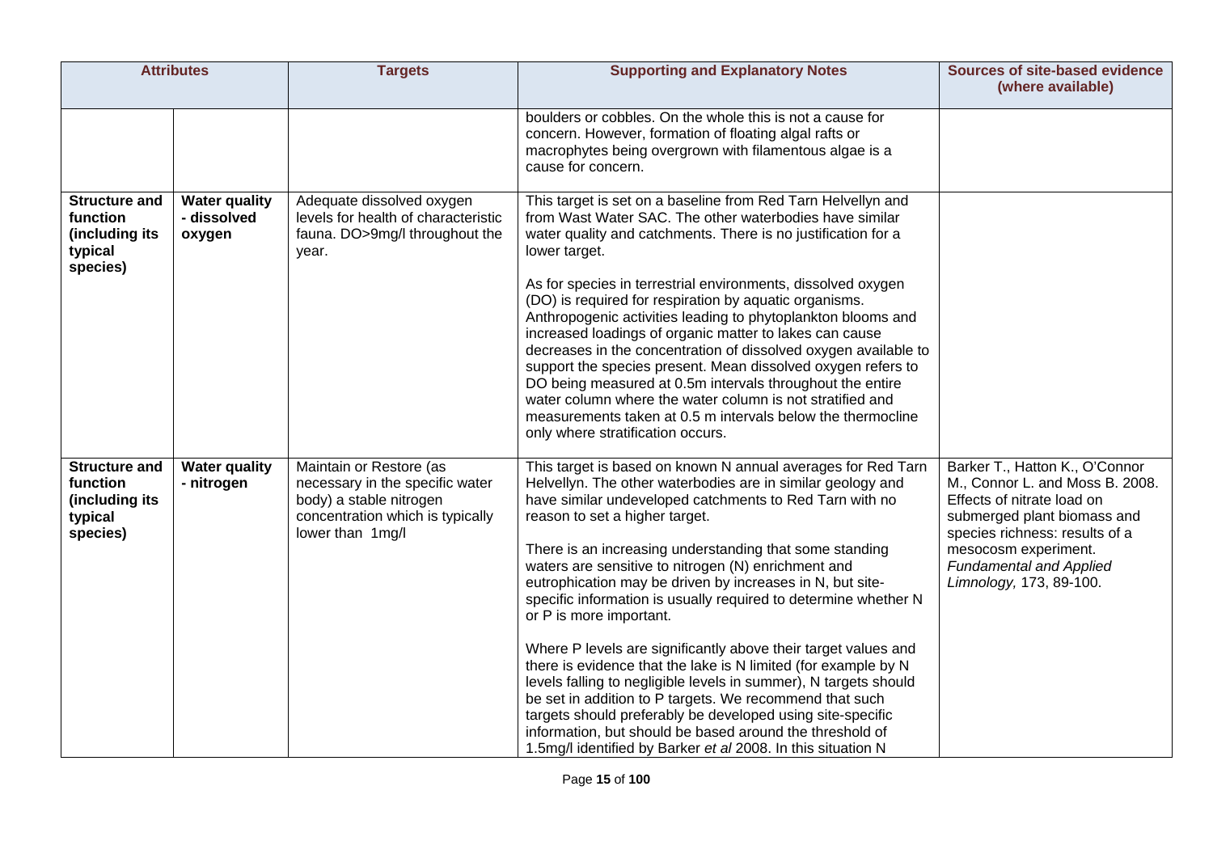| Attributes | | Targets | Supporting and Explanatory Notes | Sources of site-based evidence (where available) |
|---|---|---|---|---|
| | | | boulders or cobbles. On the whole this is not a cause for concern. However, formation of floating algal rafts or macrophytes being overgrown with filamentous algae is a cause for concern. | |
| **Structure and function (including its typical species)** | **Water quality - dissolved oxygen** | Adequate dissolved oxygen levels for health of characteristic fauna. DO>9mg/l throughout the year. | This target is set on a baseline from Red Tarn Helvellyn and from Wast Water SAC. The other waterbodies have similar water quality and catchments. There is no justification for a lower target.<br><br>As for species in terrestrial environments, dissolved oxygen (DO) is required for respiration by aquatic organisms. Anthropogenic activities leading to phytoplankton blooms and increased loadings of organic matter to lakes can cause decreases in the concentration of dissolved oxygen available to support the species present. Mean dissolved oxygen refers to DO being measured at 0.5m intervals throughout the entire water column where the water column is not stratified and measurements taken at 0.5 m intervals below the thermocline only where stratification occurs. | |
| **Structure and function (including its typical species)** | **Water quality - nitrogen** | Maintain or Restore (as necessary in the specific water body) a stable nitrogen concentration which is typically lower than 1mg/l | This target is based on known N annual averages for Red Tarn Helvellyn. The other waterbodies are in similar geology and have similar undeveloped catchments to Red Tarn with no reason to set a higher target.<br><br>There is an increasing understanding that some standing waters are sensitive to nitrogen (N) enrichment and eutrophication may be driven by increases in N, but site-specific information is usually required to determine whether N or P is more important.<br><br>Where P levels are significantly above their target values and there is evidence that the lake is N limited (for example by N levels falling to negligible levels in summer), N targets should be set in addition to P targets. We recommend that such targets should preferably be developed using site-specific information, but should be based around the threshold of 1.5mg/l identified by Barker *et al* 2008. In this situation N | Barker T., Hatton K., O'Connor M., Connor L. and Moss B. 2008. Effects of nitrate load on submerged plant biomass and species richness: results of a mesocosm experiment. *Fundamental and Applied Limnology,* 173, 89-100. |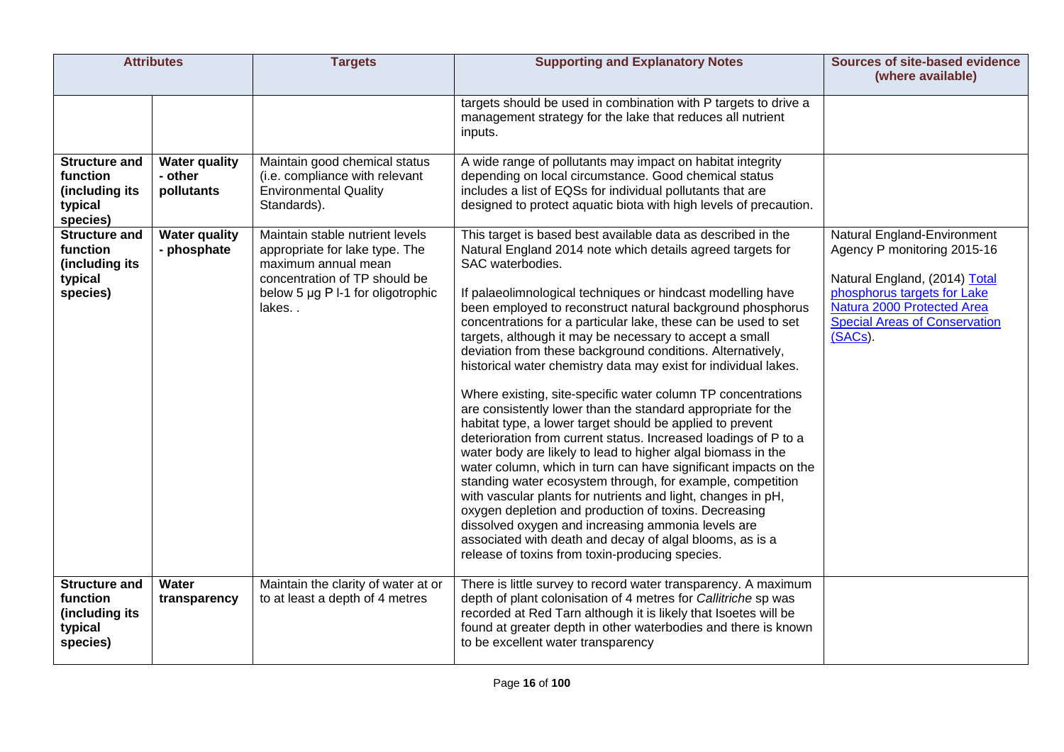| Attributes | | Targets | Supporting and Explanatory Notes | Sources of site-based evidence (where available) |
|---|---|---|---|---|
| | | | targets should be used in combination with P targets to drive a management strategy for the lake that reduces all nutrient inputs. | |
| **Structure and function (including its typical species)** | **Water quality - other pollutants** | Maintain good chemical status (i.e. compliance with relevant Environmental Quality Standards). | A wide range of pollutants may impact on habitat integrity depending on local circumstance. Good chemical status includes a list of EQSs for individual pollutants that are designed to protect aquatic biota with high levels of precaution. | |
| **Structure and function (including its typical species)** | **Water quality - phosphate** | Maintain stable nutrient levels appropriate for lake type. The maximum annual mean concentration of TP should be below 5 µg P l-1 for oligotrophic lakes. . | This target is based best available data as described in the Natural England 2014 note which details agreed targets for SAC waterbodies.<br><br>If palaeolimnological techniques or hindcast modelling have been employed to reconstruct natural background phosphorus concentrations for a particular lake, these can be used to set targets, although it may be necessary to accept a small deviation from these background conditions. Alternatively, historical water chemistry data may exist for individual lakes.<br><br>Where existing, site-specific water column TP concentrations are consistently lower than the standard appropriate for the habitat type, a lower target should be applied to prevent deterioration from current status. Increased loadings of P to a water body are likely to lead to higher algal biomass in the water column, which in turn can have significant impacts on the standing water ecosystem through, for example, competition with vascular plants for nutrients and light, changes in pH, oxygen depletion and production of toxins. Decreasing dissolved oxygen and increasing ammonia levels are associated with death and decay of algal blooms, as is a release of toxins from toxin-producing species. | Natural England-Environment Agency P monitoring 2015-16<br><br>Natural England, (2014) Total phosphorus targets for Lake Natura 2000 Protected Area Special Areas of Conservation (SACs). |
| **Structure and function (including its typical species)** | **Water transparency** | Maintain the clarity of water at or to at least a depth of 4 metres | There is little survey to record water transparency. A maximum depth of plant colonisation of 4 metres for *Callitriche* sp was recorded at Red Tarn although it is likely that Isoetes will be found at greater depth in other waterbodies and there is known to be excellent water transparency | |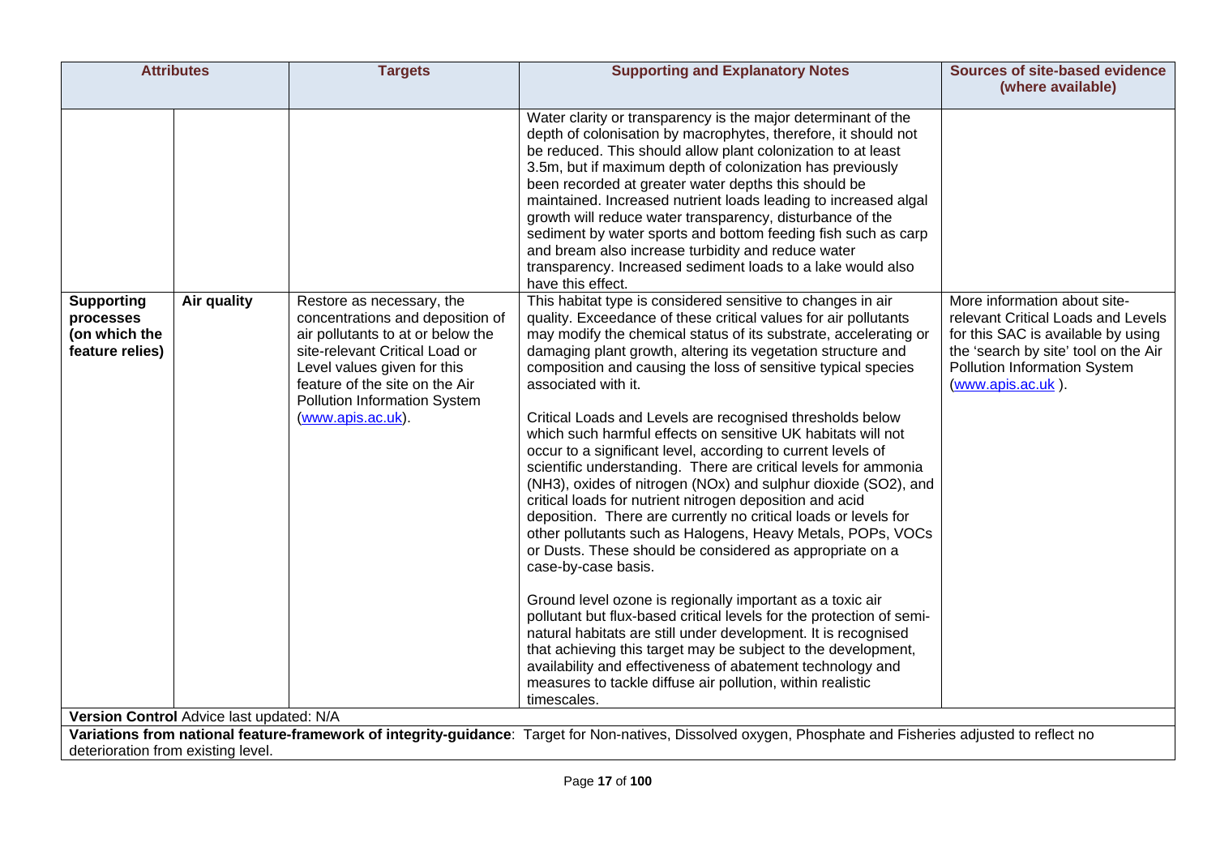| Attributes | | Targets | Supporting and Explanatory Notes | Sources of site-based evidence (where available) |
|---|---|---|---|---|
| | | | Water clarity or transparency is the major determinant of the depth of colonisation by macrophytes, therefore, it should not be reduced. This should allow plant colonization to at least 3.5m, but if maximum depth of colonization has previously been recorded at greater water depths this should be maintained. Increased nutrient loads leading to increased algal growth will reduce water transparency, disturbance of the sediment by water sports and bottom feeding fish such as carp and bream also increase turbidity and reduce water transparency. Increased sediment loads to a lake would also have this effect. | |
| **Supporting processes (on which the feature relies)** | **Air quality** | Restore as necessary, the concentrations and deposition of air pollutants to at or below the site-relevant Critical Load or Level values given for this feature of the site on the Air Pollution Information System (www.apis.ac.uk). | This habitat type is considered sensitive to changes in air quality. Exceedance of these critical values for air pollutants may modify the chemical status of its substrate, accelerating or damaging plant growth, altering its vegetation structure and composition and causing the loss of sensitive typical species associated with it.<br><br>Critical Loads and Levels are recognised thresholds below which such harmful effects on sensitive UK habitats will not occur to a significant level, according to current levels of scientific understanding. There are critical levels for ammonia ($NH_3$), oxides of nitrogen ($NO_x$) and sulphur dioxide ($SO_2$), and critical loads for nutrient nitrogen deposition and acid deposition. There are currently no critical loads or levels for other pollutants such as Halogens, Heavy Metals, POPs, VOCs or Dusts. These should be considered as appropriate on a case-by-case basis.<br><br>Ground level ozone is regionally important as a toxic air pollutant but flux-based critical levels for the protection of semi-natural habitats are still under development. It is recognised that achieving this target may be subject to the development, availability and effectiveness of abatement technology and measures to tackle diffuse air pollution, within realistic timescales. | More information about site-relevant Critical Loads and Levels for this SAC is available by using the 'search by site' tool on the Air Pollution Information System (www.apis.ac.uk ). |

**Version Control** Advice last updated: N/A

**Variations from national feature-framework of integrity-guidance**: Target for Non-natives, Dissolved oxygen, Phosphate and Fisheries adjusted to reflect no deterioration from existing level.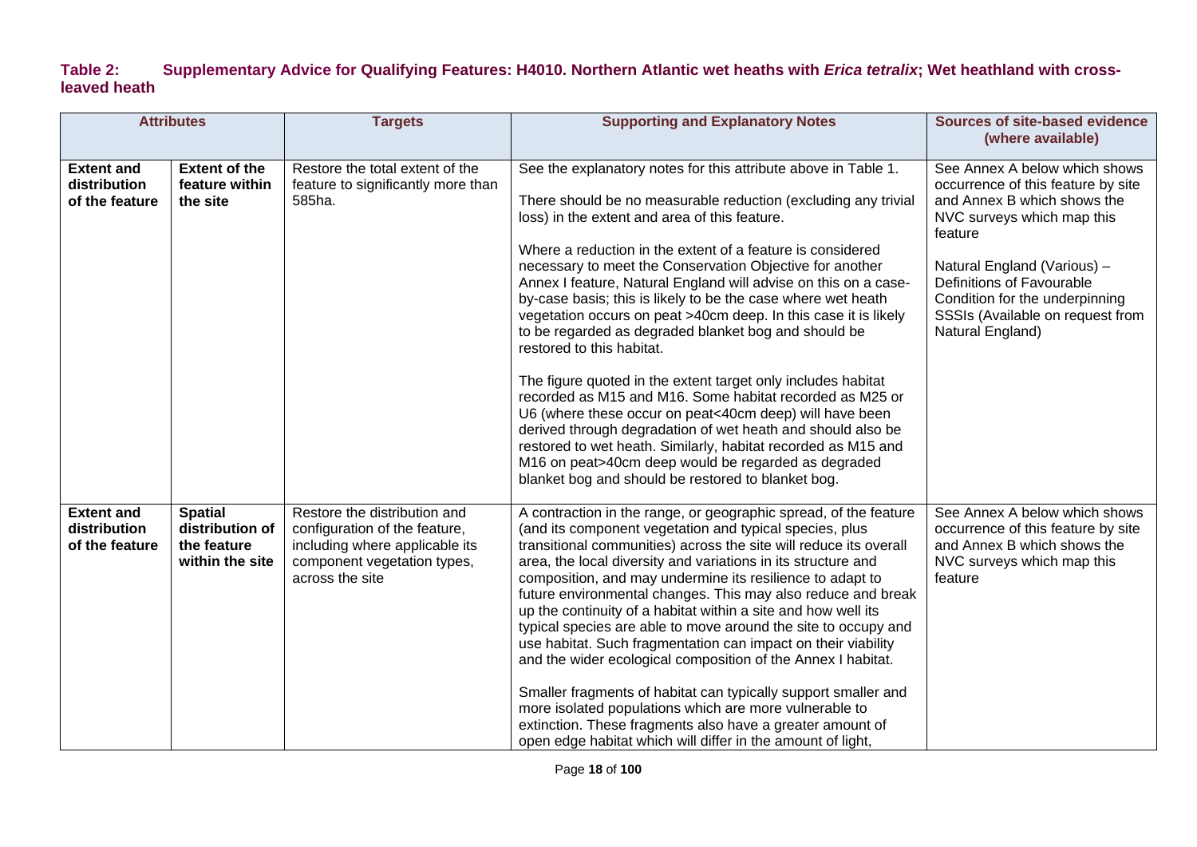**Table 2: Supplementary Advice for Qualifying Features: H4010. Northern Atlantic wet heaths with *Erica tetralix*; Wet heathland with cross-leaved heath**

| Attributes | | Targets | Supporting and Explanatory Notes | Sources of site-based evidence (where available) |
|---|---|---|---|---|
| **Extent and distribution of the feature** | **Extent of the feature within the site** | Restore the total extent of the feature to significantly more than 585ha. | See the explanatory notes for this attribute above in Table 1.<br><br>There should be no measurable reduction (excluding any trivial loss) in the extent and area of this feature.<br><br>Where a reduction in the extent of a feature is considered necessary to meet the Conservation Objective for another Annex I feature, Natural England will advise on this on a case-by-case basis; this is likely to be the case where wet heath vegetation occurs on peat >40cm deep. In this case it is likely to be regarded as degraded blanket bog and should be restored to this habitat.<br><br>The figure quoted in the extent target only includes habitat recorded as M15 and M16. Some habitat recorded as M25 or U6 (where these occur on peat<40cm deep) will have been derived through degradation of wet heath and should also be restored to wet heath. Similarly, habitat recorded as M15 and M16 on peat>40cm deep would be regarded as degraded blanket bog and should be restored to blanket bog. | See Annex A below which shows occurrence of this feature by site and Annex B which shows the NVC surveys which map this feature<br><br>Natural England (Various) – Definitions of Favourable Condition for the underpinning SSSIs (Available on request from Natural England) |
| **Extent and distribution of the feature** | **Spatial distribution of the feature within the site** | Restore the distribution and configuration of the feature, including where applicable its component vegetation types, across the site | A contraction in the range, or geographic spread, of the feature (and its component vegetation and typical species, plus transitional communities) across the site will reduce its overall area, the local diversity and variations in its structure and composition, and may undermine its resilience to adapt to future environmental changes. This may also reduce and break up the continuity of a habitat within a site and how well its typical species are able to move around the site to occupy and use habitat. Such fragmentation can impact on their viability and the wider ecological composition of the Annex I habitat.<br><br>Smaller fragments of habitat can typically support smaller and more isolated populations which are more vulnerable to extinction. These fragments also have a greater amount of open edge habitat which will differ in the amount of light, | See Annex A below which shows occurrence of this feature by site and Annex B which shows the NVC surveys which map this feature |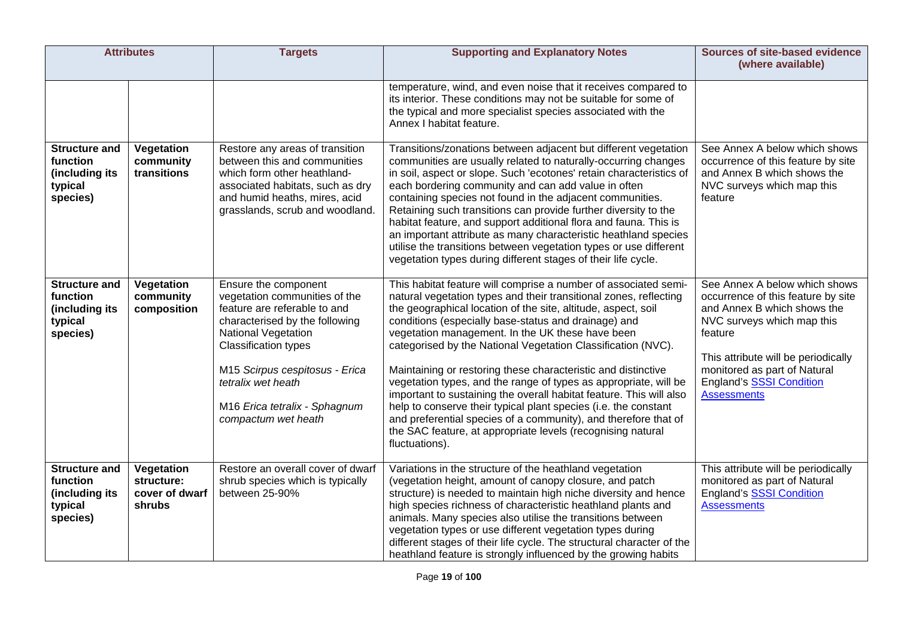| Attributes | | Targets | Supporting and Explanatory Notes | Sources of site-based evidence (where available) |
|---|---|---|---|---|
| | | | temperature, wind, and even noise that it receives compared to its interior. These conditions may not be suitable for some of the typical and more specialist species associated with the Annex I habitat feature. | |
| **Structure and function (including its typical species)** | **Vegetation community transitions** | Restore any areas of transition between this and communities which form other heathland-associated habitats, such as dry and humid heaths, mires, acid grasslands, scrub and woodland. | Transitions/zonations between adjacent but different vegetation communities are usually related to naturally-occurring changes in soil, aspect or slope. Such 'ecotones' retain characteristics of each bordering community and can add value in often containing species not found in the adjacent communities. Retaining such transitions can provide further diversity to the habitat feature, and support additional flora and fauna. This is an important attribute as many characteristic heathland species utilise the transitions between vegetation types or use different vegetation types during different stages of their life cycle. | See Annex A below which shows occurrence of this feature by site and Annex B which shows the NVC surveys which map this feature |
| **Structure and function (including its typical species)** | **Vegetation community composition** | Ensure the component vegetation communities of the feature are referable to and characterised by the following National Vegetation Classification types<br><br>M15 *Scirpus cespitosus - Erica tetralix wet heath*<br><br>M16 *Erica tetralix - Sphagnum compactum wet heath* | This habitat feature will comprise a number of associated semi-natural vegetation types and their transitional zones, reflecting the geographical location of the site, altitude, aspect, soil conditions (especially base-status and drainage) and vegetation management. In the UK these have been categorised by the National Vegetation Classification (NVC).<br><br>Maintaining or restoring these characteristic and distinctive vegetation types, and the range of types as appropriate, will be important to sustaining the overall habitat feature. This will also help to conserve their typical plant species (i.e. the constant and preferential species of a community), and therefore that of the SAC feature, at appropriate levels (recognising natural fluctuations). | See Annex A below which shows occurrence of this feature by site and Annex B which shows the NVC surveys which map this feature<br><br>This attribute will be periodically monitored as part of Natural England's SSSI Condition Assessments |
| **Structure and function (including its typical species)** | **Vegetation structure: cover of dwarf shrubs** | Restore an overall cover of dwarf shrub species which is typically between 25-90% | Variations in the structure of the heathland vegetation (vegetation height, amount of canopy closure, and patch structure) is needed to maintain high niche diversity and hence high species richness of characteristic heathland plants and animals. Many species also utilise the transitions between vegetation types or use different vegetation types during different stages of their life cycle. The structural character of the heathland feature is strongly influenced by the growing habits | This attribute will be periodically monitored as part of Natural England's SSSI Condition Assessments |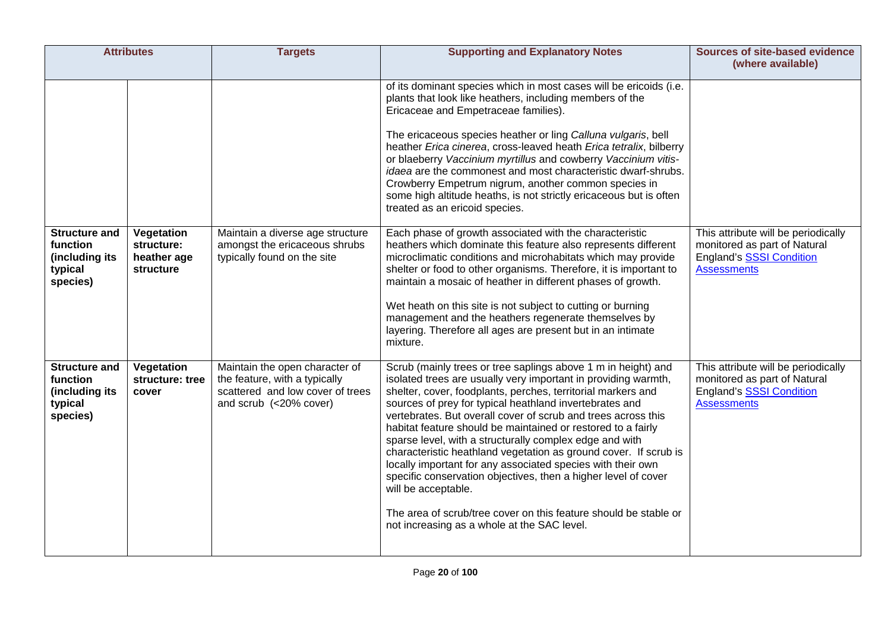| Attributes | | Targets | Supporting and Explanatory Notes | Sources of site-based evidence (where available) |
|---|---|---|---|---|
| | | | of its dominant species which in most cases will be ericoids (i.e. plants that look like heathers, including members of the Ericaceae and Empetraceae families).<br><br>The ericaceous species heather or ling *Calluna vulgaris*, bell heather *Erica cinerea*, cross-leaved heath *Erica tetralix*, bilberry or blaeberry *Vaccinium myrtillus* and cowberry *Vaccinium vitis-idaea* are the commonest and most characteristic dwarf-shrubs. Crowberry Empetrum nigrum, another common species in some high altitude heaths, is not strictly ericaceous but is often treated as an ericoid species. | |
| **Structure and function (including its typical species)** | **Vegetation structure: heather age structure** | Maintain a diverse age structure amongst the ericaceous shrubs typically found on the site | Each phase of growth associated with the characteristic heathers which dominate this feature also represents different microclimatic conditions and microhabitats which may provide shelter or food to other organisms. Therefore, it is important to maintain a mosaic of heather in different phases of growth.<br><br>Wet heath on this site is not subject to cutting or burning management and the heathers regenerate themselves by layering. Therefore all ages are present but in an intimate mixture. | This attribute will be periodically monitored as part of Natural England's SSSI Condition Assessments |
| **Structure and function (including its typical species)** | **Vegetation structure: tree cover** | Maintain the open character of the feature, with a typically scattered and low cover of trees and scrub (<20% cover) | Scrub (mainly trees or tree saplings above 1 m in height) and isolated trees are usually very important in providing warmth, shelter, cover, foodplants, perches, territorial markers and sources of prey for typical heathland invertebrates and vertebrates. But overall cover of scrub and trees across this habitat feature should be maintained or restored to a fairly sparse level, with a structurally complex edge and with characteristic heathland vegetation as ground cover. If scrub is locally important for any associated species with their own specific conservation objectives, then a higher level of cover will be acceptable.<br><br>The area of scrub/tree cover on this feature should be stable or not increasing as a whole at the SAC level. | This attribute will be periodically monitored as part of Natural England's SSSI Condition Assessments |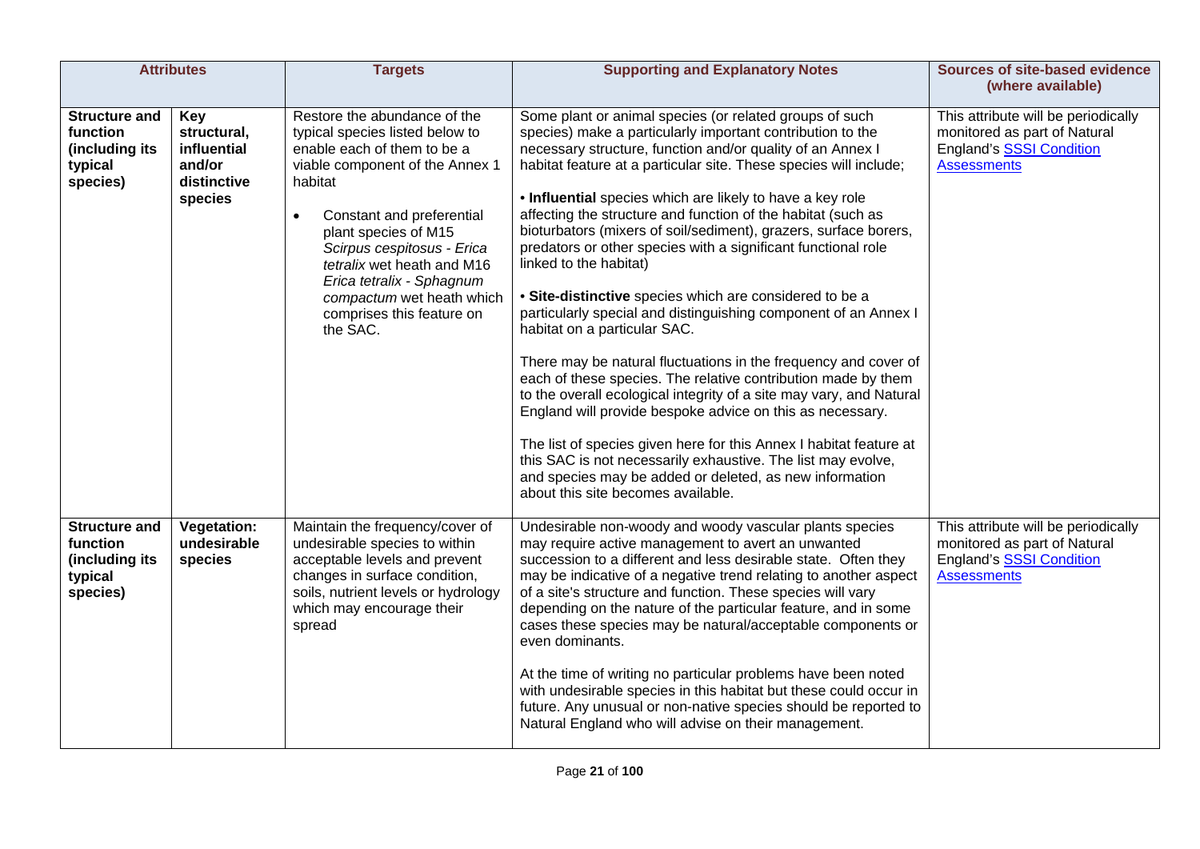| Attributes | | Targets | Supporting and Explanatory Notes | Sources of site-based evidence (where available) |
|---|---|---|---|---|
| **Structure and function (including its typical species)** | **Key structural, influential and/or distinctive species** | Restore the abundance of the typical species listed below to enable each of them to be a viable component of the Annex 1 habitat<br><br>• Constant and preferential plant species of M15 *Scirpus cespitosus - Erica tetralix* wet heath and M16 *Erica tetralix - Sphagnum compactum* wet heath which comprises this feature on the SAC. | Some plant or animal species (or related groups of such species) make a particularly important contribution to the necessary structure, function and/or quality of an Annex I habitat feature at a particular site. These species will include;<br><br>• **Influential** species which are likely to have a key role affecting the structure and function of the habitat (such as bioturbators (mixers of soil/sediment), grazers, surface borers, predators or other species with a significant functional role linked to the habitat)<br><br>• **Site-distinctive** species which are considered to be a particularly special and distinguishing component of an Annex I habitat on a particular SAC.<br><br>There may be natural fluctuations in the frequency and cover of each of these species. The relative contribution made by them to the overall ecological integrity of a site may vary, and Natural England will provide bespoke advice on this as necessary.<br><br>The list of species given here for this Annex I habitat feature at this SAC is not necessarily exhaustive. The list may evolve, and species may be added or deleted, as new information about this site becomes available. | This attribute will be periodically monitored as part of Natural England's SSSI Condition Assessments |
| **Structure and function (including its typical species)** | **Vegetation: undesirable species** | Maintain the frequency/cover of undesirable species to within acceptable levels and prevent changes in surface condition, soils, nutrient levels or hydrology which may encourage their spread | Undesirable non-woody and woody vascular plants species may require active management to avert an unwanted succession to a different and less desirable state. Often they may be indicative of a negative trend relating to another aspect of a site's structure and function. These species will vary depending on the nature of the particular feature, and in some cases these species may be natural/acceptable components or even dominants.<br><br>At the time of writing no particular problems have been noted with undesirable species in this habitat but these could occur in future. Any unusual or non-native species should be reported to Natural England who will advise on their management. | This attribute will be periodically monitored as part of Natural England's SSSI Condition Assessments |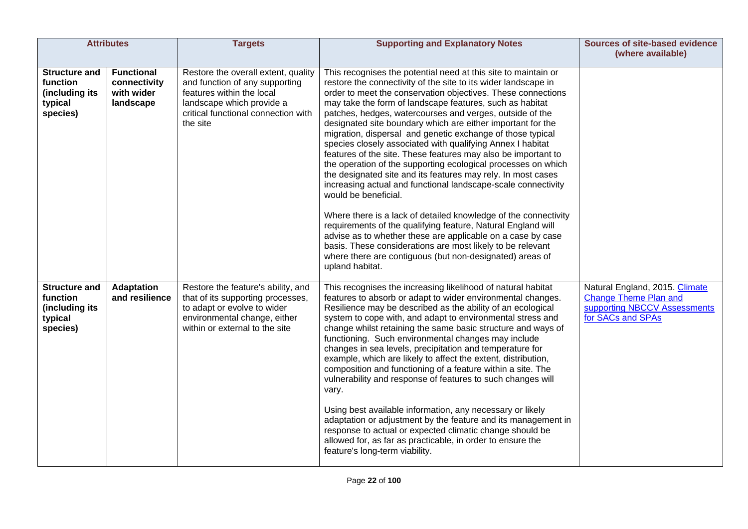| Attributes | | Targets | Supporting and Explanatory Notes | Sources of site-based evidence (where available) |
|---|---|---|---|---|
| **Structure and function (including its typical species)** | **Functional connectivity with wider landscape** | Restore the overall extent, quality and function of any supporting features within the local landscape which provide a critical functional connection with the site | This recognises the potential need at this site to maintain or restore the connectivity of the site to its wider landscape in order to meet the conservation objectives. These connections may take the form of landscape features, such as habitat patches, hedges, watercourses and verges, outside of the designated site boundary which are either important for the migration, dispersal and genetic exchange of those typical species closely associated with qualifying Annex I habitat features of the site. These features may also be important to the operation of the supporting ecological processes on which the designated site and its features may rely. In most cases increasing actual and functional landscape-scale connectivity would be beneficial.<br><br>Where there is a lack of detailed knowledge of the connectivity requirements of the qualifying feature, Natural England will advise as to whether these are applicable on a case by case basis. These considerations are most likely to be relevant where there are contiguous (but non-designated) areas of upland habitat. | |
| **Structure and function (including its typical species)** | **Adaptation and resilience** | Restore the feature's ability, and that of its supporting processes, to adapt or evolve to wider environmental change, either within or external to the site | This recognises the increasing likelihood of natural habitat features to absorb or adapt to wider environmental changes. Resilience may be described as the ability of an ecological system to cope with, and adapt to environmental stress and change whilst retaining the same basic structure and ways of functioning. Such environmental changes may include changes in sea levels, precipitation and temperature for example, which are likely to affect the extent, distribution, composition and functioning of a feature within a site. The vulnerability and response of features to such changes will vary.<br><br>Using best available information, any necessary or likely adaptation or adjustment by the feature and its management in response to actual or expected climatic change should be allowed for, as far as practicable, in order to ensure the feature's long-term viability. | Natural England, 2015. Climate Change Theme Plan and supporting NBCCV Assessments for SACs and SPAs |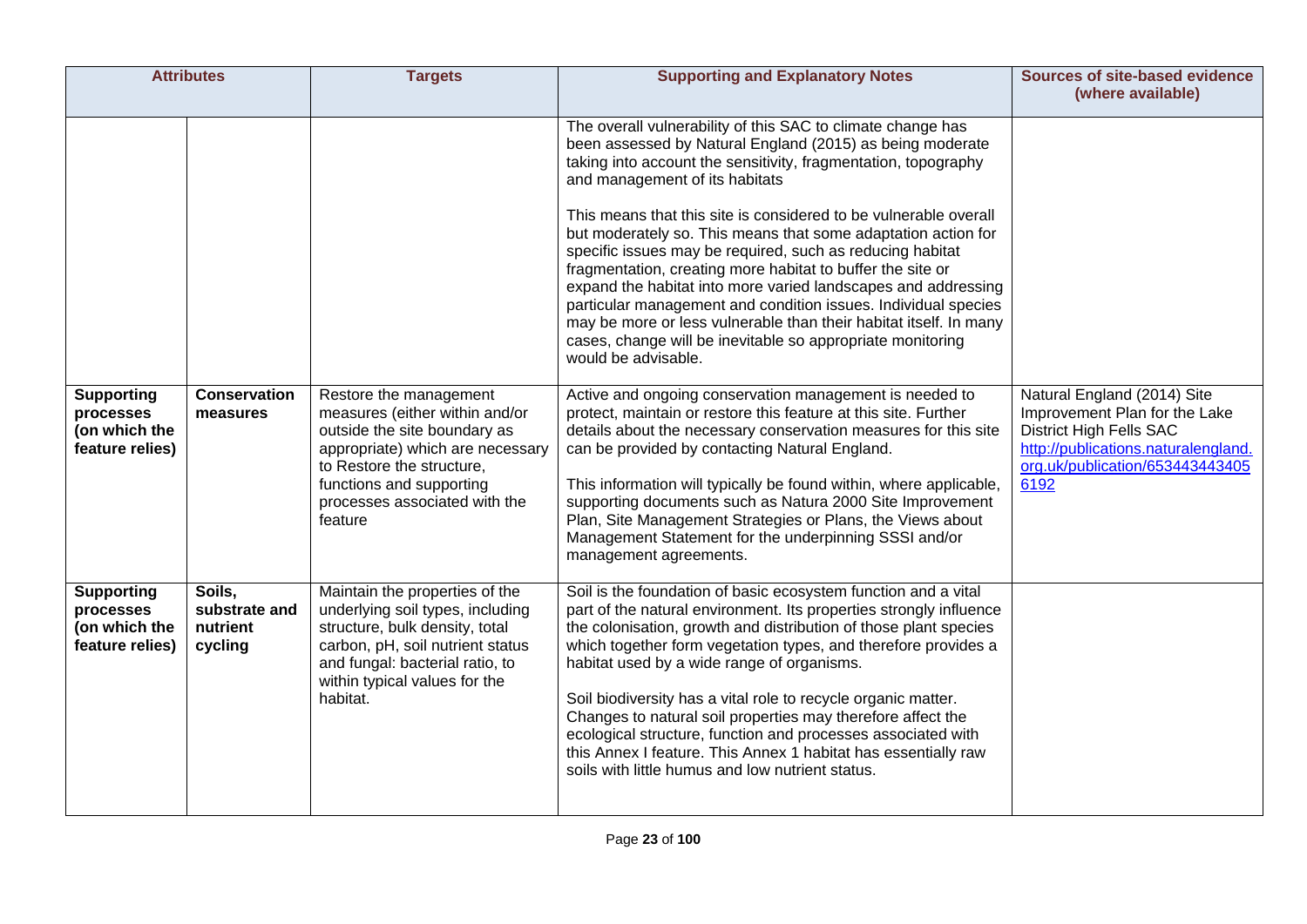| Attributes | | Targets | Supporting and Explanatory Notes | Sources of site-based evidence (where available) |
|---|---|---|---|---|
| | | | The overall vulnerability of this SAC to climate change has been assessed by Natural England (2015) as being moderate taking into account the sensitivity, fragmentation, topography and management of its habitats<br><br>This means that this site is considered to be vulnerable overall but moderately so. This means that some adaptation action for specific issues may be required, such as reducing habitat fragmentation, creating more habitat to buffer the site or expand the habitat into more varied landscapes and addressing particular management and condition issues. Individual species may be more or less vulnerable than their habitat itself. In many cases, change will be inevitable so appropriate monitoring would be advisable. | |
| **Supporting processes (on which the feature relies)** | **Conservation measures** | Restore the management measures (either within and/or outside the site boundary as appropriate) which are necessary to Restore the structure, functions and supporting processes associated with the feature | Active and ongoing conservation management is needed to protect, maintain or restore this feature at this site. Further details about the necessary conservation measures for this site can be provided by contacting Natural England.<br><br>This information will typically be found within, where applicable, supporting documents such as Natura 2000 Site Improvement Plan, Site Management Strategies or Plans, the Views about Management Statement for the underpinning SSSI and/or management agreements. | Natural England (2014) Site Improvement Plan for the Lake District High Fells SAC http://publications.naturalengland.org.uk/publication/6534434434056192 |
| **Supporting processes (on which the feature relies)** | **Soils, substrate and nutrient cycling** | Maintain the properties of the underlying soil types, including structure, bulk density, total carbon, pH, soil nutrient status and fungal: bacterial ratio, to within typical values for the habitat. | Soil is the foundation of basic ecosystem function and a vital part of the natural environment. Its properties strongly influence the colonisation, growth and distribution of those plant species which together form vegetation types, and therefore provides a habitat used by a wide range of organisms.<br><br>Soil biodiversity has a vital role to recycle organic matter. Changes to natural soil properties may therefore affect the ecological structure, function and processes associated with this Annex I feature. This Annex 1 habitat has essentially raw soils with little humus and low nutrient status. | |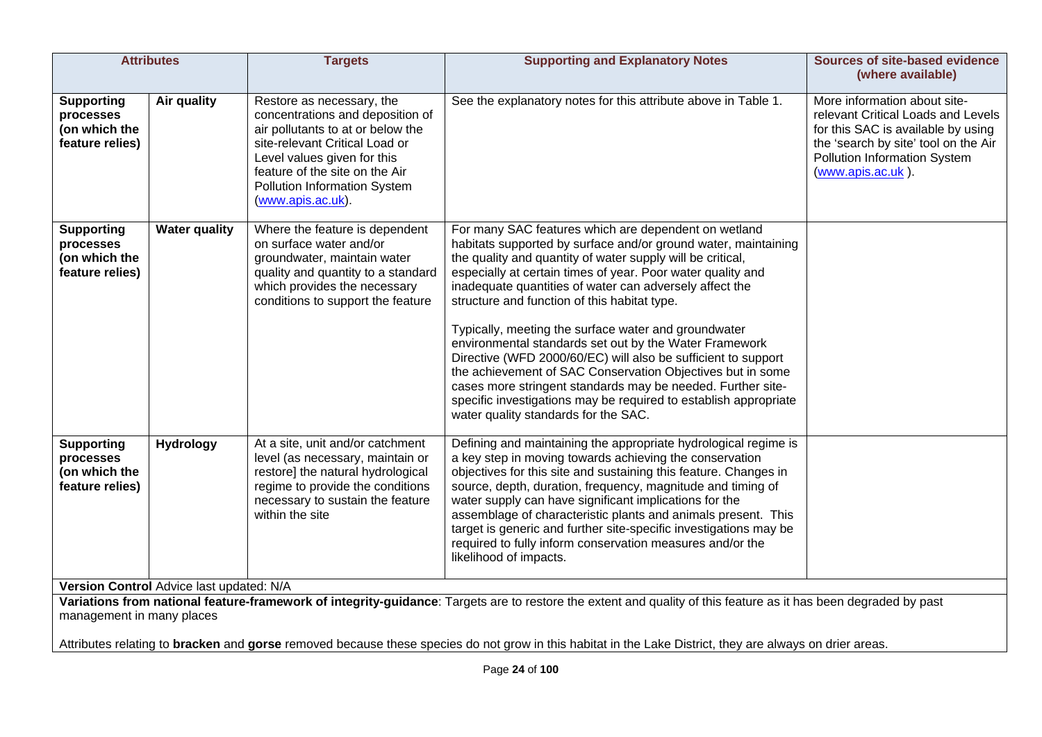| Attributes | | Targets | Supporting and Explanatory Notes | Sources of site-based evidence (where available) |
|---|---|---|---|---|
| **Supporting processes (on which the feature relies)** | **Air quality** | Restore as necessary, the concentrations and deposition of air pollutants to at or below the site-relevant Critical Load or Level values given for this feature of the site on the Air Pollution Information System (www.apis.ac.uk). | See the explanatory notes for this attribute above in Table 1. | More information about site-relevant Critical Loads and Levels for this SAC is available by using the 'search by site' tool on the Air Pollution Information System (www.apis.ac.uk ). |
| **Supporting processes (on which the feature relies)** | **Water quality** | Where the feature is dependent on surface water and/or groundwater, maintain water quality and quantity to a standard which provides the necessary conditions to support the feature | For many SAC features which are dependent on wetland habitats supported by surface and/or ground water, maintaining the quality and quantity of water supply will be critical, especially at certain times of year. Poor water quality and inadequate quantities of water can adversely affect the structure and function of this habitat type.<br><br>Typically, meeting the surface water and groundwater environmental standards set out by the Water Framework Directive (WFD 2000/60/EC) will also be sufficient to support the achievement of SAC Conservation Objectives but in some cases more stringent standards may be needed. Further site-specific investigations may be required to establish appropriate water quality standards for the SAC. | |
| **Supporting processes (on which the feature relies)** | **Hydrology** | At a site, unit and/or catchment level (as necessary, maintain or restore] the natural hydrological regime to provide the conditions necessary to sustain the feature within the site | Defining and maintaining the appropriate hydrological regime is a key step in moving towards achieving the conservation objectives for this site and sustaining this feature. Changes in source, depth, duration, frequency, magnitude and timing of water supply can have significant implications for the assemblage of characteristic plants and animals present. This target is generic and further site-specific investigations may be required to fully inform conservation measures and/or the likelihood of impacts. | |

**Version Control** Advice last updated: N/A

**Variations from national feature-framework of integrity-guidance**: Targets are to restore the extent and quality of this feature as it has been degraded by past management in many places

Attributes relating to **bracken** and **gorse** removed because these species do not grow in this habitat in the Lake District, they are always on drier areas.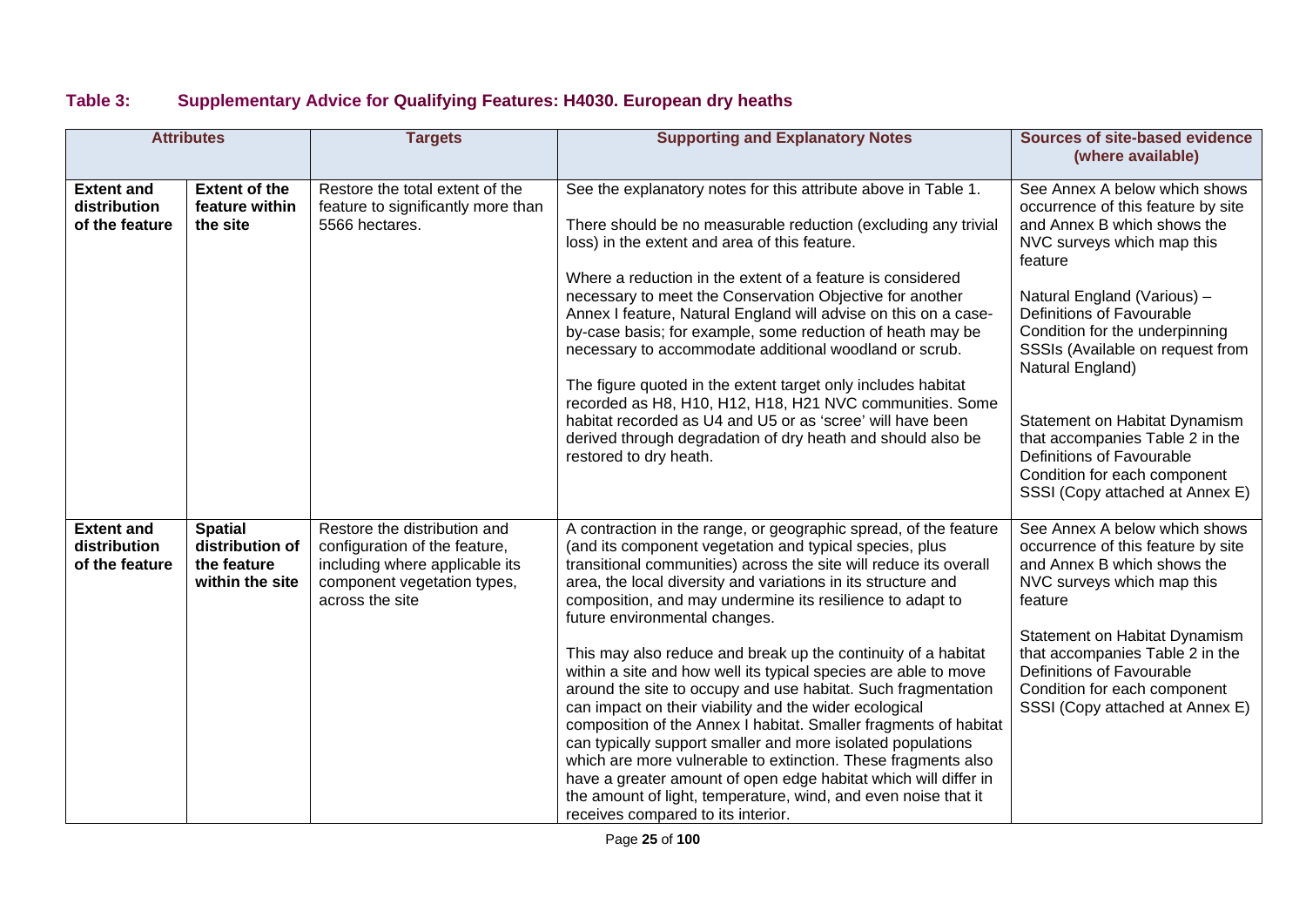## Table 3: Supplementary Advice for Qualifying Features: H4030. European dry heaths

| Attributes | | Targets | Supporting and Explanatory Notes | Sources of site-based evidence (where available) |
|---|---|---|---|---|
| **Extent and distribution of the feature** | **Extent of the feature within the site** | Restore the total extent of the feature to significantly more than 5566 hectares. | See the explanatory notes for this attribute above in Table 1.<br><br>There should be no measurable reduction (excluding any trivial loss) in the extent and area of this feature.<br><br>Where a reduction in the extent of a feature is considered necessary to meet the Conservation Objective for another Annex I feature, Natural England will advise on this on a case-by-case basis; for example, some reduction of heath may be necessary to accommodate additional woodland or scrub.<br><br>The figure quoted in the extent target only includes habitat recorded as H8, H10, H12, H18, H21 NVC communities. Some habitat recorded as U4 and U5 or as 'scree' will have been derived through degradation of dry heath and should also be restored to dry heath. | See Annex A below which shows occurrence of this feature by site and Annex B which shows the NVC surveys which map this feature<br><br>Natural England (Various) – Definitions of Favourable Condition for the underpinning SSSIs (Available on request from Natural England)<br><br>Statement on Habitat Dynamism that accompanies Table 2 in the Definitions of Favourable Condition for each component SSSI (Copy attached at Annex E) |
| **Extent and distribution of the feature** | **Spatial distribution of the feature within the site** | Restore the distribution and configuration of the feature, including where applicable its component vegetation types, across the site | A contraction in the range, or geographic spread, of the feature (and its component vegetation and typical species, plus transitional communities) across the site will reduce its overall area, the local diversity and variations in its structure and composition, and may undermine its resilience to adapt to future environmental changes.<br><br>This may also reduce and break up the continuity of a habitat within a site and how well its typical species are able to move around the site to occupy and use habitat. Such fragmentation can impact on their viability and the wider ecological composition of the Annex I habitat. Smaller fragments of habitat can typically support smaller and more isolated populations which are more vulnerable to extinction. These fragments also have a greater amount of open edge habitat which will differ in the amount of light, temperature, wind, and even noise that it receives compared to its interior. | See Annex A below which shows occurrence of this feature by site and Annex B which shows the NVC surveys which map this feature<br><br>Statement on Habitat Dynamism that accompanies Table 2 in the Definitions of Favourable Condition for each component SSSI (Copy attached at Annex E) |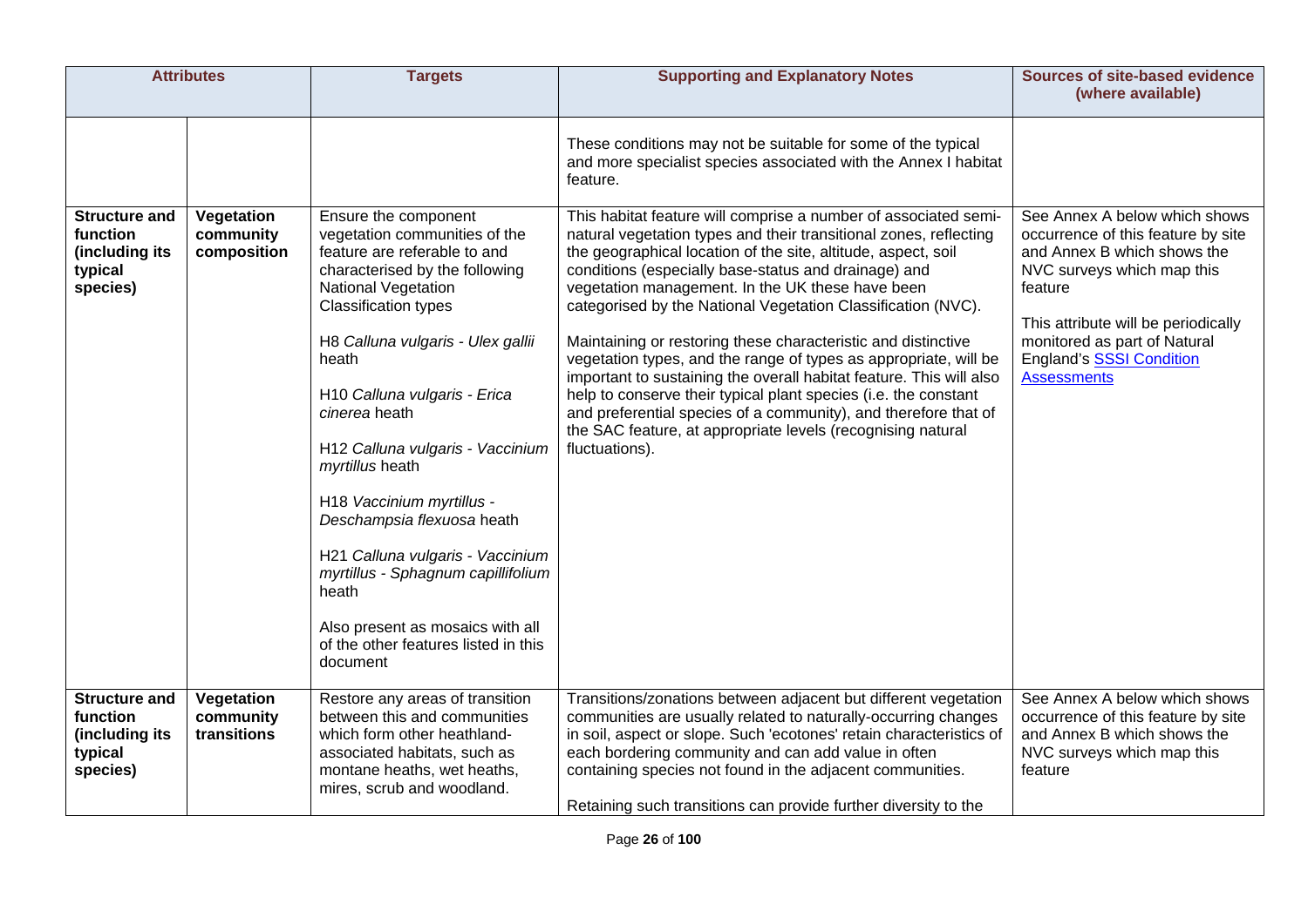| Attributes | | Targets | Supporting and Explanatory Notes | Sources of site-based evidence (where available) |
|---|---|---|---|---|
| | | | These conditions may not be suitable for some of the typical and more specialist species associated with the Annex I habitat feature. | |
| **Structure and function (including its typical species)** | **Vegetation community composition** | Ensure the component vegetation communities of the feature are referable to and characterised by the following National Vegetation Classification types<br><br>H8 *Calluna vulgaris - Ulex gallii* heath<br><br>H10 *Calluna vulgaris - Erica cinerea* heath<br><br>H12 *Calluna vulgaris - Vaccinium myrtillus* heath<br><br>H18 *Vaccinium myrtillus - Deschampsia flexuosa* heath<br><br>H21 *Calluna vulgaris - Vaccinium myrtillus - Sphagnum capillifolium* heath<br><br>Also present as mosaics with all of the other features listed in this document | This habitat feature will comprise a number of associated semi-natural vegetation types and their transitional zones, reflecting the geographical location of the site, altitude, aspect, soil conditions (especially base-status and drainage) and vegetation management. In the UK these have been categorised by the National Vegetation Classification (NVC).<br><br>Maintaining or restoring these characteristic and distinctive vegetation types, and the range of types as appropriate, will be important to sustaining the overall habitat feature. This will also help to conserve their typical plant species (i.e. the constant and preferential species of a community), and therefore that of the SAC feature, at appropriate levels (recognising natural fluctuations). | See Annex A below which shows occurrence of this feature by site and Annex B which shows the NVC surveys which map this feature<br><br>This attribute will be periodically monitored as part of Natural England's SSSI Condition Assessments |
| **Structure and function (including its typical species)** | **Vegetation community transitions** | Restore any areas of transition between this and communities which form other heathland-associated habitats, such as montane heaths, wet heaths, mires, scrub and woodland. | Transitions/zonations between adjacent but different vegetation communities are usually related to naturally-occurring changes in soil, aspect or slope. Such 'ecotones' retain characteristics of each bordering community and can add value in often containing species not found in the adjacent communities.<br><br>Retaining such transitions can provide further diversity to the | See Annex A below which shows occurrence of this feature by site and Annex B which shows the NVC surveys which map this feature |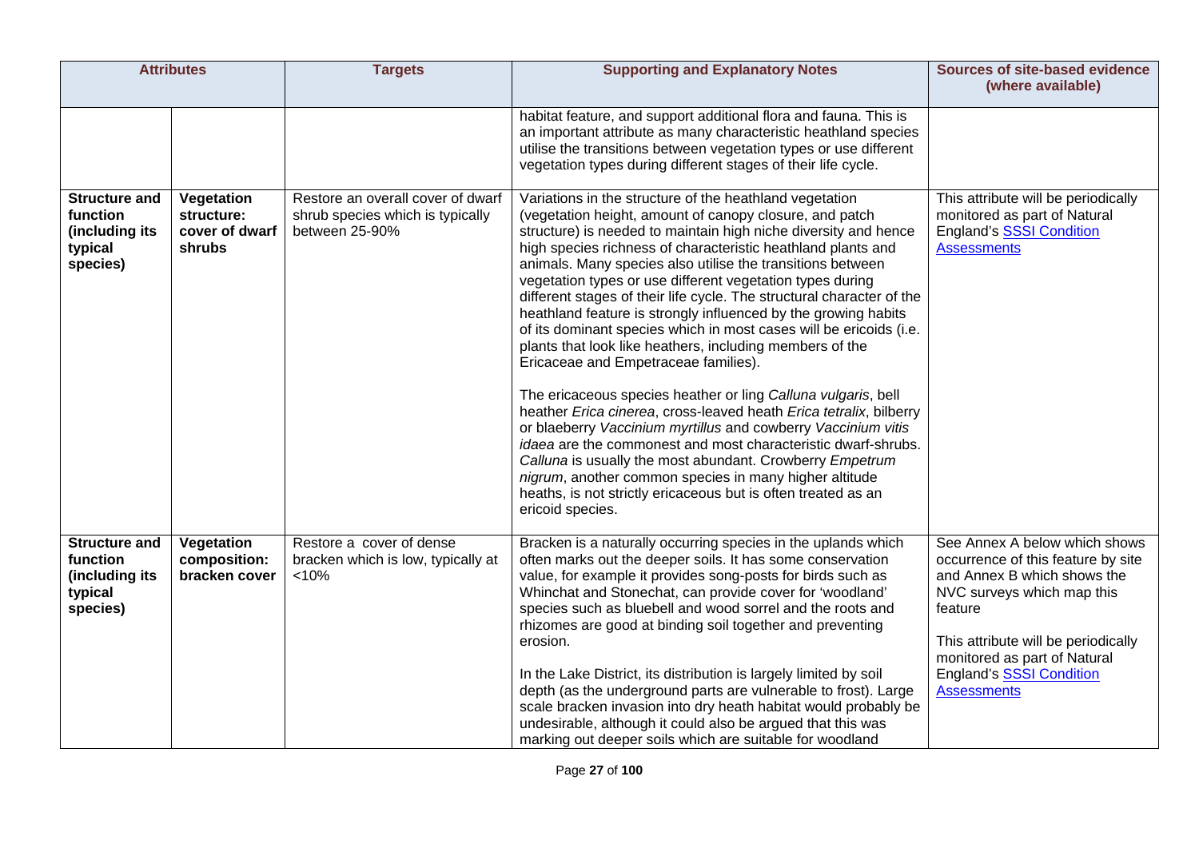| Attributes | | Targets | Supporting and Explanatory Notes | Sources of site-based evidence (where available) |
|---|---|---|---|---|
| | | | habitat feature, and support additional flora and fauna. This is an important attribute as many characteristic heathland species utilise the transitions between vegetation types or use different vegetation types during different stages of their life cycle. | |
| **Structure and function (including its typical species)** | **Vegetation structure: cover of dwarf shrubs** | Restore an overall cover of dwarf shrub species which is typically between 25-90% | Variations in the structure of the heathland vegetation (vegetation height, amount of canopy closure, and patch structure) is needed to maintain high niche diversity and hence high species richness of characteristic heathland plants and animals. Many species also utilise the transitions between vegetation types or use different vegetation types during different stages of their life cycle. The structural character of the heathland feature is strongly influenced by the growing habits of its dominant species which in most cases will be ericoids (i.e. plants that look like heathers, including members of the Ericaceae and Empetraceae families).<br><br>The ericaceous species heather or ling *Calluna vulgaris*, bell heather *Erica cinerea*, cross-leaved heath *Erica tetralix*, bilberry or blaeberry *Vaccinium myrtillus* and cowberry *Vaccinium vitis idaea* are the commonest and most characteristic dwarf-shrubs. *Calluna* is usually the most abundant. Crowberry *Empetrum nigrum*, another common species in many higher altitude heaths, is not strictly ericaceous but is often treated as an ericoid species. | This attribute will be periodically monitored as part of Natural England's SSSI Condition Assessments |
| **Structure and function (including its typical species)** | **Vegetation composition: bracken cover** | Restore a cover of dense bracken which is low, typically at <10% | Bracken is a naturally occurring species in the uplands which often marks out the deeper soils. It has some conservation value, for example it provides song-posts for birds such as Whinchat and Stonechat, can provide cover for 'woodland' species such as bluebell and wood sorrel and the roots and rhizomes are good at binding soil together and preventing erosion.<br><br>In the Lake District, its distribution is largely limited by soil depth (as the underground parts are vulnerable to frost). Large scale bracken invasion into dry heath habitat would probably be undesirable, although it could also be argued that this was marking out deeper soils which are suitable for woodland | See Annex A below which shows occurrence of this feature by site and Annex B which shows the NVC surveys which map this feature<br><br>This attribute will be periodically monitored as part of Natural England's SSSI Condition Assessments |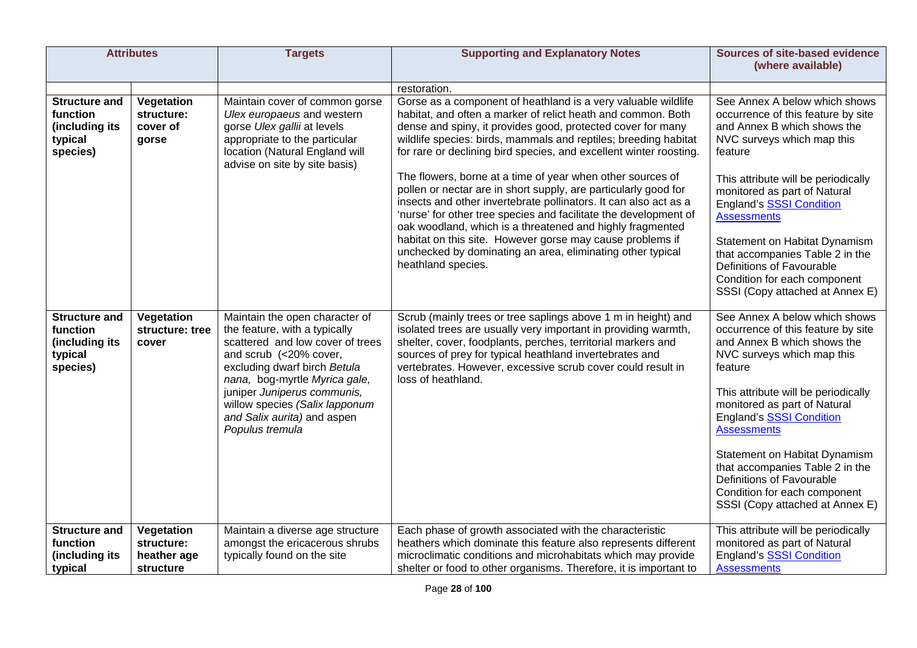| **Attributes** | | **Targets** | **Supporting and Explanatory Notes** | **Sources of site-based evidence (where available)** |
|---|---|---|---|---|
| | | | restoration. | |
| **Structure and function (including its typical species)** | **Vegetation structure: cover of gorse** | Maintain cover of common gorse *Ulex europaeus* and western gorse *Ulex gallii* at levels appropriate to the particular location (Natural England will advise on site by site basis) | Gorse as a component of heathland is a very valuable wildlife habitat, and often a marker of relict heath and common. Both dense and spiny, it provides good, protected cover for many wildlife species: birds, mammals and reptiles; breeding habitat for rare or declining bird species, and excellent winter roosting.<br><br>The flowers, borne at a time of year when other sources of pollen or nectar are in short supply, are particularly good for insects and other invertebrate pollinators. It can also act as a 'nurse' for other tree species and facilitate the development of oak woodland, which is a threatened and highly fragmented habitat on this site. However gorse may cause problems if unchecked by dominating an area, eliminating other typical heathland species. | See Annex A below which shows occurrence of this feature by site and Annex B which shows the NVC surveys which map this feature<br><br>This attribute will be periodically monitored as part of Natural England's [SSSI Condition Assessments]<br><br>Statement on Habitat Dynamism that accompanies Table 2 in the Definitions of Favourable Condition for each component SSSI (Copy attached at Annex E) |
| **Structure and function (including its typical species)** | **Vegetation structure: tree cover** | Maintain the open character of the feature, with a typically scattered and low cover of trees and scrub (<20% cover, excluding dwarf birch *Betula nana,* bog-myrtle *Myrica gale,* juniper *Juniperus communis,* willow species *(Salix lapponum and Salix aurita)* and aspen *Populus tremula* | Scrub (mainly trees or tree saplings above 1 m in height) and isolated trees are usually very important in providing warmth, shelter, cover, foodplants, perches, territorial markers and sources of prey for typical heathland invertebrates and vertebrates. However, excessive scrub cover could result in loss of heathland. | See Annex A below which shows occurrence of this feature by site and Annex B which shows the NVC surveys which map this feature<br><br>This attribute will be periodically monitored as part of Natural England's [SSSI Condition Assessments]<br><br>Statement on Habitat Dynamism that accompanies Table 2 in the Definitions of Favourable Condition for each component SSSI (Copy attached at Annex E) |
| **Structure and function (including its typical** | **Vegetation structure: heather age structure** | Maintain a diverse age structure amongst the ericaceous shrubs typically found on the site | Each phase of growth associated with the characteristic heathers which dominate this feature also represents different microclimatic conditions and microhabitats which may provide shelter or food to other organisms. Therefore, it is important to | This attribute will be periodically monitored as part of Natural England's [SSSI Condition Assessments] |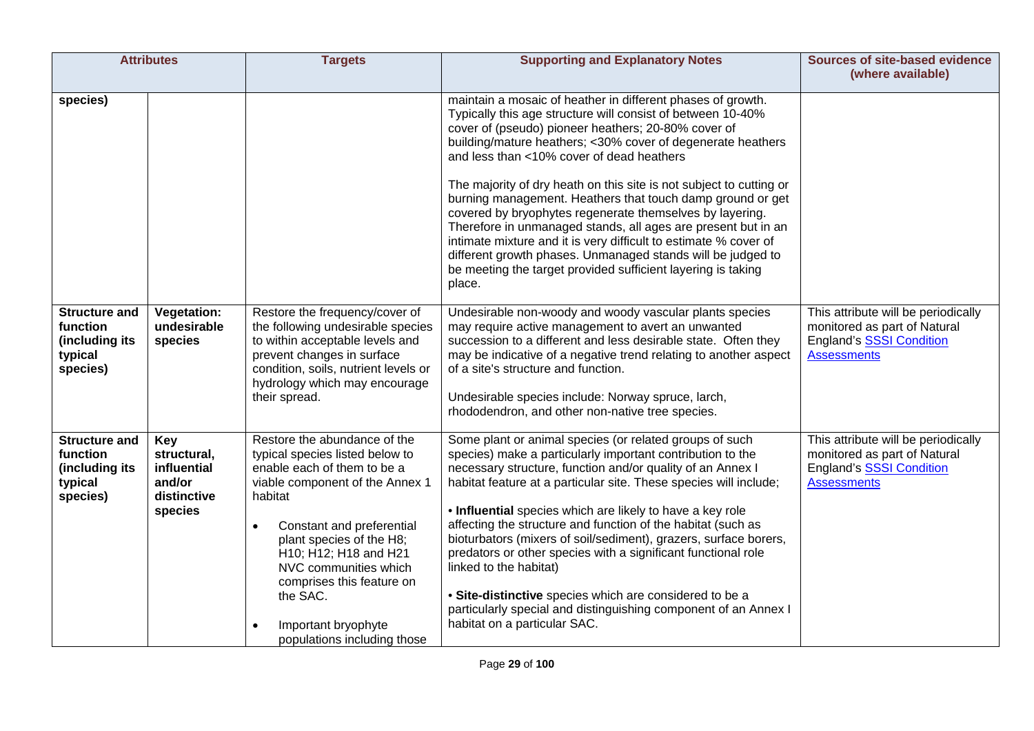| Attributes | | Targets | Supporting and Explanatory Notes | Sources of site-based evidence (where available) |
|---|---|---|---|---|
| species) | | | maintain a mosaic of heather in different phases of growth. Typically this age structure will consist of between 10-40% cover of (pseudo) pioneer heathers; 20-80% cover of building/mature heathers; <30% cover of degenerate heathers and less than <10% cover of dead heathers<br><br>The majority of dry heath on this site is not subject to cutting or burning management. Heathers that touch damp ground or get covered by bryophytes regenerate themselves by layering. Therefore in unmanaged stands, all ages are present but in an intimate mixture and it is very difficult to estimate % cover of different growth phases. Unmanaged stands will be judged to be meeting the target provided sufficient layering is taking place. | |
| **Structure and function (including its typical species)** | **Vegetation: undesirable species** | Restore the frequency/cover of the following undesirable species to within acceptable levels and prevent changes in surface condition, soils, nutrient levels or hydrology which may encourage their spread. | Undesirable non-woody and woody vascular plants species may require active management to avert an unwanted succession to a different and less desirable state. Often they may be indicative of a negative trend relating to another aspect of a site's structure and function.<br><br>Undesirable species include: Norway spruce, larch, rhododendron, and other non-native tree species. | This attribute will be periodically monitored as part of Natural England's SSSI Condition Assessments |
| **Structure and function (including its typical species)** | **Key structural, influential and/or distinctive species** | Restore the abundance of the typical species listed below to enable each of them to be a viable component of the Annex 1 habitat<br><br>• Constant and preferential plant species of the H8; H10; H12; H18 and H21 NVC communities which comprises this feature on the SAC.<br><br>• Important bryophyte populations including those | Some plant or animal species (or related groups of such species) make a particularly important contribution to the necessary structure, function and/or quality of an Annex I habitat feature at a particular site. These species will include;<br><br>• **Influential** species which are likely to have a key role affecting the structure and function of the habitat (such as bioturbators (mixers of soil/sediment), grazers, surface borers, predators or other species with a significant functional role linked to the habitat)<br><br>• **Site-distinctive** species which are considered to be a particularly special and distinguishing component of an Annex I habitat on a particular SAC. | This attribute will be periodically monitored as part of Natural England's SSSI Condition Assessments |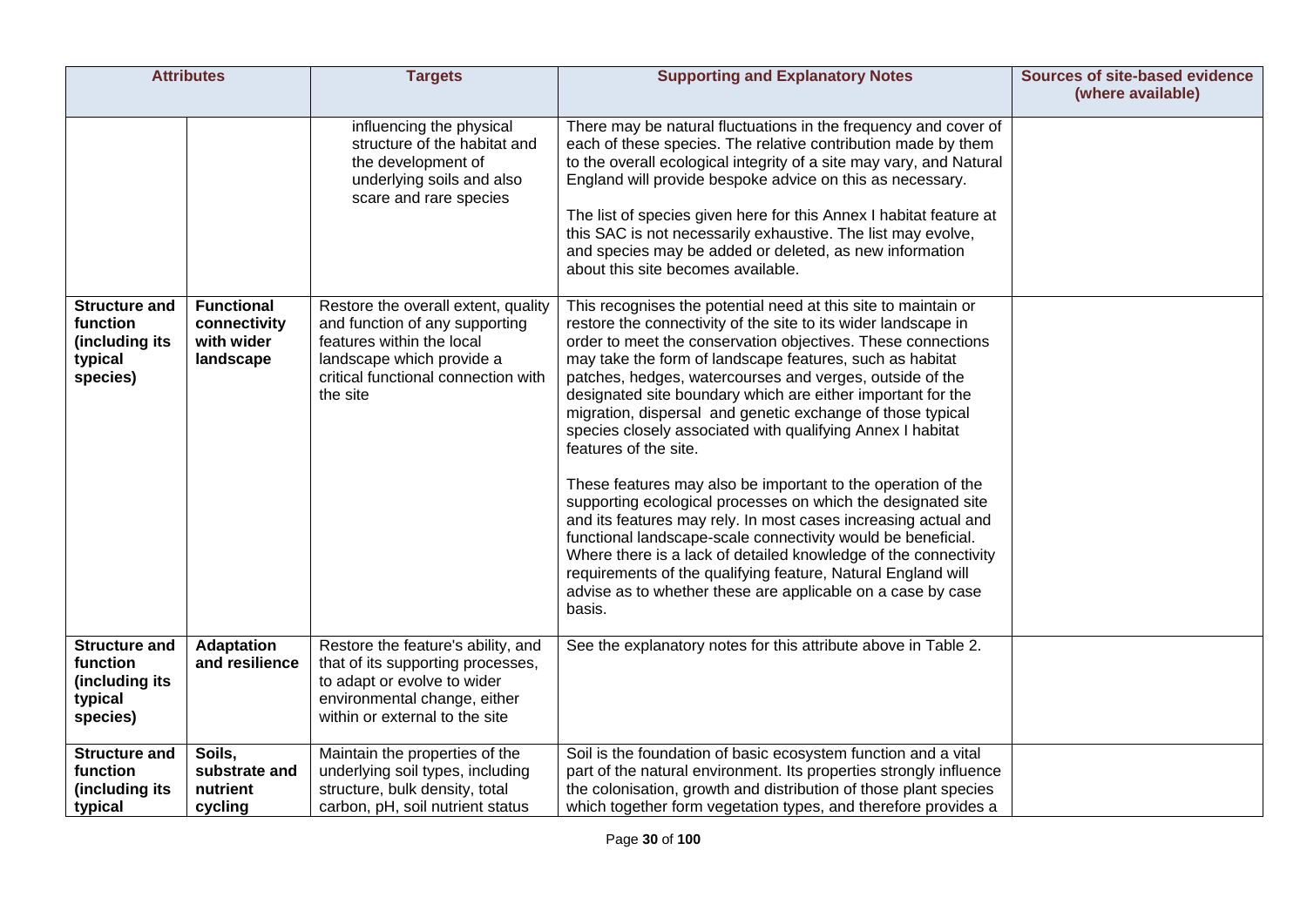| Attributes | | Targets | Supporting and Explanatory Notes | Sources of site-based evidence (where available) |
|---|---|---|---|---|
| | | influencing the physical structure of the habitat and the development of underlying soils and also scare and rare species | There may be natural fluctuations in the frequency and cover of each of these species. The relative contribution made by them to the overall ecological integrity of a site may vary, and Natural England will provide bespoke advice on this as necessary.<br><br>The list of species given here for this Annex I habitat feature at this SAC is not necessarily exhaustive. The list may evolve, and species may be added or deleted, as new information about this site becomes available. | |
| **Structure and function (including its typical species)** | **Functional connectivity with wider landscape** | Restore the overall extent, quality and function of any supporting features within the local landscape which provide a critical functional connection with the site | This recognises the potential need at this site to maintain or restore the connectivity of the site to its wider landscape in order to meet the conservation objectives. These connections may take the form of landscape features, such as habitat patches, hedges, watercourses and verges, outside of the designated site boundary which are either important for the migration, dispersal and genetic exchange of those typical species closely associated with qualifying Annex I habitat features of the site.<br><br>These features may also be important to the operation of the supporting ecological processes on which the designated site and its features may rely. In most cases increasing actual and functional landscape-scale connectivity would be beneficial. Where there is a lack of detailed knowledge of the connectivity requirements of the qualifying feature, Natural England will advise as to whether these are applicable on a case by case basis. | |
| **Structure and function (including its typical species)** | **Adaptation and resilience** | Restore the feature's ability, and that of its supporting processes, to adapt or evolve to wider environmental change, either within or external to the site | See the explanatory notes for this attribute above in Table 2. | |
| **Structure and function (including its typical** | **Soils, substrate and nutrient cycling** | Maintain the properties of the underlying soil types, including structure, bulk density, total carbon, pH, soil nutrient status | Soil is the foundation of basic ecosystem function and a vital part of the natural environment. Its properties strongly influence the colonisation, growth and distribution of those plant species which together form vegetation types, and therefore provides a | |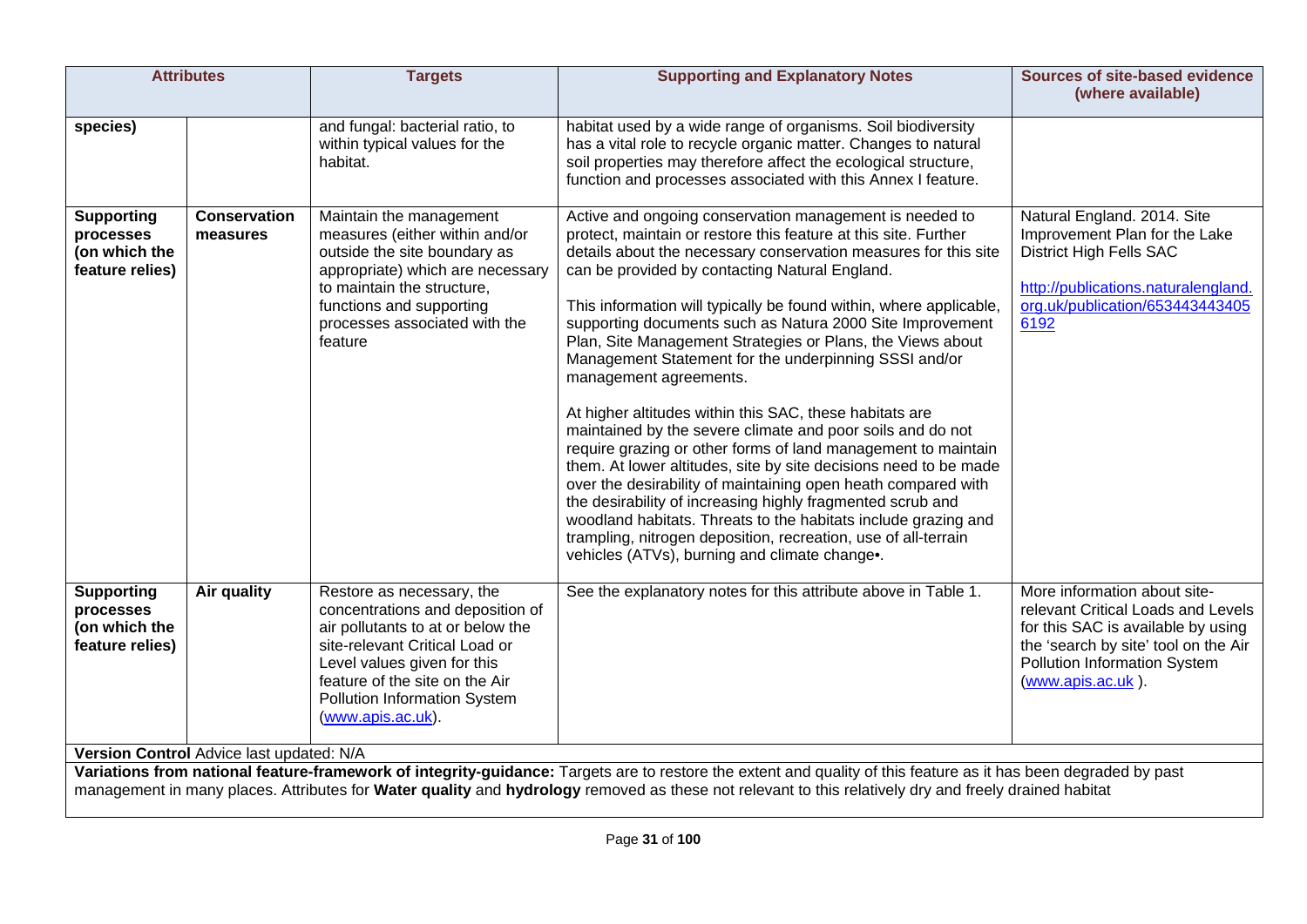| Attributes | | Targets | Supporting and Explanatory Notes | Sources of site-based evidence (where available) |
|---|---|---|---|---|
| **species)** | | and fungal: bacterial ratio, to within typical values for the habitat. | habitat used by a wide range of organisms. Soil biodiversity has a vital role to recycle organic matter. Changes to natural soil properties may therefore affect the ecological structure, function and processes associated with this Annex I feature. | |
| **Supporting processes (on which the feature relies)** | **Conservation measures** | Maintain the management measures (either within and/or outside the site boundary as appropriate) which are necessary to maintain the structure, functions and supporting processes associated with the feature | Active and ongoing conservation management is needed to protect, maintain or restore this feature at this site. Further details about the necessary conservation measures for this site can be provided by contacting Natural England.<br><br>This information will typically be found within, where applicable, supporting documents such as Natura 2000 Site Improvement Plan, Site Management Strategies or Plans, the Views about Management Statement for the underpinning SSSI and/or management agreements.<br><br>At higher altitudes within this SAC, these habitats are maintained by the severe climate and poor soils and do not require grazing or other forms of land management to maintain them. At lower altitudes, site by site decisions need to be made over the desirability of maintaining open heath compared with the desirability of increasing highly fragmented scrub and woodland habitats. Threats to the habitats include grazing and trampling, nitrogen deposition, recreation, use of all-terrain vehicles (ATVs), burning and climate change•. | Natural England. 2014. Site Improvement Plan for the Lake District High Fells SAC<br><br>http://publications.naturalengland.org.uk/publication/6534434436405192 |
| **Supporting processes (on which the feature relies)** | **Air quality** | Restore as necessary, the concentrations and deposition of air pollutants to at or below the site-relevant Critical Load or Level values given for this feature of the site on the Air Pollution Information System (www.apis.ac.uk). | See the explanatory notes for this attribute above in Table 1. | More information about site-relevant Critical Loads and Levels for this SAC is available by using the 'search by site' tool on the Air Pollution Information System (www.apis.ac.uk ). |

**Version Control** Advice last updated: N/A

**Variations from national feature-framework of integrity-guidance:** Targets are to restore the extent and quality of this feature as it has been degraded by past management in many places. Attributes for **Water quality** and **hydrology** removed as these not relevant to this relatively dry and freely drained habitat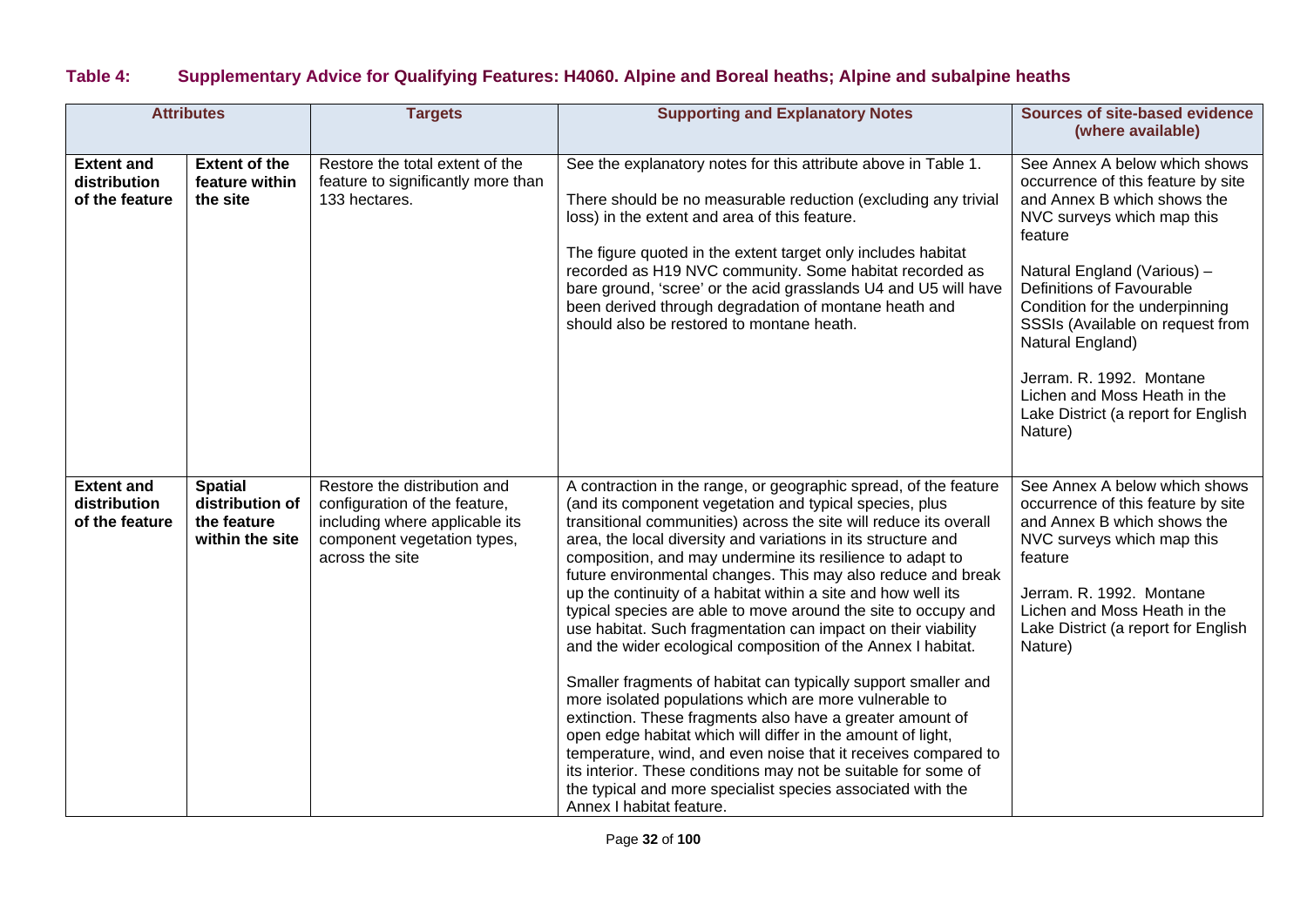**Table 4: Supplementary Advice for Qualifying Features: H4060. Alpine and Boreal heaths; Alpine and subalpine heaths**

| Attributes | | Targets | Supporting and Explanatory Notes | Sources of site-based evidence (where available) |
|---|---|---|---|---|
| **Extent and distribution of the feature** | **Extent of the feature within the site** | Restore the total extent of the feature to significantly more than 133 hectares. | See the explanatory notes for this attribute above in Table 1.<br><br>There should be no measurable reduction (excluding any trivial loss) in the extent and area of this feature.<br><br>The figure quoted in the extent target only includes habitat recorded as H19 NVC community. Some habitat recorded as bare ground, 'scree' or the acid grasslands U4 and U5 will have been derived through degradation of montane heath and should also be restored to montane heath. | See Annex A below which shows occurrence of this feature by site and Annex B below which shows the NVC surveys which map this feature<br><br>Natural England (Various) – Definitions of Favourable Condition for the underpinning SSSIs (Available on request from Natural England)<br><br>Jerram. R. 1992. Montane Lichen and Moss Heath in the Lake District (a report for English Nature) |
| **Extent and distribution of the feature** | **Spatial distribution of the feature within the site** | Restore the distribution and configuration of the feature, including where applicable its component vegetation types, across the site | A contraction in the range, or geographic spread, of the feature (and its component vegetation and typical species, plus transitional communities) across the site will reduce its overall area, the local diversity and variations in its structure and composition, and may undermine its resilience to adapt to future environmental changes. This may also reduce and break up the continuity of a habitat within a site and how well its typical species are able to move around the site to occupy and use habitat. Such fragmentation can impact on their viability and the wider ecological composition of the Annex I habitat.<br><br>Smaller fragments of habitat can typically support smaller and more isolated populations which are more vulnerable to extinction. These fragments also have a greater amount of open edge habitat which will differ in the amount of light, temperature, wind, and even noise that it receives compared to its interior. These conditions may not be suitable for some of the typical and more specialist species associated with the Annex I habitat feature. | See Annex A below which shows occurrence of this feature by site and Annex B which shows the NVC surveys which map this feature<br><br>Jerram. R. 1992. Montane Lichen and Moss Heath in the Lake District (a report for English Nature) |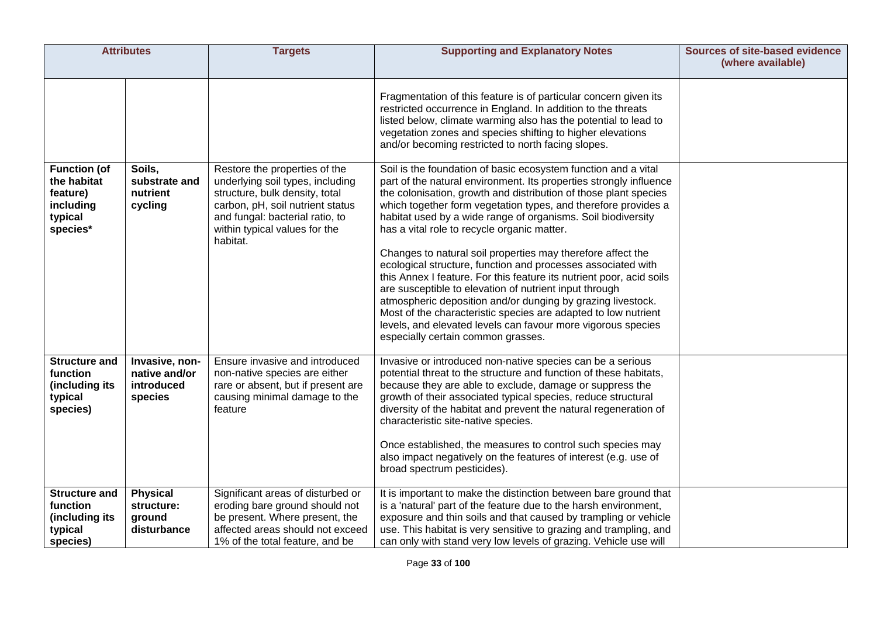| Attributes | | Targets | Supporting and Explanatory Notes | Sources of site-based evidence (where available) |
|---|---|---|---|---|
| | | | Fragmentation of this feature is of particular concern given its restricted occurrence in England. In addition to the threats listed below, climate warming also has the potential to lead to vegetation zones and species shifting to higher elevations and/or becoming restricted to north facing slopes. | |
| **Function (of the habitat feature) including typical species*** | **Soils, substrate and nutrient cycling** | Restore the properties of the underlying soil types, including structure, bulk density, total carbon, pH, soil nutrient status and fungal: bacterial ratio, to within typical values for the habitat. | Soil is the foundation of basic ecosystem function and a vital part of the natural environment. Its properties strongly influence the colonisation, growth and distribution of those plant species which together form vegetation types, and therefore provides a habitat used by a wide range of organisms. Soil biodiversity has a vital role to recycle organic matter.<br><br>Changes to natural soil properties may therefore affect the ecological structure, function and processes associated with this Annex I feature. For this feature its nutrient poor, acid soils are susceptible to elevation of nutrient input through atmospheric deposition and/or dunging by grazing livestock. Most of the characteristic species are adapted to low nutrient levels, and elevated levels can favour more vigorous species especially certain common grasses. | |
| **Structure and function (including its typical species)** | **Invasive, non-native and/or introduced species** | Ensure invasive and introduced non-native species are either rare or absent, but if present are causing minimal damage to the feature | Invasive or introduced non-native species can be a serious potential threat to the structure and function of these habitats, because they are able to exclude, damage or suppress the growth of their associated typical species, reduce structural diversity of the habitat and prevent the natural regeneration of characteristic site-native species.<br><br>Once established, the measures to control such species may also impact negatively on the features of interest (e.g. use of broad spectrum pesticides). | |
| **Structure and function (including its typical species)** | **Physical structure: ground disturbance** | Significant areas of disturbed or eroding bare ground should not be present. Where present, the affected areas should not exceed 1% of the total feature, and be | It is important to make the distinction between bare ground that is a 'natural' part of the feature due to the harsh environment, exposure and thin soils and that caused by trampling or vehicle use. This habitat is very sensitive to grazing and trampling, and can only with stand very low levels of grazing. Vehicle use will | |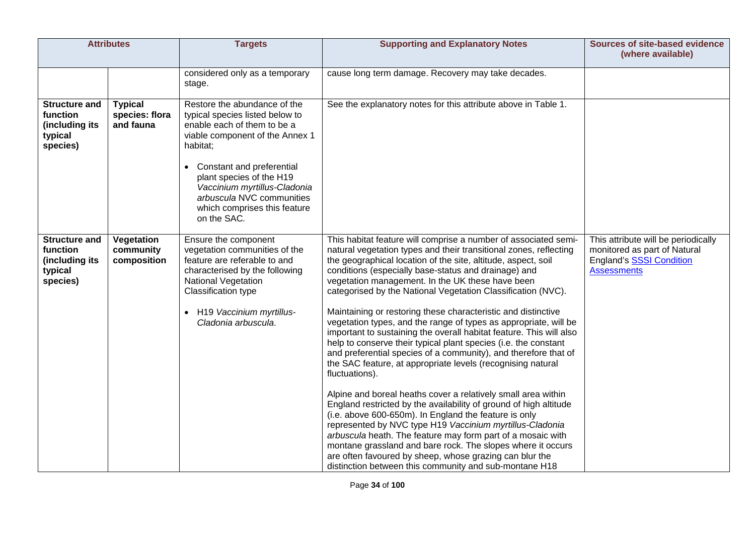| Attributes | | Targets | Supporting and Explanatory Notes | Sources of site-based evidence (where available) |
|---|---|---|---|---|
| | | considered only as a temporary stage. | cause long term damage. Recovery may take decades. | |
| **Structure and function (including its typical species)** | **Typical species: flora and fauna** | Restore the abundance of the typical species listed below to enable each of them to be a viable component of the Annex 1 habitat;<br><br>• Constant and preferential plant species of the H19 *Vaccinium myrtillus-Cladonia arbuscula* NVC communities which comprises this feature on the SAC. | See the explanatory notes for this attribute above in Table 1. | |
| **Structure and function (including its typical species)** | **Vegetation community composition** | Ensure the component vegetation communities of the feature are referable to and characterised by the following National Vegetation Classification type<br><br>• H19 *Vaccinium myrtillus-Cladonia arbuscula.* | This habitat feature will comprise a number of associated semi-natural vegetation types and their transitional zones, reflecting the geographical location of the site, altitude, aspect, soil conditions (especially base-status and drainage) and vegetation management. In the UK these have been categorised by the National Vegetation Classification (NVC).<br><br>Maintaining or restoring these characteristic and distinctive vegetation types, and the range of types as appropriate, will be important to sustaining the overall habitat feature. This will also help to conserve their typical plant species (i.e. the constant and preferential species of a community), and therefore that of the SAC feature, at appropriate levels (recognising natural fluctuations).<br><br>Alpine and boreal heaths cover a relatively small area within England restricted by the availability of ground of high altitude (i.e. above 600-650m). In England the feature is only represented by NVC type H19 *Vaccinium myrtillus-Cladonia arbuscula* heath. The feature may form part of a mosaic with montane grassland and bare rock. The slopes where it occurs are often favoured by sheep, whose grazing can blur the distinction between this community and sub-montane H18 | This attribute will be periodically monitored as part of Natural England's SSSI Condition Assessments |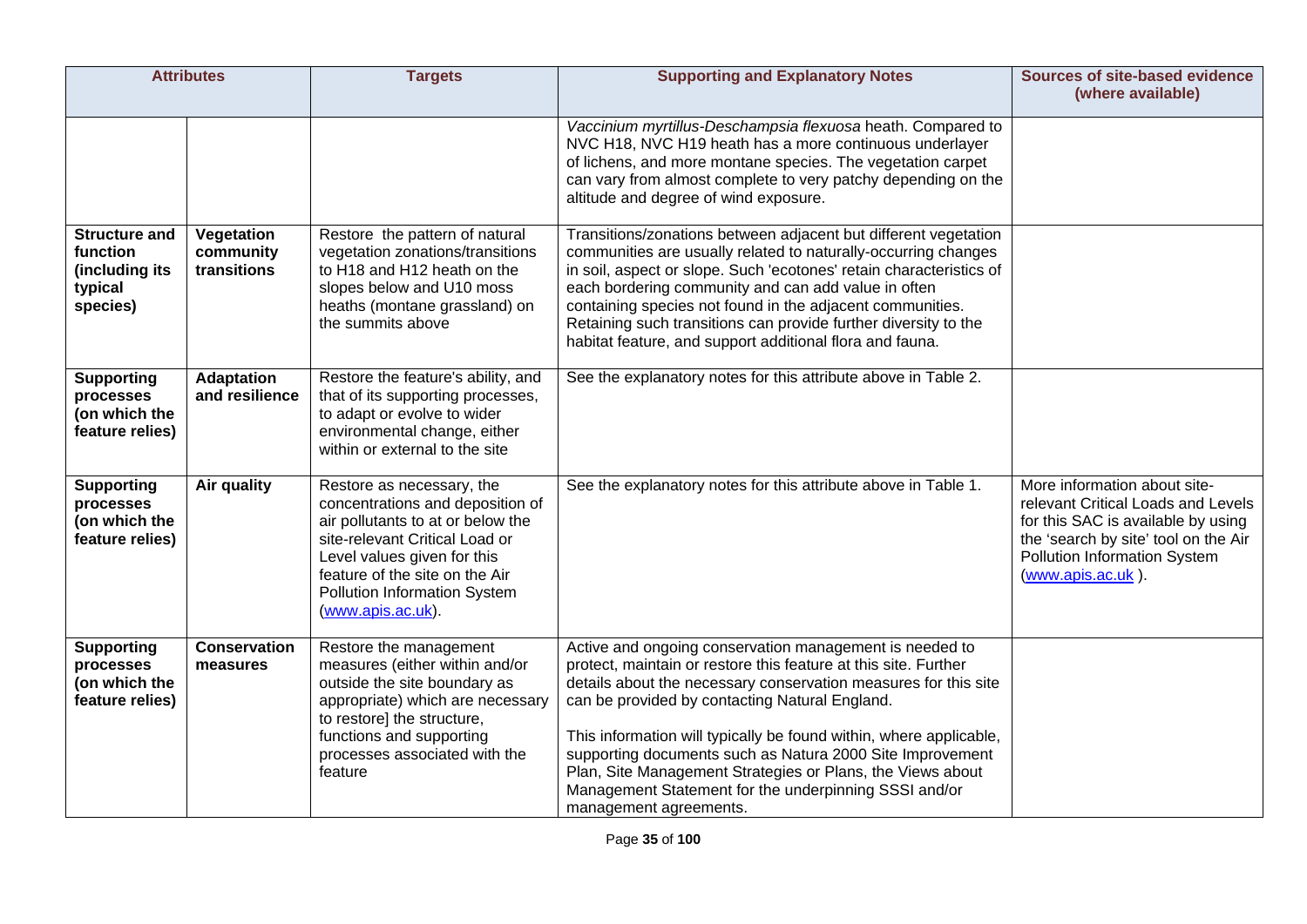| Attributes | | Targets | Supporting and Explanatory Notes | Sources of site-based evidence (where available) |
|---|---|---|---|---|
| | | | *Vaccinium myrtillus-Deschampsia flexuosa* heath. Compared to NVC H18, NVC H19 heath has a more continuous underlayer of lichens, and more montane species. The vegetation carpet can vary from almost complete to very patchy depending on the altitude and degree of wind exposure. | |
| **Structure and function (including its typical species)** | **Vegetation community transitions** | Restore the pattern of natural vegetation zonations/transitions to H18 and H12 heath on the slopes below and U10 moss heaths (montane grassland) on the summits above | Transitions/zonations between adjacent but different vegetation communities are usually related to naturally-occurring changes in soil, aspect or slope. Such 'ecotones' retain characteristics of each bordering community and can add value in often containing species not found in the adjacent communities. Retaining such transitions can provide further diversity to the habitat feature, and support additional flora and fauna. | |
| **Supporting processes (on which the feature relies)** | **Adaptation and resilience** | Restore the feature's ability, and that of its supporting processes, to adapt or evolve to wider environmental change, either within or external to the site | See the explanatory notes for this attribute above in Table 2. | |
| **Supporting processes (on which the feature relies)** | **Air quality** | Restore as necessary, the concentrations and deposition of air pollutants to at or below the site-relevant Critical Load or Level values given for this feature of the site on the Air Pollution Information System (www.apis.ac.uk). | See the explanatory notes for this attribute above in Table 1. | More information about site-relevant Critical Loads and Levels for this SAC is available by using the 'search by site' tool on the Air Pollution Information System (www.apis.ac.uk ). |
| **Supporting processes (on which the feature relies)** | **Conservation measures** | Restore the management measures (either within and/or outside the site boundary as appropriate) which are necessary to restore] the structure, functions and supporting processes associated with the feature | Active and ongoing conservation management is needed to protect, maintain or restore this feature at this site. Further details about the necessary conservation measures for this site can be provided by contacting Natural England.<br><br>This information will typically be found within, where applicable, supporting documents such as Natura 2000 Site Improvement Plan, Site Management Strategies or Plans, the Views about Management Statement for the underpinning SSSI and/or management agreements. | |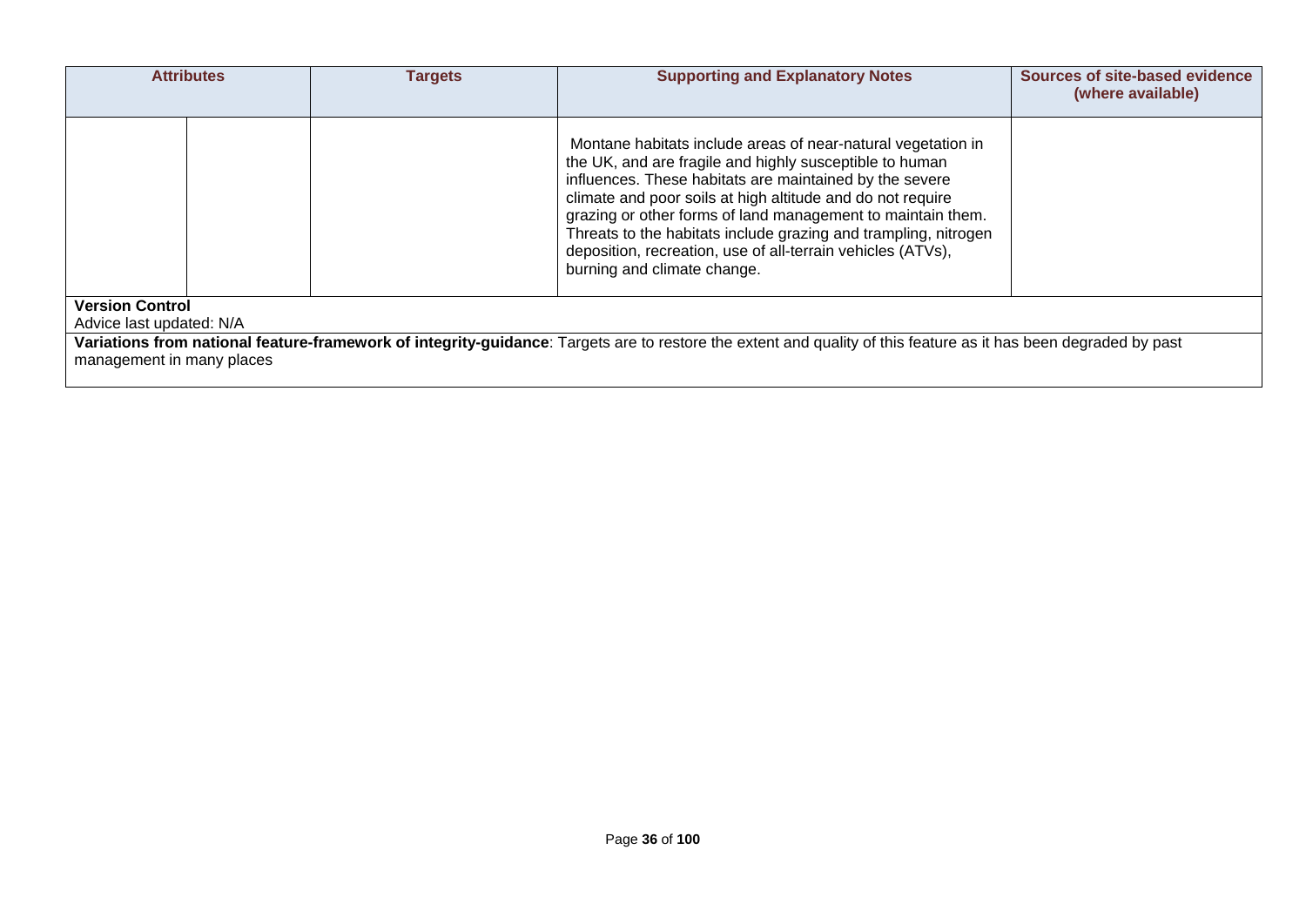| Attributes | | Targets | Supporting and Explanatory Notes | Sources of site-based evidence (where available) |
|---|---|---|---|---|
| | | | Montane habitats include areas of near-natural vegetation in the UK, and are fragile and highly susceptible to human influences. These habitats are maintained by the severe climate and poor soils at high altitude and do not require grazing or other forms of land management to maintain them. Threats to the habitats include grazing and trampling, nitrogen deposition, recreation, use of all-terrain vehicles (ATVs), burning and climate change. | |

**Version Control**

Advice last updated: N/A

**Variations from national feature-framework of integrity-guidance**: Targets are to restore the extent and quality of this feature as it has been degraded by past management in many places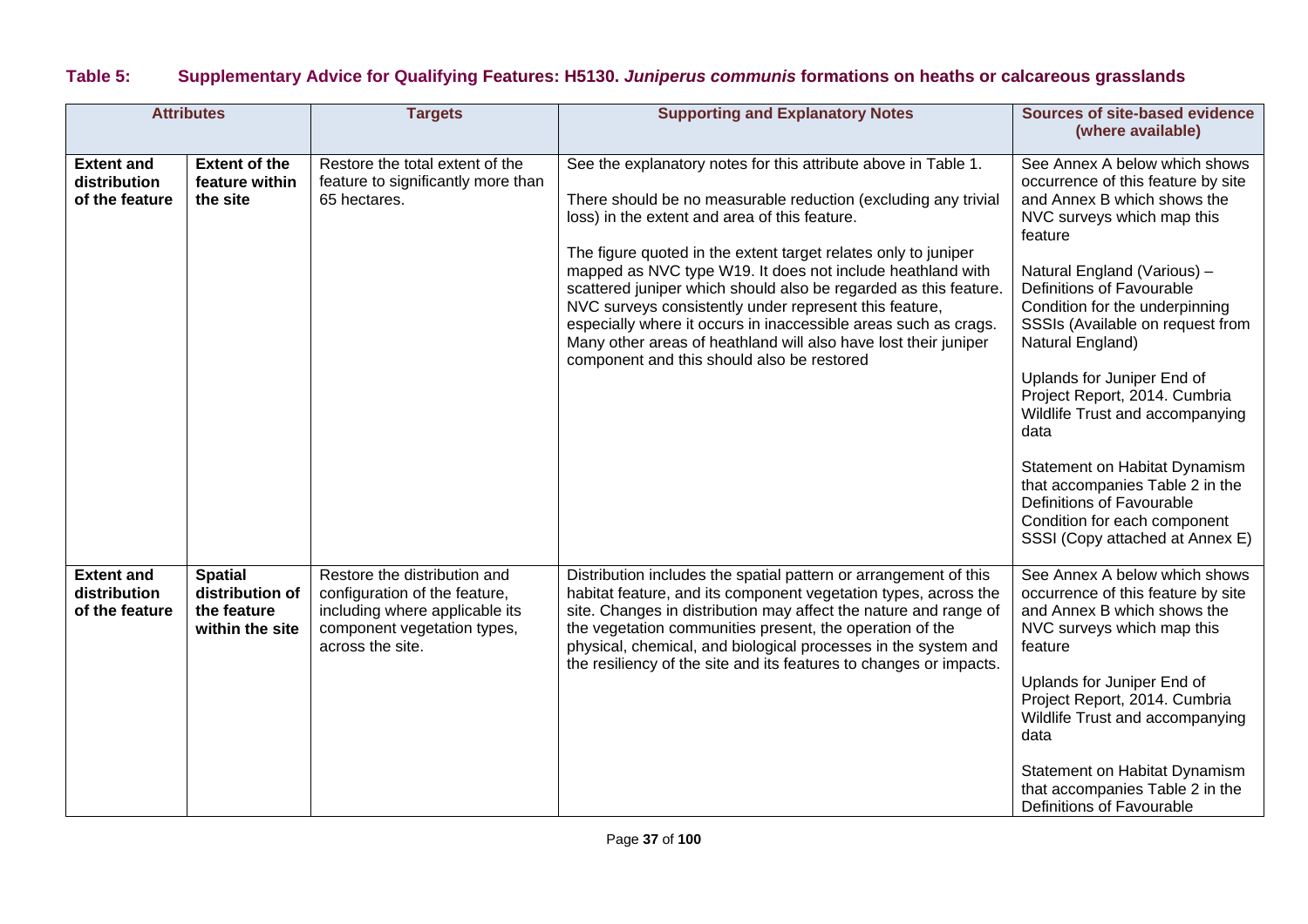## Table 5: Supplementary Advice for Qualifying Features: H5130. *Juniperus communis* formations on heaths or calcareous grasslands

| Attributes | | Targets | Supporting and Explanatory Notes | Sources of site-based evidence (where available) |
|---|---|---|---|---|
| **Extent and distribution of the feature** | **Extent of the feature within the site** | Restore the total extent of the feature to significantly more than 65 hectares. | See the explanatory notes for this attribute above in Table 1.<br><br>There should be no measurable reduction (excluding any trivial loss) in the extent and area of this feature.<br><br>The figure quoted in the extent target relates only to juniper mapped as NVC type W19. It does not include heathland with scattered juniper which should also be regarded as this feature. NVC surveys consistently under represent this feature, especially where it occurs in inaccessible areas such as crags. Many other areas of heathland will also have lost their juniper component and this should also be restored | See Annex A below which shows occurrence of this feature by site and Annex B which shows the NVC surveys which map this feature<br><br>Natural England (Various) – Definitions of Favourable Condition for the underpinning SSSIs (Available on request from Natural England)<br><br>Uplands for Juniper End of Project Report, 2014. Cumbria Wildlife Trust and accompanying data<br><br>Statement on Habitat Dynamism that accompanies Table 2 in the Definitions of Favourable Condition for each component SSSI (Copy attached at Annex E) |
| **Extent and distribution of the feature** | **Spatial distribution of the feature within the site** | Restore the distribution and configuration of the feature, including where applicable its component vegetation types, across the site. | Distribution includes the spatial pattern or arrangement of this habitat feature, and its component vegetation types, across the site. Changes in distribution may affect the nature and range of the vegetation communities present, the operation of the physical, chemical, and biological processes in the system and the resiliency of the site and its features to changes or impacts. | See Annex A below which shows occurrence of this feature by site and Annex B which shows the NVC surveys which map this feature<br><br>Uplands for Juniper End of Project Report, 2014. Cumbria Wildlife Trust and accompanying data<br><br>Statement on Habitat Dynamism that accompanies Table 2 in the Definitions of Favourable |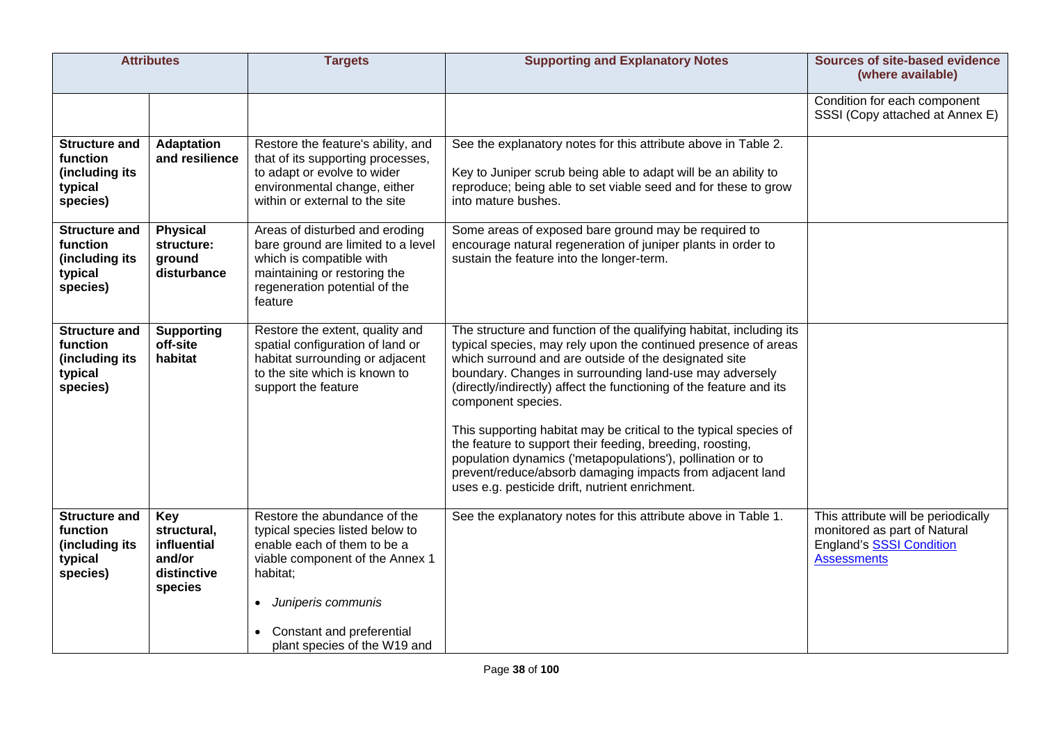| Attributes | | Targets | Supporting and Explanatory Notes | Sources of site-based evidence (where available) |
|---|---|---|---|---|
| | | | | Condition for each component SSSI (Copy attached at Annex E) |
| **Structure and function (including its typical species)** | **Adaptation and resilience** | Restore the feature's ability, and that of its supporting processes, to adapt or evolve to wider environmental change, either within or external to the site | See the explanatory notes for this attribute above in Table 2.<br><br>Key to Juniper scrub being able to adapt will be an ability to reproduce; being able to set viable seed and for these to grow into mature bushes. | |
| **Structure and function (including its typical species)** | **Physical structure: ground disturbance** | Areas of disturbed and eroding bare ground are limited to a level which is compatible with maintaining or restoring the regeneration potential of the feature | Some areas of exposed bare ground may be required to encourage natural regeneration of juniper plants in order to sustain the feature into the longer-term. | |
| **Structure and function (including its typical species)** | **Supporting off-site habitat** | Restore the extent, quality and spatial configuration of land or habitat surrounding or adjacent to the site which is known to support the feature | The structure and function of the qualifying habitat, including its typical species, may rely upon the continued presence of areas which surround and are outside of the designated site boundary. Changes in surrounding land-use may adversely (directly/indirectly) affect the functioning of the feature and its component species.<br><br>This supporting habitat may be critical to the typical species of the feature to support their feeding, breeding, roosting, population dynamics ('metapopulations'), pollination or to prevent/reduce/absorb damaging impacts from adjacent land uses e.g. pesticide drift, nutrient enrichment. | |
| **Structure and function (including its typical species)** | **Key structural, influential and/or distinctive species** | Restore the abundance of the typical species listed below to enable each of them to be a viable component of the Annex 1 habitat;<br><br>• *Juniperis communis*<br><br>• Constant and preferential plant species of the W19 and | See the explanatory notes for this attribute above in Table 1. | This attribute will be periodically monitored as part of Natural England's [SSSI Condition Assessments](#) |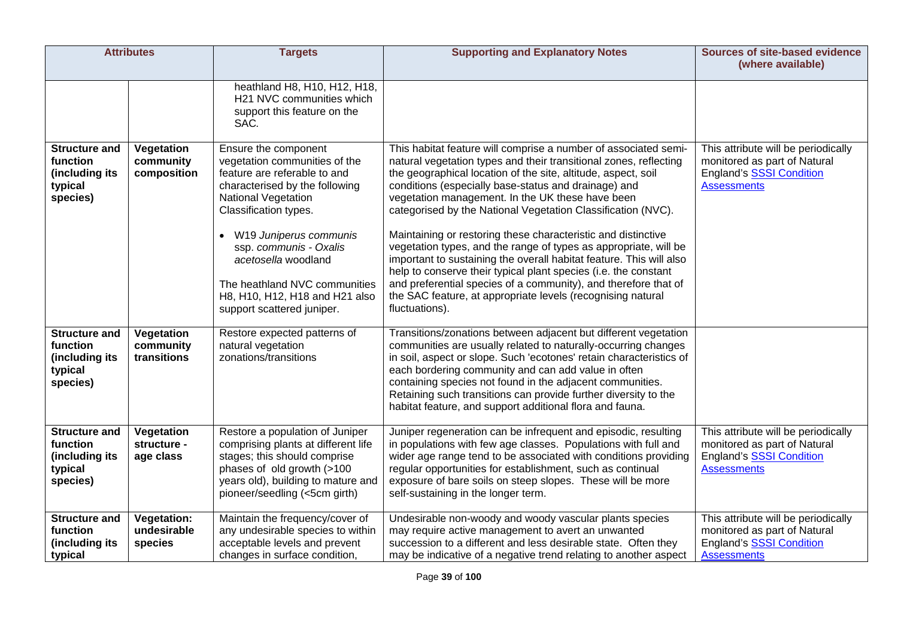| Attributes | | Targets | Supporting and Explanatory Notes | Sources of site-based evidence (where available) |
|---|---|---|---|---|
| | | heathland H8, H10, H12, H18, H21 NVC communities which support this feature on the SAC. | | |
| **Structure and function (including its typical species)** | **Vegetation community composition** | Ensure the component vegetation communities of the feature are referable to and characterised by the following National Vegetation Classification types.<br><br>• W19 *Juniperus communis* ssp. *communis - Oxalis acetosella* woodland<br><br>The heathland NVC communities H8, H10, H12, H18 and H21 also support scattered juniper. | This habitat feature will comprise a number of associated semi-natural vegetation types and their transitional zones, reflecting the geographical location of the site, altitude, aspect, soil conditions (especially base-status and drainage) and vegetation management. In the UK these have been categorised by the National Vegetation Classification (NVC).<br><br>Maintaining or restoring these characteristic and distinctive vegetation types, and the range of types as appropriate, will be important to sustaining the overall habitat feature. This will also help to conserve their typical plant species (i.e. the constant and preferential species of a community), and therefore that of the SAC feature, at appropriate levels (recognising natural fluctuations). | This attribute will be periodically monitored as part of Natural England's SSSI Condition Assessments |
| **Structure and function (including its typical species)** | **Vegetation community transitions** | Restore expected patterns of natural vegetation zonations/transitions | Transitions/zonations between adjacent but different vegetation communities are usually related to naturally-occurring changes in soil, aspect or slope. Such 'ecotones' retain characteristics of each bordering community and can add value in often containing species not found in the adjacent communities. Retaining such transitions can provide further diversity to the habitat feature, and support additional flora and fauna. | |
| **Structure and function (including its typical species)** | **Vegetation structure - age class** | Restore a population of Juniper comprising plants at different life stages; this should comprise phases of old growth (>100 years old), building to mature and pioneer/seedling (<5cm girth) | Juniper regeneration can be infrequent and episodic, resulting in populations with few age classes. Populations with full and wider age range tend to be associated with conditions providing regular opportunities for establishment, such as continual exposure of bare soils on steep slopes. These will be more self-sustaining in the longer term. | This attribute will be periodically monitored as part of Natural England's SSSI Condition Assessments |
| **Structure and function (including its typical** | **Vegetation: undesirable species** | Maintain the frequency/cover of any undesirable species to within acceptable levels and prevent changes in surface condition, | Undesirable non-woody and woody vascular plants species may require active management to avert an unwanted succession to a different and less desirable state. Often they may be indicative of a negative trend relating to another aspect | This attribute will be periodically monitored as part of Natural England's SSSI Condition Assessments |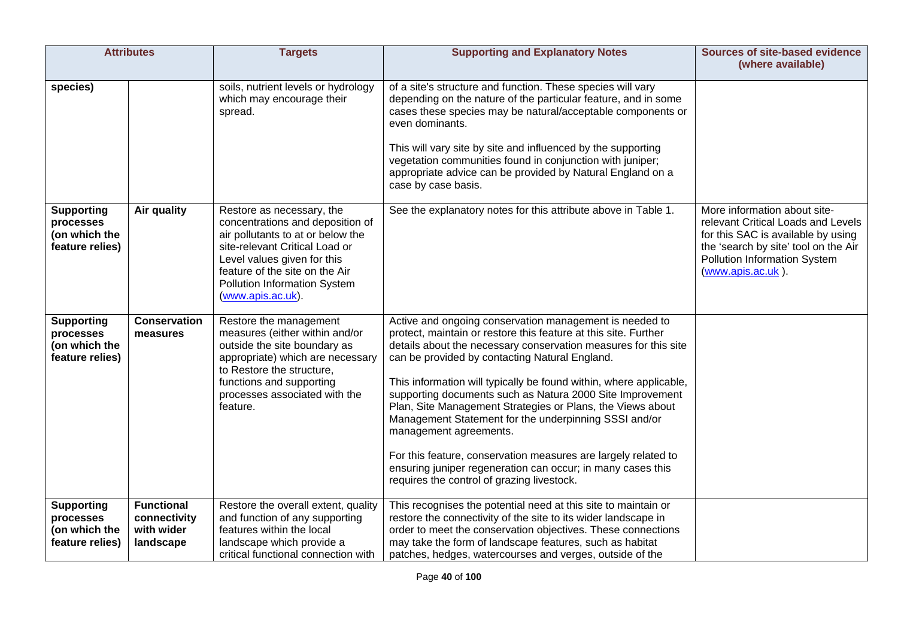| Attributes | | Targets | Supporting and Explanatory Notes | Sources of site-based evidence (where available) |
|---|---|---|---|---|
| species) | | soils, nutrient levels or hydrology which may encourage their spread. | of a site's structure and function. These species will vary depending on the nature of the particular feature, and in some cases these species may be natural/acceptable components or even dominants.<br><br>This will vary site by site and influenced by the supporting vegetation communities found in conjunction with juniper; appropriate advice can be provided by Natural England on a case by case basis. | |
| **Supporting processes (on which the feature relies)** | **Air quality** | Restore as necessary, the concentrations and deposition of air pollutants to at or below the site-relevant Critical Load or Level values given for this feature of the site on the Air Pollution Information System (www.apis.ac.uk). | See the explanatory notes for this attribute above in Table 1. | More information about site-relevant Critical Loads and Levels for this SAC is available by using the 'search by site' tool on the Air Pollution Information System (www.apis.ac.uk ). |
| **Supporting processes (on which the feature relies)** | **Conservation measures** | Restore the management measures (either within and/or outside the site boundary as appropriate) which are necessary to Restore the structure, functions and supporting processes associated with the feature. | Active and ongoing conservation management is needed to protect, maintain or restore this feature at this site. Further details about the necessary conservation measures for this site can be provided by contacting Natural England.<br><br>This information will typically be found within, where applicable, supporting documents such as Natura 2000 Site Improvement Plan, Site Management Strategies or Plans, the Views about Management Statement for the underpinning SSSI and/or management agreements.<br><br>For this feature, conservation measures are largely related to ensuring juniper regeneration can occur; in many cases this requires the control of grazing livestock. | |
| **Supporting processes (on which the feature relies)** | **Functional connectivity with wider landscape** | Restore the overall extent, quality and function of any supporting features within the local landscape which provide a critical functional connection with | This recognises the potential need at this site to maintain or restore the connectivity of the site to its wider landscape in order to meet the conservation objectives. These connections may take the form of landscape features, such as habitat patches, hedges, watercourses and verges, outside of the | |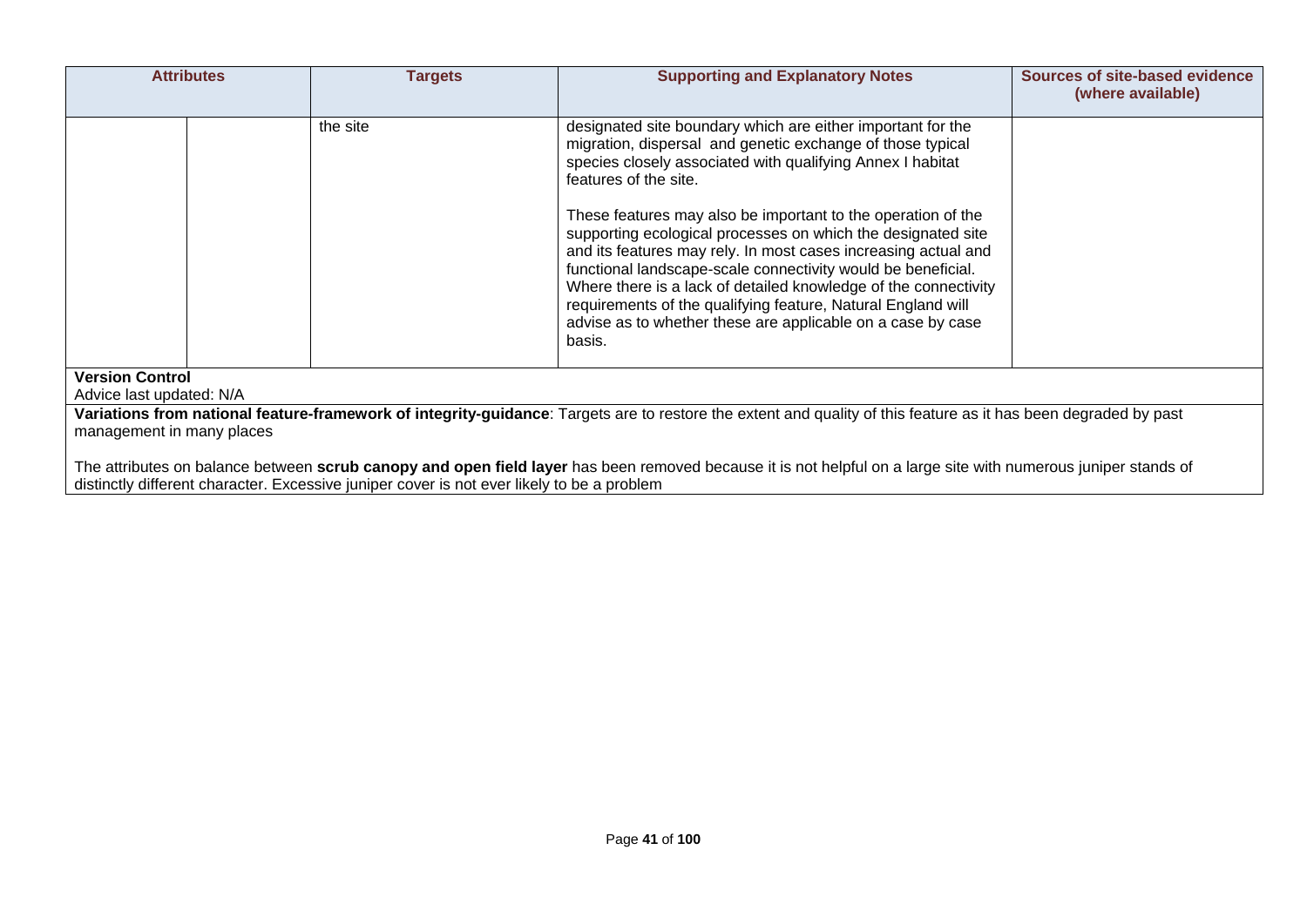| Attributes | | Targets | Supporting and Explanatory Notes | Sources of site-based evidence (where available) |
|---|---|---|---|---|
| | | the site | designated site boundary which are either important for the migration, dispersal and genetic exchange of those typical species closely associated with qualifying Annex I habitat features of the site.<br><br>These features may also be important to the operation of the supporting ecological processes on which the designated site and its features may rely. In most cases increasing actual and functional landscape-scale connectivity would be beneficial. Where there is a lack of detailed knowledge of the connectivity requirements of the qualifying feature, Natural England will advise as to whether these are applicable on a case by case basis. | |

**Version Control**

Advice last updated: N/A

**Variations from national feature-framework of integrity-guidance**: Targets are to restore the extent and quality of this feature as it has been degraded by past management in many places

The attributes on balance between **scrub canopy and open field layer** has been removed because it is not helpful on a large site with numerous juniper stands of distinctly different character. Excessive juniper cover is not ever likely to be a problem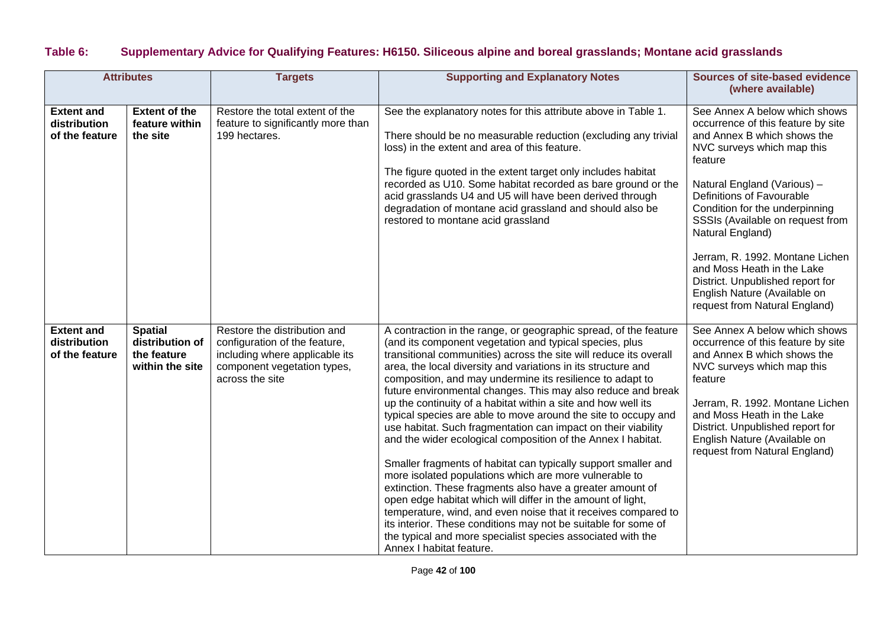**Table 6: Supplementary Advice for Qualifying Features: H6150. Siliceous alpine and boreal grasslands; Montane acid grasslands**

| Attributes | | Targets | Supporting and Explanatory Notes | Sources of site-based evidence (where available) |
|---|---|---|---|---|
| **Extent and distribution of the feature** | **Extent of the feature within the site** | Restore the total extent of the feature to significantly more than 199 hectares. | See the explanatory notes for this attribute above in Table 1.<br><br>There should be no measurable reduction (excluding any trivial loss) in the extent and area of this feature.<br><br>The figure quoted in the extent target only includes habitat recorded as U10. Some habitat recorded as bare ground or the acid grasslands U4 and U5 will have been derived through degradation of montane acid grassland and should also be restored to montane acid grassland | See Annex A below which shows occurrence of this feature by site and Annex B which shows the NVC surveys which map this feature<br><br>Natural England (Various) – Definitions of Favourable Condition for the underpinning SSSIs (Available on request from Natural England)<br><br>Jerram, R. 1992. Montane Lichen and Moss Heath in the Lake District. Unpublished report for English Nature (Available on request from Natural England) |
| **Extent and distribution of the feature** | **Spatial distribution of the feature within the site** | Restore the distribution and configuration of the feature, including where applicable its component vegetation types, across the site | A contraction in the range, or geographic spread, of the feature (and its component vegetation and typical species, plus transitional communities) across the site will reduce its overall area, the local diversity and variations in its structure and composition, and may undermine its resilience to adapt to future environmental changes. This may also reduce and break up the continuity of a habitat within a site and how well its typical species are able to move around the site to occupy and use habitat. Such fragmentation can impact on their viability and the wider ecological composition of the Annex I habitat.<br><br>Smaller fragments of habitat can typically support smaller and more isolated populations which are more vulnerable to extinction. These fragments also have a greater amount of open edge habitat which will differ in the amount of light, temperature, wind, and even noise that it receives compared to its interior. These conditions may not be suitable for some of the typical and more specialist species associated with the Annex I habitat feature. | See Annex A below which shows occurrence of this feature by site and Annex B which shows the NVC surveys which map this feature<br><br>Jerram, R. 1992. Montane Lichen and Moss Heath in the Lake District. Unpublished report for English Nature (Available on request from Natural England) |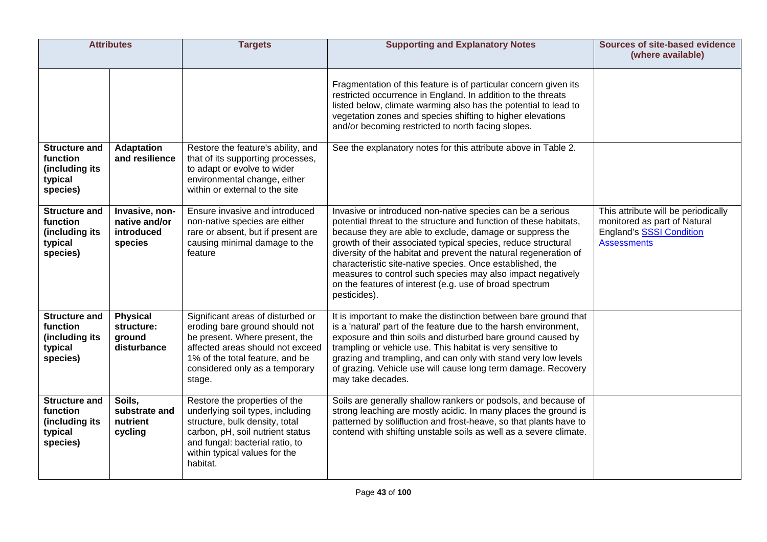| Attributes | | Targets | Supporting and Explanatory Notes | Sources of site-based evidence (where available) |
|---|---|---|---|---|
| | | | Fragmentation of this feature is of particular concern given its restricted occurrence in England. In addition to the threats listed below, climate warming also has the potential to lead to vegetation zones and species shifting to higher elevations and/or becoming restricted to north facing slopes. | |
| **Structure and function (including its typical species)** | **Adaptation and resilience** | Restore the feature's ability, and that of its supporting processes, to adapt or evolve to wider environmental change, either within or external to the site | See the explanatory notes for this attribute above in Table 2. | |
| **Structure and function (including its typical species)** | **Invasive, non-native and/or introduced species** | Ensure invasive and introduced non-native species are either rare or absent, but if present are causing minimal damage to the feature | Invasive or introduced non-native species can be a serious potential threat to the structure and function of these habitats, because they are able to exclude, damage or suppress the growth of their associated typical species, reduce structural diversity of the habitat and prevent the natural regeneration of characteristic site-native species. Once established, the measures to control such species may also impact negatively on the features of interest (e.g. use of broad spectrum pesticides). | This attribute will be periodically monitored as part of Natural England's SSSI Condition Assessments |
| **Structure and function (including its typical species)** | **Physical structure: ground disturbance** | Significant areas of disturbed or eroding bare ground should not be present. Where present, the affected areas should not exceed 1% of the total feature, and be considered only as a temporary stage. | It is important to make the distinction between bare ground that is a 'natural' part of the feature due to the harsh environment, exposure and thin soils and disturbed bare ground caused by trampling or vehicle use. This habitat is very sensitive to grazing and trampling, and can only with stand very low levels of grazing. Vehicle use will cause long term damage. Recovery may take decades. | |
| **Structure and function (including its typical species)** | **Soils, substrate and nutrient cycling** | Restore the properties of the underlying soil types, including structure, bulk density, total carbon, pH, soil nutrient status and fungal: bacterial ratio, to within typical values for the habitat. | Soils are generally shallow rankers or podsols, and because of strong leaching are mostly acidic. In many places the ground is patterned by solifluction and frost-heave, so that plants have to contend with shifting unstable soils as well as a severe climate. | |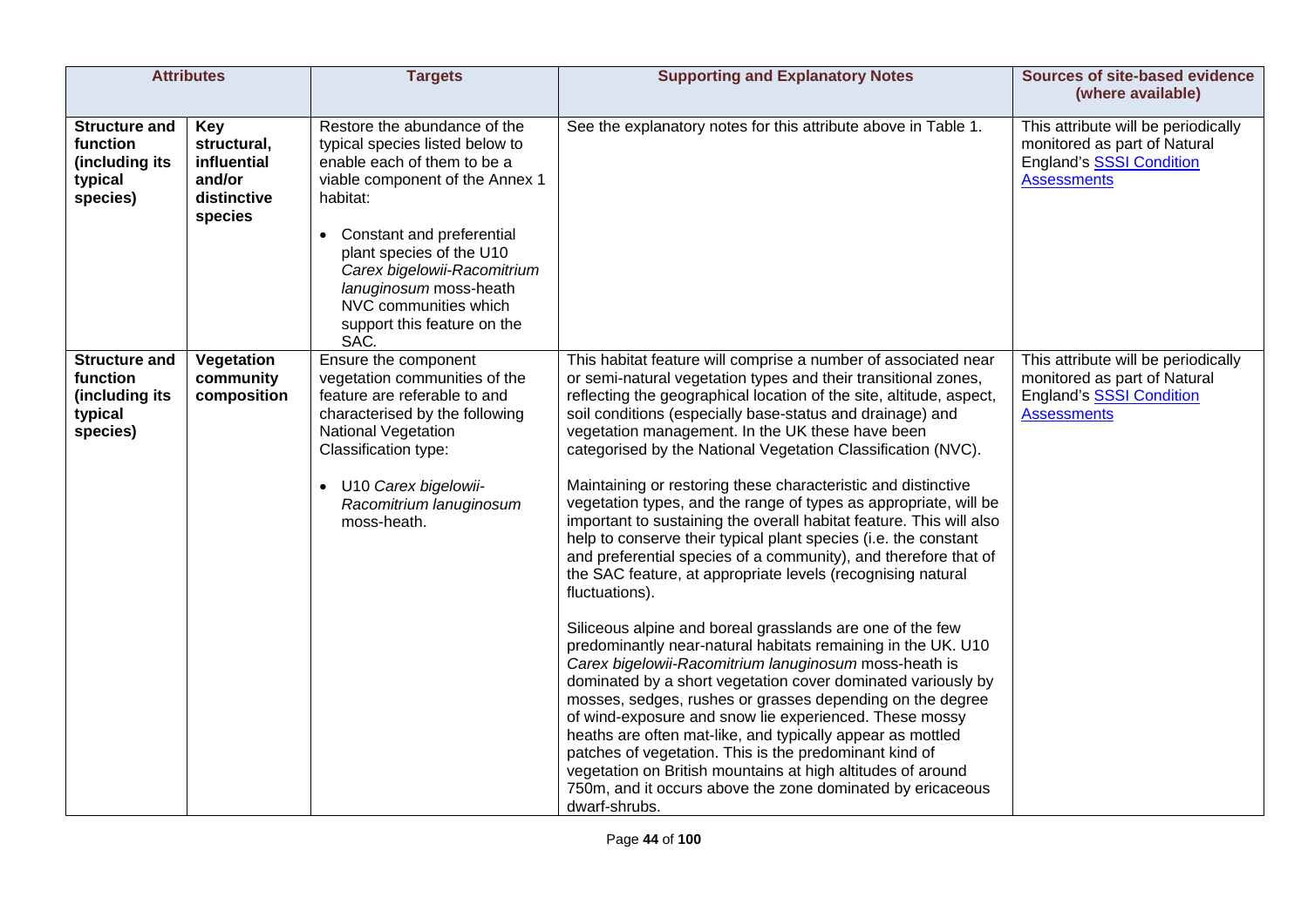| Attributes | | Targets | Supporting and Explanatory Notes | Sources of site-based evidence (where available) |
|---|---|---|---|---|
| **Structure and function (including its typical species)** | **Key structural, influential and/or distinctive species** | Restore the abundance of the typical species listed below to enable each of them to be a viable component of the Annex 1 habitat:<br><br>• Constant and preferential plant species of the U10 *Carex bigelowii-Racomitrium lanuginosum* moss-heath NVC communities which support this feature on the SAC. | See the explanatory notes for this attribute above in Table 1. | This attribute will be periodically monitored as part of Natural England's [SSSI Condition Assessments](SSSI Condition Assessments) |
| **Structure and function (including its typical species)** | **Vegetation community composition** | Ensure the component vegetation communities of the feature are referable to and characterised by the following National Vegetation Classification type:<br><br>• U10 *Carex bigelowii-Racomitrium lanuginosum* moss-heath. | This habitat feature will comprise a number of associated near or semi-natural vegetation types and their transitional zones, reflecting the geographical location of the site, altitude, aspect, soil conditions (especially base-status and drainage) and vegetation management. In the UK these have been categorised by the National Vegetation Classification (NVC).<br><br>Maintaining or restoring these characteristic and distinctive vegetation types, and the range of types as appropriate, will be important to sustaining the overall habitat feature. This will also help to conserve their typical plant species (i.e. the constant and preferential species of a community), and therefore that of the SAC feature, at appropriate levels (recognising natural fluctuations).<br><br>Siliceous alpine and boreal grasslands are one of the few predominantly near-natural habitats remaining in the UK. U10 *Carex bigelowii-Racomitrium lanuginosum* moss-heath is dominated by a short vegetation cover dominated variously by mosses, sedges, rushes or grasses depending on the degree of wind-exposure and snow lie experienced. These mossy heaths are often mat-like, and typically appear as mottled patches of vegetation. This is the predominant kind of vegetation on British mountains at high altitudes of around 750m, and it occurs above the zone dominated by ericaceous dwarf-shrubs. | This attribute will be periodically monitored as part of Natural England's [SSSI Condition Assessments](SSSI Condition Assessments) |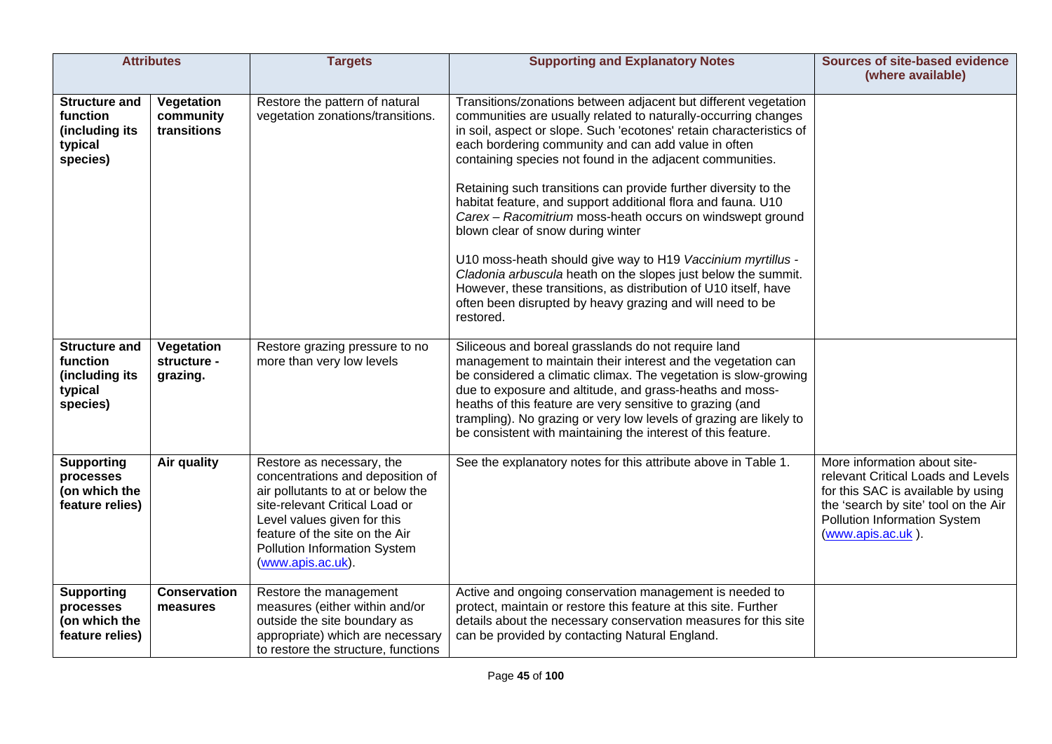| Attributes | | Targets | Supporting and Explanatory Notes | Sources of site-based evidence (where available) |
|---|---|---|---|---|
| **Structure and function (including its typical species)** | **Vegetation community transitions** | Restore the pattern of natural vegetation zonations/transitions. | Transitions/zonations between adjacent but different vegetation communities are usually related to naturally-occurring changes in soil, aspect or slope. Such 'ecotones' retain characteristics of each bordering community and can add value in often containing species not found in the adjacent communities.<br><br>Retaining such transitions can provide further diversity to the habitat feature, and support additional flora and fauna. U10 *Carex – Racomitrium* moss-heath occurs on windswept ground blown clear of snow during winter<br><br>U10 moss-heath should give way to H19 *Vaccinium myrtillus - Cladonia arbuscula* heath on the slopes just below the summit. However, these transitions, as distribution of U10 itself, have often been disrupted by heavy grazing and will need to be restored. | |
| **Structure and function (including its typical species)** | **Vegetation structure - grazing.** | Restore grazing pressure to no more than very low levels | Siliceous and boreal grasslands do not require land management to maintain their interest and the vegetation can be considered a climatic climax. The vegetation is slow-growing due to exposure and altitude, and grass-heaths and moss-heaths of this feature are very sensitive to grazing (and trampling). No grazing or very low levels of grazing are likely to be consistent with maintaining the interest of this feature. | |
| **Supporting processes (on which the feature relies)** | **Air quality** | Restore as necessary, the concentrations and deposition of air pollutants to at or below the site-relevant Critical Load or Level values given for this feature of the site on the Air Pollution Information System (www.apis.ac.uk). | See the explanatory notes for this attribute above in Table 1. | More information about site-relevant Critical Loads and Levels for this SAC is available by using the 'search by site' tool on the Air Pollution Information System (www.apis.ac.uk ). |
| **Supporting processes (on which the feature relies)** | **Conservation measures** | Restore the management measures (either within and/or outside the site boundary as appropriate) which are necessary to restore the structure, functions | Active and ongoing conservation management is needed to protect, maintain or restore this feature at this site. Further details about the necessary conservation measures for this site can be provided by contacting Natural England. | |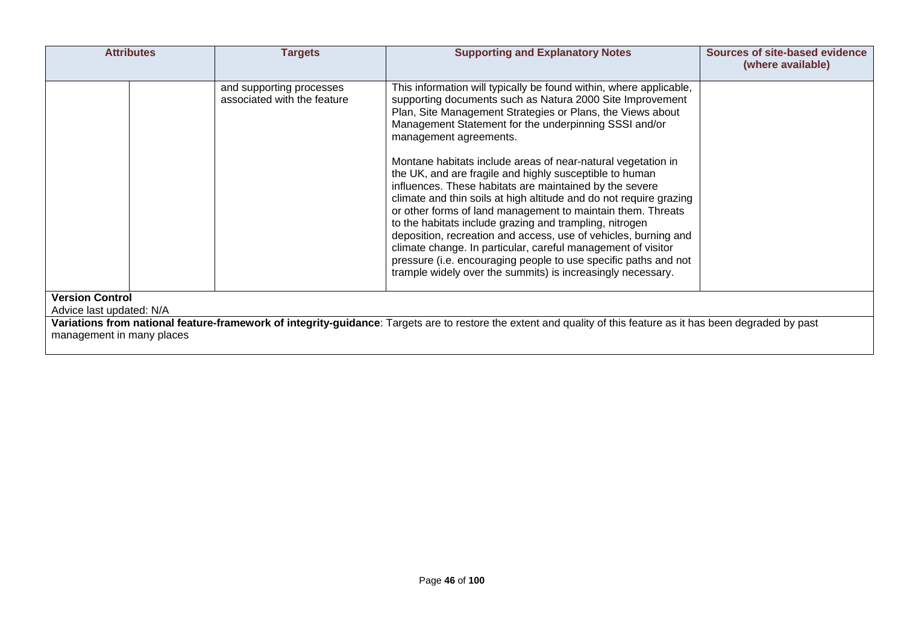| Attributes | | Targets | Supporting and Explanatory Notes | Sources of site-based evidence (where available) |
|---|---|---|---|---|
| | | and supporting processes associated with the feature | This information will typically be found within, where applicable, supporting documents such as Natura 2000 Site Improvement Plan, Site Management Strategies or Plans, the Views about Management Statement for the underpinning SSSI and/or management agreements.<br><br>Montane habitats include areas of near-natural vegetation in the UK, and are fragile and highly susceptible to human influences. These habitats are maintained by the severe climate and thin soils at high altitude and do not require grazing or other forms of land management to maintain them. Threats to the habitats include grazing and trampling, nitrogen deposition, recreation and access, use of vehicles, burning and climate change. In particular, careful management of visitor pressure (i.e. encouraging people to use specific paths and not trample widely over the summits) is increasingly necessary. | |

**Version Control**

Advice last updated: N/A

**Variations from national feature-framework of integrity-guidance**: Targets are to restore the extent and quality of this feature as it has been degraded by past management in many places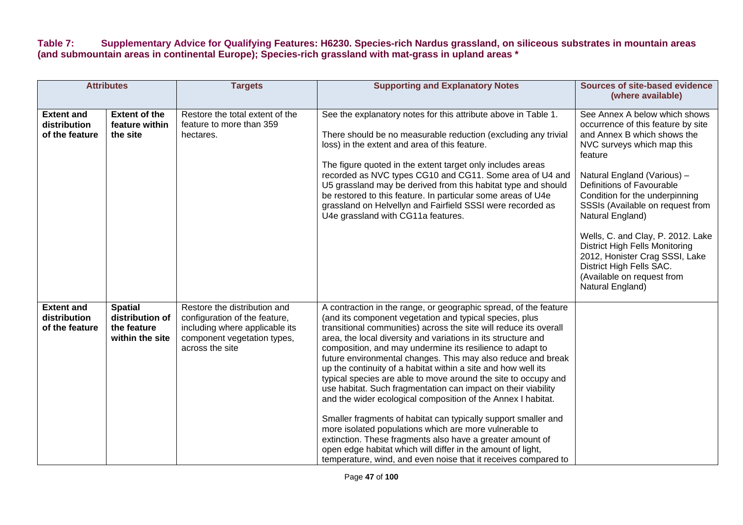**Table 7: Supplementary Advice for Qualifying Features: H6230. Species-rich Nardus grassland, on siliceous substrates in mountain areas (and submountain areas in continental Europe); Species-rich grassland with mat-grass in upland areas ***

| Attributes | | Targets | Supporting and Explanatory Notes | Sources of site-based evidence (where available) |
|---|---|---|---|---|
| **Extent and distribution of the feature** | **Extent of the feature within the site** | Restore the total extent of the feature to more than 359 hectares. | See the explanatory notes for this attribute above in Table 1.<br><br>There should be no measurable reduction (excluding any trivial loss) in the extent and area of this feature.<br><br>The figure quoted in the extent target only includes areas recorded as NVC types CG10 and CG11. Some area of U4 and U5 grassland may be derived from this habitat type and should be restored to this feature. In particular some areas of U4e grassland on Helvellyn and Fairfield SSSI were recorded as U4e grassland with CG11a features. | See Annex A below which shows occurrence of this feature by site and Annex B which shows the NVC surveys which map this feature<br><br>Natural England (Various) – Definitions of Favourable Condition for the underpinning SSSIs (Available on request from Natural England)<br><br>Wells, C. and Clay, P. 2012. Lake District High Fells Monitoring 2012, Honister Crag SSSI, Lake District High Fells SAC. (Available on request from Natural England) |
| **Extent and distribution of the feature** | **Spatial distribution of the feature within the site** | Restore the distribution and configuration of the feature, including where applicable its component vegetation types, across the site | A contraction in the range, or geographic spread, of the feature (and its component vegetation and typical species, plus transitional communities) across the site will reduce its overall area, the local diversity and variations in its structure and composition, and may undermine its resilience to adapt to future environmental changes. This may also reduce and break up the continuity of a habitat within a site and how well its typical species are able to move around the site to occupy and use habitat. Such fragmentation can impact on their viability and the wider ecological composition of the Annex I habitat.<br><br>Smaller fragments of habitat can typically support smaller and more isolated populations which are more vulnerable to extinction. These fragments also have a greater amount of open edge habitat which will differ in the amount of light, temperature, wind, and even noise that it receives compared to | |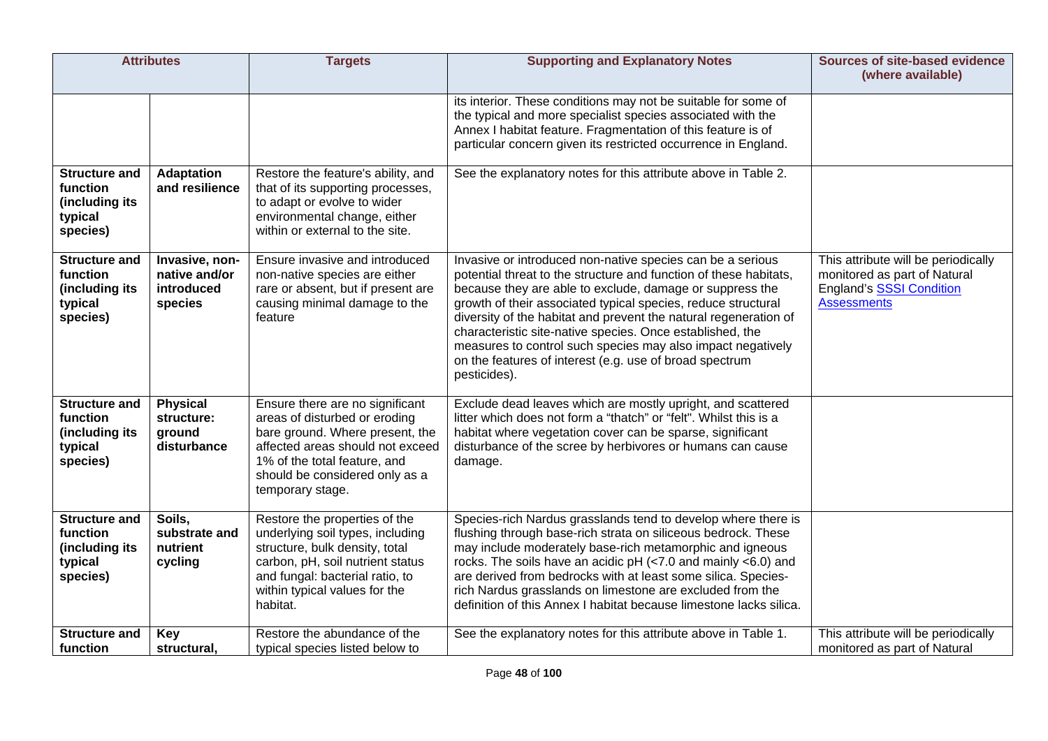| Attributes | | Targets | Supporting and Explanatory Notes | Sources of site-based evidence (where available) |
|---|---|---|---|---|
| | | | its interior. These conditions may not be suitable for some of the typical and more specialist species associated with the Annex I habitat feature. Fragmentation of this feature is of particular concern given its restricted occurrence in England. | |
| **Structure and function (including its typical species)** | **Adaptation and resilience** | Restore the feature's ability, and that of its supporting processes, to adapt or evolve to wider environmental change, either within or external to the site. | See the explanatory notes for this attribute above in Table 2. | |
| **Structure and function (including its typical species)** | **Invasive, non-native and/or introduced species** | Ensure invasive and introduced non-native species are either rare or absent, but if present are causing minimal damage to the feature | Invasive or introduced non-native species can be a serious potential threat to the structure and function of these habitats, because they are able to exclude, damage or suppress the growth of their associated typical species, reduce structural diversity of the habitat and prevent the natural regeneration of characteristic site-native species. Once established, the measures to control such species may also impact negatively on the features of interest (e.g. use of broad spectrum pesticides). | This attribute will be periodically monitored as part of Natural England's SSSI Condition Assessments |
| **Structure and function (including its typical species)** | **Physical structure: ground disturbance** | Ensure there are no significant areas of disturbed or eroding bare ground. Where present, the affected areas should not exceed 1% of the total feature, and should be considered only as a temporary stage. | Exclude dead leaves which are mostly upright, and scattered litter which does not form a "thatch" or "felt". Whilst this is a habitat where vegetation cover can be sparse, significant disturbance of the scree by herbivores or humans can cause damage. | |
| **Structure and function (including its typical species)** | **Soils, substrate and nutrient cycling** | Restore the properties of the underlying soil types, including structure, bulk density, total carbon, pH, soil nutrient status and fungal: bacterial ratio, to within typical values for the habitat. | Species-rich Nardus grasslands tend to develop where there is flushing through base-rich strata on siliceous bedrock. These may include moderately base-rich metamorphic and igneous rocks. The soils have an acidic pH (<7.0 and mainly <6.0) and are derived from bedrocks with at least some silica. Species-rich Nardus grasslands on limestone are excluded from the definition of this Annex I habitat because limestone lacks silica. | |
| **Structure and function** | **Key structural,** | Restore the abundance of the typical species listed below to | See the explanatory notes for this attribute above in Table 1. | This attribute will be periodically monitored as part of Natural |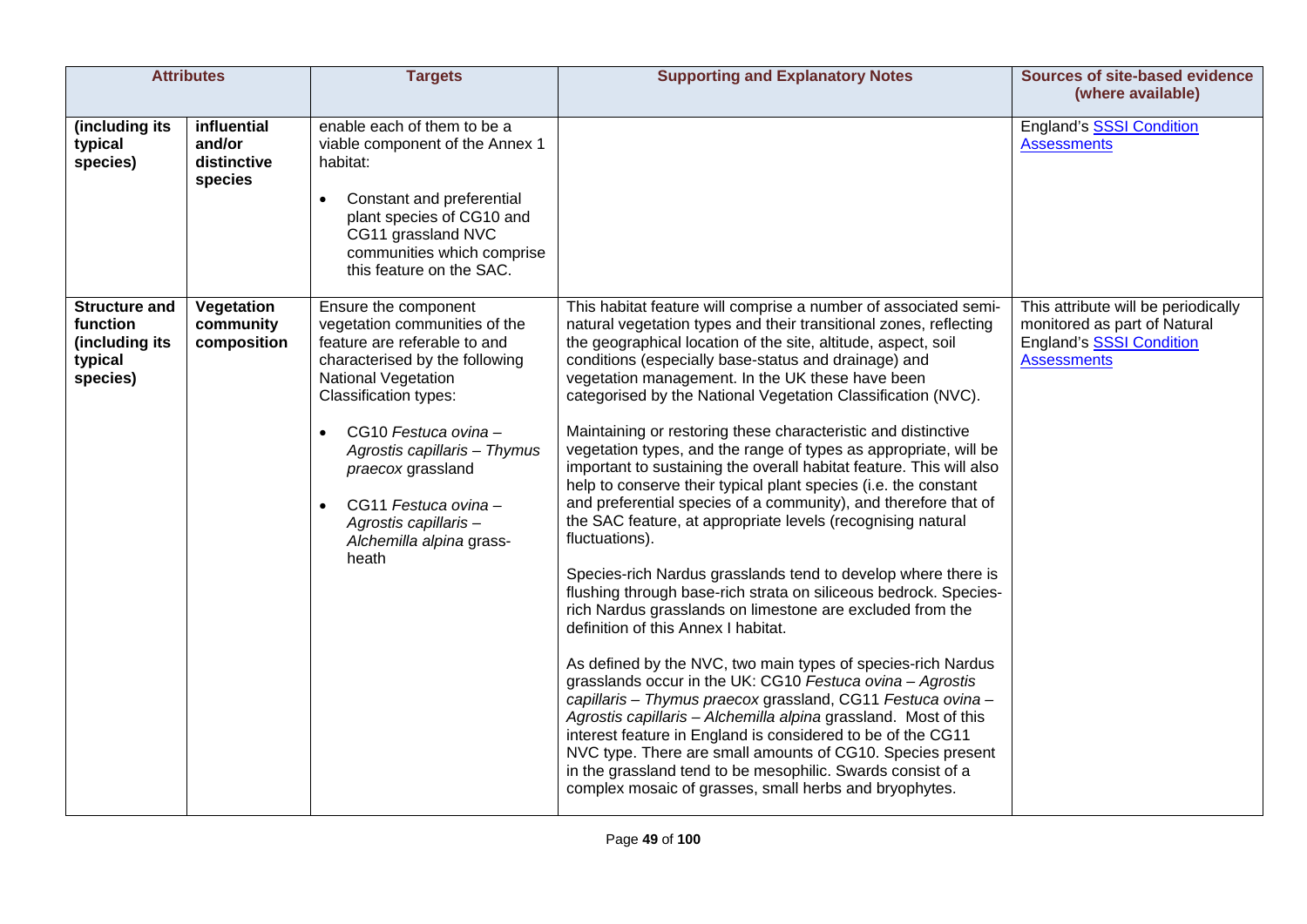| Attributes | | Targets | Supporting and Explanatory Notes | Sources of site-based evidence (where available) |
|---|---|---|---|---|
| **(including its typical species)** | **influential and/or distinctive species** | enable each of them to be a viable component of the Annex 1 habitat:<br><br>• Constant and preferential plant species of CG10 and CG11 grassland NVC communities which comprise this feature on the SAC. | | England's SSSI Condition Assessments |
| **Structure and function (including its typical species)** | **Vegetation community composition** | Ensure the component vegetation communities of the feature are referable to and characterised by the following National Vegetation Classification types:<br><br>• CG10 *Festuca ovina – Agrostis capillaris – Thymus praecox* grassland<br><br>• CG11 *Festuca ovina – Agrostis capillaris – Alchemilla alpina* grass-heath | This habitat feature will comprise a number of associated semi-natural vegetation types and their transitional zones, reflecting the geographical location of the site, altitude, aspect, soil conditions (especially base-status and drainage) and vegetation management. In the UK these have been categorised by the National Vegetation Classification (NVC).<br><br>Maintaining or restoring these characteristic and distinctive vegetation types, and the range of types as appropriate, will be important to sustaining the overall habitat feature. This will also help to conserve their typical plant species (i.e. the constant and preferential species of a community), and therefore that of the SAC feature, at appropriate levels (recognising natural fluctuations).<br><br>Species-rich Nardus grasslands tend to develop where there is flushing through base-rich strata on siliceous bedrock. Species-rich Nardus grasslands on limestone are excluded from the definition of this Annex I habitat.<br><br>As defined by the NVC, two main types of species-rich Nardus grasslands occur in the UK: CG10 *Festuca ovina – Agrostis capillaris – Thymus praecox* grassland, CG11 *Festuca ovina – Agrostis capillaris – Alchemilla alpina* grassland. Most of this interest feature in England is considered to be of the CG11 NVC type. There are small amounts of CG10. Species present in the grassland tend to be mesophilic. Swards consist of a complex mosaic of grasses, small herbs and bryophytes. | This attribute will be periodically monitored as part of Natural England's SSSI Condition Assessments |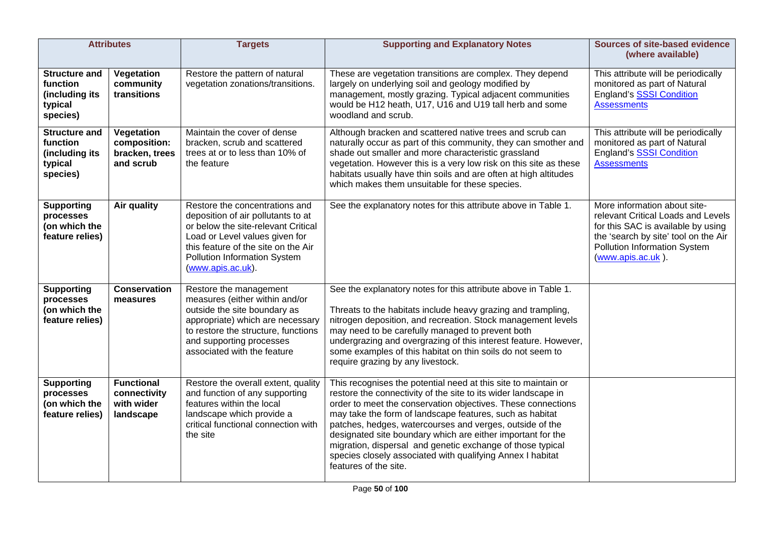| Attributes | | Targets | Supporting and Explanatory Notes | Sources of site-based evidence (where available) |
|---|---|---|---|---|
| **Structure and function (including its typical species)** | **Vegetation community transitions** | Restore the pattern of natural vegetation zonations/transitions. | These are vegetation transitions are complex. They depend largely on underlying soil and geology modified by management, mostly grazing. Typical adjacent communities would be H12 heath, U17, U16 and U19 tall herb and some woodland and scrub. | This attribute will be periodically monitored as part of Natural England's SSSI Condition Assessments |
| **Structure and function (including its typical species)** | **Vegetation composition: bracken, trees and scrub** | Maintain the cover of dense bracken, scrub and scattered trees at or to less than 10% of the feature | Although bracken and scattered native trees and scrub can naturally occur as part of this community, they can smother and shade out smaller and more characteristic grassland vegetation. However this is a very low risk on this site as these habitats usually have thin soils and are often at high altitudes which makes them unsuitable for these species. | This attribute will be periodically monitored as part of Natural England's SSSI Condition Assessments |
| **Supporting processes (on which the feature relies)** | **Air quality** | Restore the concentrations and deposition of air pollutants to at or below the site-relevant Critical Load or Level values given for this feature of the site on the Air Pollution Information System (www.apis.ac.uk). | See the explanatory notes for this attribute above in Table 1. | More information about site-relevant Critical Loads and Levels for this SAC is available by using the 'search by site' tool on the Air Pollution Information System (www.apis.ac.uk ). |
| **Supporting processes (on which the feature relies)** | **Conservation measures** | Restore the management measures (either within and/or outside the site boundary as appropriate) which are necessary to restore the structure, functions and supporting processes associated with the feature | See the explanatory notes for this attribute above in Table 1.<br><br>Threats to the habitats include heavy grazing and trampling, nitrogen deposition, and recreation. Stock management levels may need to be carefully managed to prevent both undergrazing and overgrazing of this interest feature. However, some examples of this habitat on thin soils do not seem to require grazing by any livestock. | |
| **Supporting processes (on which the feature relies)** | **Functional connectivity with wider landscape** | Restore the overall extent, quality and function of any supporting features within the local landscape which provide a critical functional connection with the site | This recognises the potential need at this site to maintain or restore the connectivity of the site to its wider landscape in order to meet the conservation objectives. These connections may take the form of landscape features, such as habitat patches, hedges, watercourses and verges, outside of the designated site boundary which are either important for the migration, dispersal and genetic exchange of those typical species closely associated with qualifying Annex I habitat features of the site. | |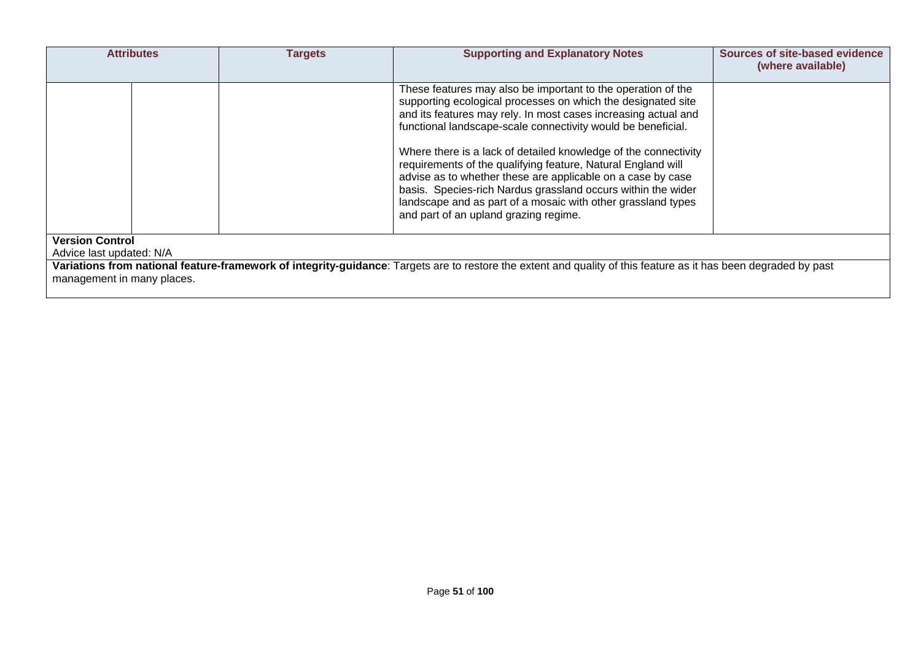| Attributes | | Targets | Supporting and Explanatory Notes | Sources of site-based evidence (where available) |
|---|---|---|---|---|
| | | | These features may also be important to the operation of the supporting ecological processes on which the designated site and its features may rely. In most cases increasing actual and functional landscape-scale connectivity would be beneficial.<br><br>Where there is a lack of detailed knowledge of the connectivity requirements of the qualifying feature, Natural England will advise as to whether these are applicable on a case by case basis. Species-rich Nardus grassland occurs within the wider landscape and as part of a mosaic with other grassland types and part of an upland grazing regime. | |

**Version Control**

Advice last updated: N/A

**Variations from national feature-framework of integrity-guidance**: Targets are to restore the extent and quality of this feature as it has been degraded by past management in many places.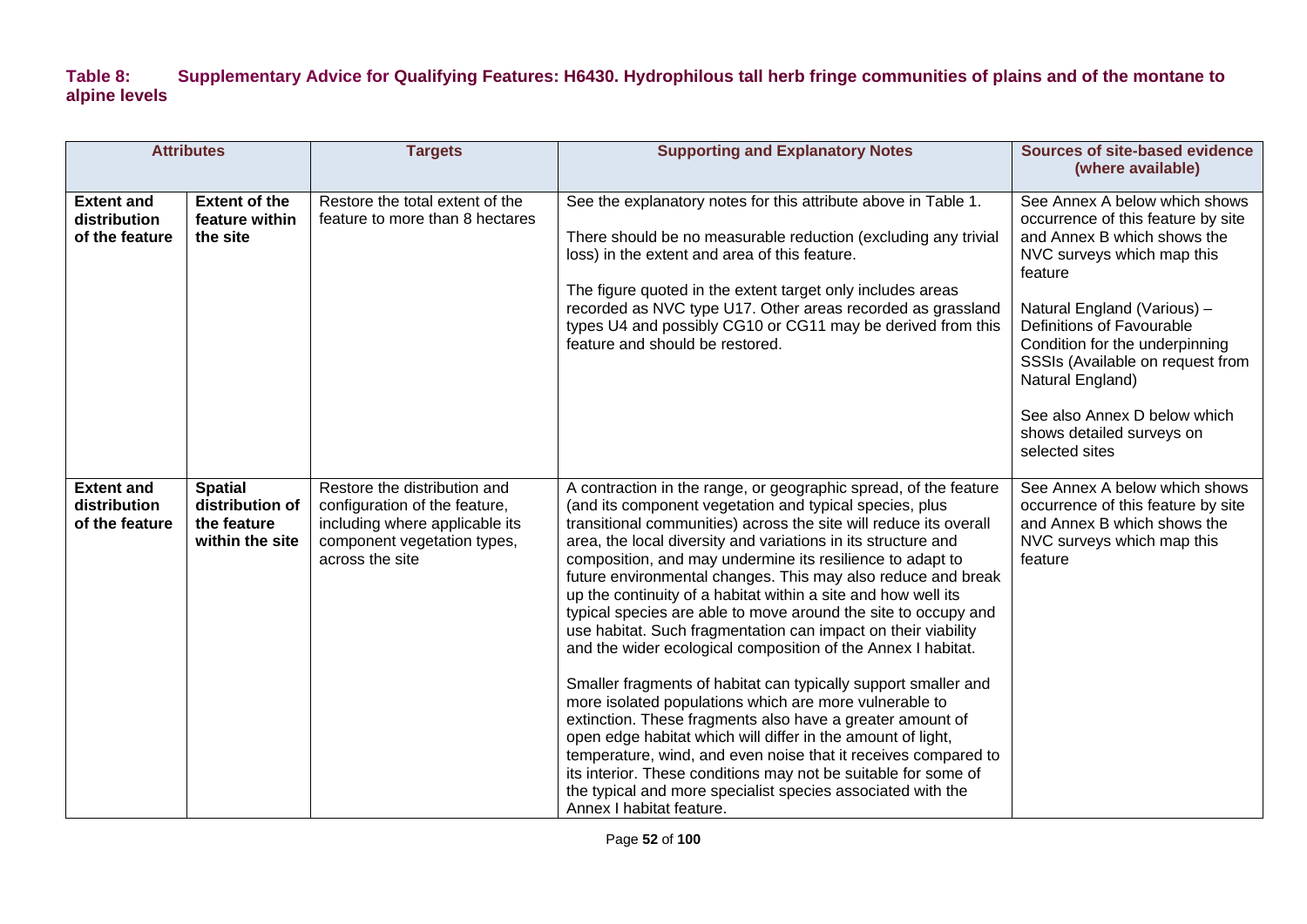**Table 8: Supplementary Advice for Qualifying Features: H6430. Hydrophilous tall herb fringe communities of plains and of the montane to alpine levels**

| Attributes | | Targets | Supporting and Explanatory Notes | Sources of site-based evidence (where available) |
|---|---|---|---|---|
| **Extent and distribution of the feature** | **Extent of the feature within the site** | Restore the total extent of the feature to more than 8 hectares | See the explanatory notes for this attribute above in Table 1.<br><br>There should be no measurable reduction (excluding any trivial loss) in the extent and area of this feature.<br><br>The figure quoted in the extent target only includes areas recorded as NVC type U17. Other areas recorded as grassland types U4 and possibly CG10 or CG11 may be derived from this feature and should be restored. | See Annex A below which shows occurrence of this feature by site and Annex B which shows the NVC surveys which map this feature<br><br>Natural England (Various) – Definitions of Favourable Condition for the underpinning SSSIs (Available on request from Natural England)<br><br>See also Annex D below which shows detailed surveys on selected sites |
| **Extent and distribution of the feature** | **Spatial distribution of the feature within the site** | Restore the distribution and configuration of the feature, including where applicable its component vegetation types, across the site | A contraction in the range, or geographic spread, of the feature (and its component vegetation and typical species, plus transitional communities) across the site will reduce its overall area, the local diversity and variations in its structure and composition, and may undermine its resilience to adapt to future environmental changes. This may also reduce and break up the continuity of a habitat within a site and how well its typical species are able to move around the site to occupy and use habitat. Such fragmentation can impact on their viability and the wider ecological composition of the Annex I habitat.<br><br>Smaller fragments of habitat can typically support smaller and more isolated populations which are more vulnerable to extinction. These fragments also have a greater amount of open edge habitat which will differ in the amount of light, temperature, wind, and even noise that it receives compared to its interior. These conditions may not be suitable for some of the typical and more specialist species associated with the Annex I habitat feature. | See Annex A below which shows occurrence of this feature by site and Annex B which shows the NVC surveys which map this feature |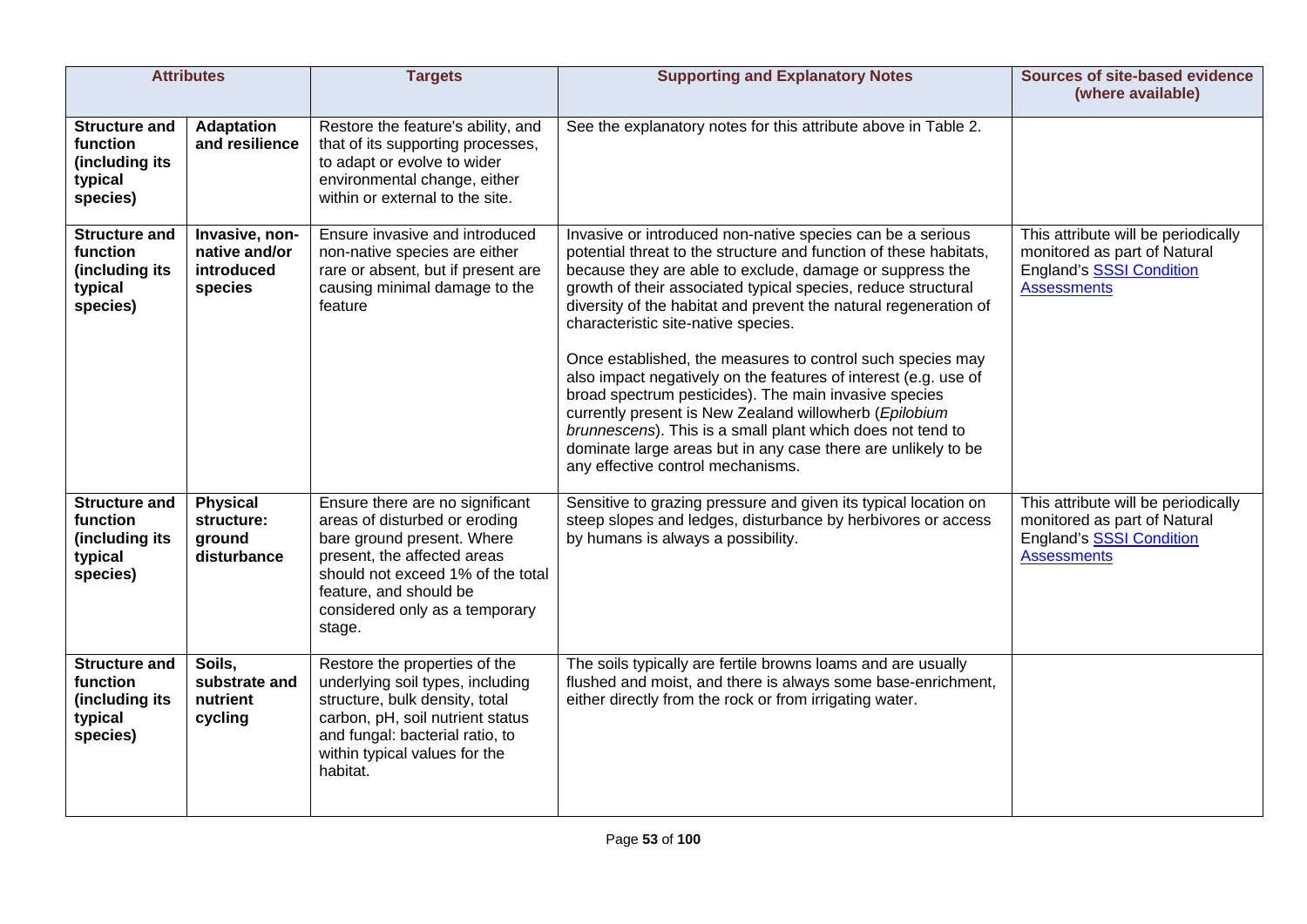| Attributes | | Targets | Supporting and Explanatory Notes | Sources of site-based evidence (where available) |
|---|---|---|---|---|
| **Structure and function (including its typical species)** | **Adaptation and resilience** | Restore the feature's ability, and that of its supporting processes, to adapt or evolve to wider environmental change, either within or external to the site. | See the explanatory notes for this attribute above in Table 2. | |
| **Structure and function (including its typical species)** | **Invasive, non-native and/or introduced species** | Ensure invasive and introduced non-native species are either rare or absent, but if present are causing minimal damage to the feature | Invasive or introduced non-native species can be a serious potential threat to the structure and function of these habitats, because they are able to exclude, damage or suppress the growth of their associated typical species, reduce structural diversity of the habitat and prevent the natural regeneration of characteristic site-native species.<br><br>Once established, the measures to control such species may also impact negatively on the features of interest (e.g. use of broad spectrum pesticides). The main invasive species currently present is New Zealand willowherb (*Epilobium brunnescens*). This is a small plant which does not tend to dominate large areas but in any case there are unlikely to be any effective control mechanisms. | This attribute will be periodically monitored as part of Natural England's SSSI Condition Assessments |
| **Structure and function (including its typical species)** | **Physical structure: ground disturbance** | Ensure there are no significant areas of disturbed or eroding bare ground present. Where present, the affected areas should not exceed 1% of the total feature, and should be considered only as a temporary stage. | Sensitive to grazing pressure and given its typical location on steep slopes and ledges, disturbance by herbivores or access by humans is always a possibility. | This attribute will be periodically monitored as part of Natural England's SSSI Condition Assessments |
| **Structure and function (including its typical species)** | **Soils, substrate and nutrient cycling** | Restore the properties of the underlying soil types, including structure, bulk density, total carbon, pH, soil nutrient status and fungal: bacterial ratio, to within typical values for the habitat. | The soils typically are fertile browns loams and are usually flushed and moist, and there is always some base-enrichment, either directly from the rock or from irrigating water. | |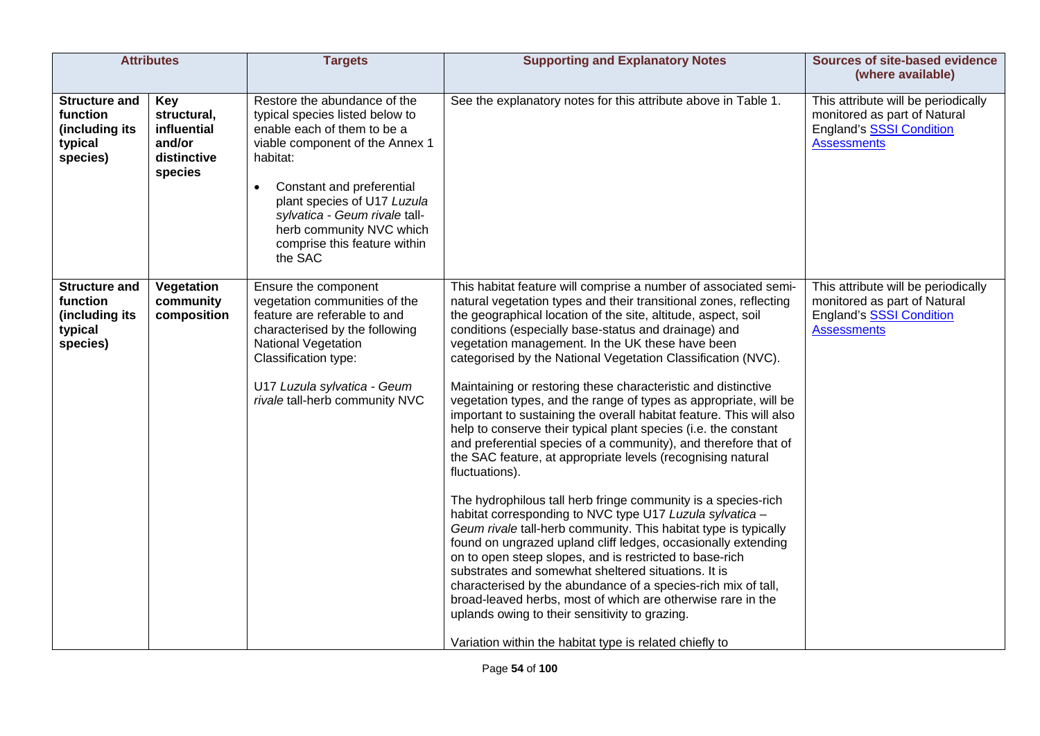| Attributes | | Targets | Supporting and Explanatory Notes | Sources of site-based evidence (where available) |
|---|---|---|---|---|
| **Structure and function (including its typical species)** | **Key structural, influential and/or distinctive species** | Restore the abundance of the typical species listed below to enable each of them to be a viable component of the Annex 1 habitat:<br><br>• Constant and preferential plant species of U17 *Luzula sylvatica - Geum rivale* tall-herb community NVC which comprise this feature within the SAC | See the explanatory notes for this attribute above in Table 1. | This attribute will be periodically monitored as part of Natural England's [SSSI Condition Assessments]() |
| **Structure and function (including its typical species)** | **Vegetation community composition** | Ensure the component vegetation communities of the feature are referable to and characterised by the following National Vegetation Classification type:<br><br>U17 *Luzula sylvatica - Geum rivale* tall-herb community NVC | This habitat feature will comprise a number of associated semi-natural vegetation types and their transitional zones, reflecting the geographical location of the site, altitude, aspect, soil conditions (especially base-status and drainage) and vegetation management. In the UK these have been categorised by the National Vegetation Classification (NVC).<br><br>Maintaining or restoring these characteristic and distinctive vegetation types, and the range of types as appropriate, will be important to sustaining the overall habitat feature. This will also help to conserve their typical plant species (i.e. the constant and preferential species of a community), and therefore that of the SAC feature, at appropriate levels (recognising natural fluctuations).<br><br>The hydrophilous tall herb fringe community is a species-rich habitat corresponding to NVC type U17 *Luzula sylvatica – Geum rivale* tall-herb community. This habitat type is typically found on ungrazed upland cliff ledges, occasionally extending on to open steep slopes, and is restricted to base-rich substrates and somewhat sheltered situations. It is characterised by the abundance of a species-rich mix of tall, broad-leaved herbs, most of which are otherwise rare in the uplands owing to their sensitivity to grazing.<br><br>Variation within the habitat type is related chiefly to | This attribute will be periodically monitored as part of Natural England's [SSSI Condition Assessments]() |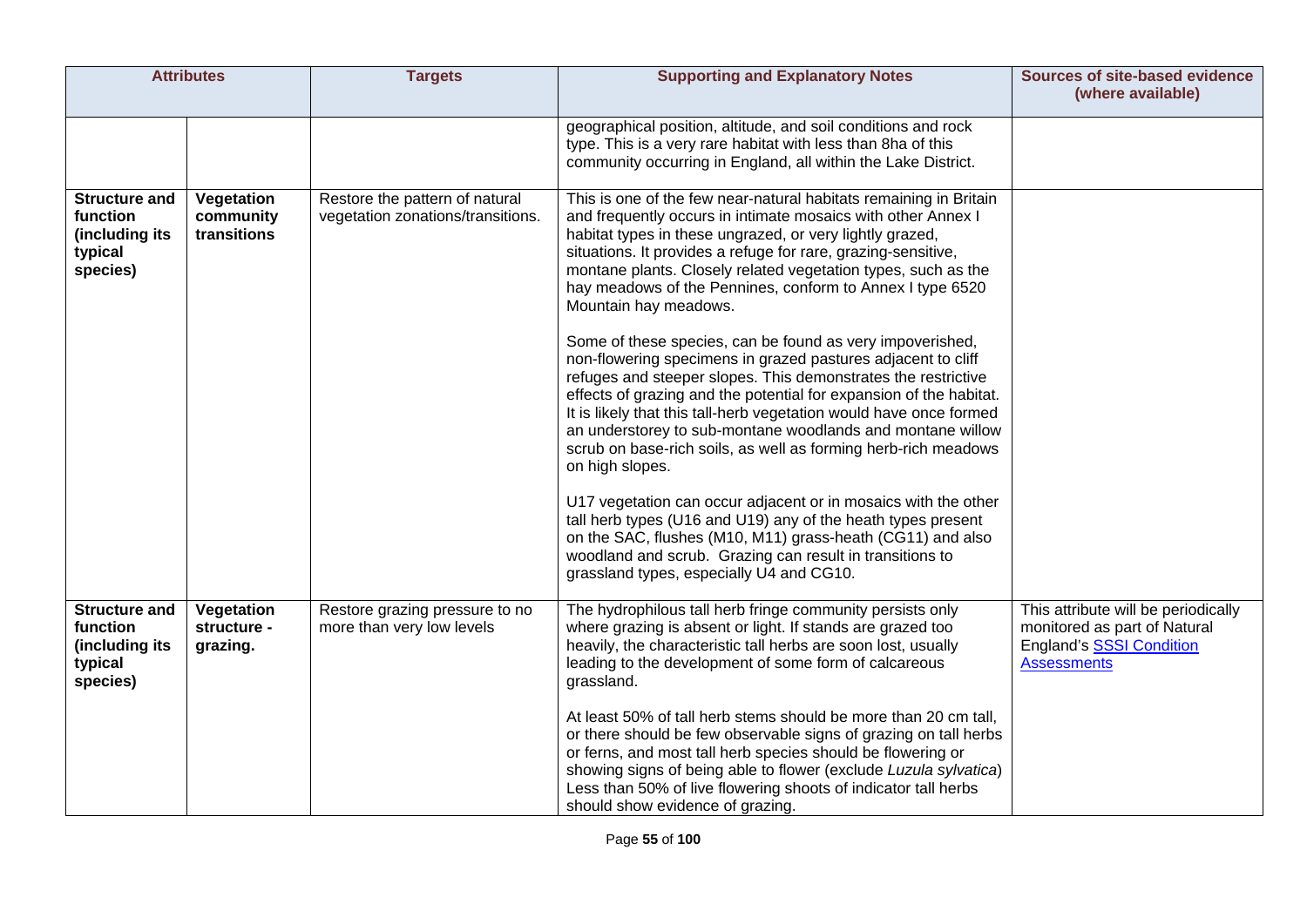| Attributes | | Targets | Supporting and Explanatory Notes | Sources of site-based evidence (where available) |
|---|---|---|---|---|
| | | | geographical position, altitude, and soil conditions and rock type. This is a very rare habitat with less than 8ha of this community occurring in England, all within the Lake District. | |
| **Structure and function (including its typical species)** | **Vegetation community transitions** | Restore the pattern of natural vegetation zonations/transitions. | This is one of the few near-natural habitats remaining in Britain and frequently occurs in intimate mosaics with other Annex I habitat types in these ungrazed, or very lightly grazed, situations. It provides a refuge for rare, grazing-sensitive, montane plants. Closely related vegetation types, such as the hay meadows of the Pennines, conform to Annex I type 6520 Mountain hay meadows.<br><br>Some of these species, can be found as very impoverished, non-flowering specimens in grazed pastures adjacent to cliff refuges and steeper slopes. This demonstrates the restrictive effects of grazing and the potential for expansion of the habitat. It is likely that this tall-herb vegetation would have once formed an understorey to sub-montane woodlands and montane willow scrub on base-rich soils, as well as forming herb-rich meadows on high slopes.<br><br>U17 vegetation can occur adjacent or in mosaics with the other tall herb types (U16 and U19) any of the heath types present on the SAC, flushes (M10, M11) grass-heath (CG11) and also woodland and scrub. Grazing can result in transitions to grassland types, especially U4 and CG10. | |
| **Structure and function (including its typical species)** | **Vegetation structure - grazing.** | Restore grazing pressure to no more than very low levels | The hydrophilous tall herb fringe community persists only where grazing is absent or light. If stands are grazed too heavily, the characteristic tall herbs are soon lost, usually leading to the development of some form of calcareous grassland.<br><br>At least 50% of tall herb stems should be more than 20 cm tall, or there should be few observable signs of grazing on tall herbs or ferns, and most tall herb species should be flowering or showing signs of being able to flower (exclude *Luzula sylvatica*) Less than 50% of live flowering shoots of indicator tall herbs should show evidence of grazing. | This attribute will be periodically monitored as part of Natural England's SSSI Condition Assessments |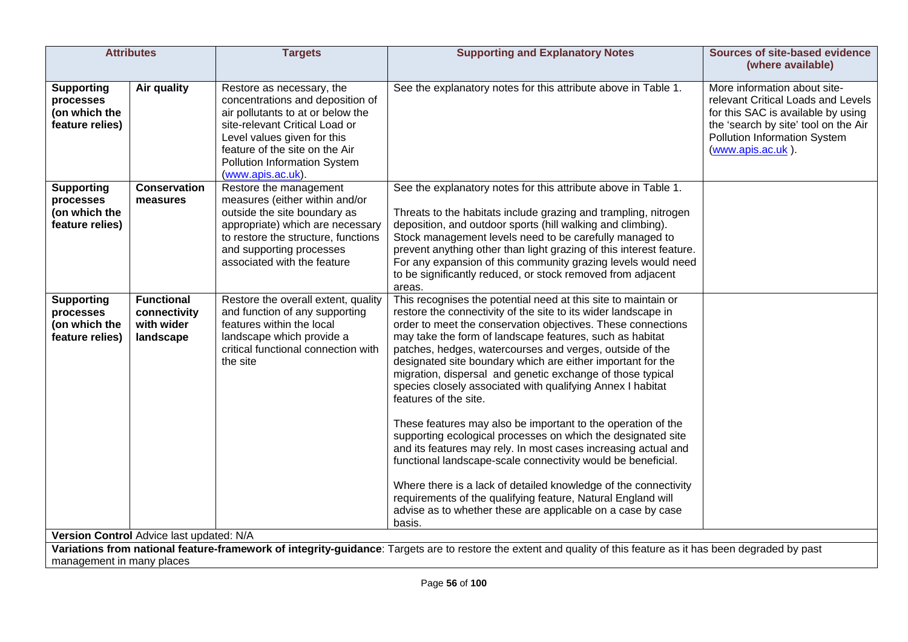| Attributes | | Targets | Supporting and Explanatory Notes | Sources of site-based evidence (where available) |
|---|---|---|---|---|
| **Supporting processes (on which the feature relies)** | **Air quality** | Restore as necessary, the concentrations and deposition of air pollutants to at or below the site-relevant Critical Load or Level values given for this feature of the site on the Air Pollution Information System (www.apis.ac.uk). | See the explanatory notes for this attribute above in Table 1. | More information about site-relevant Critical Loads and Levels for this SAC is available by using the 'search by site' tool on the Air Pollution Information System (www.apis.ac.uk ). |
| **Supporting processes (on which the feature relies)** | **Conservation measures** | Restore the management measures (either within and/or outside the site boundary as appropriate) which are necessary to restore the structure, functions and supporting processes associated with the feature | See the explanatory notes for this attribute above in Table 1.<br><br>Threats to the habitats include grazing and trampling, nitrogen deposition, and outdoor sports (hill walking and climbing). Stock management levels need to be carefully managed to prevent anything other than light grazing of this interest feature. For any expansion of this community grazing levels would need to be significantly reduced, or stock removed from adjacent areas. | |
| **Supporting processes (on which the feature relies)** | **Functional connectivity with wider landscape** | Restore the overall extent, quality and function of any supporting features within the local landscape which provide a critical functional connection with the site | This recognises the potential need at this site to maintain or restore the connectivity of the site to its wider landscape in order to meet the conservation objectives. These connections may take the form of landscape features, such as habitat patches, hedges, watercourses and verges, outside of the designated site boundary which are either important for the migration, dispersal and genetic exchange of those typical species closely associated with qualifying Annex I habitat features of the site.<br><br>These features may also be important to the operation of the supporting ecological processes on which the designated site and its features may rely. In most cases increasing actual and functional landscape-scale connectivity would be beneficial.<br><br>Where there is a lack of detailed knowledge of the connectivity requirements of the qualifying feature, Natural England will advise as to whether these are applicable on a case by case basis. | |

**Version Control** Advice last updated: N/A

**Variations from national feature-framework of integrity-guidance**: Targets are to restore the extent and quality of this feature as it has been degraded by past management in many places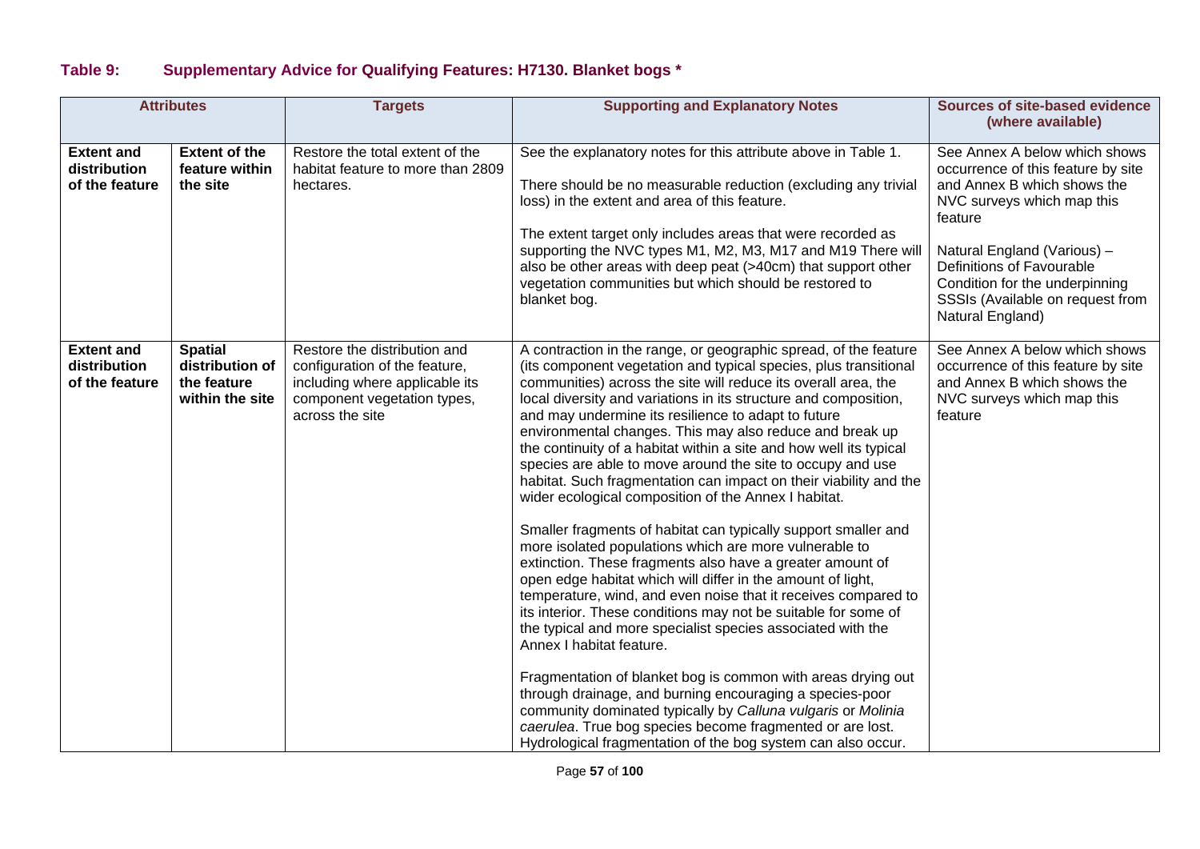### **Table 9: Supplementary Advice for Qualifying Features: H7130. Blanket bogs ***

| Attributes | | Targets | Supporting and Explanatory Notes | Sources of site-based evidence (where available) |
|---|---|---|---|---|
| **Extent and distribution of the feature** | **Extent of the feature within the site** | Restore the total extent of the habitat feature to more than 2809 hectares. | See the explanatory notes for this attribute above in Table 1.<br><br>There should be no measurable reduction (excluding any trivial loss) in the extent and area of this feature.<br><br>The extent target only includes areas that were recorded as supporting the NVC types M1, M2, M3, M17 and M19 There will also be other areas with deep peat (>40cm) that support other vegetation communities but which should be restored to blanket bog. | See Annex A below which shows occurrence of this feature by site and Annex B which shows the NVC surveys which map this feature<br><br>Natural England (Various) – Definitions of Favourable Condition for the underpinning SSSIs (Available on request from Natural England) |
| **Extent and distribution of the feature** | **Spatial distribution of the feature within the site** | Restore the distribution and configuration of the feature, including where applicable its component vegetation types, across the site | A contraction in the range, or geographic spread, of the feature (its component vegetation and typical species, plus transitional communities) across the site will reduce its overall area, the local diversity and variations in its structure and composition, and may undermine its resilience to adapt to future environmental changes. This may also reduce and break up the continuity of a habitat within a site and how well its typical species are able to move around the site to occupy and use habitat. Such fragmentation can impact on their viability and the wider ecological composition of the Annex I habitat.<br><br>Smaller fragments of habitat can typically support smaller and more isolated populations which are more vulnerable to extinction. These fragments also have a greater amount of open edge habitat which will differ in the amount of light, temperature, wind, and even noise that it receives compared to its interior. These conditions may not be suitable for some of the typical and more specialist species associated with the Annex I habitat feature.<br><br>Fragmentation of blanket bog is common with areas drying out through drainage, and burning encouraging a species-poor community dominated typically by *Calluna vulgaris* or *Molinia caerulea*. True bog species become fragmented or are lost. Hydrological fragmentation of the bog system can also occur. | See Annex A below which shows occurrence of this feature by site and Annex B which shows the NVC surveys which map this feature |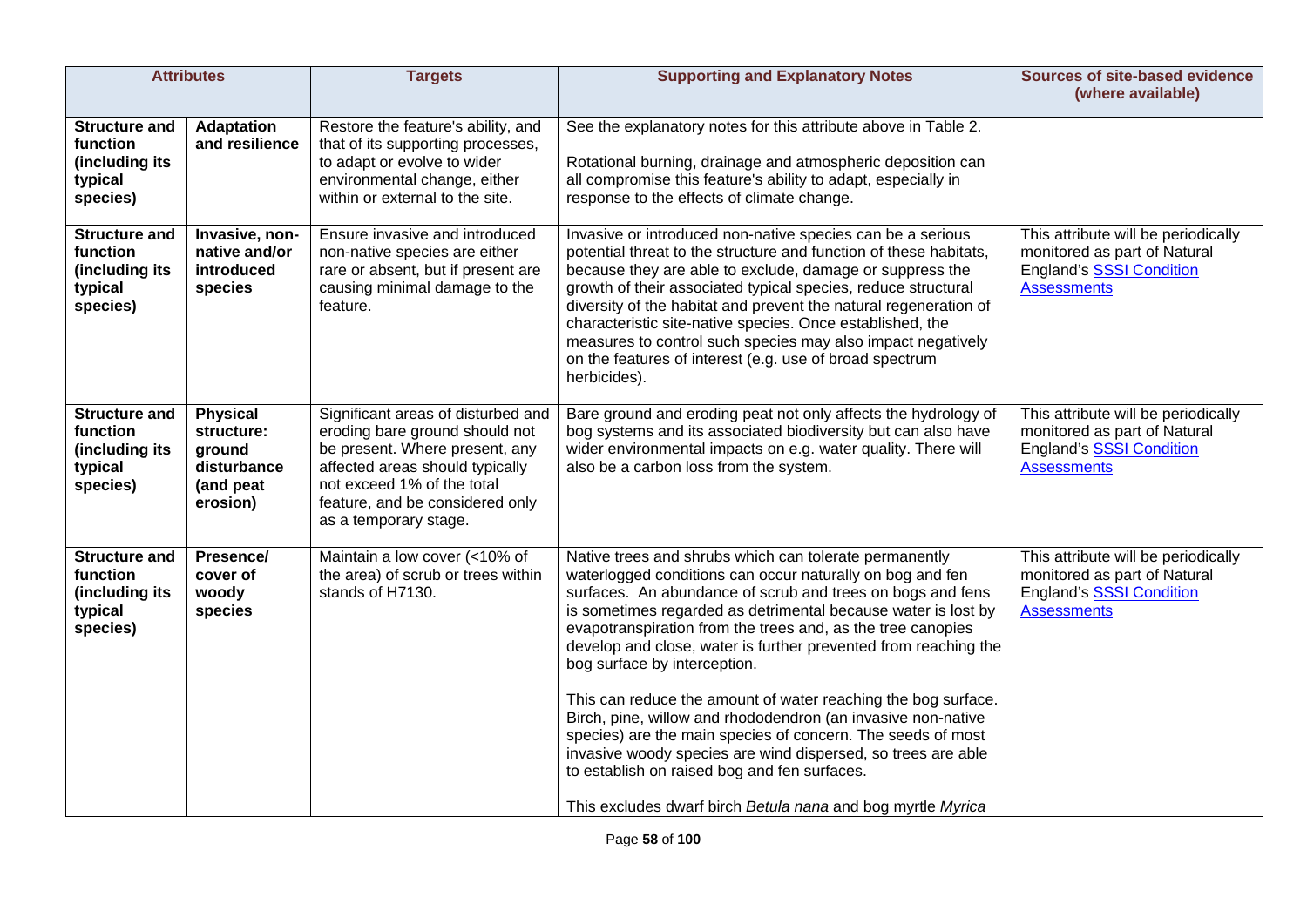| Attributes | | Targets | Supporting and Explanatory Notes | Sources of site-based evidence (where available) |
|---|---|---|---|---|
| **Structure and function (including its typical species)** | **Adaptation and resilience** | Restore the feature's ability, and that of its supporting processes, to adapt or evolve to wider environmental change, either within or external to the site. | See the explanatory notes for this attribute above in Table 2.<br><br>Rotational burning, drainage and atmospheric deposition can all compromise this feature's ability to adapt, especially in response to the effects of climate change. | |
| **Structure and function (including its typical species)** | **Invasive, non-native and/or introduced species** | Ensure invasive and introduced non-native species are either rare or absent, but if present are causing minimal damage to the feature. | Invasive or introduced non-native species can be a serious potential threat to the structure and function of these habitats, because they are able to exclude, damage or suppress the growth of their associated typical species, reduce structural diversity of the habitat and prevent the natural regeneration of characteristic site-native species. Once established, the measures to control such species may also impact negatively on the features of interest (e.g. use of broad spectrum herbicides). | This attribute will be periodically monitored as part of Natural England's SSSI Condition Assessments |
| **Structure and function (including its typical species)** | **Physical structure: ground disturbance (and peat erosion)** | Significant areas of disturbed and eroding bare ground should not be present. Where present, any affected areas should typically not exceed 1% of the total feature, and be considered only as a temporary stage. | Bare ground and eroding peat not only affects the hydrology of bog systems and its associated biodiversity but can also have wider environmental impacts on e.g. water quality. There will also be a carbon loss from the system. | This attribute will be periodically monitored as part of Natural England's SSSI Condition Assessments |
| **Structure and function (including its typical species)** | **Presence/ cover of woody species** | Maintain a low cover (<10% of the area) of scrub or trees within stands of H7130. | Native trees and shrubs which can tolerate permanently waterlogged conditions can occur naturally on bog and fen surfaces. An abundance of scrub and trees on bogs and fens is sometimes regarded as detrimental because water is lost by evapotranspiration from the trees and, as the tree canopies develop and close, water is further prevented from reaching the bog surface by interception.<br><br>This can reduce the amount of water reaching the bog surface. Birch, pine, willow and rhododendron (an invasive non-native species) are the main species of concern. The seeds of most invasive woody species are wind dispersed, so trees are able to establish on raised bog and fen surfaces.<br><br>This excludes dwarf birch *Betula nana* and bog myrtle *Myrica* | This attribute will be periodically monitored as part of Natural England's SSSI Condition Assessments |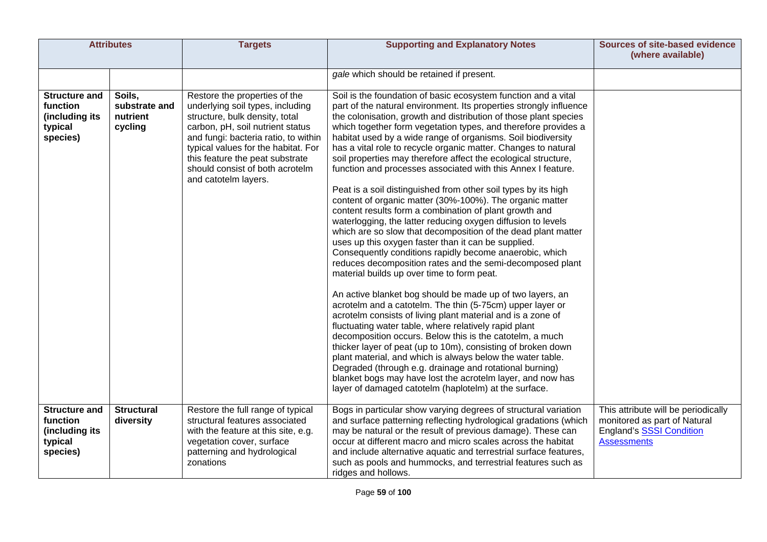| Attributes | | Targets | Supporting and Explanatory Notes | Sources of site-based evidence (where available) |
|---|---|---|---|---|
| | | | *gale* which should be retained if present. | |
| **Structure and function (including its typical species)** | **Soils, substrate and nutrient cycling** | Restore the properties of the underlying soil types, including structure, bulk density, total carbon, pH, soil nutrient status and fungi: bacteria ratio, to within typical values for the habitat. For this feature the peat substrate should consist of both acrotelm and catotelm layers. | Soil is the foundation of basic ecosystem function and a vital part of the natural environment. Its properties strongly influence the colonisation, growth and distribution of those plant species which together form vegetation types, and therefore provides a habitat used by a wide range of organisms. Soil biodiversity has a vital role to recycle organic matter. Changes to natural soil properties may therefore affect the ecological structure, function and processes associated with this Annex I feature.<br><br>Peat is a soil distinguished from other soil types by its high content of organic matter (30%-100%). The organic matter content results form a combination of plant growth and waterlogging, the latter reducing oxygen diffusion to levels which are so slow that decomposition of the dead plant matter uses up this oxygen faster than it can be supplied. Consequently conditions rapidly become anaerobic, which reduces decomposition rates and the semi-decomposed plant material builds up over time to form peat.<br><br>An active blanket bog should be made up of two layers, an acrotelm and a catotelm. The thin (5-75cm) upper layer or acrotelm consists of living plant material and is a zone of fluctuating water table, where relatively rapid plant decomposition occurs. Below this is the catotelm, a much thicker layer of peat (up to 10m), consisting of broken down plant material, and which is always below the water table. Degraded (through e.g. drainage and rotational burning) blanket bogs may have lost the acrotelm layer, and now has layer of damaged catotelm (haplotelm) at the surface. | |
| **Structure and function (including its typical species)** | **Structural diversity** | Restore the full range of typical structural features associated with the feature at this site, e.g. vegetation cover, surface patterning and hydrological zonations | Bogs in particular show varying degrees of structural variation and surface patterning reflecting hydrological gradations (which may be natural or the result of previous damage). These can occur at different macro and micro scales across the habitat and include alternative aquatic and terrestrial surface features, such as pools and hummocks, and terrestrial features such as ridges and hollows. | This attribute will be periodically monitored as part of Natural England's SSSI Condition Assessments |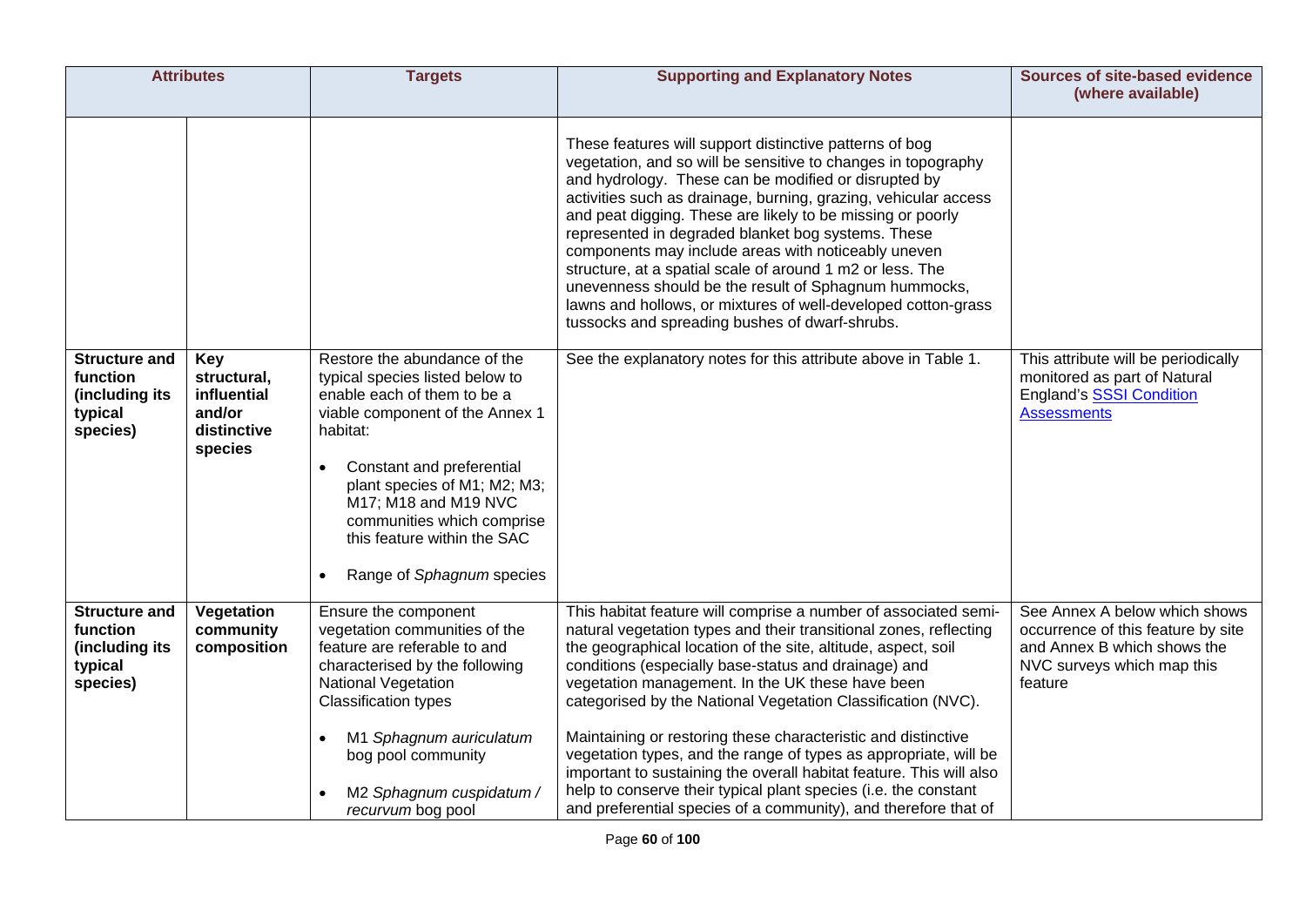| Attributes | | Targets | Supporting and Explanatory Notes | Sources of site-based evidence (where available) |
|---|---|---|---|---|
| | | | These features will support distinctive patterns of bog vegetation, and so will be sensitive to changes in topography and hydrology. These can be modified or disrupted by activities such as drainage, burning, grazing, vehicular access and peat digging. These are likely to be missing or poorly represented in degraded blanket bog systems. These components may include areas with noticeably uneven structure, at a spatial scale of around 1 m2 or less. The unevenness should be the result of Sphagnum hummocks, lawns and hollows, or mixtures of well-developed cotton-grass tussocks and spreading bushes of dwarf-shrubs. | |
| **Structure and function (including its typical species)** | **Key structural, influential and/or distinctive species** | Restore the abundance of the typical species listed below to enable each of them to be a viable component of the Annex 1 habitat:<br><br>• Constant and preferential plant species of M1; M2; M3; M17; M18 and M19 NVC communities which comprise this feature within the SAC<br><br>• Range of *Sphagnum* species | See the explanatory notes for this attribute above in Table 1. | This attribute will be periodically monitored as part of Natural England's SSSI Condition Assessments |
| **Structure and function (including its typical species)** | **Vegetation community composition** | Ensure the component vegetation communities of the feature are referable to and characterised by the following National Vegetation Classification types<br><br>• M1 *Sphagnum auriculatum* bog pool community<br><br>• M2 *Sphagnum cuspidatum / recurvum* bog pool | This habitat feature will comprise a number of associated semi-natural vegetation types and their transitional zones, reflecting the geographical location of the site, altitude, aspect, soil conditions (especially base-status and drainage) and vegetation management. In the UK these have been categorised by the National Vegetation Classification (NVC).<br><br>Maintaining or restoring these characteristic and distinctive vegetation types, and the range of types as appropriate, will be important to sustaining the overall habitat feature. This will also help to conserve their typical plant species (i.e. the constant and preferential species of a community), and therefore that of | See Annex A below which shows occurrence of this feature by site and Annex B which shows the NVC surveys which map this feature |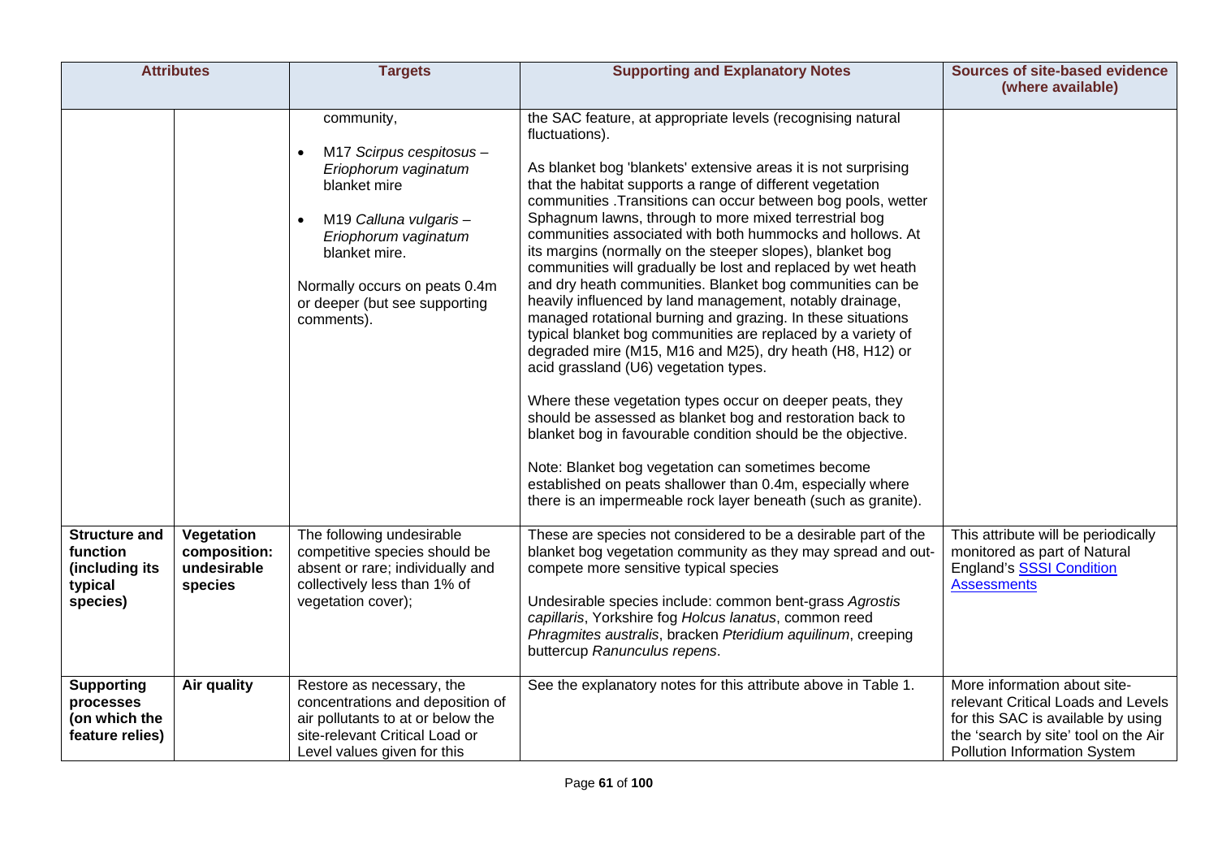| Attributes | | Targets | Supporting and Explanatory Notes | Sources of site-based evidence (where available) |
|---|---|---|---|---|
| | | community,<br><br>• M17 *Scirpus cespitosus – Eriophorum vaginatum* blanket mire<br><br>• M19 *Calluna vulgaris – Eriophorum vaginatum* blanket mire.<br><br>Normally occurs on peats 0.4m or deeper (but see supporting comments). | the SAC feature, at appropriate levels (recognising natural fluctuations).<br><br>As blanket bog 'blankets' extensive areas it is not surprising that the habitat supports a range of different vegetation communities .Transitions can occur between bog pools, wetter Sphagnum lawns, through to more mixed terrestrial bog communities associated with both hummocks and hollows. At its margins (normally on the steeper slopes), blanket bog communities will gradually be lost and replaced by wet heath and dry heath communities. Blanket bog communities can be heavily influenced by land management, notably drainage, managed rotational burning and grazing. In these situations typical blanket bog communities are replaced by a variety of degraded mire (M15, M16 and M25), dry heath (H8, H12) or acid grassland (U6) vegetation types.<br><br>Where these vegetation types occur on deeper peats, they should be assessed as blanket bog and restoration back to blanket bog in favourable condition should be the objective.<br><br>Note: Blanket bog vegetation can sometimes become established on peats shallower than 0.4m, especially where there is an impermeable rock layer beneath (such as granite). | |
| **Structure and function (including its typical species)** | **Vegetation composition: undesirable species** | The following undesirable competitive species should be absent or rare; individually and collectively less than 1% of vegetation cover); | These are species not considered to be a desirable part of the blanket bog vegetation community as they may spread and out-compete more sensitive typical species<br><br>Undesirable species include: common bent-grass *Agrostis capillaris*, Yorkshire fog *Holcus lanatus*, common reed *Phragmites australis*, bracken *Pteridium aquilinum*, creeping buttercup *Ranunculus repens*. | This attribute will be periodically monitored as part of Natural England's SSSI Condition Assessments |
| **Supporting processes (on which the feature relies)** | **Air quality** | Restore as necessary, the concentrations and deposition of air pollutants to at or below the site-relevant Critical Load or Level values given for this | See the explanatory notes for this attribute above in Table 1. | More information about site-relevant Critical Loads and Levels for this SAC is available by using the 'search by site' tool on the Air Pollution Information System |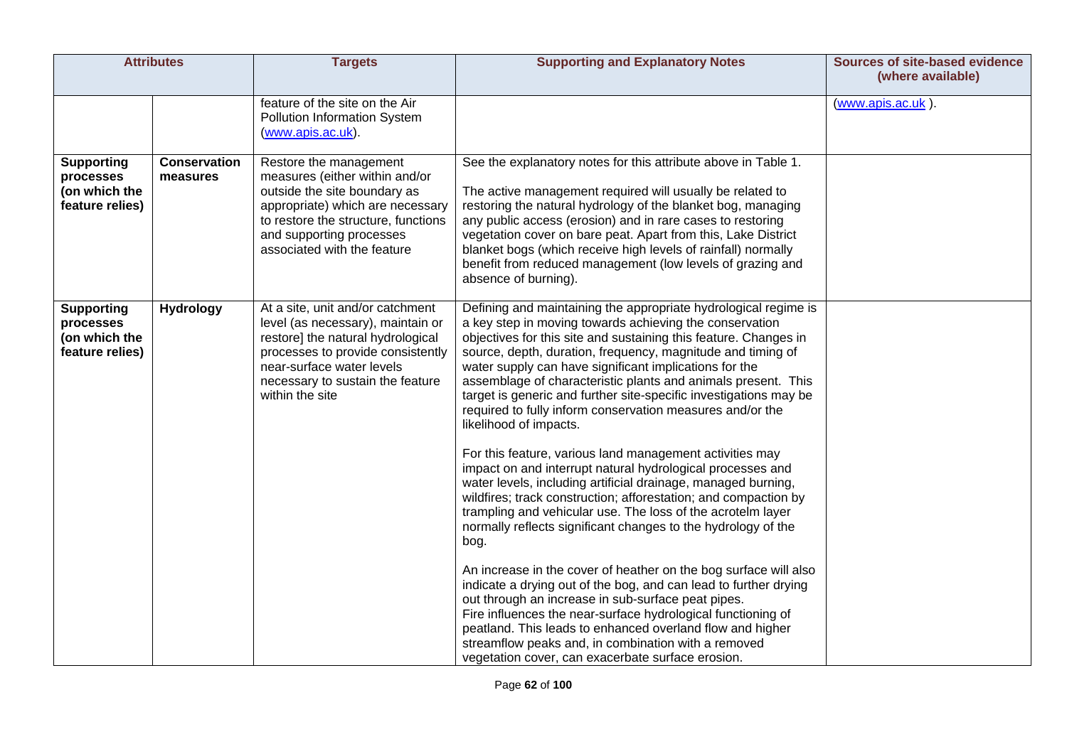| Attributes | | Targets | Supporting and Explanatory Notes | Sources of site-based evidence (where available) |
|---|---|---|---|---|
| | | feature of the site on the Air Pollution Information System (www.apis.ac.uk). | | (www.apis.ac.uk ). |
| **Supporting processes (on which the feature relies)** | **Conservation measures** | Restore the management measures (either within and/or outside the site boundary as appropriate) which are necessary to restore the structure, functions and supporting processes associated with the feature | See the explanatory notes for this attribute above in Table 1.<br><br>The active management required will usually be related to restoring the natural hydrology of the blanket bog, managing any public access (erosion) and in rare cases to restoring vegetation cover on bare peat. Apart from this, Lake District blanket bogs (which receive high levels of rainfall) normally benefit from reduced management (low levels of grazing and absence of burning). | |
| **Supporting processes (on which the feature relies)** | **Hydrology** | At a site, unit and/or catchment level (as necessary), maintain or restore] the natural hydrological processes to provide consistently near-surface water levels necessary to sustain the feature within the site | Defining and maintaining the appropriate hydrological regime is a key step in moving towards achieving the conservation objectives for this site and sustaining this feature. Changes in source, depth, duration, frequency, magnitude and timing of water supply can have significant implications for the assemblage of characteristic plants and animals present. This target is generic and further site-specific investigations may be required to fully inform conservation measures and/or the likelihood of impacts.<br><br>For this feature, various land management activities may impact on and interrupt natural hydrological processes and water levels, including artificial drainage, managed burning, wildfires; track construction; afforestation; and compaction by trampling and vehicular use. The loss of the acrotelm layer normally reflects significant changes to the hydrology of the bog.<br><br>An increase in the cover of heather on the bog surface will also indicate a drying out of the bog, and can lead to further drying out through an increase in sub-surface peat pipes.<br>Fire influences the near-surface hydrological functioning of peatland. This leads to enhanced overland flow and higher streamflow peaks and, in combination with a removed vegetation cover, can exacerbate surface erosion. | |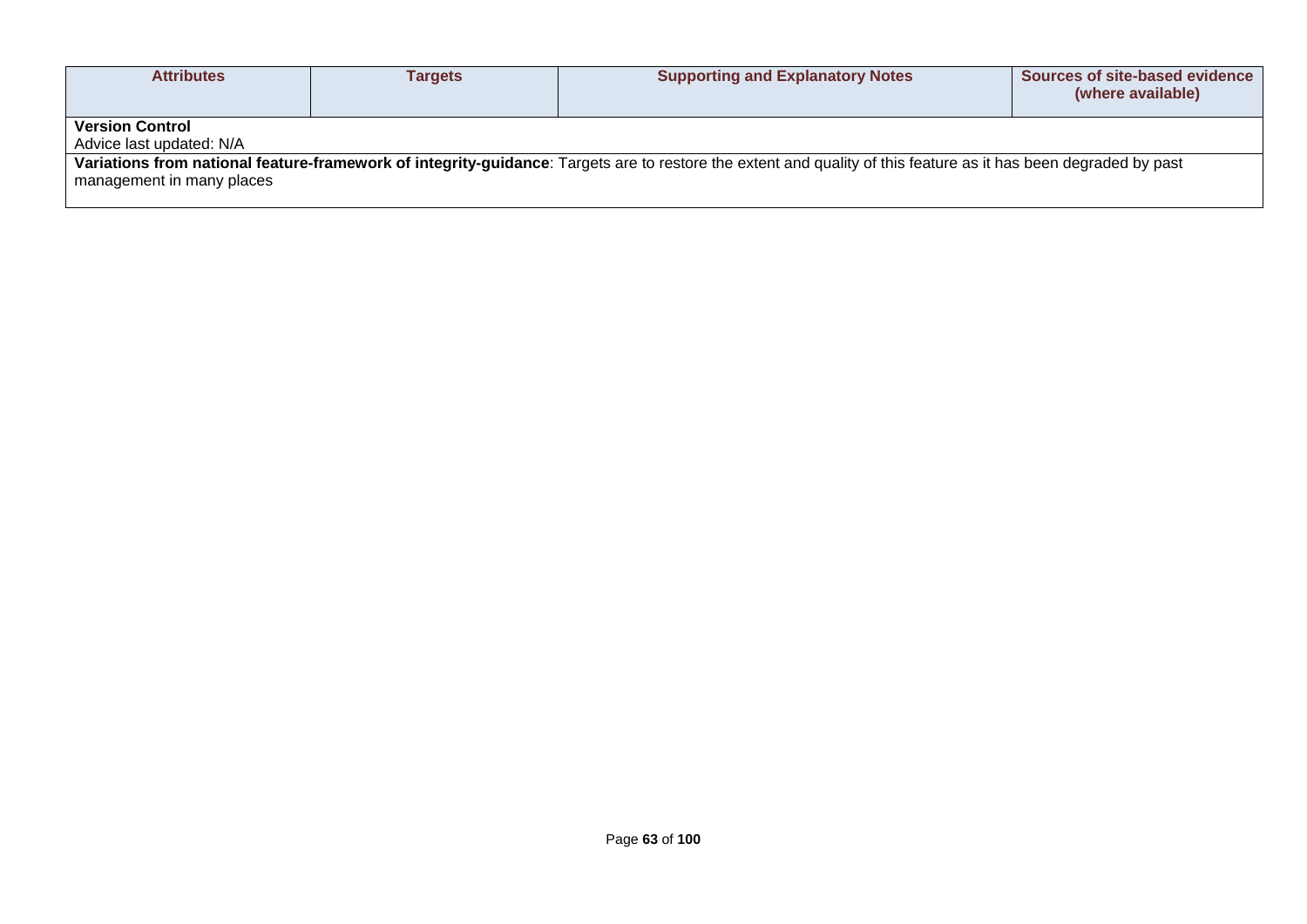| Attributes | Targets | Supporting and Explanatory Notes | Sources of site-based evidence (where available) |
|---|---|---|---|
| **Version Control**<br>Advice last updated: N/A | | | |
| **Variations from national feature-framework of integrity-guidance**: Targets are to restore the extent and quality of this feature as it has been degraded by past management in many places | | | |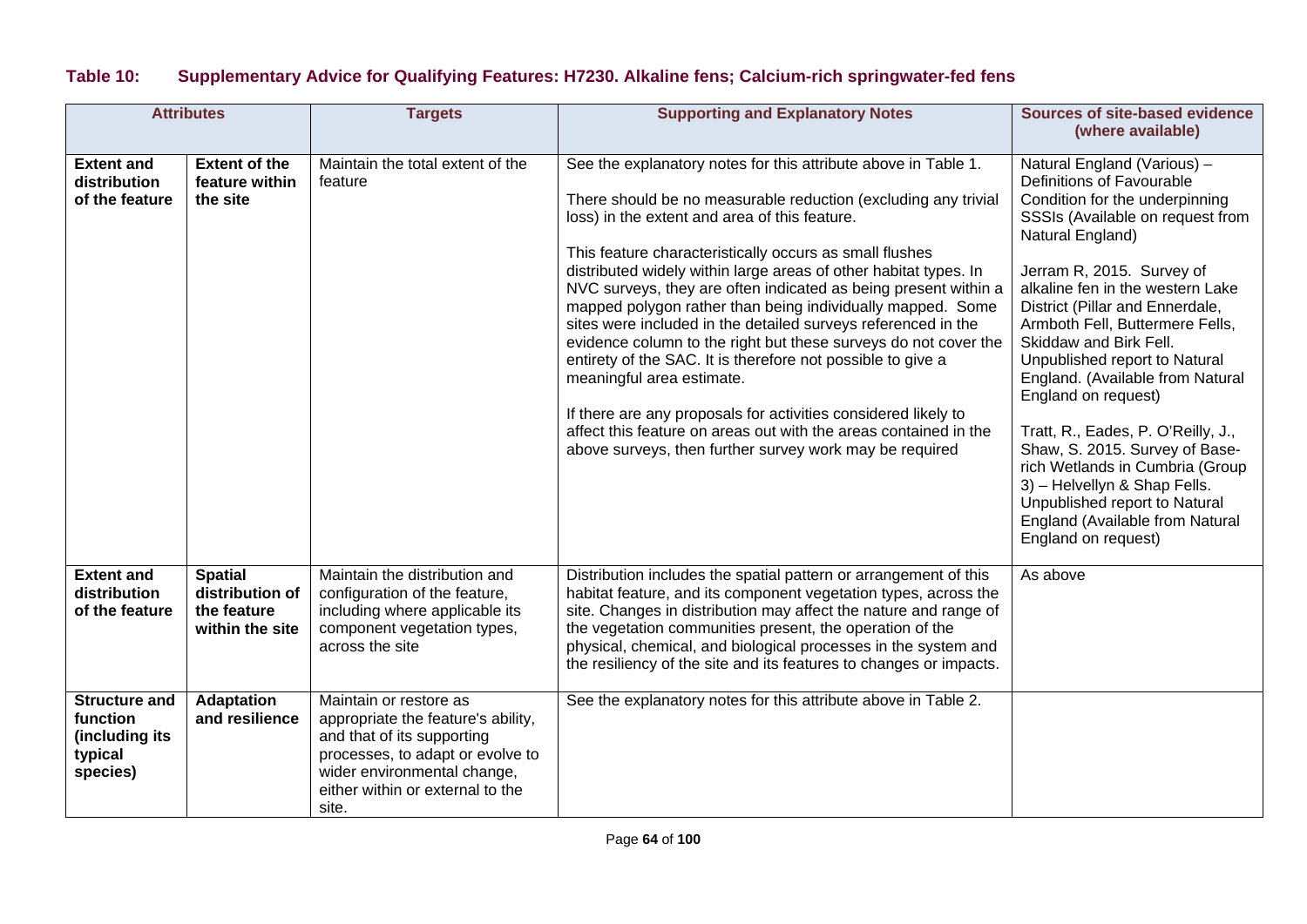## Table 10: Supplementary Advice for Qualifying Features: H7230. Alkaline fens; Calcium-rich springwater-fed fens

| Attributes | | Targets | Supporting and Explanatory Notes | Sources of site-based evidence (where available) |
|---|---|---|---|---|
| **Extent and distribution of the feature** | **Extent of the feature within the site** | Maintain the total extent of the feature | See the explanatory notes for this attribute above in Table 1.<br><br>There should be no measurable reduction (excluding any trivial loss) in the extent and area of this feature.<br><br>This feature characteristically occurs as small flushes distributed widely within large areas of other habitat types. In NVC surveys, they are often indicated as being present within a mapped polygon rather than being individually mapped. Some sites were included in the detailed surveys referenced in the evidence column to the right but these surveys do not cover the entirety of the SAC. It is therefore not possible to give a meaningful area estimate.<br><br>If there are any proposals for activities considered likely to affect this feature on areas out with the areas contained in the above surveys, then further survey work may be required | Natural England (Various) – Definitions of Favourable Condition for the underpinning SSSIs (Available on request from Natural England)<br><br>Jerram R, 2015. Survey of alkaline fen in the western Lake District (Pillar and Ennerdale, Armboth Fell, Buttermere Fells, Skiddaw and Birk Fell. Unpublished report to Natural England. (Available from Natural England on request)<br><br>Tratt, R., Eades, P. O'Reilly, J., Shaw, S. 2015. Survey of Base-rich Wetlands in Cumbria (Group 3) – Helvellyn & Shap Fells. Unpublished report to Natural England (Available from Natural England on request) |
| **Extent and distribution of the feature** | **Spatial distribution of the feature within the site** | Maintain the distribution and configuration of the feature, including where applicable its component vegetation types, across the site | Distribution includes the spatial pattern or arrangement of this habitat feature, and its component vegetation types, across the site. Changes in distribution may affect the nature and range of the vegetation communities present, the operation of the physical, chemical, and biological processes in the system and the resiliency of the site and its features to changes or impacts. | As above |
| **Structure and function (including its typical species)** | **Adaptation and resilience** | Maintain or restore as appropriate the feature's ability, and that of its supporting processes, to adapt or evolve to wider environmental change, either within or external to the site. | See the explanatory notes for this attribute above in Table 2. | |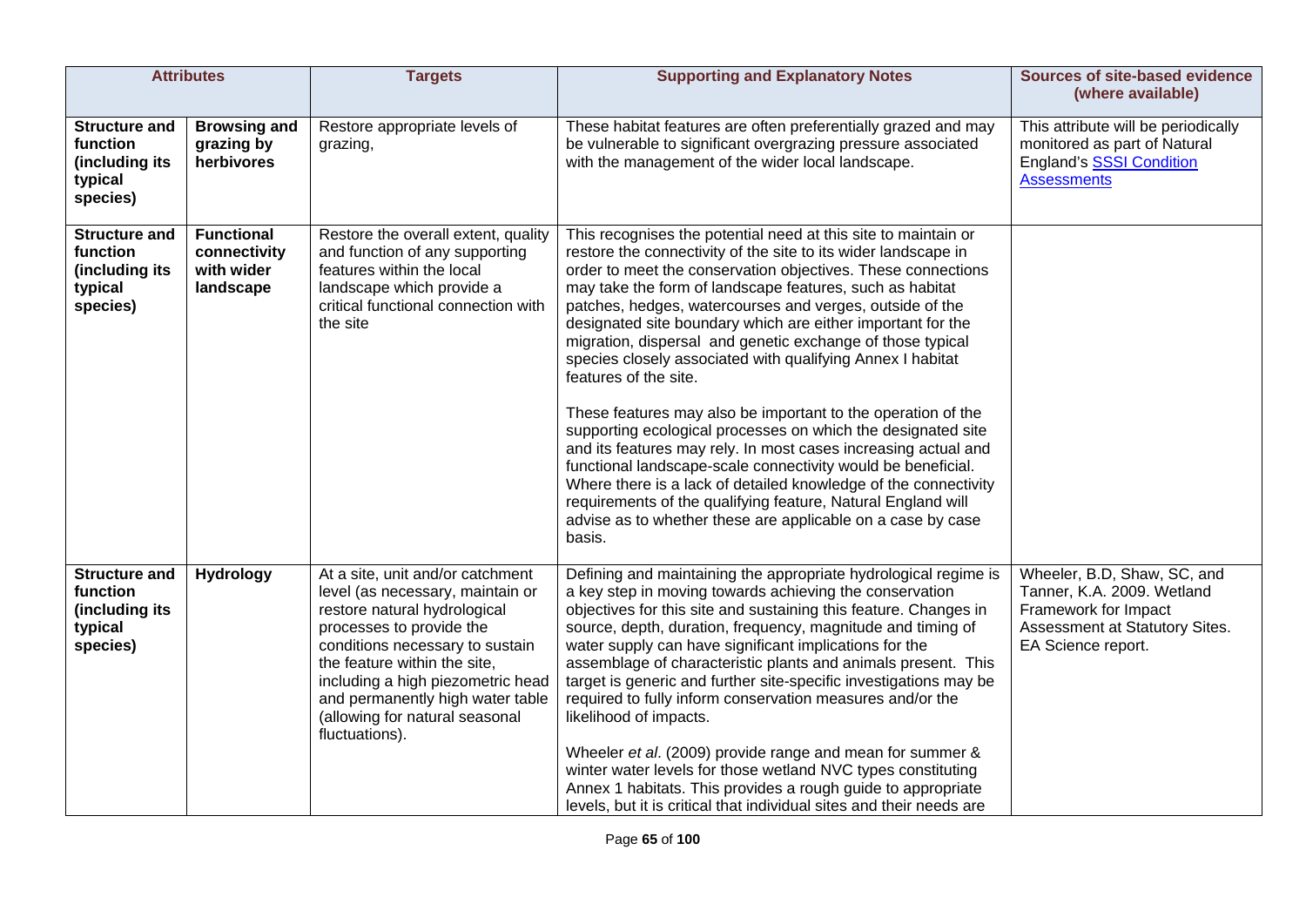| Attributes | | Targets | Supporting and Explanatory Notes | Sources of site-based evidence (where available) |
|---|---|---|---|---|
| **Structure and function (including its typical species)** | **Browsing and grazing by herbivores** | Restore appropriate levels of grazing, | These habitat features are often preferentially grazed and may be vulnerable to significant overgrazing pressure associated with the management of the wider local landscape. | This attribute will be periodically monitored as part of Natural England's SSSI Condition Assessments |
| **Structure and function (including its typical species)** | **Functional connectivity with wider landscape** | Restore the overall extent, quality and function of any supporting features within the local landscape which provide a critical functional connection with the site | This recognises the potential need at this site to maintain or restore the connectivity of the site to its wider landscape in order to meet the conservation objectives. These connections may take the form of landscape features, such as habitat patches, hedges, watercourses and verges, outside of the designated site boundary which are either important for the migration, dispersal and genetic exchange of those typical species closely associated with qualifying Annex I habitat features of the site.<br><br>These features may also be important to the operation of the supporting ecological processes on which the designated site and its features may rely. In most cases increasing actual and functional landscape-scale connectivity would be beneficial. Where there is a lack of detailed knowledge of the connectivity requirements of the qualifying feature, Natural England will advise as to whether these are applicable on a case by case basis. | |
| **Structure and function (including its typical species)** | **Hydrology** | At a site, unit and/or catchment level (as necessary, maintain or restore natural hydrological processes to provide the conditions necessary to sustain the feature within the site, including a high piezometric head and permanently high water table (allowing for natural seasonal fluctuations). | Defining and maintaining the appropriate hydrological regime is a key step in moving towards achieving the conservation objectives for this site and sustaining this feature. Changes in source, depth, duration, frequency, magnitude and timing of water supply can have significant implications for the assemblage of characteristic plants and animals present. This target is generic and further site-specific investigations may be required to fully inform conservation measures and/or the likelihood of impacts.<br><br>Wheeler *et al*. (2009) provide range and mean for summer & winter water levels for those wetland NVC types constituting Annex 1 habitats. This provides a rough guide to appropriate levels, but it is critical that individual sites and their needs are | Wheeler, B.D, Shaw, SC, and Tanner, K.A. 2009. Wetland Framework for Impact Assessment at Statutory Sites. EA Science report. |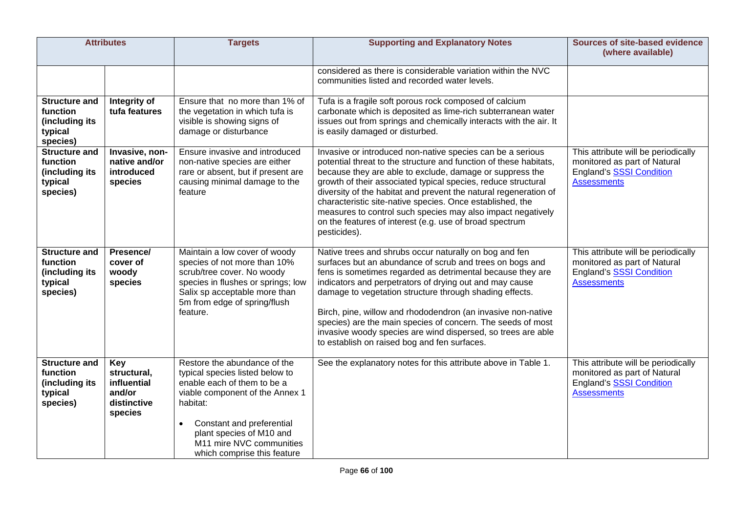| Attributes | | Targets | Supporting and Explanatory Notes | Sources of site-based evidence (where available) |
|---|---|---|---|---|
| | | | considered as there is considerable variation within the NVC communities listed and recorded water levels. | |
| **Structure and function (including its typical species)** | **Integrity of tufa features** | Ensure that no more than 1% of the vegetation in which tufa is visible is showing signs of damage or disturbance | Tufa is a fragile soft porous rock composed of calcium carbonate which is deposited as lime-rich subterranean water issues out from springs and chemically interacts with the air. It is easily damaged or disturbed. | |
| **Structure and function (including its typical species)** | **Invasive, non-native and/or introduced species** | Ensure invasive and introduced non-native species are either rare or absent, but if present are causing minimal damage to the feature | Invasive or introduced non-native species can be a serious potential threat to the structure and function of these habitats, because they are able to exclude, damage or suppress the growth of their associated typical species, reduce structural diversity of the habitat and prevent the natural regeneration of characteristic site-native species. Once established, the measures to control such species may also impact negatively on the features of interest (e.g. use of broad spectrum pesticides). | This attribute will be periodically monitored as part of Natural England's SSSI Condition Assessments |
| **Structure and function (including its typical species)** | **Presence/ cover of woody species** | Maintain a low cover of woody species of not more than 10% scrub/tree cover. No woody species in flushes or springs; low Salix sp acceptable more than 5m from edge of spring/flush feature. | Native trees and shrubs occur naturally on bog and fen surfaces but an abundance of scrub and trees on bogs and fens is sometimes regarded as detrimental because they are indicators and perpetrators of drying out and may cause damage to vegetation structure through shading effects.<br><br>Birch, pine, willow and rhododendron (an invasive non-native species) are the main species of concern. The seeds of most invasive woody species are wind dispersed, so trees are able to establish on raised bog and fen surfaces. | This attribute will be periodically monitored as part of Natural England's SSSI Condition Assessments |
| **Structure and function (including its typical species)** | **Key structural, influential and/or distinctive species** | Restore the abundance of the typical species listed below to enable each of them to be a viable component of the Annex 1 habitat:<br><br>• Constant and preferential plant species of M10 and M11 mire NVC communities which comprise this feature | See the explanatory notes for this attribute above in Table 1. | This attribute will be periodically monitored as part of Natural England's SSSI Condition Assessments |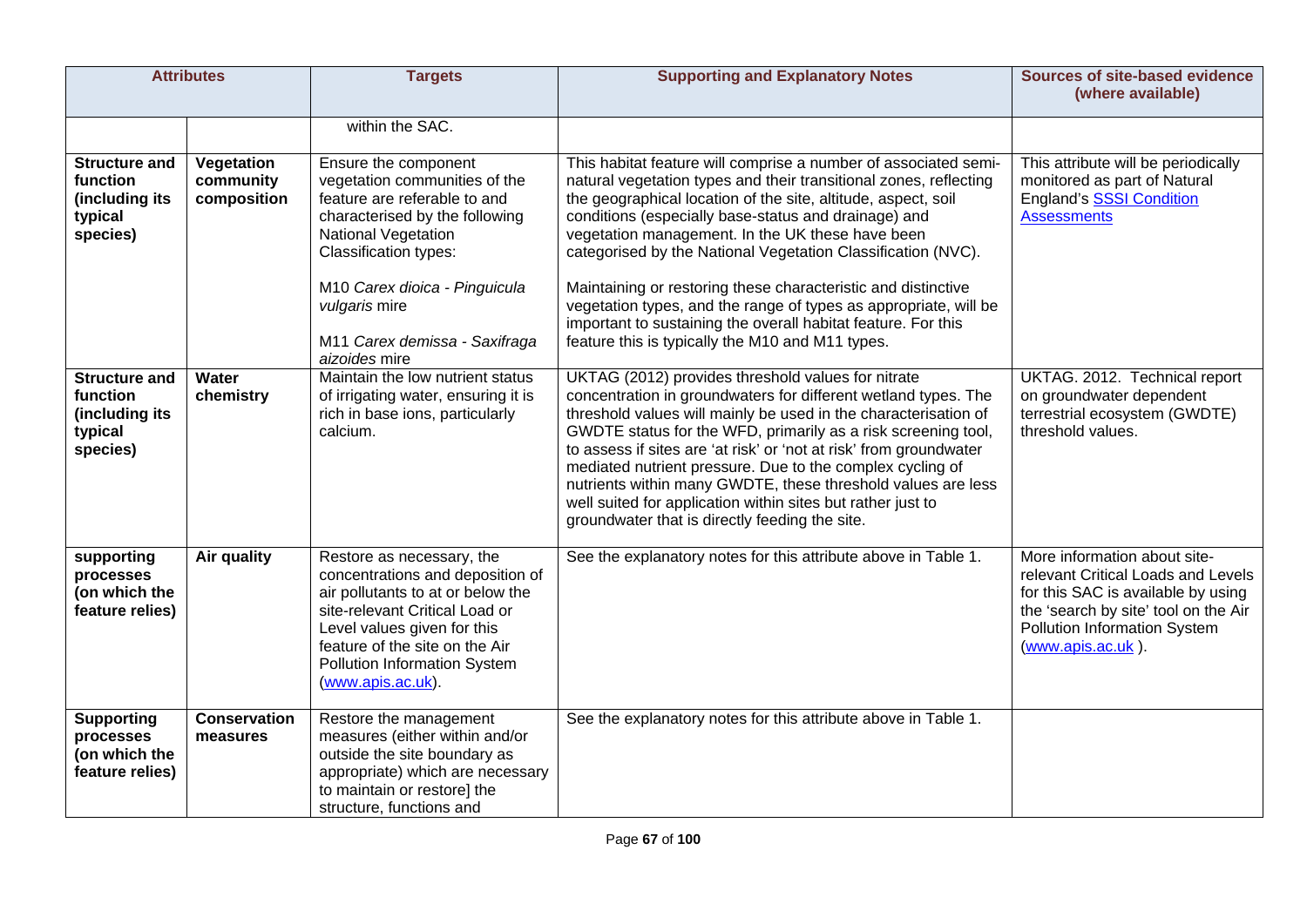| Attributes | | Targets | Supporting and Explanatory Notes | Sources of site-based evidence (where available) |
|---|---|---|---|---|
| | | within the SAC. | | |
| **Structure and function (including its typical species)** | **Vegetation community composition** | Ensure the component vegetation communities of the feature are referable to and characterised by the following National Vegetation Classification types:<br><br>M10 *Carex dioica - Pinguicula vulgaris* mire<br><br>M11 *Carex demissa - Saxifraga aizoides* mire | This habitat feature will comprise a number of associated semi-natural vegetation types and their transitional zones, reflecting the geographical location of the site, altitude, aspect, soil conditions (especially base-status and drainage) and vegetation management. In the UK these have been categorised by the National Vegetation Classification (NVC).<br><br>Maintaining or restoring these characteristic and distinctive vegetation types, and the range of types as appropriate, will be important to sustaining the overall habitat feature. For this feature this is typically the M10 and M11 types. | This attribute will be periodically monitored as part of Natural England's [SSSI Condition Assessments](SSSI Condition Assessments) |
| **Structure and function (including its typical species)** | **Water chemistry** | Maintain the low nutrient status of irrigating water, ensuring it is rich in base ions, particularly calcium. | UKTAG (2012) provides threshold values for nitrate concentration in groundwaters for different wetland types. The threshold values will mainly be used in the characterisation of GWDTE status for the WFD, primarily as a risk screening tool, to assess if sites are 'at risk' or 'not at risk' from groundwater mediated nutrient pressure. Due to the complex cycling of nutrients within many GWDTE, these threshold values are less well suited for application within sites but rather just to groundwater that is directly feeding the site. | UKTAG. 2012. Technical report on groundwater dependent terrestrial ecosystem (GWDTE) threshold values. |
| **supporting processes (on which the feature relies)** | **Air quality** | Restore as necessary, the concentrations and deposition of air pollutants to at or below the site-relevant Critical Load or Level values given for this feature of the site on the Air Pollution Information System ([www.apis.ac.uk](www.apis.ac.uk)). | See the explanatory notes for this attribute above in Table 1. | More information about site-relevant Critical Loads and Levels for this SAC is available by using the 'search by site' tool on the Air Pollution Information System ([www.apis.ac.uk](www.apis.ac.uk) ). |
| **Supporting processes (on which the feature relies)** | **Conservation measures** | Restore the management measures (either within and/or outside the site boundary as appropriate) which are necessary to maintain or restore] the structure, functions and | See the explanatory notes for this attribute above in Table 1. | |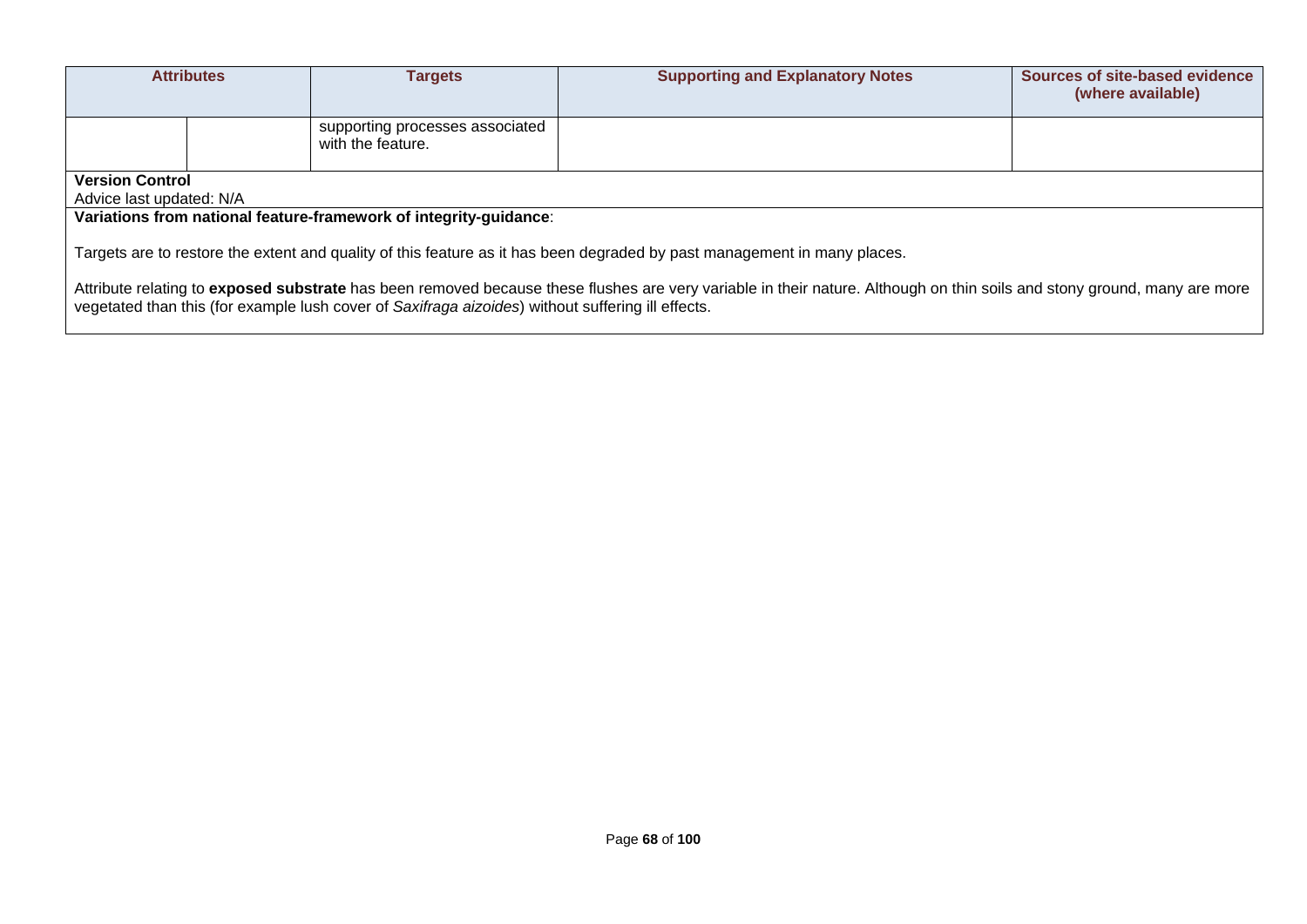| Attributes | | Targets | Supporting and Explanatory Notes | Sources of site-based evidence (where available) |
|---|---|---|---|---|
| | | supporting processes associated with the feature. | | |

**Version Control**

Advice last updated: N/A

**Variations from national feature-framework of integrity-guidance**:

Targets are to restore the extent and quality of this feature as it has been degraded by past management in many places.

Attribute relating to **exposed substrate** has been removed because these flushes are very variable in their nature. Although on thin soils and stony ground, many are more vegetated than this (for example lush cover of *Saxifraga aizoides*) without suffering ill effects.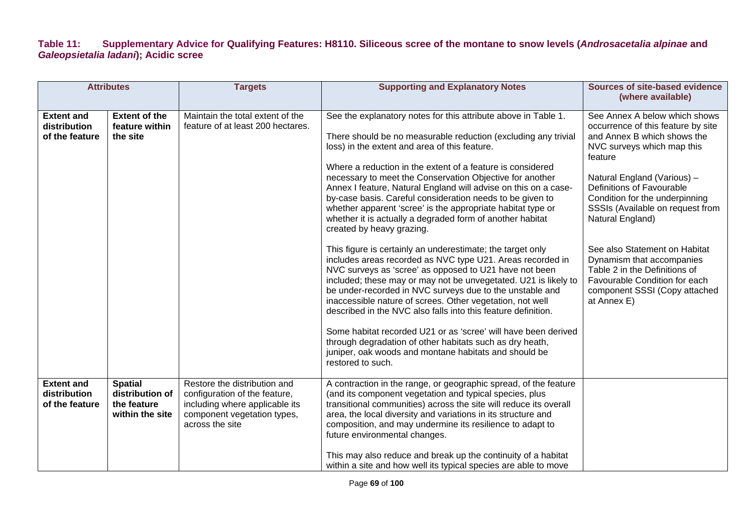**Table 11: Supplementary Advice for Qualifying Features: H8110. Siliceous scree of the montane to snow levels (*Androsacetalia alpinae* and *Galeopsietalia ladani*); Acidic scree**

| Attributes | | Targets | Supporting and Explanatory Notes | Sources of site-based evidence (where available) |
|---|---|---|---|---|
| **Extent and distribution of the feature** | **Extent of the feature within the site** | Maintain the total extent of the feature of at least 200 hectares. | See the explanatory notes for this attribute above in Table 1.<br><br>There should be no measurable reduction (excluding any trivial loss) in the extent and area of this feature.<br><br>Where a reduction in the extent of a feature is considered necessary to meet the Conservation Objective for another Annex I feature, Natural England will advise on this on a case-by-case basis. Careful consideration needs to be given to whether apparent 'scree' is the appropriate habitat type or whether it is actually a degraded form of another habitat created by heavy grazing.<br><br>This figure is certainly an underestimate; the target only includes areas recorded as NVC type U21. Areas recorded in NVC surveys as 'scree' as opposed to U21 have not been included; these may or may not be unvegetated. U21 is likely to be under-recorded in NVC surveys due to the unstable and inaccessible nature of screes. Other vegetation, not well described in the NVC also falls into this feature definition.<br><br>Some habitat recorded U21 or as 'scree' will have been derived through degradation of other habitats such as dry heath, juniper, oak woods and montane habitats and should be restored to such. | See Annex A below which shows occurrence of this feature by site and Annex B which shows the NVC surveys which map this feature<br><br>Natural England (Various) – Definitions of Favourable Condition for the underpinning SSSIs (Available on request from Natural England)<br><br>See also Statement on Habitat Dynamism that accompanies Table 2 in the Definitions of Favourable Condition for each component SSSI (Copy attached at Annex E) |
| **Extent and distribution of the feature** | **Spatial distribution of the feature within the site** | Restore the distribution and configuration of the feature, including where applicable its component vegetation types, across the site | A contraction in the range, or geographic spread, of the feature (and its component vegetation and typical species, plus transitional communities) across the site will reduce its overall area, the local diversity and variations in its structure and composition, and may undermine its resilience to adapt to future environmental changes.<br><br>This may also reduce and break up the continuity of a habitat within a site and how well its typical species are able to move | |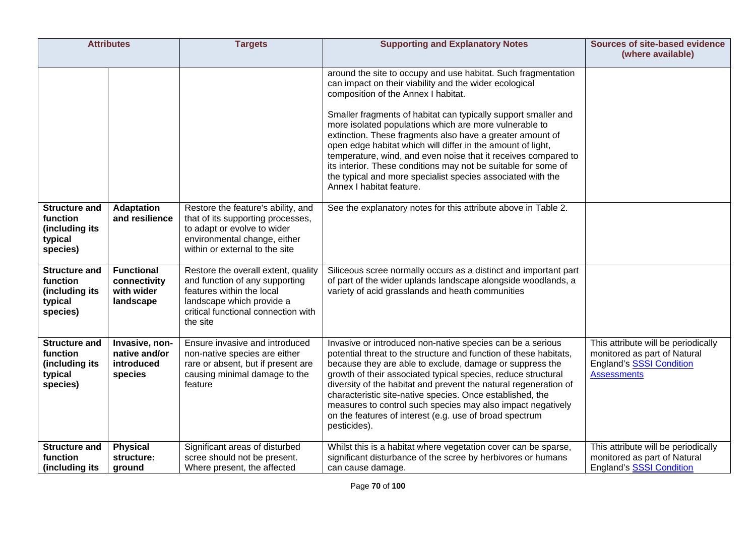| Attributes | | Targets | Supporting and Explanatory Notes | Sources of site-based evidence (where available) |
|---|---|---|---|---|
| | | | around the site to occupy and use habitat. Such fragmentation can impact on their viability and the wider ecological composition of the Annex I habitat.<br><br>Smaller fragments of habitat can typically support smaller and more isolated populations which are more vulnerable to extinction. These fragments also have a greater amount of open edge habitat which will differ in the amount of light, temperature, wind, and even noise that it receives compared to its interior. These conditions may not be suitable for some of the typical and more specialist species associated with the Annex I habitat feature. | |
| **Structure and function (including its typical species)** | **Adaptation and resilience** | Restore the feature's ability, and that of its supporting processes, to adapt or evolve to wider environmental change, either within or external to the site | See the explanatory notes for this attribute above in Table 2. | |
| **Structure and function (including its typical species)** | **Functional connectivity with wider landscape** | Restore the overall extent, quality and function of any supporting features within the local landscape which provide a critical functional connection with the site | Siliceous scree normally occurs as a distinct and important part of part of the wider uplands landscape alongside woodlands, a variety of acid grasslands and heath communities | |
| **Structure and function (including its typical species)** | **Invasive, non-native and/or introduced species** | Ensure invasive and introduced non-native species are either rare or absent, but if present are causing minimal damage to the feature | Invasive or introduced non-native species can be a serious potential threat to the structure and function of these habitats, because they are able to exclude, damage or suppress the growth of their associated typical species, reduce structural diversity of the habitat and prevent the natural regeneration of characteristic site-native species. Once established, the measures to control such species may also impact negatively on the features of interest (e.g. use of broad spectrum pesticides). | This attribute will be periodically monitored as part of Natural England's [SSSI Condition Assessments]() |
| **Structure and function (including its** | **Physical structure: ground** | Significant areas of disturbed scree should not be present. Where present, the affected | Whilst this is a habitat where vegetation cover can be sparse, significant disturbance of the scree by herbivores or humans can cause damage. | This attribute will be periodically monitored as part of Natural England's [SSSI Condition]() |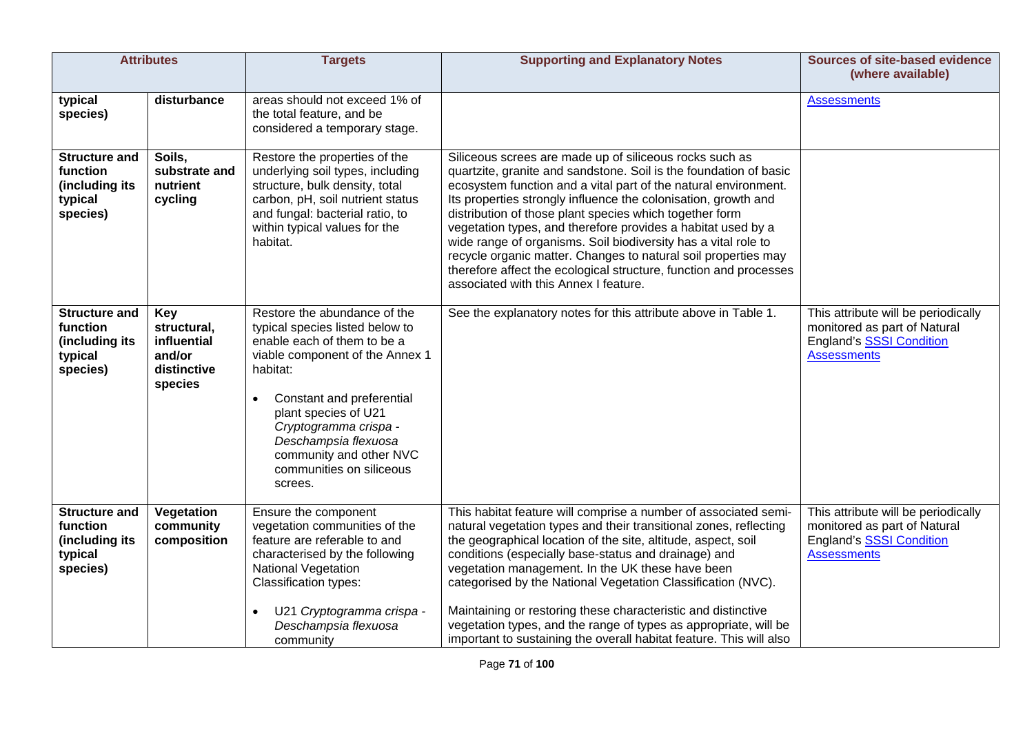| Attributes | | Targets | Supporting and Explanatory Notes | Sources of site-based evidence (where available) |
|---|---|---|---|---|
| **typical species)** | **disturbance** | areas should not exceed 1% of the total feature, and be considered a temporary stage. | | Assessments |
| **Structure and function (including its typical species)** | **Soils, substrate and nutrient cycling** | Restore the properties of the underlying soil types, including structure, bulk density, total carbon, pH, soil nutrient status and fungal: bacterial ratio, to within typical values for the habitat. | Siliceous screes are made up of siliceous rocks such as quartzite, granite and sandstone. Soil is the foundation of basic ecosystem function and a vital part of the natural environment. Its properties strongly influence the colonisation, growth and distribution of those plant species which together form vegetation types, and therefore provides a habitat used by a wide range of organisms. Soil biodiversity has a vital role to recycle organic matter. Changes to natural soil properties may therefore affect the ecological structure, function and processes associated with this Annex I feature. | |
| **Structure and function (including its typical species)** | **Key structural, influential and/or distinctive species** | Restore the abundance of the typical species listed below to enable each of them to be a viable component of the Annex 1 habitat:<br><br>• Constant and preferential plant species of U21 *Cryptogramma crispa - Deschampsia flexuosa* community and other NVC communities on siliceous screes. | See the explanatory notes for this attribute above in Table 1. | This attribute will be periodically monitored as part of Natural England's SSSI Condition Assessments |
| **Structure and function (including its typical species)** | **Vegetation community composition** | Ensure the component vegetation communities of the feature are referable to and characterised by the following National Vegetation Classification types:<br><br>• U21 *Cryptogramma crispa - Deschampsia flexuosa* community | This habitat feature will comprise a number of associated semi-natural vegetation types and their transitional zones, reflecting the geographical location of the site, altitude, aspect, soil conditions (especially base-status and drainage) and vegetation management. In the UK these have been categorised by the National Vegetation Classification (NVC).<br><br>Maintaining or restoring these characteristic and distinctive vegetation types, and the range of types as appropriate, will be important to sustaining the overall habitat feature. This will also | This attribute will be periodically monitored as part of Natural England's SSSI Condition Assessments |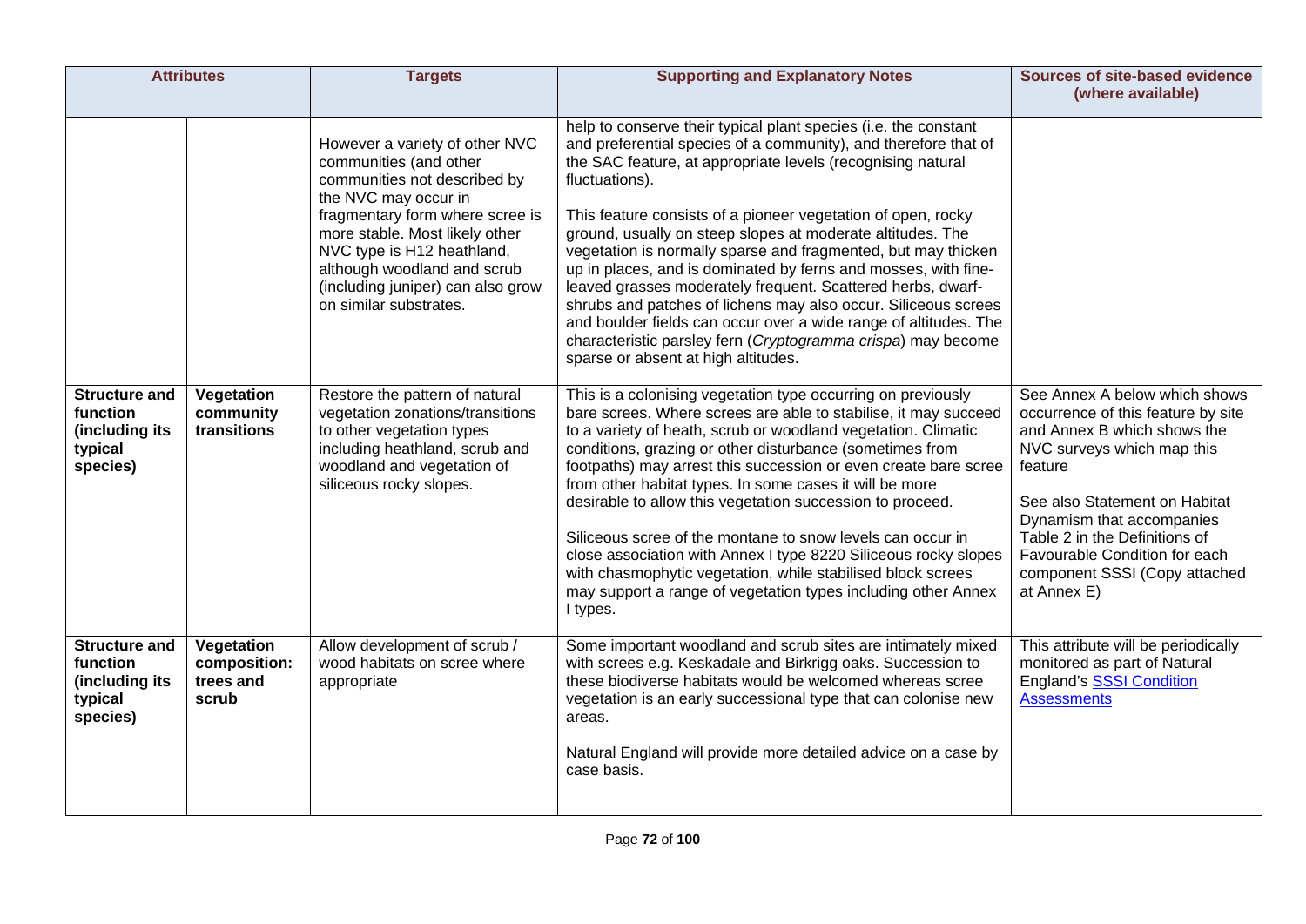| Attributes | | Targets | Supporting and Explanatory Notes | Sources of site-based evidence (where available) |
|---|---|---|---|---|
| | | However a variety of other NVC communities (and other communities not described by the NVC may occur in fragmentary form where scree is more stable. Most likely other NVC type is H12 heathland, although woodland and scrub (including juniper) can also grow on similar substrates. | help to conserve their typical plant species (i.e. the constant and preferential species of a community), and therefore that of the SAC feature, at appropriate levels (recognising natural fluctuations).<br><br>This feature consists of a pioneer vegetation of open, rocky ground, usually on steep slopes at moderate altitudes. The vegetation is normally sparse and fragmented, but may thicken up in places, and is dominated by ferns and mosses, with fine-leaved grasses moderately frequent. Scattered herbs, dwarf-shrubs and patches of lichens may also occur. Siliceous screes and boulder fields can occur over a wide range of altitudes. The characteristic parsley fern (*Cryptogramma crispa*) may become sparse or absent at high altitudes. | |
| **Structure and function (including its typical species)** | **Vegetation community transitions** | Restore the pattern of natural vegetation zonations/transitions to other vegetation types including heathland, scrub and woodland and vegetation of siliceous rocky slopes. | This is a colonising vegetation type occurring on previously bare screes. Where screes are able to stabilise, it may succeed to a variety of heath, scrub or woodland vegetation. Climatic conditions, grazing or other disturbance (sometimes from footpaths) may arrest this succession or even create bare scree from other habitat types. In some cases it will be more desirable to allow this vegetation succession to proceed.<br><br>Siliceous scree of the montane to snow levels can occur in close association with Annex I type 8220 Siliceous rocky slopes with chasmophytic vegetation, while stabilised block screes may support a range of vegetation types including other Annex I types. | See Annex A below which shows occurrence of this feature by site and Annex B which shows the NVC surveys which map this feature<br><br>See also Statement on Habitat Dynamism that accompanies Table 2 in the Definitions of Favourable Condition for each component SSSI (Copy attached at Annex E) |
| **Structure and function (including its typical species)** | **Vegetation composition: trees and scrub** | Allow development of scrub / wood habitats on scree where appropriate | Some important woodland and scrub sites are intimately mixed with screes e.g. Keskadale and Birkrigg oaks. Succession to these biodiverse habitats would be welcomed whereas scree vegetation is an early successional type that can colonise new areas.<br><br>Natural England will provide more detailed advice on a case by case basis. | This attribute will be periodically monitored as part of Natural England's SSSI Condition Assessments |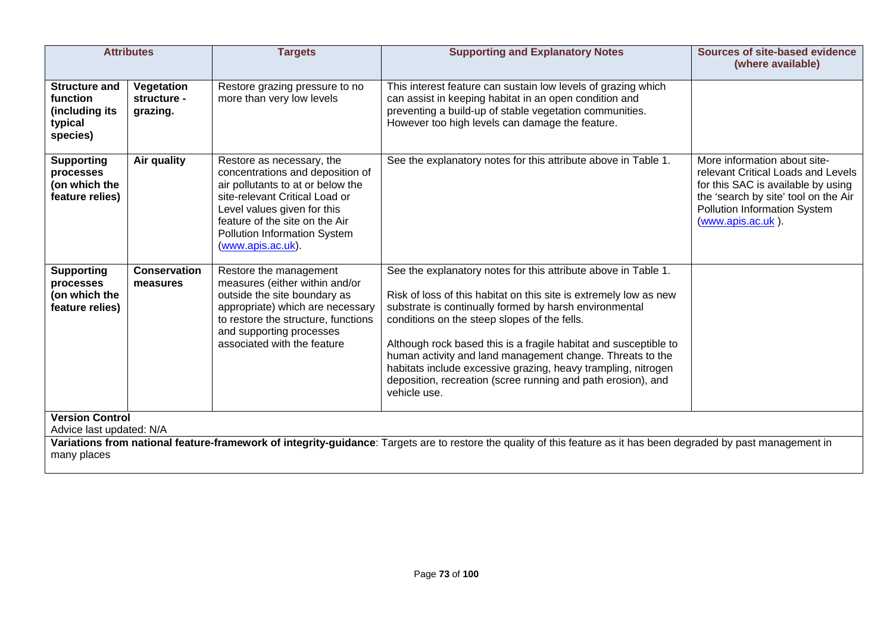| Attributes | | Targets | Supporting and Explanatory Notes | Sources of site-based evidence (where available) |
|---|---|---|---|---|
| **Structure and function (including its typical species)** | **Vegetation structure - grazing.** | Restore grazing pressure to no more than very low levels | This interest feature can sustain low levels of grazing which can assist in keeping habitat in an open condition and preventing a build-up of stable vegetation communities. However too high levels can damage the feature. | |
| **Supporting processes (on which the feature relies)** | **Air quality** | Restore as necessary, the concentrations and deposition of air pollutants to at or below the site-relevant Critical Load or Level values given for this feature of the site on the Air Pollution Information System (www.apis.ac.uk). | See the explanatory notes for this attribute above in Table 1. | More information about site-relevant Critical Loads and Levels for this SAC is available by using the 'search by site' tool on the Air Pollution Information System (www.apis.ac.uk ). |
| **Supporting processes (on which the feature relies)** | **Conservation measures** | Restore the management measures (either within and/or outside the site boundary as appropriate) which are necessary to restore the structure, functions and supporting processes associated with the feature | See the explanatory notes for this attribute above in Table 1.<br><br>Risk of loss of this habitat on this site is extremely low as new substrate is continually formed by harsh environmental conditions on the steep slopes of the fells.<br><br>Although rock based this is a fragile habitat and susceptible to human activity and land management change. Threats to the habitats include excessive grazing, heavy trampling, nitrogen deposition, recreation (scree running and path erosion), and vehicle use. | |

**Version Control**
Advice last updated: N/A

**Variations from national feature-framework of integrity-guidance**: Targets are to restore the quality of this feature as it has been degraded by past management in many places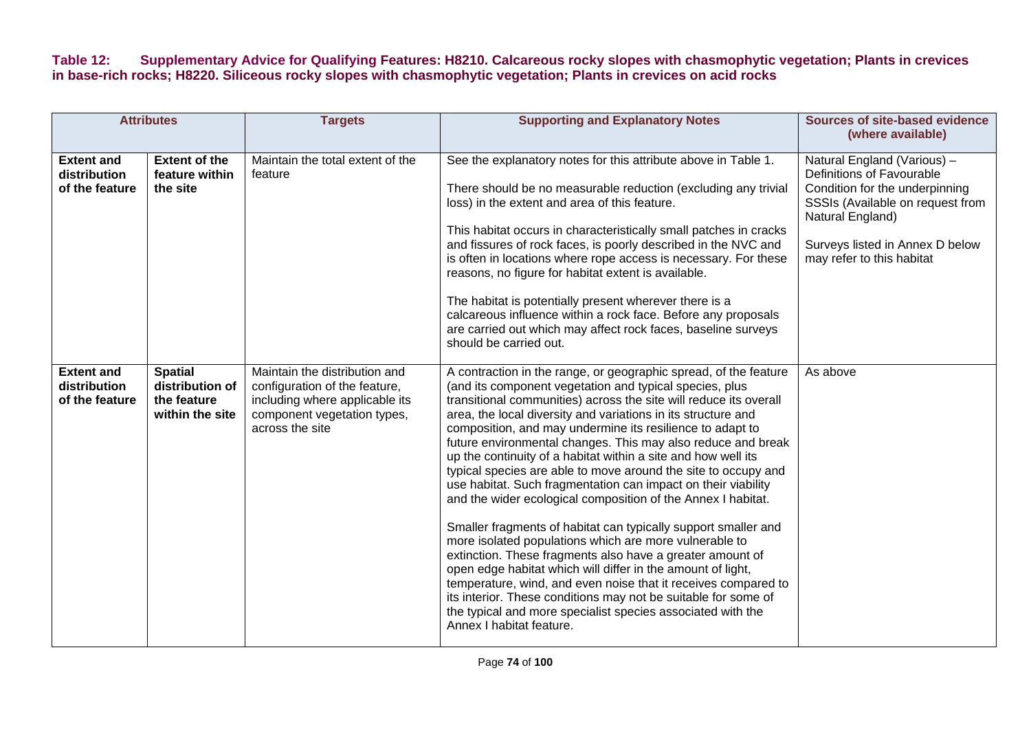**Table 12: Supplementary Advice for Qualifying Features: H8210. Calcareous rocky slopes with chasmophytic vegetation; Plants in crevices in base-rich rocks; H8220. Siliceous rocky slopes with chasmophytic vegetation; Plants in crevices on acid rocks**

| Attributes | | Targets | Supporting and Explanatory Notes | Sources of site-based evidence (where available) |
|---|---|---|---|---|
| **Extent and distribution of the feature** | **Extent of the feature within the site** | Maintain the total extent of the feature | See the explanatory notes for this attribute above in Table 1.<br><br>There should be no measurable reduction (excluding any trivial loss) in the extent and area of this feature.<br><br>This habitat occurs in characteristically small patches in cracks and fissures of rock faces, is poorly described in the NVC and is often in locations where rope access is necessary. For these reasons, no figure for habitat extent is available.<br><br>The habitat is potentially present wherever there is a calcareous influence within a rock face. Before any proposals are carried out which may affect rock faces, baseline surveys should be carried out. | Natural England (Various) – Definitions of Favourable Condition for the underpinning SSSIs (Available on request from Natural England)<br><br>Surveys listed in Annex D below may refer to this habitat |
| **Extent and distribution of the feature** | **Spatial distribution of the feature within the site** | Maintain the distribution and configuration of the feature, including where applicable its component vegetation types, across the site | A contraction in the range, or geographic spread, of the feature (and its component vegetation and typical species, plus transitional communities) across the site will reduce its overall area, the local diversity and variations in its structure and composition, and may undermine its resilience to adapt to future environmental changes. This may also reduce and break up the continuity of a habitat within a site and how well its typical species are able to move around the site to occupy and use habitat. Such fragmentation can impact on their viability and the wider ecological composition of the Annex I habitat.<br><br>Smaller fragments of habitat can typically support smaller and more isolated populations which are more vulnerable to extinction. These fragments also have a greater amount of open edge habitat which will differ in the amount of light, temperature, wind, and even noise that it receives compared to its interior. These conditions may not be suitable for some of the typical and more specialist species associated with the Annex I habitat feature. | As above |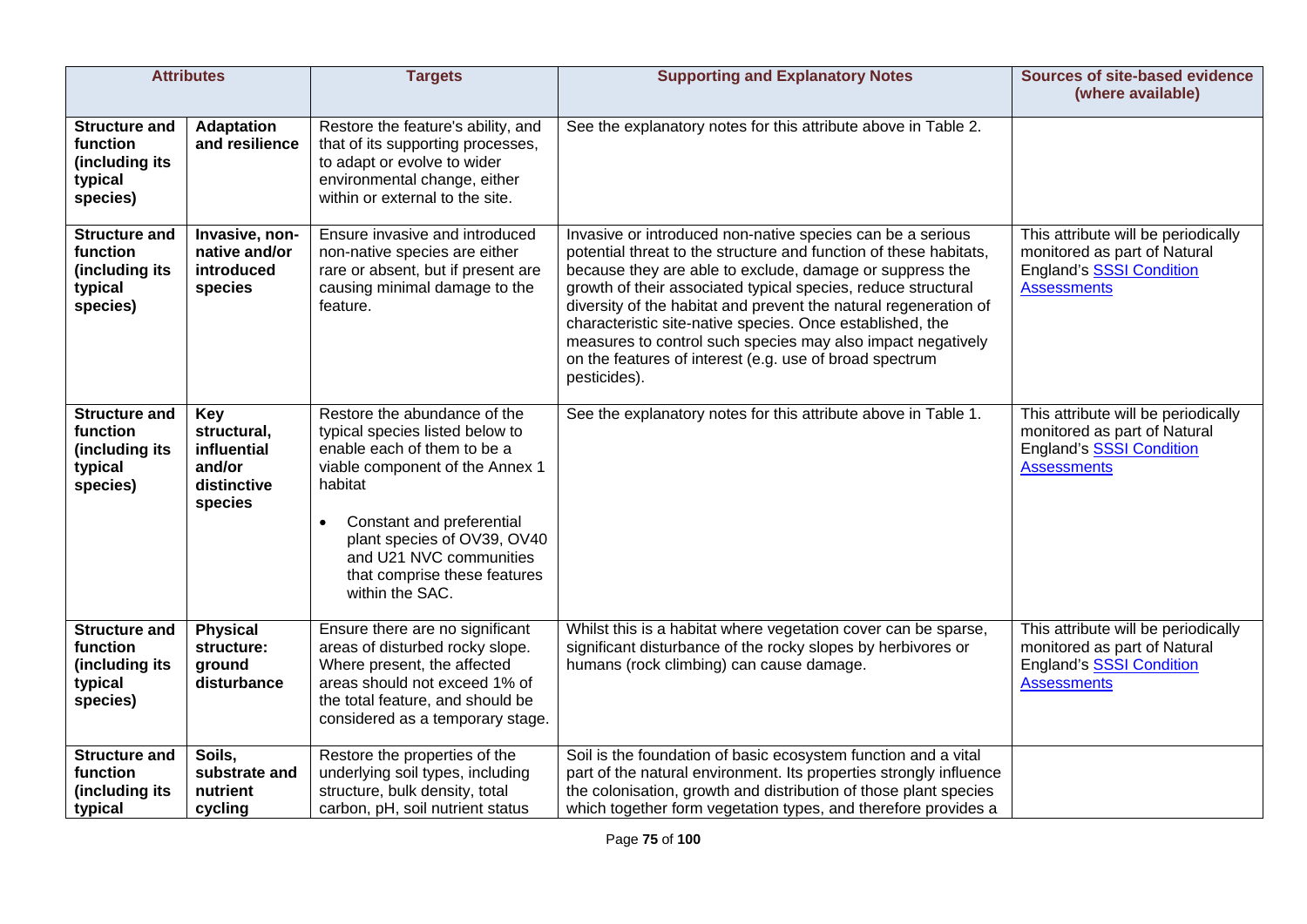| Attributes | | Targets | Supporting and Explanatory Notes | Sources of site-based evidence (where available) |
|---|---|---|---|---|
| **Structure and function (including its typical species)** | **Adaptation and resilience** | Restore the feature's ability, and that of its supporting processes, to adapt or evolve to wider environmental change, either within or external to the site. | See the explanatory notes for this attribute above in Table 2. | |
| **Structure and function (including its typical species)** | **Invasive, non-native and/or introduced species** | Ensure invasive and introduced non-native species are either rare or absent, but if present are causing minimal damage to the feature. | Invasive or introduced non-native species can be a serious potential threat to the structure and function of these habitats, because they are able to exclude, damage or suppress the growth of their associated typical species, reduce structural diversity of the habitat and prevent the natural regeneration of characteristic site-native species. Once established, the measures to control such species may also impact negatively on the features of interest (e.g. use of broad spectrum pesticides). | This attribute will be periodically monitored as part of Natural England's SSSI Condition Assessments |
| **Structure and function (including its typical species)** | **Key structural, influential and/or distinctive species** | Restore the abundance of the typical species listed below to enable each of them to be a viable component of the Annex 1 habitat<br><br>• Constant and preferential plant species of OV39, OV40 and U21 NVC communities that comprise these features within the SAC. | See the explanatory notes for this attribute above in Table 1. | This attribute will be periodically monitored as part of Natural England's SSSI Condition Assessments |
| **Structure and function (including its typical species)** | **Physical structure: ground disturbance** | Ensure there are no significant areas of disturbed rocky slope. Where present, the affected areas should not exceed 1% of the total feature, and should be considered as a temporary stage. | Whilst this is a habitat where vegetation cover can be sparse, significant disturbance of the rocky slopes by herbivores or humans (rock climbing) can cause damage. | This attribute will be periodically monitored as part of Natural England's SSSI Condition Assessments |
| **Structure and function (including its typical** | **Soils, substrate and nutrient cycling** | Restore the properties of the underlying soil types, including structure, bulk density, total carbon, pH, soil nutrient status | Soil is the foundation of basic ecosystem function and a vital part of the natural environment. Its properties strongly influence the colonisation, growth and distribution of those plant species which together form vegetation types, and therefore provides a | |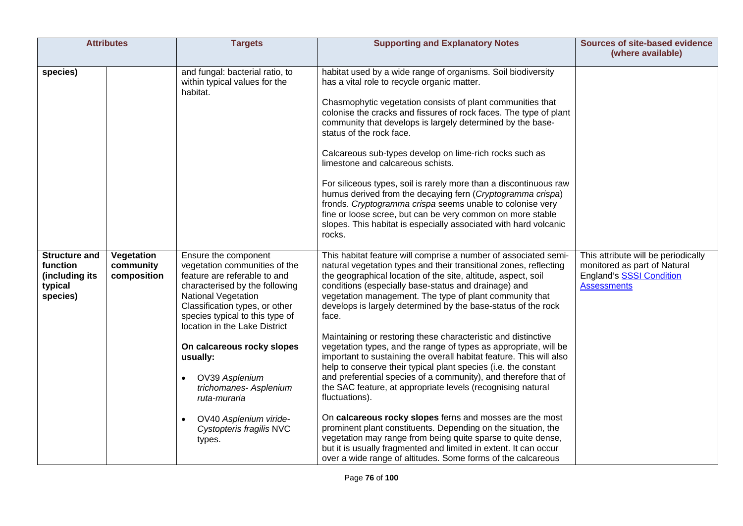| Attributes | | Targets | Supporting and Explanatory Notes | Sources of site-based evidence (where available) |
|---|---|---|---|---|
| **species)** | | and fungal: bacterial ratio, to within typical values for the habitat. | habitat used by a wide range of organisms. Soil biodiversity has a vital role to recycle organic matter.<br><br>Chasmophytic vegetation consists of plant communities that colonise the cracks and fissures of rock faces. The type of plant community that develops is largely determined by the base-status of the rock face.<br><br>Calcareous sub-types develop on lime-rich rocks such as limestone and calcareous schists.<br><br>For siliceous types, soil is rarely more than a discontinuous raw humus derived from the decaying fern (*Cryptogramma crispa*) fronds. *Cryptogramma crispa* seems unable to colonise very fine or loose scree, but can be very common on more stable slopes. This habitat is especially associated with hard volcanic rocks. | |
| **Structure and function (including its typical species)** | **Vegetation community composition** | Ensure the component vegetation communities of the feature are referable to and characterised by the following National Vegetation Classification types, or other species typical to this type of location in the Lake District<br><br>**On calcareous rocky slopes usually:**<br><br>• OV39 *Asplenium trichomanes- Asplenium ruta-muraria*<br><br>• OV40 *Asplenium viride-Cystopteris fragilis* NVC types. | This habitat feature will comprise a number of associated semi-natural vegetation types and their transitional zones, reflecting the geographical location of the site, altitude, aspect, soil conditions (especially base-status and drainage) and vegetation management. The type of plant community that develops is largely determined by the base-status of the rock face.<br><br>Maintaining or restoring these characteristic and distinctive vegetation types, and the range of types as appropriate, will be important to sustaining the overall habitat feature. This will also help to conserve their typical plant species (i.e. the constant and preferential species of a community), and therefore that of the SAC feature, at appropriate levels (recognising natural fluctuations).<br><br>On **calcareous rocky slopes** ferns and mosses are the most prominent plant constituents. Depending on the situation, the vegetation may range from being quite sparse to quite dense, but it is usually fragmented and limited in extent. It can occur over a wide range of altitudes. Some forms of the calcareous | This attribute will be periodically monitored as part of Natural England's SSSI Condition Assessments |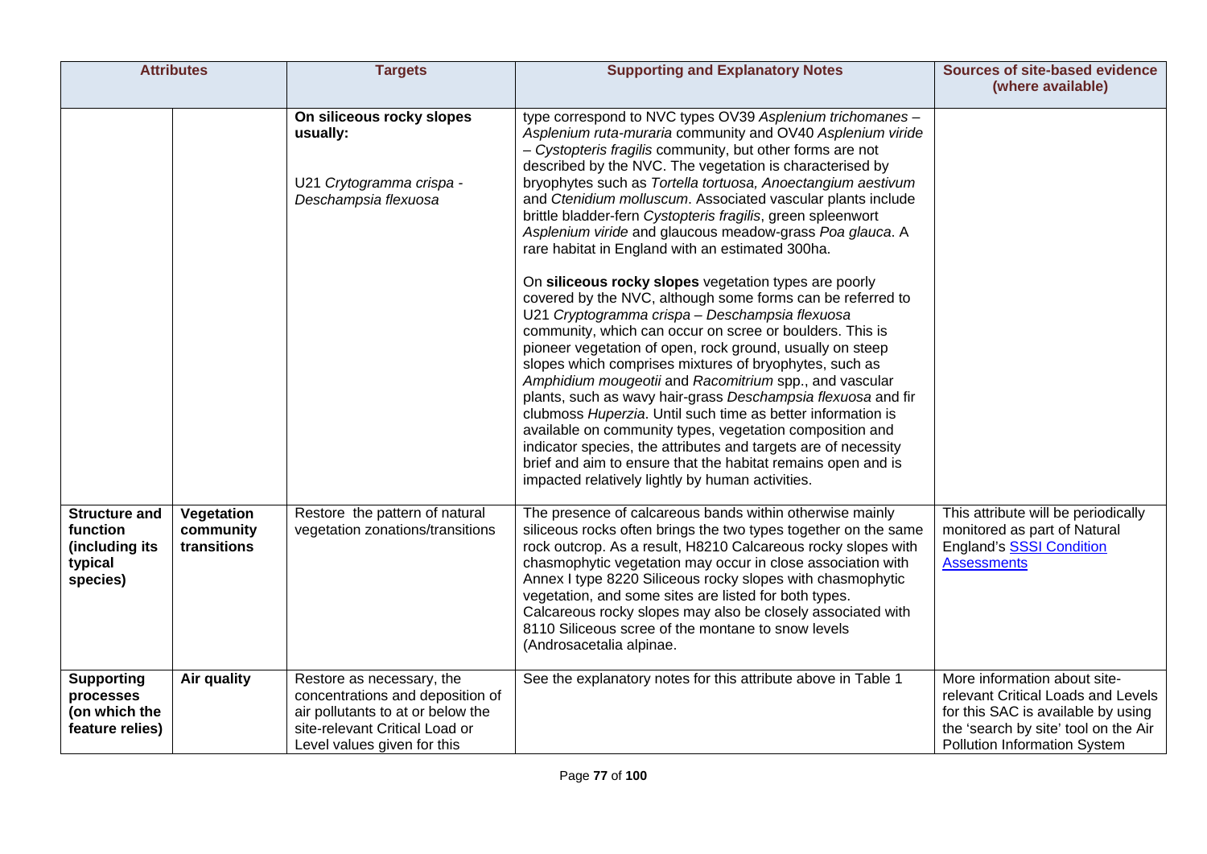| Attributes | | Targets | Supporting and Explanatory Notes | Sources of site-based evidence (where available) |
|---|---|---|---|---|
| | | **On siliceous rocky slopes usually:**<br><br>U21 *Crytogramma crispa - Deschampsia flexuosa* | type correspond to NVC types OV39 *Asplenium trichomanes – Asplenium ruta-muraria* community and OV40 *Asplenium viride – Cystopteris fragilis* community, but other forms are not described by the NVC. The vegetation is characterised by bryophytes such as *Tortella tortuosa, Anoectangium aestivum* and *Ctenidium molluscum*. Associated vascular plants include brittle bladder-fern *Cystopteris fragilis*, green spleenwort *Asplenium viride* and glaucous meadow-grass *Poa glauca*. A rare habitat in England with an estimated 300ha.<br><br>On **siliceous rocky slopes** vegetation types are poorly covered by the NVC, although some forms can be referred to U21 *Cryptogramma crispa – Deschampsia flexuosa* community, which can occur on scree or boulders. This is pioneer vegetation of open, rock ground, usually on steep slopes which comprises mixtures of bryophytes, such as *Amphidium mougeotii* and *Racomitrium* spp., and vascular plants, such as wavy hair-grass *Deschampsia flexuosa* and fir clubmoss *Huperzia*. Until such time as better information is available on community types, vegetation composition and indicator species, the attributes and targets are of necessity brief and aim to ensure that the habitat remains open and is impacted relatively lightly by human activities. | |
| **Structure and function (including its typical species)** | **Vegetation community transitions** | Restore the pattern of natural vegetation zonations/transitions | The presence of calcareous bands within otherwise mainly siliceous rocks often brings the two types together on the same rock outcrop. As a result, H8210 Calcareous rocky slopes with chasmophytic vegetation may occur in close association with Annex I type 8220 Siliceous rocky slopes with chasmophytic vegetation, and some sites are listed for both types. Calcareous rocky slopes may also be closely associated with 8110 Siliceous scree of the montane to snow levels (Androsacetalia alpinae. | This attribute will be periodically monitored as part of Natural England's SSSI Condition Assessments |
| **Supporting processes (on which the feature relies)** | **Air quality** | Restore as necessary, the concentrations and deposition of air pollutants to at or below the site-relevant Critical Load or Level values given for this | See the explanatory notes for this attribute above in Table 1 | More information about site-relevant Critical Loads and Levels for this SAC is available by using the 'search by site' tool on the Air Pollution Information System |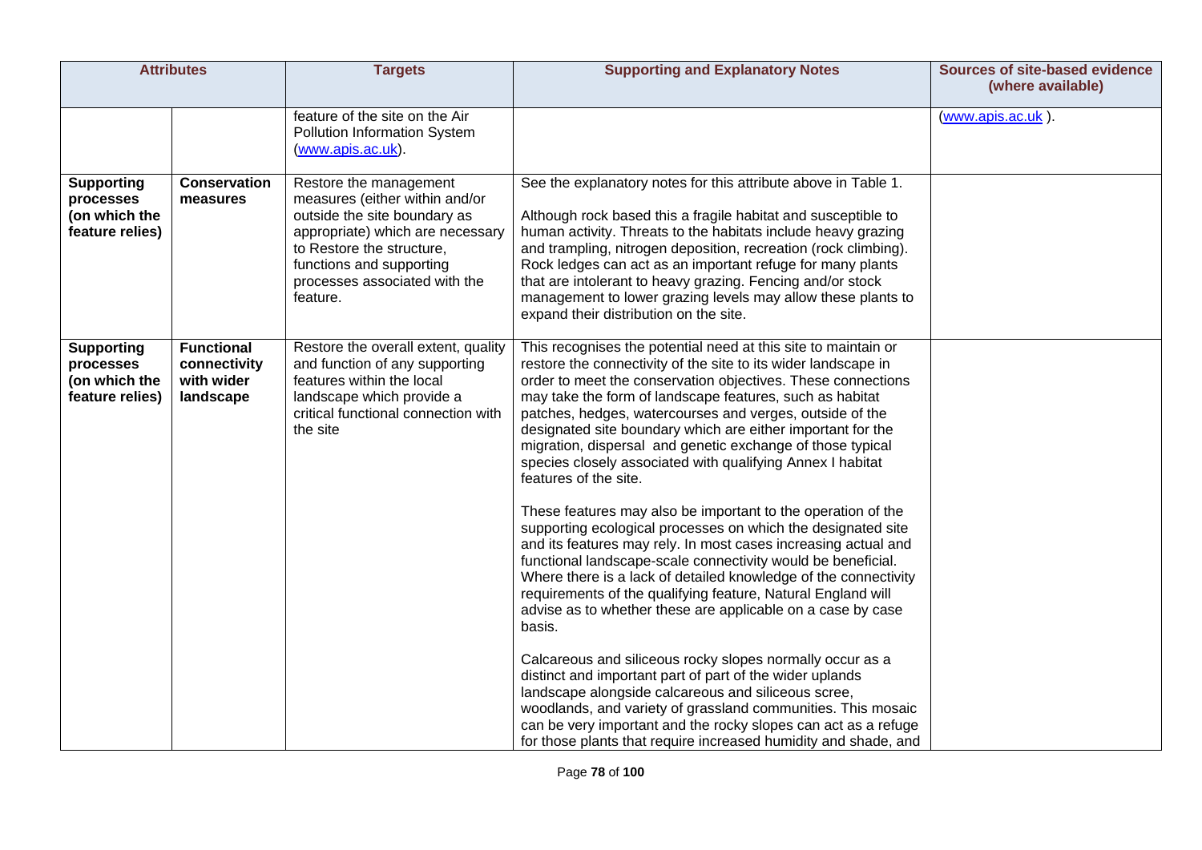| Attributes | | Targets | Supporting and Explanatory Notes | Sources of site-based evidence (where available) |
|---|---|---|---|---|
| | | feature of the site on the Air Pollution Information System (www.apis.ac.uk). | | (www.apis.ac.uk ). |
| **Supporting processes (on which the feature relies)** | **Conservation measures** | Restore the management measures (either within and/or outside the site boundary as appropriate) which are necessary to Restore the structure, functions and supporting processes associated with the feature. | See the explanatory notes for this attribute above in Table 1.<br><br>Although rock based this a fragile habitat and susceptible to human activity. Threats to the habitats include heavy grazing and trampling, nitrogen deposition, recreation (rock climbing). Rock ledges can act as an important refuge for many plants that are intolerant to heavy grazing. Fencing and/or stock management to lower grazing levels may allow these plants to expand their distribution on the site. | |
| **Supporting processes (on which the feature relies)** | **Functional connectivity with wider landscape** | Restore the overall extent, quality and function of any supporting features within the local landscape which provide a critical functional connection with the site | This recognises the potential need at this site to maintain or restore the connectivity of the site to its wider landscape in order to meet the conservation objectives. These connections may take the form of landscape features, such as habitat patches, hedges, watercourses and verges, outside of the designated site boundary which are either important for the migration, dispersal and genetic exchange of those typical species closely associated with qualifying Annex I habitat features of the site.<br><br>These features may also be important to the operation of the supporting ecological processes on which the designated site and its features may rely. In most cases increasing actual and functional landscape-scale connectivity would be beneficial. Where there is a lack of detailed knowledge of the connectivity requirements of the qualifying feature, Natural England will advise as to whether these are applicable on a case by case basis.<br><br>Calcareous and siliceous rocky slopes normally occur as a distinct and important part of part of the wider uplands landscape alongside calcareous and siliceous scree, woodlands, and variety of grassland communities. This mosaic can be very important and the rocky slopes can act as a refuge for those plants that require increased humidity and shade, and | |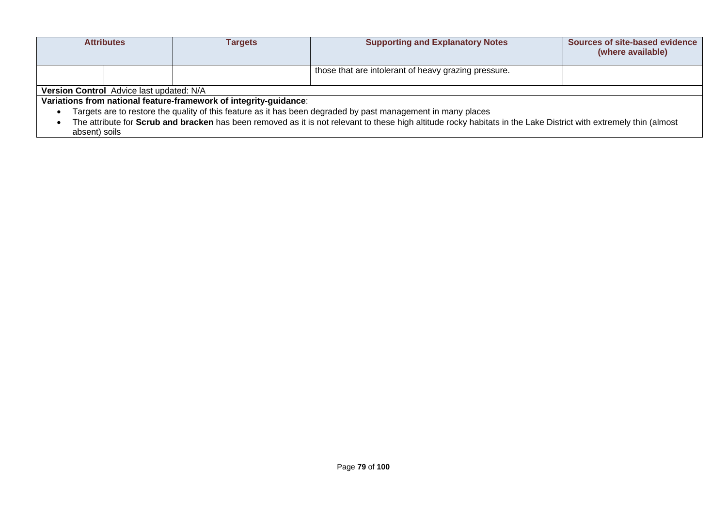| Attributes | | Targets | Supporting and Explanatory Notes | Sources of site-based evidence (where available) |
|---|---|---|---|---|
| | | | those that are intolerant of heavy grazing pressure. | |

**Version Control** Advice last updated: N/A

**Variations from national feature-framework of integrity-guidance**:

- Targets are to restore the quality of this feature as it has been degraded by past management in many places
- The attribute for **Scrub and bracken** has been removed as it is not relevant to these high altitude rocky habitats in the Lake District with extremely thin (almost absent) soils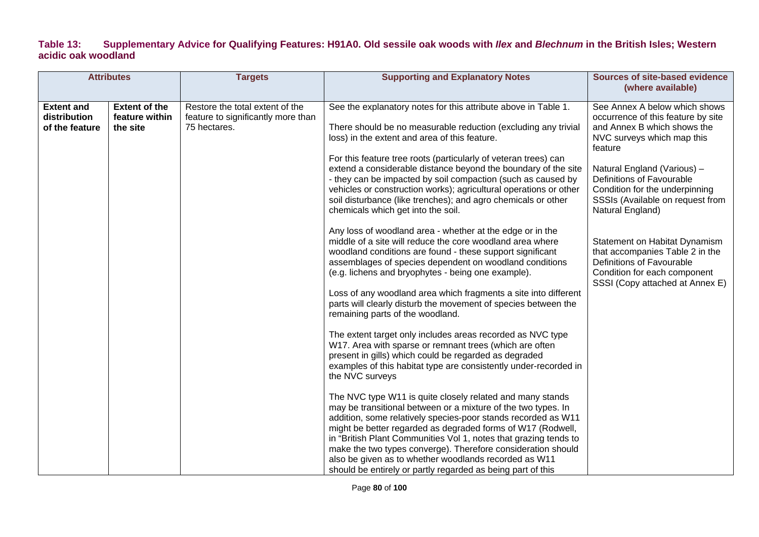**Table 13: Supplementary Advice for Qualifying Features: H91A0. Old sessile oak woods with *Ilex* and *Blechnum* in the British Isles; Western acidic oak woodland**

| Attributes | | Targets | Supporting and Explanatory Notes | Sources of site-based evidence (where available) |
|---|---|---|---|---|
| **Extent and distribution of the feature** | **Extent of the feature within the site** | Restore the total extent of the feature to significantly more than 75 hectares. | See the explanatory notes for this attribute above in Table 1.<br><br>There should be no measurable reduction (excluding any trivial loss) in the extent and area of this feature.<br><br>For this feature tree roots (particularly of veteran trees) can extend a considerable distance beyond the boundary of the site - they can be impacted by soil compaction (such as caused by vehicles or construction works); agricultural operations or other soil disturbance (like trenches); and agro chemicals or other chemicals which get into the soil.<br><br>Any loss of woodland area - whether at the edge or in the middle of a site will reduce the core woodland area where woodland conditions are found - these support significant assemblages of species dependent on woodland conditions (e.g. lichens and bryophytes - being one example).<br><br>Loss of any woodland area which fragments a site into different parts will clearly disturb the movement of species between the remaining parts of the woodland.<br><br>The extent target only includes areas recorded as NVC type W17. Area with sparse or remnant trees (which are often present in gills) which could be regarded as degraded examples of this habitat type are consistently under-recorded in the NVC surveys<br><br>The NVC type W11 is quite closely related and many stands may be transitional between or a mixture of the two types. In addition, some relatively species-poor stands recorded as W11 might be better regarded as degraded forms of W17 (Rodwell, in "British Plant Communities Vol 1, notes that grazing tends to make the two types converge). Therefore consideration should also be given as to whether woodlands recorded as W11 should be entirely or partly regarded as being part of this | See Annex A below which shows occurrence of this feature by site and Annex B which shows the NVC surveys which map this feature<br><br>Natural England (Various) – Definitions of Favourable Condition for the underpinning SSSIs (Available on request from Natural England)<br><br>Statement on Habitat Dynamism that accompanies Table 2 in the Definitions of Favourable Condition for each component SSSI (Copy attached at Annex E) |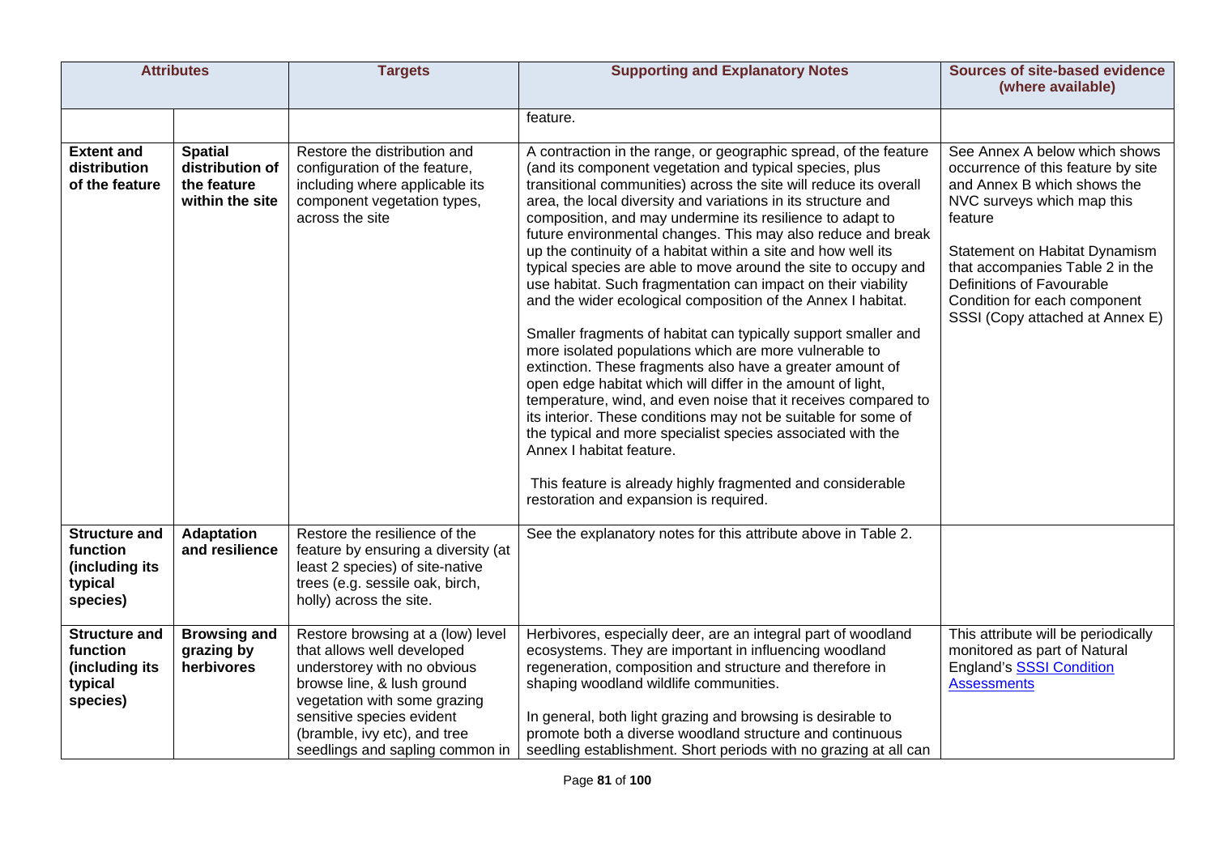| Attributes | | Targets | Supporting and Explanatory Notes | Sources of site-based evidence (where available) |
|---|---|---|---|---|
| | | | feature. | |
| **Extent and distribution of the feature** | **Spatial distribution of the feature within the site** | Restore the distribution and configuration of the feature, including where applicable its component vegetation types, across the site | A contraction in the range, or geographic spread, of the feature (and its component vegetation and typical species, plus transitional communities) across the site will reduce its overall area, the local diversity and variations in its structure and composition, and may undermine its resilience to adapt to future environmental changes. This may also reduce and break up the continuity of a habitat within a site and how well its typical species are able to move around the site to occupy and use habitat. Such fragmentation can impact on their viability and the wider ecological composition of the Annex I habitat.<br><br>Smaller fragments of habitat can typically support smaller and more isolated populations which are more vulnerable to extinction. These fragments also have a greater amount of open edge habitat which will differ in the amount of light, temperature, wind, and even noise that it receives compared to its interior. These conditions may not be suitable for some of the typical and more specialist species associated with the Annex I habitat feature.<br><br>This feature is already highly fragmented and considerable restoration and expansion is required. | See Annex A below which shows occurrence of this feature by site and Annex B which shows the NVC surveys which map this feature<br><br>Statement on Habitat Dynamism that accompanies Table 2 in the Definitions of Favourable Condition for each component SSSI (Copy attached at Annex E) |
| **Structure and function (including its typical species)** | **Adaptation and resilience** | Restore the resilience of the feature by ensuring a diversity (at least 2 species) of site-native trees (e.g. sessile oak, birch, holly) across the site. | See the explanatory notes for this attribute above in Table 2. | |
| **Structure and function (including its typical species)** | **Browsing and grazing by herbivores** | Restore browsing at a (low) level that allows well developed understorey with no obvious browse line, & lush ground vegetation with some grazing sensitive species evident (bramble, ivy etc), and tree seedlings and sapling common in | Herbivores, especially deer, are an integral part of woodland ecosystems. They are important in influencing woodland regeneration, composition and structure and therefore in shaping woodland wildlife communities.<br><br>In general, both light grazing and browsing is desirable to promote both a diverse woodland structure and continuous seedling establishment. Short periods with no grazing at all can | This attribute will be periodically monitored as part of Natural England's SSSI Condition Assessments |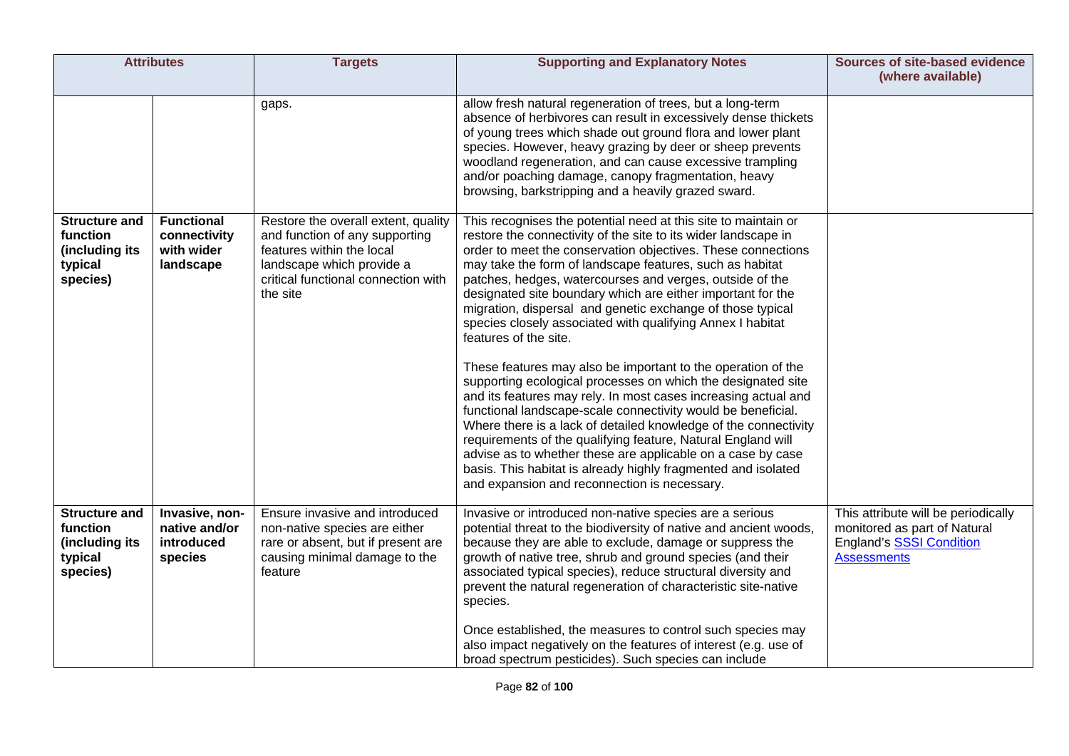| Attributes | | Targets | Supporting and Explanatory Notes | Sources of site-based evidence (where available) |
|---|---|---|---|---|
| | | gaps. | allow fresh natural regeneration of trees, but a long-term absence of herbivores can result in excessively dense thickets of young trees which shade out ground flora and lower plant species. However, heavy grazing by deer or sheep prevents woodland regeneration, and can cause excessive trampling and/or poaching damage, canopy fragmentation, heavy browsing, barkstripping and a heavily grazed sward. | |
| **Structure and function (including its typical species)** | **Functional connectivity with wider landscape** | Restore the overall extent, quality and function of any supporting features within the local landscape which provide a critical functional connection with the site | This recognises the potential need at this site to maintain or restore the connectivity of the site to its wider landscape in order to meet the conservation objectives. These connections may take the form of landscape features, such as habitat patches, hedges, watercourses and verges, outside of the designated site boundary which are either important for the migration, dispersal and genetic exchange of those typical species closely associated with qualifying Annex I habitat features of the site.<br><br>These features may also be important to the operation of the supporting ecological processes on which the designated site and its features may rely. In most cases increasing actual and functional landscape-scale connectivity would be beneficial. Where there is a lack of detailed knowledge of the connectivity requirements of the qualifying feature, Natural England will advise as to whether these are applicable on a case by case basis. This habitat is already highly fragmented and isolated and expansion and reconnection is necessary. | |
| **Structure and function (including its typical species)** | **Invasive, non-native and/or introduced species** | Ensure invasive and introduced non-native species are either rare or absent, but if present are causing minimal damage to the feature | Invasive or introduced non-native species are a serious potential threat to the biodiversity of native and ancient woods, because they are able to exclude, damage or suppress the growth of native tree, shrub and ground species (and their associated typical species), reduce structural diversity and prevent the natural regeneration of characteristic site-native species.<br><br>Once established, the measures to control such species may also impact negatively on the features of interest (e.g. use of broad spectrum pesticides). Such species can include | This attribute will be periodically monitored as part of Natural England's SSSI Condition Assessments |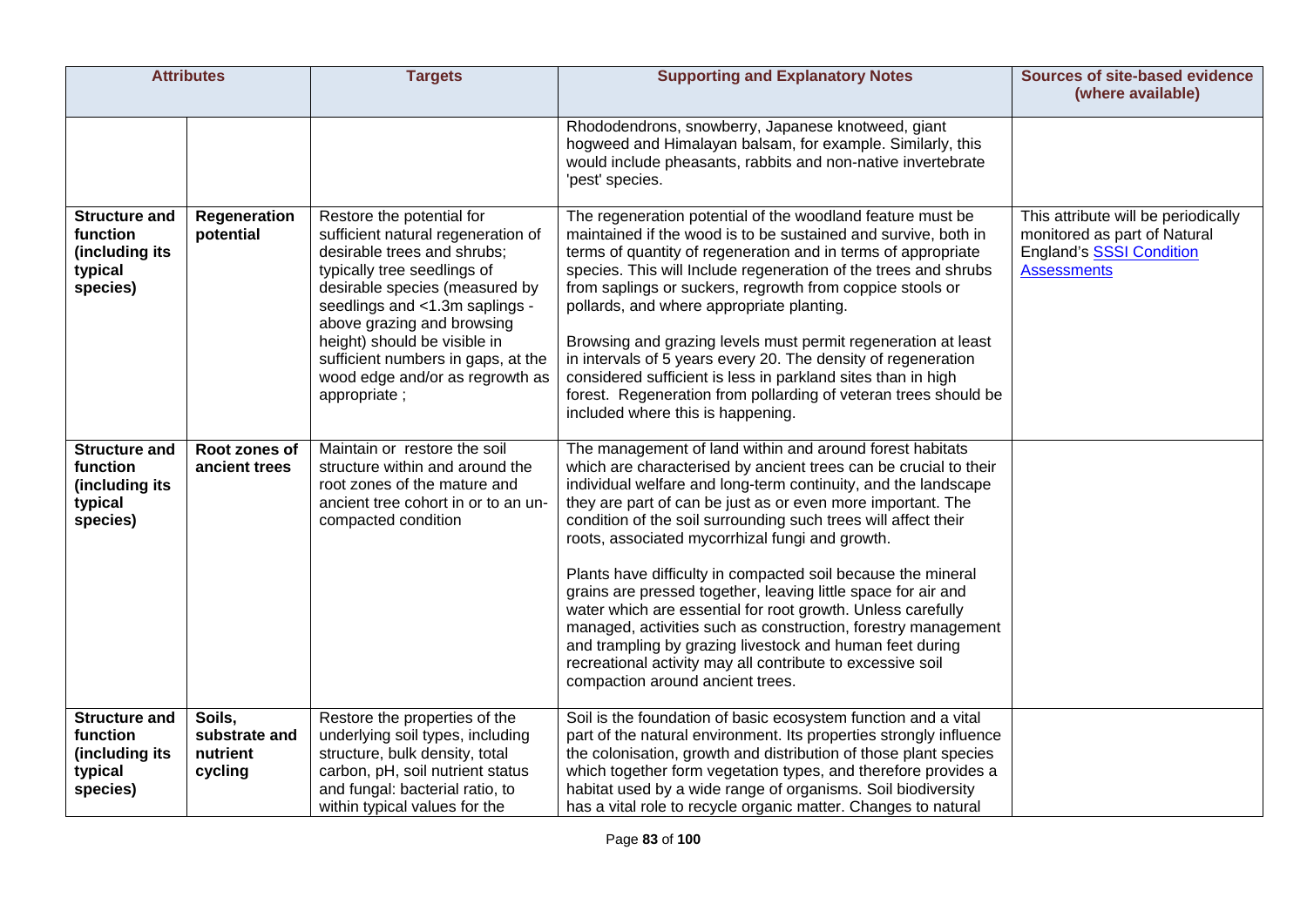| Attributes | | Targets | Supporting and Explanatory Notes | Sources of site-based evidence (where available) |
|---|---|---|---|---|
| | | | Rhododendrons, snowberry, Japanese knotweed, giant hogweed and Himalayan balsam, for example. Similarly, this would include pheasants, rabbits and non-native invertebrate 'pest' species. | |
| **Structure and function (including its typical species)** | **Regeneration potential** | Restore the potential for sufficient natural regeneration of desirable trees and shrubs; typically tree seedlings of desirable species (measured by seedlings and <1.3m saplings - above grazing and browsing height) should be visible in sufficient numbers in gaps, at the wood edge and/or as regrowth as appropriate ; | The regeneration potential of the woodland feature must be maintained if the wood is to be sustained and survive, both in terms of quantity of regeneration and in terms of appropriate species. This will Include regeneration of the trees and shrubs from saplings or suckers, regrowth from coppice stools or pollards, and where appropriate planting.<br><br>Browsing and grazing levels must permit regeneration at least in intervals of 5 years every 20. The density of regeneration considered sufficient is less in parkland sites than in high forest. Regeneration from pollarding of veteran trees should be included where this is happening. | This attribute will be periodically monitored as part of Natural England's [SSSI Condition Assessments] |
| **Structure and function (including its typical species)** | **Root zones of ancient trees** | Maintain or restore the soil structure within and around the root zones of the mature and ancient tree cohort in or to an un-compacted condition | The management of land within and around forest habitats which are characterised by ancient trees can be crucial to their individual welfare and long-term continuity, and the landscape they are part of can be just as or even more important. The condition of the soil surrounding such trees will affect their roots, associated mycorrhizal fungi and growth.<br><br>Plants have difficulty in compacted soil because the mineral grains are pressed together, leaving little space for air and water which are essential for root growth. Unless carefully managed, activities such as construction, forestry management and trampling by grazing livestock and human feet during recreational activity may all contribute to excessive soil compaction around ancient trees. | |
| **Structure and function (including its typical species)** | **Soils, substrate and nutrient cycling** | Restore the properties of the underlying soil types, including structure, bulk density, total carbon, pH, soil nutrient status and fungal: bacterial ratio, to within typical values for the | Soil is the foundation of basic ecosystem function and a vital part of the natural environment. Its properties strongly influence the colonisation, growth and distribution of those plant species which together form vegetation types, and therefore provides a habitat used by a wide range of organisms. Soil biodiversity has a vital role to recycle organic matter. Changes to natural | |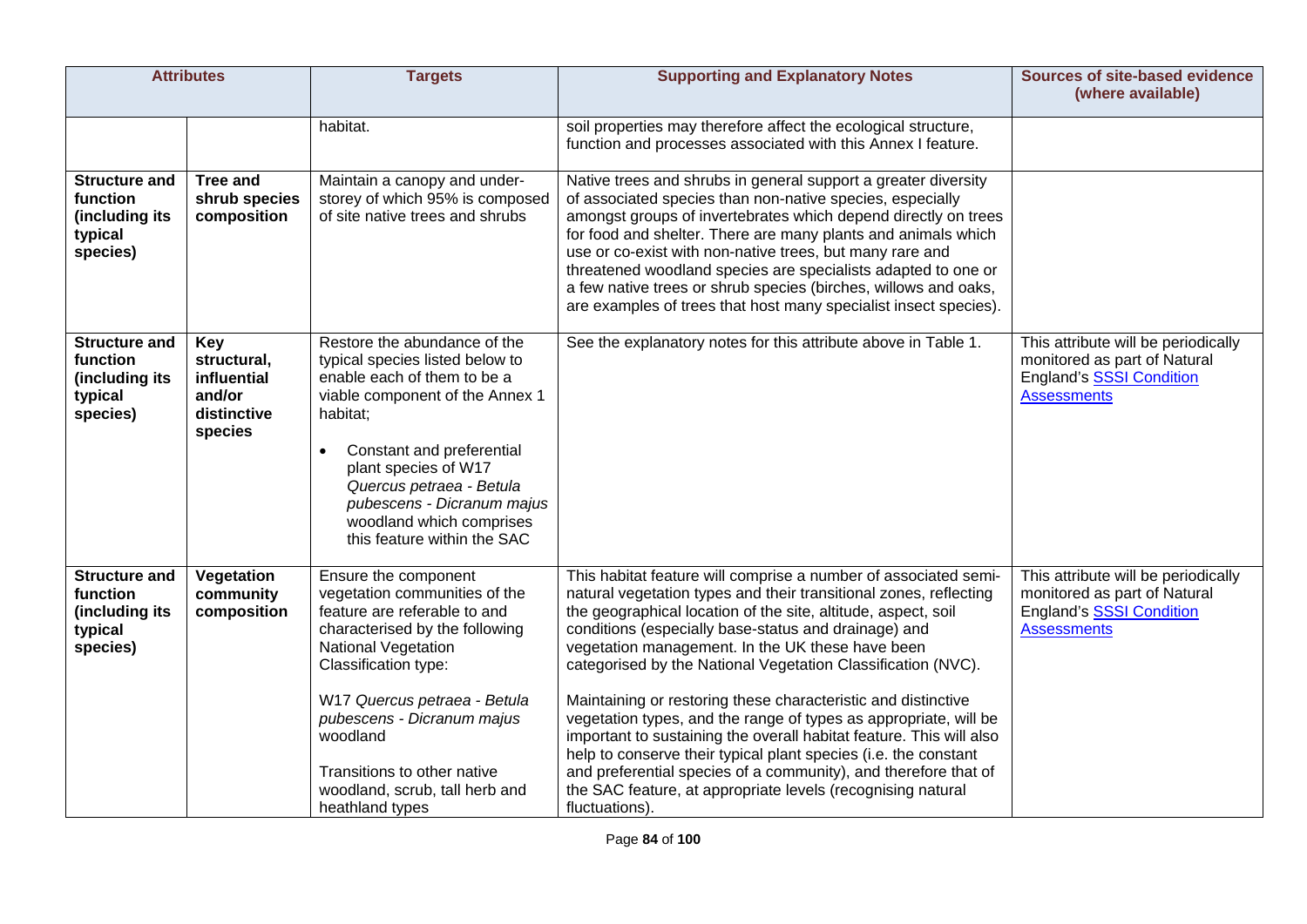| Attributes | | Targets | Supporting and Explanatory Notes | Sources of site-based evidence (where available) |
|---|---|---|---|---|
| | | habitat. | soil properties may therefore affect the ecological structure, function and processes associated with this Annex I feature. | |
| **Structure and function (including its typical species)** | **Tree and shrub species composition** | Maintain a canopy and under-storey of which 95% is composed of site native trees and shrubs | Native trees and shrubs in general support a greater diversity of associated species than non-native species, especially amongst groups of invertebrates which depend directly on trees for food and shelter. There are many plants and animals which use or co-exist with non-native trees, but many rare and threatened woodland species are specialists adapted to one or a few native trees or shrub species (birches, willows and oaks, are examples of trees that host many specialist insect species). | |
| **Structure and function (including its typical species)** | **Key structural, influential and/or distinctive species** | Restore the abundance of the typical species listed below to enable each of them to be a viable component of the Annex 1 habitat;<br><br>• Constant and preferential plant species of W17 *Quercus petraea - Betula pubescens - Dicranum majus* woodland which comprises this feature within the SAC | See the explanatory notes for this attribute above in Table 1. | This attribute will be periodically monitored as part of Natural England's [SSSI Condition Assessments]() |
| **Structure and function (including its typical species)** | **Vegetation community composition** | Ensure the component vegetation communities of the feature are referable to and characterised by the following National Vegetation Classification type:<br><br>W17 *Quercus petraea - Betula pubescens - Dicranum majus* woodland<br><br>Transitions to other native woodland, scrub, tall herb and heathland types | This habitat feature will comprise a number of associated semi-natural vegetation types and their transitional zones, reflecting the geographical location of the site, altitude, aspect, soil conditions (especially base-status and drainage) and vegetation management. In the UK these have been categorised by the National Vegetation Classification (NVC).<br><br>Maintaining or restoring these characteristic and distinctive vegetation types, and the range of types as appropriate, will be important to sustaining the overall habitat feature. This will also help to conserve their typical plant species (i.e. the constant and preferential species of a community), and therefore that of the SAC feature, at appropriate levels (recognising natural fluctuations). | This attribute will be periodically monitored as part of Natural England's [SSSI Condition Assessments]() |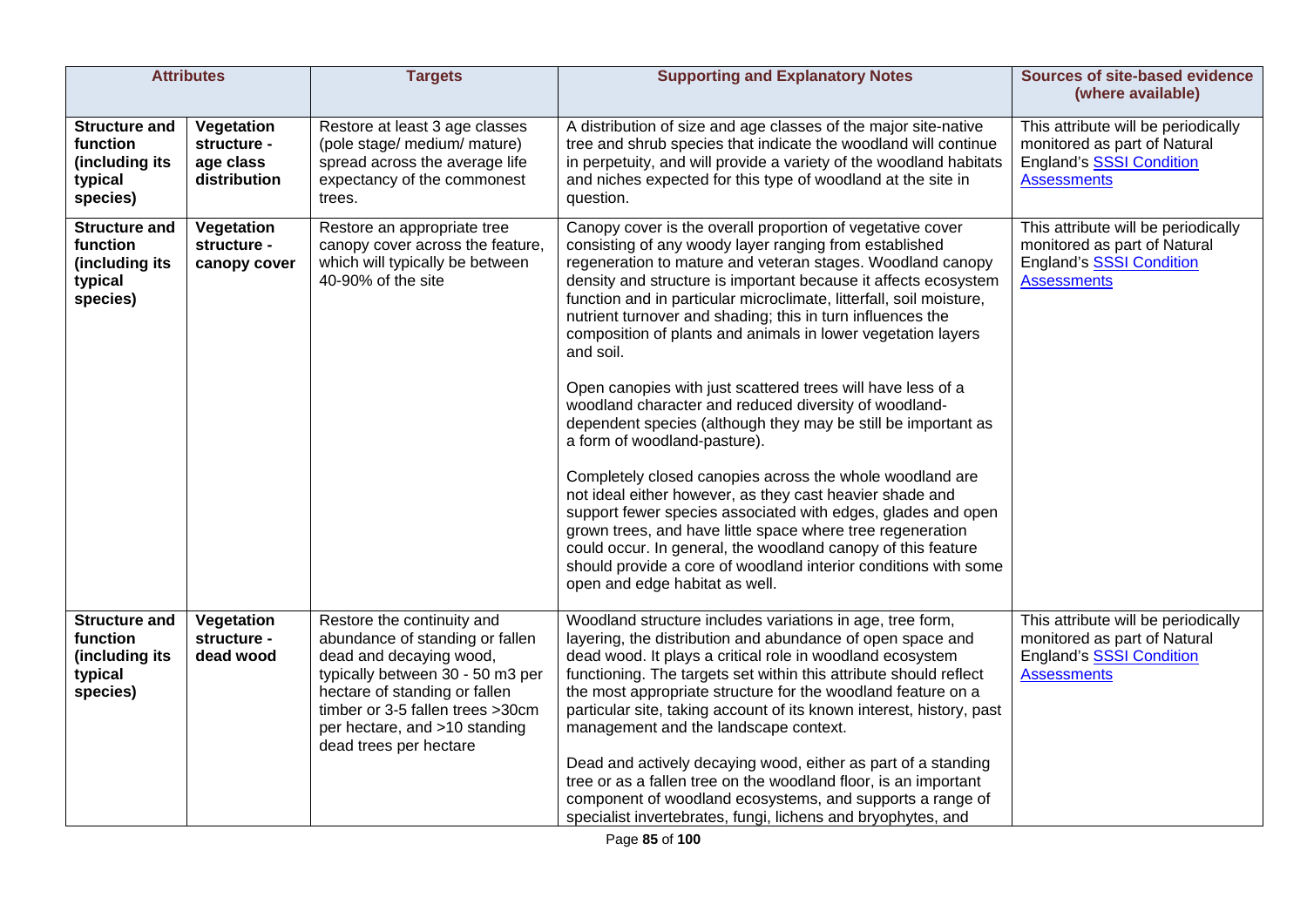| Attributes | | Targets | Supporting and Explanatory Notes | Sources of site-based evidence (where available) |
|---|---|---|---|---|
| **Structure and function (including its typical species)** | **Vegetation structure - age class distribution** | Restore at least 3 age classes (pole stage/ medium/ mature) spread across the average life expectancy of the commonest trees. | A distribution of size and age classes of the major site-native tree and shrub species that indicate the woodland will continue in perpetuity, and will provide a variety of the woodland habitats and niches expected for this type of woodland at the site in question. | This attribute will be periodically monitored as part of Natural England's SSSI Condition Assessments |
| **Structure and function (including its typical species)** | **Vegetation structure - canopy cover** | Restore an appropriate tree canopy cover across the feature, which will typically be between 40-90% of the site | Canopy cover is the overall proportion of vegetative cover consisting of any woody layer ranging from established regeneration to mature and veteran stages. Woodland canopy density and structure is important because it affects ecosystem function and in particular microclimate, litterfall, soil moisture, nutrient turnover and shading; this in turn influences the composition of plants and animals in lower vegetation layers and soil.<br><br>Open canopies with just scattered trees will have less of a woodland character and reduced diversity of woodland-dependent species (although they may be still be important as a form of woodland-pasture).<br><br>Completely closed canopies across the whole woodland are not ideal either however, as they cast heavier shade and support fewer species associated with edges, glades and open grown trees, and have little space where tree regeneration could occur. In general, the woodland canopy of this feature should provide a core of woodland interior conditions with some open and edge habitat as well. | This attribute will be periodically monitored as part of Natural England's SSSI Condition Assessments |
| **Structure and function (including its typical species)** | **Vegetation structure - dead wood** | Restore the continuity and abundance of standing or fallen dead and decaying wood, typically between 30 - 50 m3 per hectare of standing or fallen timber or 3-5 fallen trees >30cm per hectare, and >10 standing dead trees per hectare | Woodland structure includes variations in age, tree form, layering, the distribution and abundance of open space and dead wood. It plays a critical role in woodland ecosystem functioning. The targets set within this attribute should reflect the most appropriate structure for the woodland feature on a particular site, taking account of its known interest, history, past management and the landscape context.<br><br>Dead and actively decaying wood, either as part of a standing tree or as a fallen tree on the woodland floor, is an important component of woodland ecosystems, and supports a range of specialist invertebrates, fungi, lichens and bryophytes, and | This attribute will be periodically monitored as part of Natural England's SSSI Condition Assessments |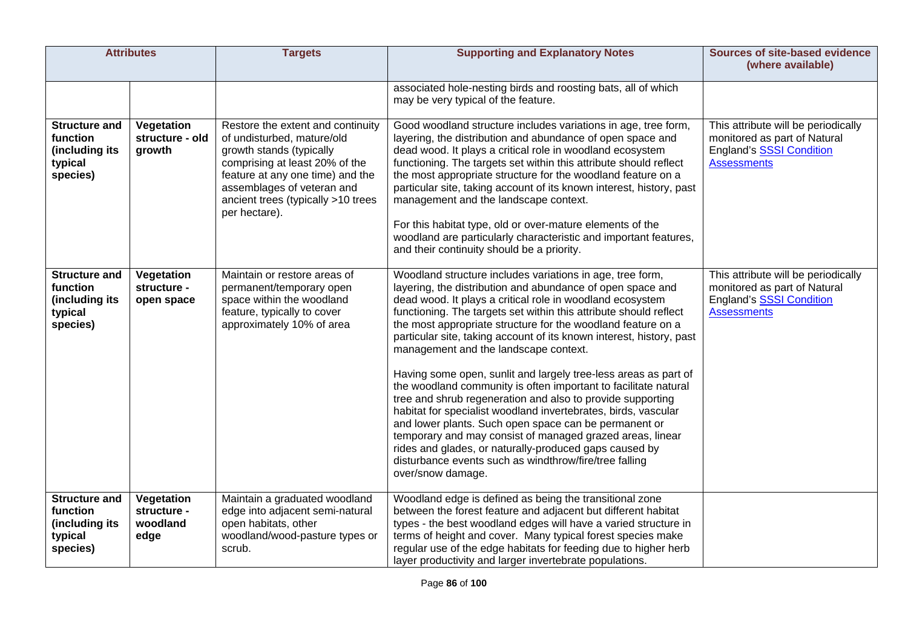| Attributes | | Targets | Supporting and Explanatory Notes | Sources of site-based evidence (where available) |
|---|---|---|---|---|
| | | | associated hole-nesting birds and roosting bats, all of which may be very typical of the feature. | |
| **Structure and function (including its typical species)** | **Vegetation structure - old growth** | Restore the extent and continuity of undisturbed, mature/old growth stands (typically comprising at least 20% of the feature at any one time) and the assemblages of veteran and ancient trees (typically >10 trees per hectare). | Good woodland structure includes variations in age, tree form, layering, the distribution and abundance of open space and dead wood. It plays a critical role in woodland ecosystem functioning. The targets set within this attribute should reflect the most appropriate structure for the woodland feature on a particular site, taking account of its known interest, history, past management and the landscape context.<br><br>For this habitat type, old or over-mature elements of the woodland are particularly characteristic and important features, and their continuity should be a priority. | This attribute will be periodically monitored as part of Natural England's SSSI Condition Assessments |
| **Structure and function (including its typical species)** | **Vegetation structure - open space** | Maintain or restore areas of permanent/temporary open space within the woodland feature, typically to cover approximately 10% of area | Woodland structure includes variations in age, tree form, layering, the distribution and abundance of open space and dead wood. It plays a critical role in woodland ecosystem functioning. The targets set within this attribute should reflect the most appropriate structure for the woodland feature on a particular site, taking account of its known interest, history, past management and the landscape context.<br><br>Having some open, sunlit and largely tree-less areas as part of the woodland community is often important to facilitate natural tree and shrub regeneration and also to provide supporting habitat for specialist woodland invertebrates, birds, vascular and lower plants. Such open space can be permanent or temporary and may consist of managed grazed areas, linear rides and glades, or naturally-produced gaps caused by disturbance events such as windthrow/fire/tree falling over/snow damage. | This attribute will be periodically monitored as part of Natural England's SSSI Condition Assessments |
| **Structure and function (including its typical species)** | **Vegetation structure - woodland edge** | Maintain a graduated woodland edge into adjacent semi-natural open habitats, other woodland/wood-pasture types or scrub. | Woodland edge is defined as being the transitional zone between the forest feature and adjacent but different habitat types - the best woodland edges will have a varied structure in terms of height and cover. Many typical forest species make regular use of the edge habitats for feeding due to higher herb layer productivity and larger invertebrate populations. | |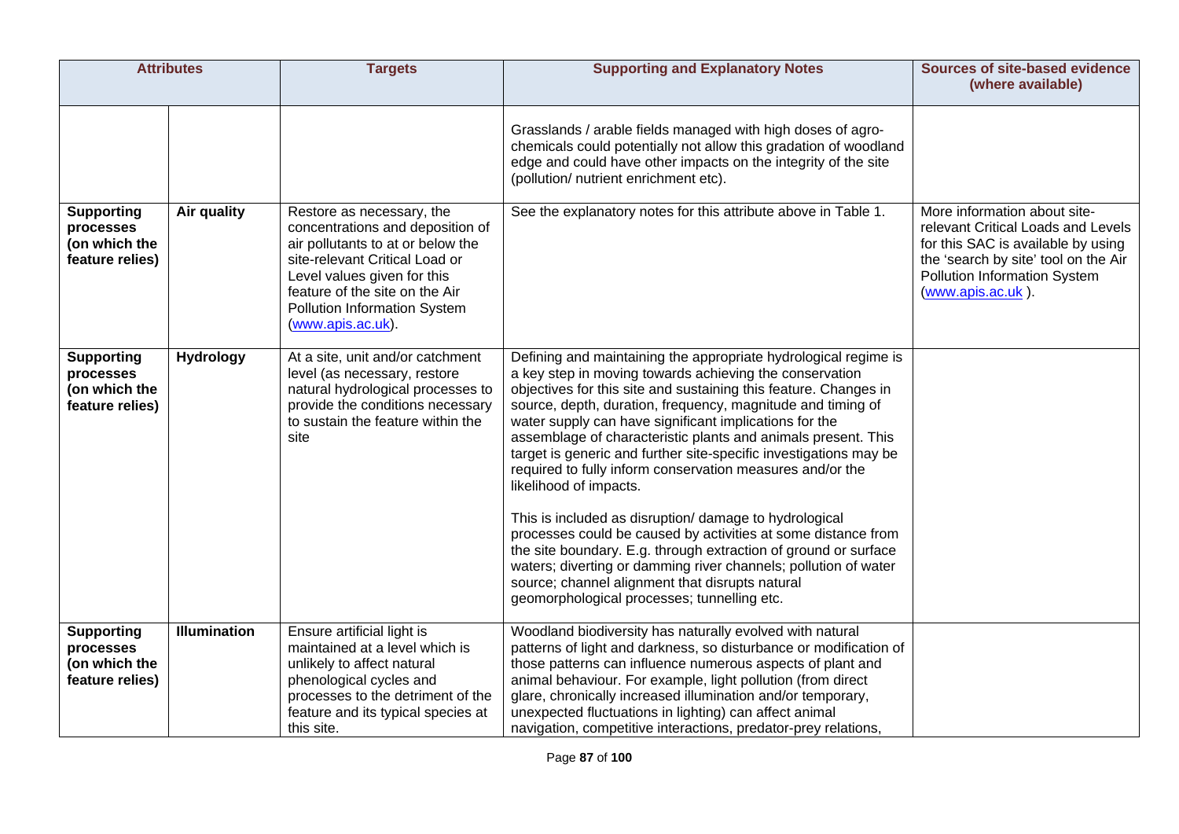| Attributes | | Targets | Supporting and Explanatory Notes | Sources of site-based evidence (where available) |
|---|---|---|---|---|
| | | | Grasslands / arable fields managed with high doses of agro-chemicals could potentially not allow this gradation of woodland edge and could have other impacts on the integrity of the site (pollution/ nutrient enrichment etc). | |
| **Supporting processes (on which the feature relies)** | **Air quality** | Restore as necessary, the concentrations and deposition of air pollutants to at or below the site-relevant Critical Load or Level values given for this feature of the site on the Air Pollution Information System (www.apis.ac.uk). | See the explanatory notes for this attribute above in Table 1. | More information about site-relevant Critical Loads and Levels for this SAC is available by using the 'search by site' tool on the Air Pollution Information System (www.apis.ac.uk ). |
| **Supporting processes (on which the feature relies)** | **Hydrology** | At a site, unit and/or catchment level (as necessary, restore natural hydrological processes to provide the conditions necessary to sustain the feature within the site | Defining and maintaining the appropriate hydrological regime is a key step in moving towards achieving the conservation objectives for this site and sustaining this feature. Changes in source, depth, duration, frequency, magnitude and timing of water supply can have significant implications for the assemblage of characteristic plants and animals present. This target is generic and further site-specific investigations may be required to fully inform conservation measures and/or the likelihood of impacts.<br><br>This is included as disruption/ damage to hydrological processes could be caused by activities at some distance from the site boundary. E.g. through extraction of ground or surface waters; diverting or damming river channels; pollution of water source; channel alignment that disrupts natural geomorphological processes; tunnelling etc. | |
| **Supporting processes (on which the feature relies)** | **Illumination** | Ensure artificial light is maintained at a level which is unlikely to affect natural phenological cycles and processes to the detriment of the feature and its typical species at this site. | Woodland biodiversity has naturally evolved with natural patterns of light and darkness, so disturbance or modification of those patterns can influence numerous aspects of plant and animal behaviour. For example, light pollution (from direct glare, chronically increased illumination and/or temporary, unexpected fluctuations in lighting) can affect animal navigation, competitive interactions, predator-prey relations, | |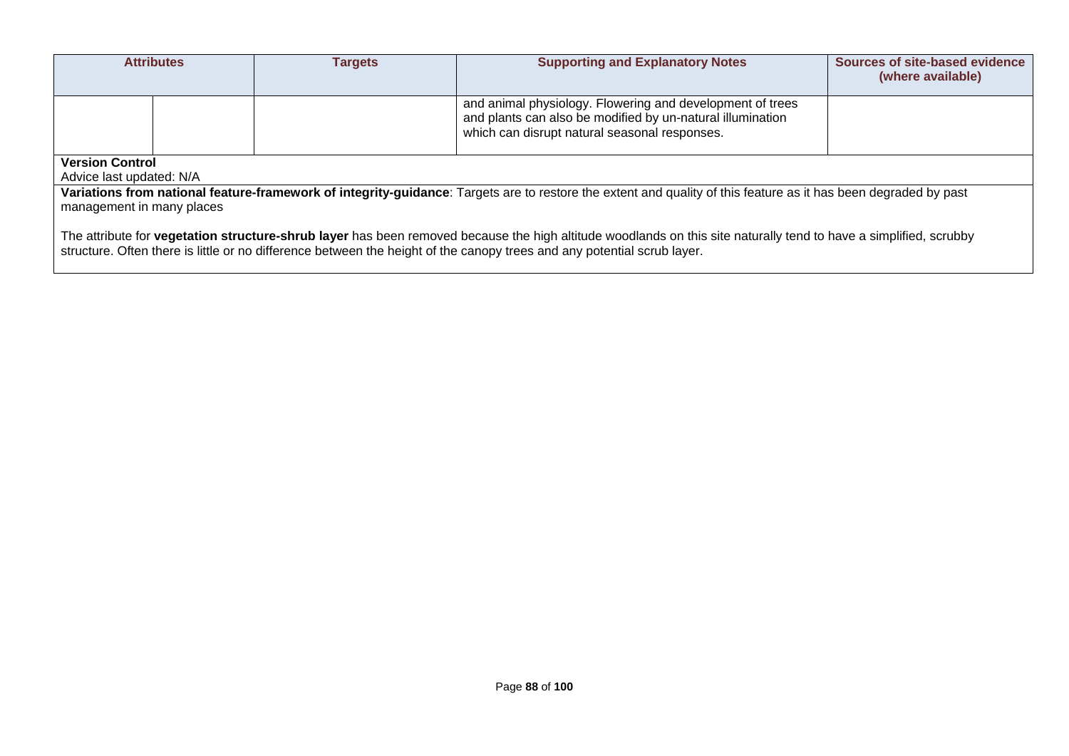| Attributes | | Targets | Supporting and Explanatory Notes | Sources of site-based evidence (where available) |
|---|---|---|---|---|
| | | | and animal physiology. Flowering and development of trees and plants can also be modified by un-natural illumination which can disrupt natural seasonal responses. | |

**Version Control**

Advice last updated: N/A

**Variations from national feature-framework of integrity-guidance**: Targets are to restore the extent and quality of this feature as it has been degraded by past management in many places

The attribute for **vegetation structure-shrub layer** has been removed because the high altitude woodlands on this site naturally tend to have a simplified, scrubby structure. Often there is little or no difference between the height of the canopy trees and any potential scrub layer.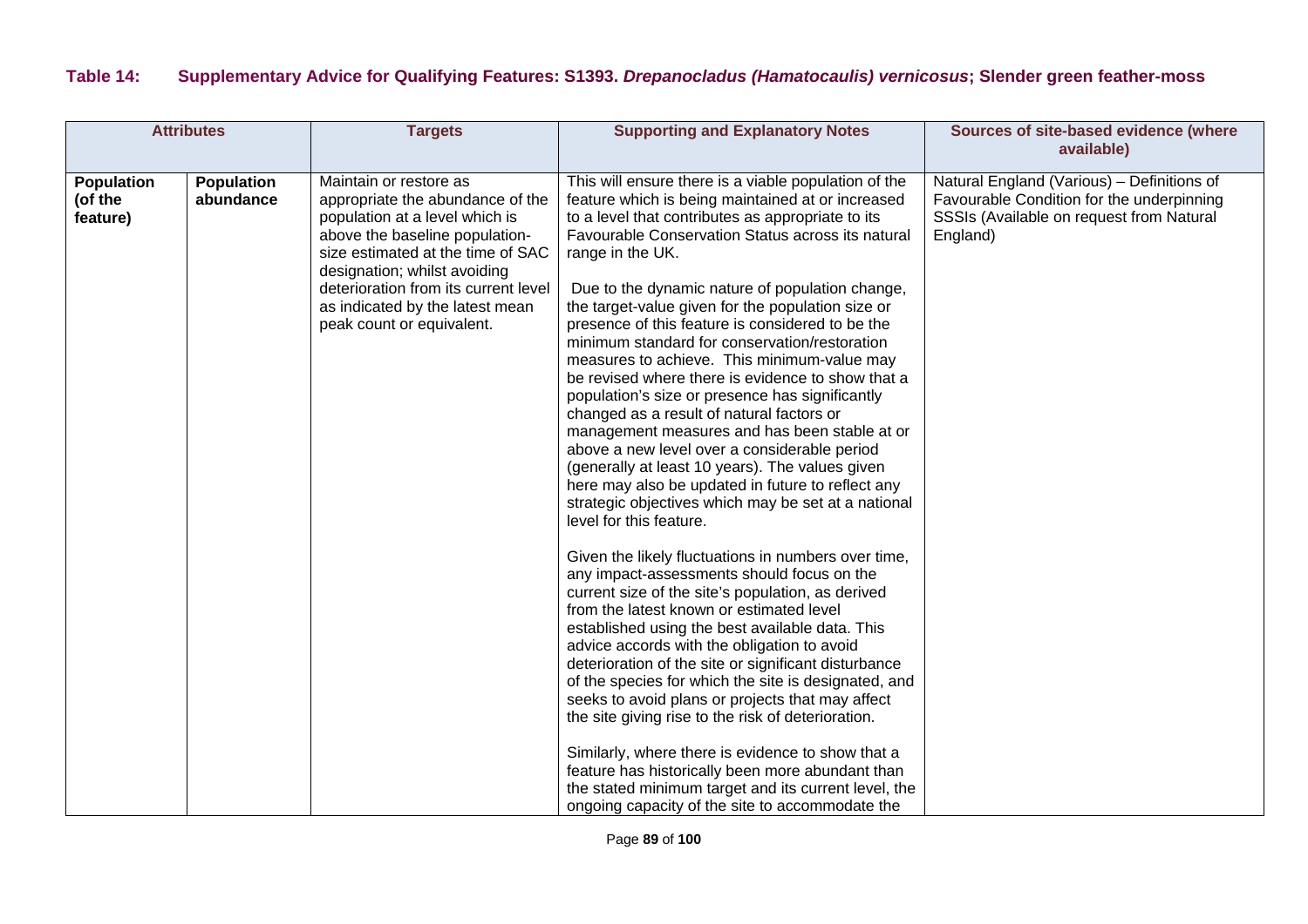**Table 14: Supplementary Advice for Qualifying Features: S1393. *Drepanocladus (Hamatocaulis) vernicosus*; Slender green feather-moss**

| Attributes | | Targets | Supporting and Explanatory Notes | Sources of site-based evidence (where available) |
|---|---|---|---|---|
| **Population (of the feature)** | **Population abundance** | Maintain or restore as appropriate the abundance of the population at a level which is above the baseline population-size estimated at the time of SAC designation; whilst avoiding deterioration from its current level as indicated by the latest mean peak count or equivalent. | This will ensure there is a viable population of the feature which is being maintained at or increased to a level that contributes as appropriate to its Favourable Conservation Status across its natural range in the UK.<br><br>Due to the dynamic nature of population change, the target-value given for the population size or presence of this feature is considered to be the minimum standard for conservation/restoration measures to achieve. This minimum-value may be revised where there is evidence to show that a population's size or presence has significantly changed as a result of natural factors or management measures and has been stable at or above a new level over a considerable period (generally at least 10 years). The values given here may also be updated in future to reflect any strategic objectives which may be set at a national level for this feature.<br><br>Given the likely fluctuations in numbers over time, any impact-assessments should focus on the current size of the site's population, as derived from the latest known or estimated level established using the best available data. This advice accords with the obligation to avoid deterioration of the site or significant disturbance of the species for which the site is designated, and seeks to avoid plans or projects that may affect the site giving rise to the risk of deterioration.<br><br>Similarly, where there is evidence to show that a feature has historically been more abundant than the stated minimum target and its current level, the ongoing capacity of the site to accommodate the | Natural England (Various) – Definitions of Favourable Condition for the underpinning SSSIs (Available on request from Natural England) |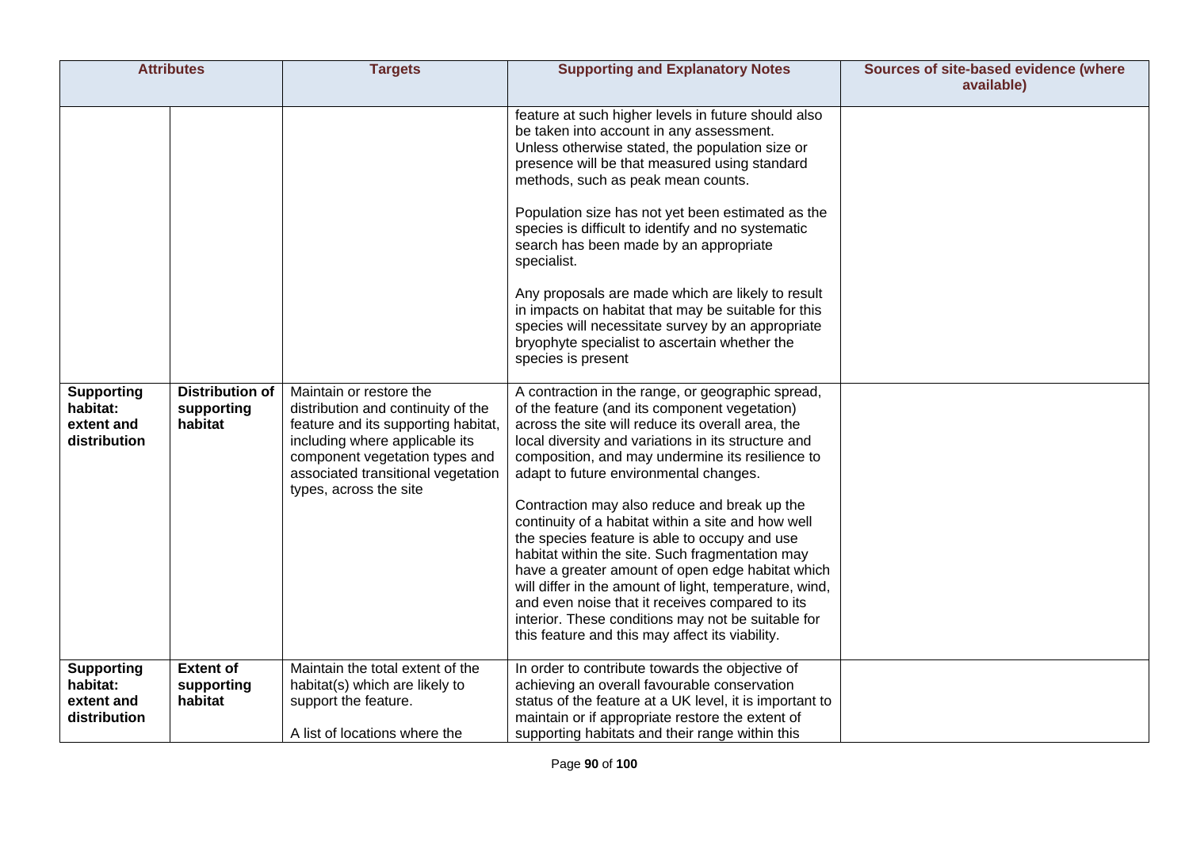| Attributes | | Targets | Supporting and Explanatory Notes | Sources of site-based evidence (where available) |
|---|---|---|---|---|
| | | | feature at such higher levels in future should also be taken into account in any assessment. Unless otherwise stated, the population size or presence will be that measured using standard methods, such as peak mean counts.<br><br>Population size has not yet been estimated as the species is difficult to identify and no systematic search has been made by an appropriate specialist.<br><br>Any proposals are made which are likely to result in impacts on habitat that may be suitable for this species will necessitate survey by an appropriate bryophyte specialist to ascertain whether the species is present | |
| **Supporting habitat: extent and distribution** | **Distribution of supporting habitat** | Maintain or restore the distribution and continuity of the feature and its supporting habitat, including where applicable its component vegetation types and associated transitional vegetation types, across the site | A contraction in the range, or geographic spread, of the feature (and its component vegetation) across the site will reduce its overall area, the local diversity and variations in its structure and composition, and may undermine its resilience to adapt to future environmental changes.<br><br>Contraction may also reduce and break up the continuity of a habitat within a site and how well the species feature is able to occupy and use habitat within the site. Such fragmentation may have a greater amount of open edge habitat which will differ in the amount of light, temperature, wind, and even noise that it receives compared to its interior. These conditions may not be suitable for this feature and this may affect its viability. | |
| **Supporting habitat: extent and distribution** | **Extent of supporting habitat** | Maintain the total extent of the habitat(s) which are likely to support the feature.<br><br>A list of locations where the | In order to contribute towards the objective of achieving an overall favourable conservation status of the feature at a UK level, it is important to maintain or if appropriate restore the extent of supporting habitats and their range within this | |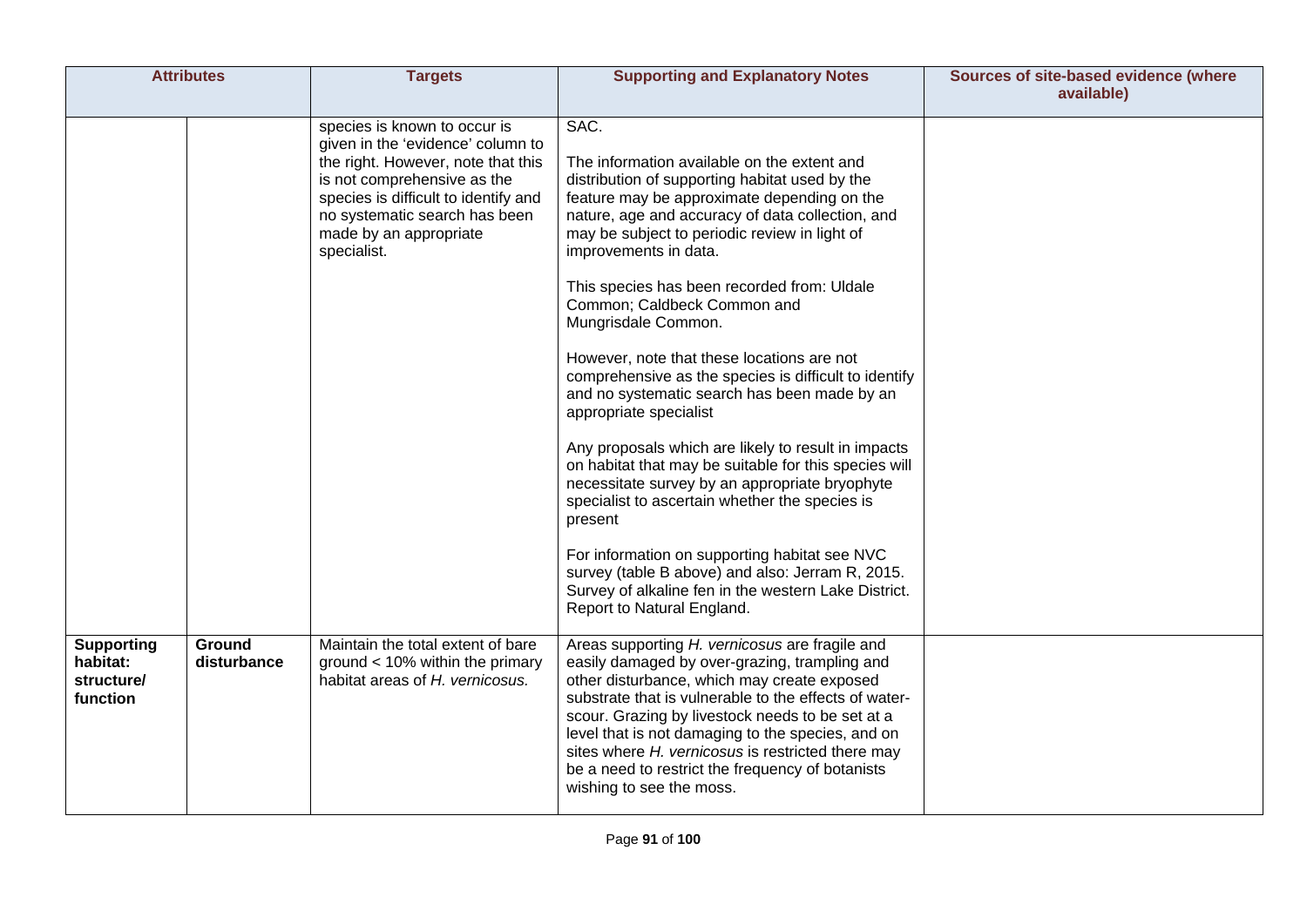| Attributes | | Targets | Supporting and Explanatory Notes | Sources of site-based evidence (where available) |
|---|---|---|---|---|
| | | species is known to occur is given in the 'evidence' column to the right. However, note that this is not comprehensive as the species is difficult to identify and no systematic search has been made by an appropriate specialist. | SAC.<br><br>The information available on the extent and distribution of supporting habitat used by the feature may be approximate depending on the nature, age and accuracy of data collection, and may be subject to periodic review in light of improvements in data.<br><br>This species has been recorded from: Uldale Common; Caldbeck Common and Mungrisdale Common.<br><br>However, note that these locations are not comprehensive as the species is difficult to identify and no systematic search has been made by an appropriate specialist<br><br>Any proposals which are likely to result in impacts on habitat that may be suitable for this species will necessitate survey by an appropriate bryophyte specialist to ascertain whether the species is present<br><br>For information on supporting habitat see NVC survey (table B above) and also: Jerram R, 2015. Survey of alkaline fen in the western Lake District. Report to Natural England. | |
| **Supporting habitat: structure/ function** | **Ground disturbance** | Maintain the total extent of bare ground < 10% within the primary habitat areas of *H. vernicosus.* | Areas supporting *H. vernicosus* are fragile and easily damaged by over-grazing, trampling and other disturbance, which may create exposed substrate that is vulnerable to the effects of water-scour. Grazing by livestock needs to be set at a level that is not damaging to the species, and on sites where *H. vernicosus* is restricted there may be a need to restrict the frequency of botanists wishing to see the moss. | |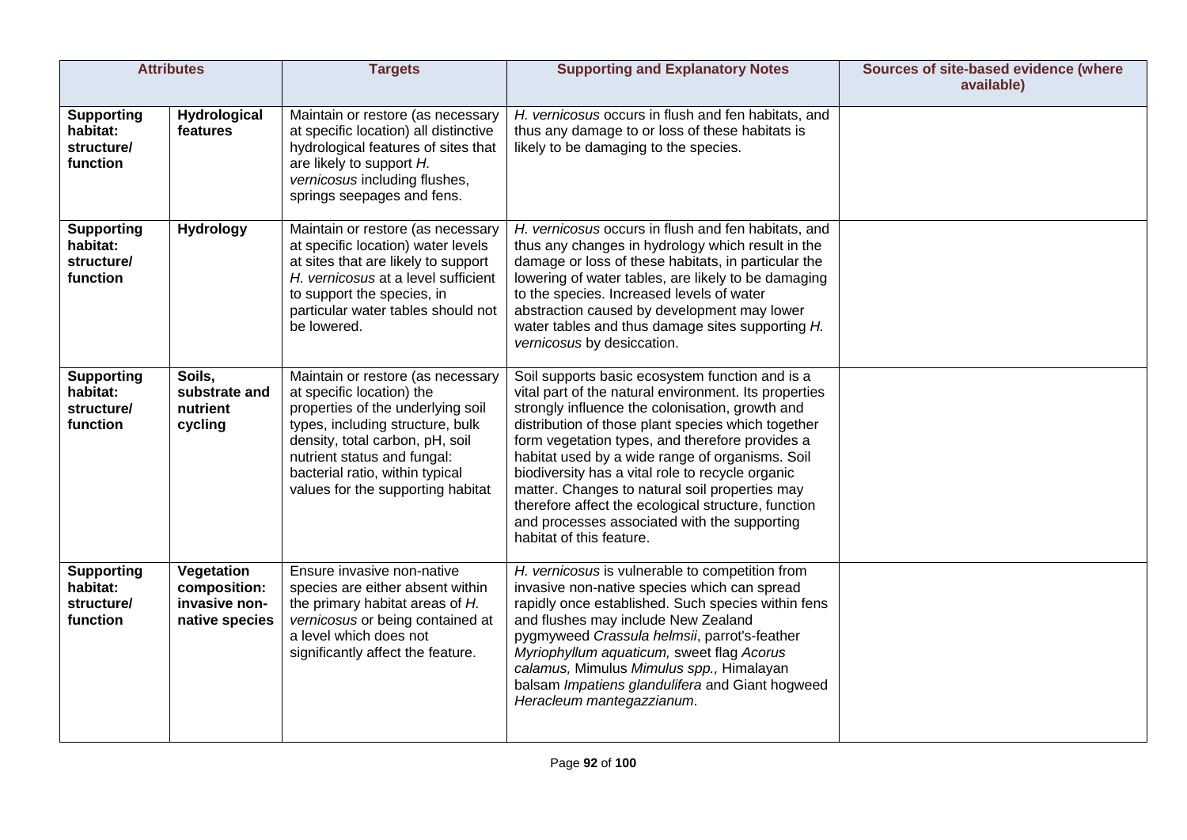| Attributes | | Targets | Supporting and Explanatory Notes | Sources of site-based evidence (where available) |
|---|---|---|---|---|
| **Supporting habitat: structure/ function** | **Hydrological features** | Maintain or restore (as necessary at specific location) all distinctive hydrological features of sites that are likely to support *H. vernicosus* including flushes, springs seepages and fens. | *H. vernicosus* occurs in flush and fen habitats, and thus any damage to or loss of these habitats is likely to be damaging to the species. | |
| **Supporting habitat: structure/ function** | **Hydrology** | Maintain or restore (as necessary at specific location) water levels at sites that are likely to support *H. vernicosus* at a level sufficient to support the species, in particular water tables should not be lowered. | *H. vernicosus* occurs in flush and fen habitats, and thus any changes in hydrology which result in the damage or loss of these habitats, in particular the lowering of water tables, are likely to be damaging to the species. Increased levels of water abstraction caused by development may lower water tables and thus damage sites supporting *H. vernicosus* by desiccation. | |
| **Supporting habitat: structure/ function** | **Soils, substrate and nutrient cycling** | Maintain or restore (as necessary at specific location) the properties of the underlying soil types, including structure, bulk density, total carbon, pH, soil nutrient status and fungal: bacterial ratio, within typical values for the supporting habitat | Soil supports basic ecosystem function and is a vital part of the natural environment. Its properties strongly influence the colonisation, growth and distribution of those plant species which together form vegetation types, and therefore provides a habitat used by a wide range of organisms. Soil biodiversity has a vital role to recycle organic matter. Changes to natural soil properties may therefore affect the ecological structure, function and processes associated with the supporting habitat of this feature. | |
| **Supporting habitat: structure/ function** | **Vegetation composition: invasive non-native species** | Ensure invasive non-native species are either absent within the primary habitat areas of *H. vernicosus* or being contained at a level which does not significantly affect the feature. | *H. vernicosus* is vulnerable to competition from invasive non-native species which can spread rapidly once established. Such species within fens and flushes may include New Zealand pygmyweed *Crassula helmsii*, parrot's-feather *Myriophyllum aquaticum,* sweet flag *Acorus calamus,* Mimulus *Mimulus spp.,* Himalayan balsam *Impatiens glandulifera* and Giant hogweed *Heracleum mantegazzianum*. | |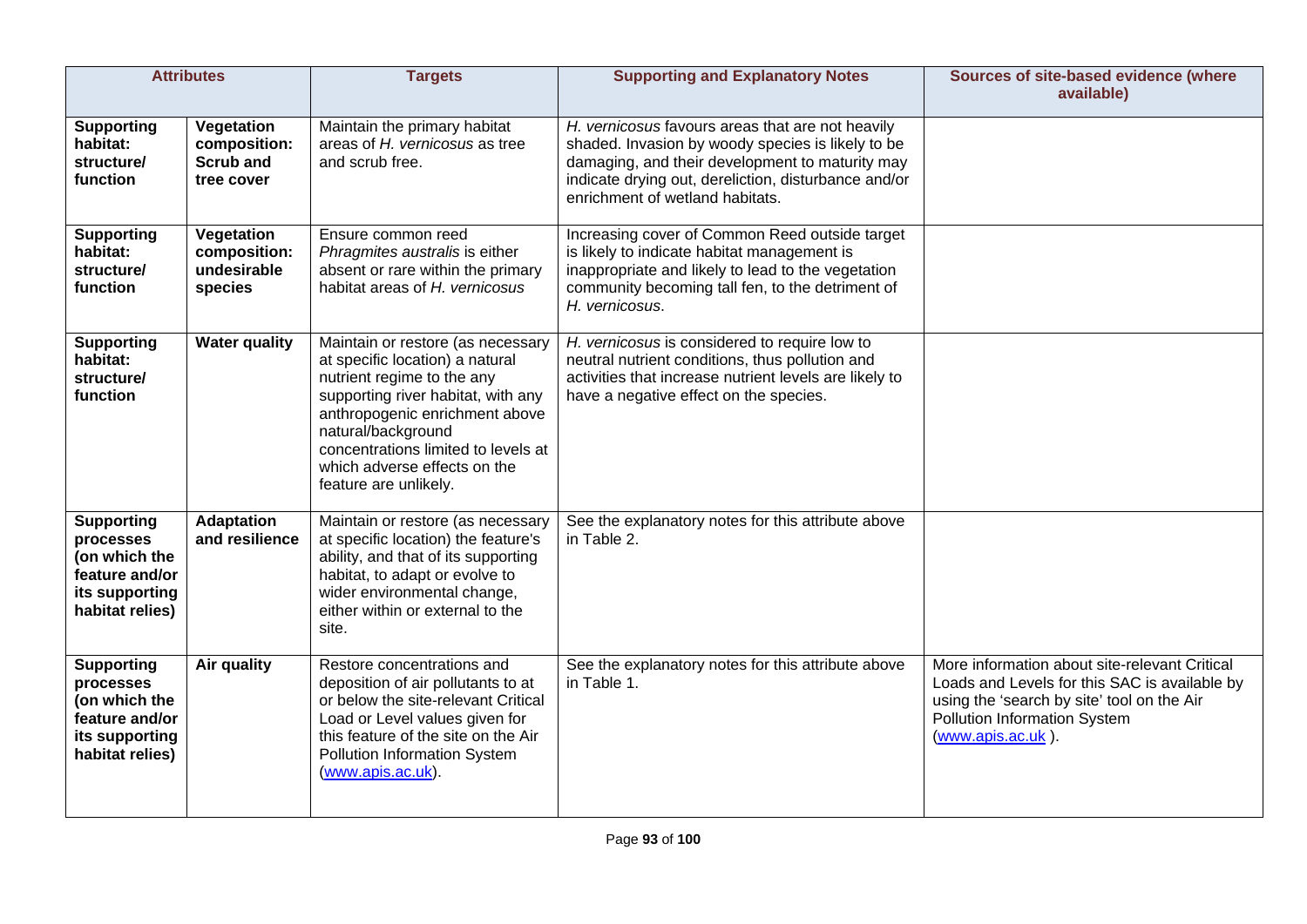| Attributes | | Targets | Supporting and Explanatory Notes | Sources of site-based evidence (where available) |
|---|---|---|---|---|
| **Supporting habitat: structure/ function** | **Vegetation composition: Scrub and tree cover** | Maintain the primary habitat areas of *H. vernicosus* as tree and scrub free. | *H. vernicosus* favours areas that are not heavily shaded. Invasion by woody species is likely to be damaging, and their development to maturity may indicate drying out, dereliction, disturbance and/or enrichment of wetland habitats. | |
| **Supporting habitat: structure/ function** | **Vegetation composition: undesirable species** | Ensure common reed *Phragmites australis* is either absent or rare within the primary habitat areas of *H. vernicosus* | Increasing cover of Common Reed outside target is likely to indicate habitat management is inappropriate and likely to lead to the vegetation community becoming tall fen, to the detriment of *H. vernicosus*. | |
| **Supporting habitat: structure/ function** | **Water quality** | Maintain or restore (as necessary at specific location) a natural nutrient regime to the any supporting river habitat, with any anthropogenic enrichment above natural/background concentrations limited to levels at which adverse effects on the feature are unlikely. | *H. vernicosus* is considered to require low to neutral nutrient conditions, thus pollution and activities that increase nutrient levels are likely to have a negative effect on the species. | |
| **Supporting processes (on which the feature and/or its supporting habitat relies)** | **Adaptation and resilience** | Maintain or restore (as necessary at specific location) the feature's ability, and that of its supporting habitat, to adapt or evolve to wider environmental change, either within or external to the site. | See the explanatory notes for this attribute above in Table 2. | |
| **Supporting processes (on which the feature and/or its supporting habitat relies)** | **Air quality** | Restore concentrations and deposition of air pollutants to at or below the site-relevant Critical Load or Level values given for this feature of the site on the Air Pollution Information System (www.apis.ac.uk). | See the explanatory notes for this attribute above in Table 1. | More information about site-relevant Critical Loads and Levels for this SAC is available by using the 'search by site' tool on the Air Pollution Information System (www.apis.ac.uk ). |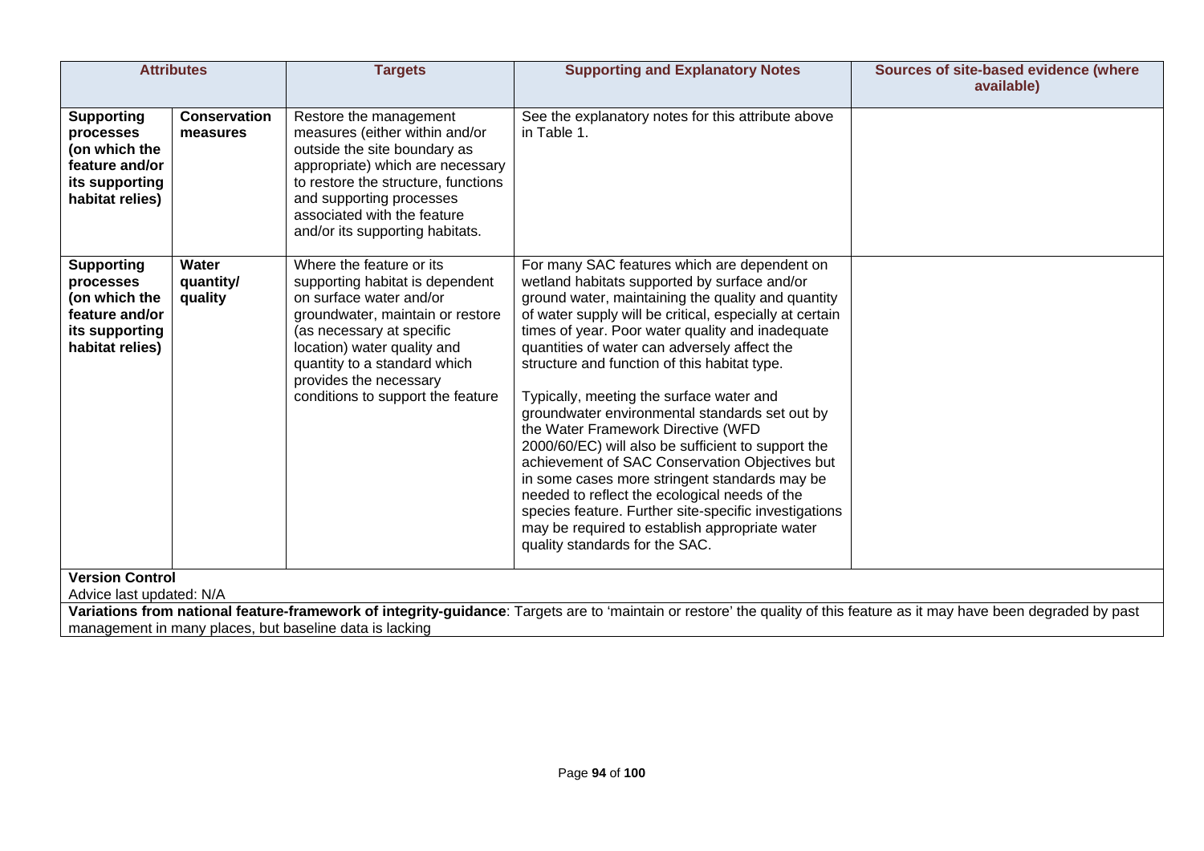| Attributes | | Targets | Supporting and Explanatory Notes | Sources of site-based evidence (where available) |
|---|---|---|---|---|
| **Supporting processes (on which the feature and/or its supporting habitat relies)** | **Conservation measures** | Restore the management measures (either within and/or outside the site boundary as appropriate) which are necessary to restore the structure, functions and supporting processes associated with the feature and/or its supporting habitats. | See the explanatory notes for this attribute above in Table 1. | |
| **Supporting processes (on which the feature and/or its supporting habitat relies)** | **Water quantity/ quality** | Where the feature or its supporting habitat is dependent on surface water and/or groundwater, maintain or restore (as necessary at specific location) water quality and quantity to a standard which provides the necessary conditions to support the feature | For many SAC features which are dependent on wetland habitats supported by surface and/or ground water, maintaining the quality and quantity of water supply will be critical, especially at certain times of year. Poor water quality and inadequate quantities of water can adversely affect the structure and function of this habitat type.<br><br>Typically, meeting the surface water and groundwater environmental standards set out by the Water Framework Directive (WFD 2000/60/EC) will also be sufficient to support the achievement of SAC Conservation Objectives but in some cases more stringent standards may be needed to reflect the ecological needs of the species feature. Further site-specific investigations may be required to establish appropriate water quality standards for the SAC. | |

**Version Control**

Advice last updated: N/A

**Variations from national feature-framework of integrity-guidance**: Targets are to 'maintain or restore' the quality of this feature as it may have been degraded by past management in many places, but baseline data is lacking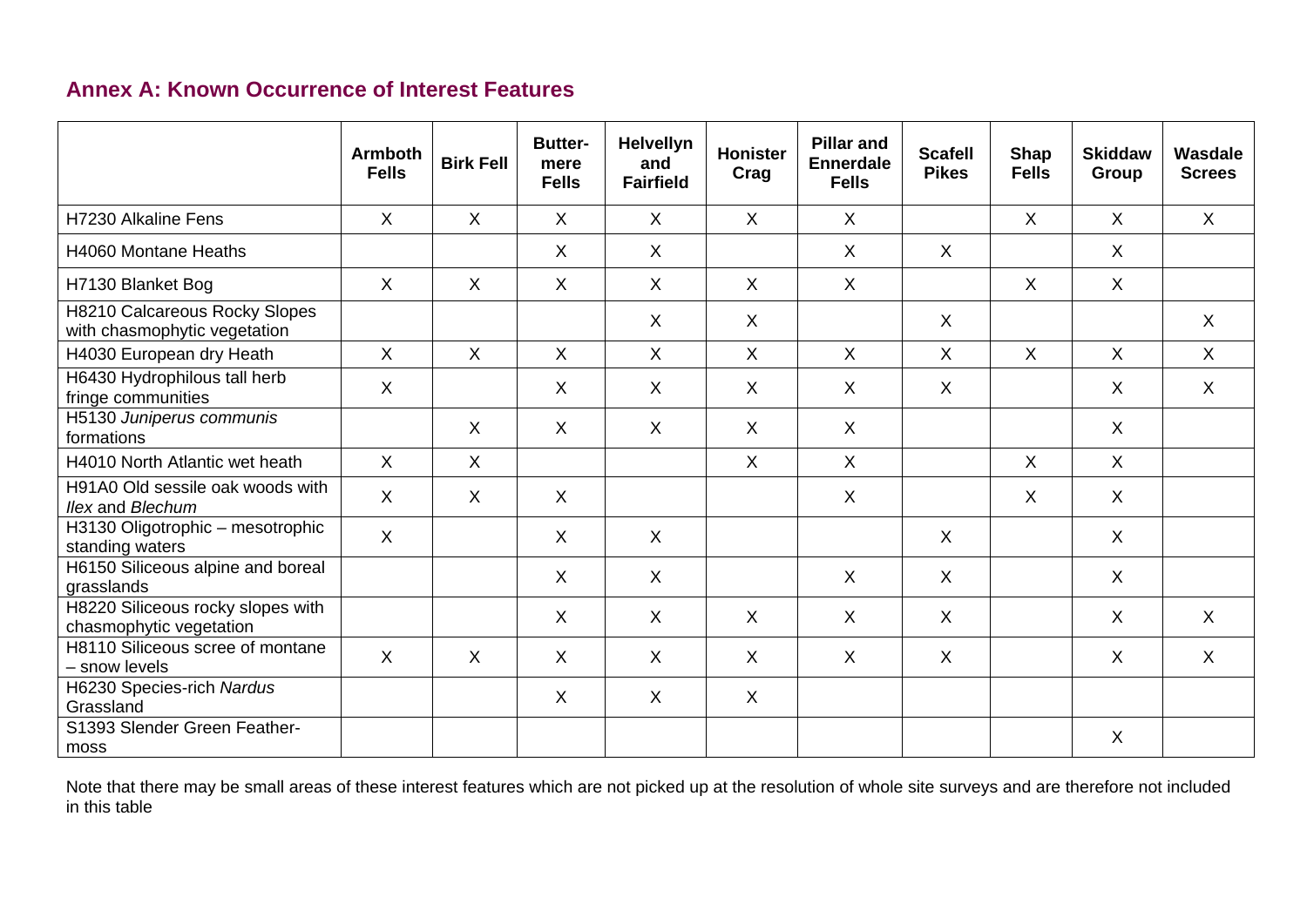## Annex A: Known Occurrence of Interest Features

| | Armboth Fells | Birk Fell | Butter-mere Fells | Helvellyn and Fairfield | Honister Crag | Pillar and Ennerdale Fells | Scafell Pikes | Shap Fells | Skiddaw Group | Wasdale Screes |
|---|---|---|---|---|---|---|---|---|---|---|
| H7230 Alkaline Fens | X | X | X | X | X | X | | X | X | X |
| H4060 Montane Heaths | | | X | X | | X | X | | X | |
| H7130 Blanket Bog | X | X | X | X | X | X | | X | X | |
| H8210 Calcareous Rocky Slopes with chasmophytic vegetation | | | | X | X | | X | | | X |
| H4030 European dry Heath | X | X | X | X | X | X | X | X | X | X |
| H6430 Hydrophilous tall herb fringe communities | X | | X | X | X | X | X | | X | X |
| H5130 *Juniperus communis* formations | | X | X | X | X | X | | | X | |
| H4010 North Atlantic wet heath | X | X | | | X | X | | X | X | |
| H91A0 Old sessile oak woods with *Ilex* and *Blechum* | X | X | X | | | X | | X | X | |
| H3130 Oligotrophic – mesotrophic standing waters | X | | X | X | | | X | | X | |
| H6150 Siliceous alpine and boreal grasslands | | | X | X | | X | X | | X | |
| H8220 Siliceous rocky slopes with chasmophytic vegetation | | | X | X | X | X | X | | X | X |
| H8110 Siliceous scree of montane – snow levels | X | X | X | X | X | X | X | | X | X |
| H6230 Species-rich *Nardus* Grassland | | | X | X | X | | | | | |
| S1393 Slender Green Feather-moss | | | | | | | | | X | |

Note that there may be small areas of these interest features which are not picked up at the resolution of whole site surveys and are therefore not included in this table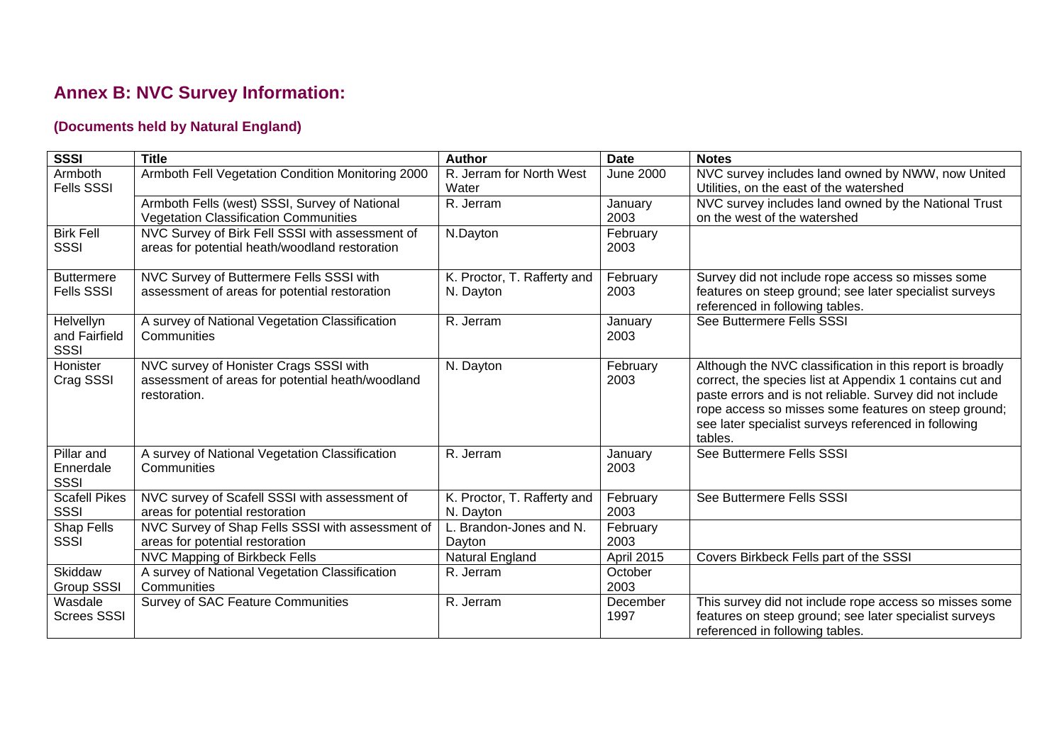## Annex B: NVC Survey Information:

### (Documents held by Natural England)

| SSSI | Title | Author | Date | Notes |
|---|---|---|---|---|
| Armboth Fells SSSI | Armboth Fell Vegetation Condition Monitoring 2000 | R. Jerram for North West Water | June 2000 | NVC survey includes land owned by NWW, now United Utilities, on the east of the watershed |
| | Armboth Fells (west) SSSI, Survey of National Vegetation Classification Communities | R. Jerram | January 2003 | NVC survey includes land owned by the National Trust on the west of the watershed |
| Birk Fell SSSI | NVC Survey of Birk Fell SSSI with assessment of areas for potential heath/woodland restoration | N.Dayton | February 2003 | |
| Buttermere Fells SSSI | NVC Survey of Buttermere Fells SSSI with assessment of areas for potential restoration | K. Proctor, T. Rafferty and N. Dayton | February 2003 | Survey did not include rope access so misses some features on steep ground; see later specialist surveys referenced in following tables. |
| Helvellyn and Fairfield SSSI | A survey of National Vegetation Classification Communities | R. Jerram | January 2003 | See Buttermere Fells SSSI |
| Honister Crag SSSI | NVC survey of Honister Crags SSSI with assessment of areas for potential heath/woodland restoration. | N. Dayton | February 2003 | Although the NVC classification in this report is broadly correct, the species list at Appendix 1 contains cut and paste errors and is not reliable. Survey did not include rope access so misses some features on steep ground; see later specialist surveys referenced in following tables. |
| Pillar and Ennerdale SSSI | A survey of National Vegetation Classification Communities | R. Jerram | January 2003 | See Buttermere Fells SSSI |
| Scafell Pikes SSSI | NVC survey of Scafell SSSI with assessment of areas for potential restoration | K. Proctor, T. Rafferty and N. Dayton | February 2003 | See Buttermere Fells SSSI |
| Shap Fells SSSI | NVC Survey of Shap Fells SSSI with assessment of areas for potential restoration | L. Brandon-Jones and N. Dayton | February 2003 | |
| | NVC Mapping of Birkbeck Fells | Natural England | April 2015 | Covers Birkbeck Fells part of the SSSI |
| Skiddaw Group SSSI | A survey of National Vegetation Classification Communities | R. Jerram | October 2003 | |
| Wasdale Screes SSSI | Survey of SAC Feature Communities | R. Jerram | December 1997 | This survey did not include rope access so misses some features on steep ground; see later specialist surveys referenced in following tables. |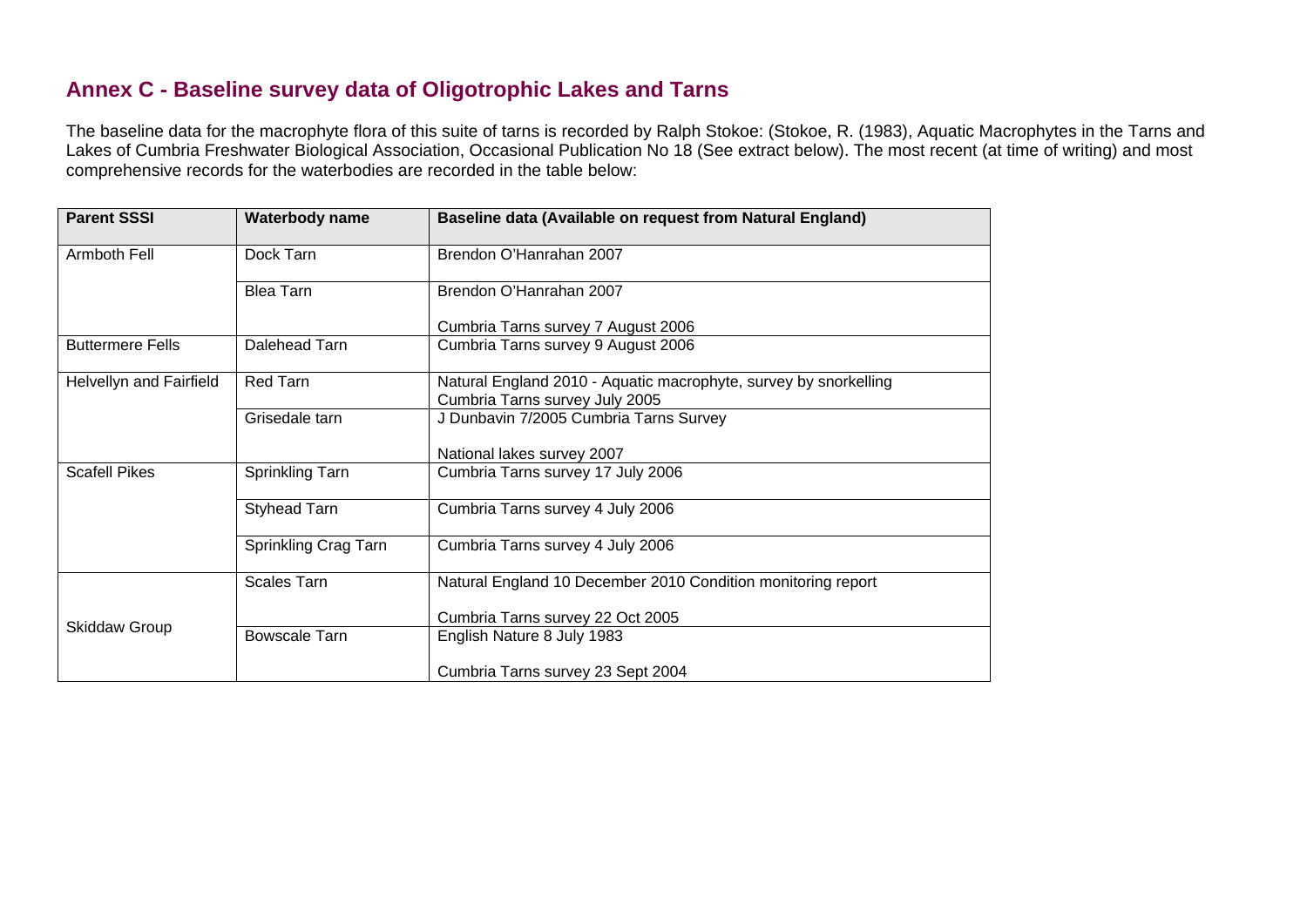## Annex C - Baseline survey data of Oligotrophic Lakes and Tarns

The baseline data for the macrophyte flora of this suite of tarns is recorded by Ralph Stokoe: (Stokoe, R. (1983), Aquatic Macrophytes in the Tarns and Lakes of Cumbria Freshwater Biological Association, Occasional Publication No 18 (See extract below). The most recent (at time of writing) and most comprehensive records for the waterbodies are recorded in the table below:

| Parent SSSI | Waterbody name | Baseline data (Available on request from Natural England) |
|---|---|---|
| Armboth Fell | Dock Tarn | Brendon O'Hanrahan 2007 |
| | Blea Tarn | Brendon O'Hanrahan 2007<br><br>Cumbria Tarns survey 7 August 2006 |
| Buttermere Fells | Dalehead Tarn | Cumbria Tarns survey 9 August 2006 |
| Helvellyn and Fairfield | Red Tarn | Natural England 2010 - Aquatic macrophyte, survey by snorkelling<br>Cumbria Tarns survey July 2005 |
| | Grisedale tarn | J Dunbavin 7/2005 Cumbria Tarns Survey<br><br>National lakes survey 2007 |
| Scafell Pikes | Sprinkling Tarn | Cumbria Tarns survey 17 July 2006 |
| | Styhead Tarn | Cumbria Tarns survey 4 July 2006 |
| | Sprinkling Crag Tarn | Cumbria Tarns survey 4 July 2006 |
| Skiddaw Group | Scales Tarn | Natural England 10 December 2010 Condition monitoring report<br><br>Cumbria Tarns survey 22 Oct 2005 |
| | Bowscale Tarn | English Nature 8 July 1983<br><br>Cumbria Tarns survey 23 Sept 2004 |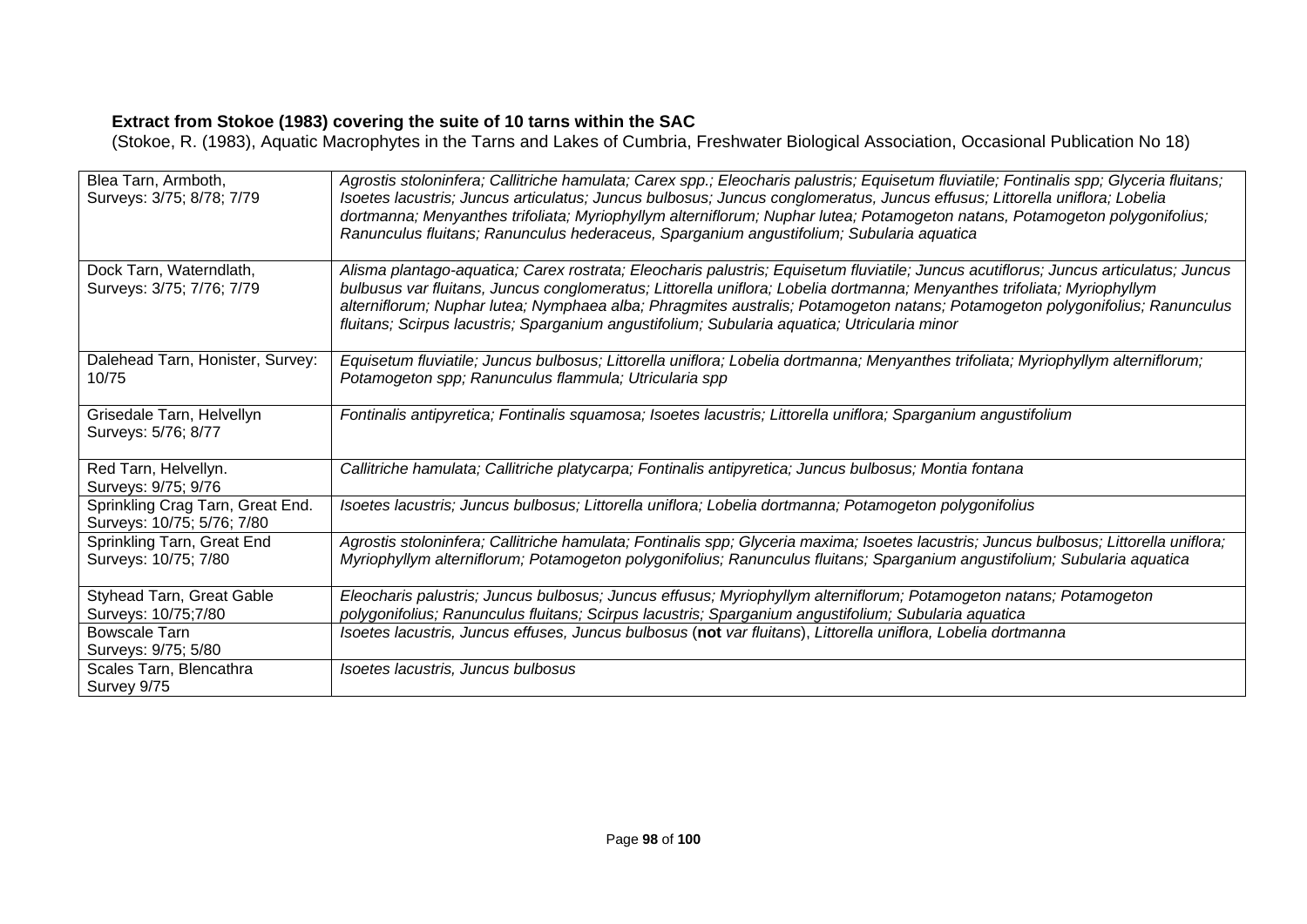**Extract from Stokoe (1983) covering the suite of 10 tarns within the SAC**

(Stokoe, R. (1983), Aquatic Macrophytes in the Tarns and Lakes of Cumbria, Freshwater Biological Association, Occasional Publication No 18)

| | |
|---|---|
| Blea Tarn, Armboth, Surveys: 3/75; 8/78; 7/79 | *Agrostis stoloninfera; Callitriche hamulata; Carex spp.; Eleocharis palustris; Equisetum fluviatile; Fontinalis spp; Glyceria fluitans; Isoetes lacustris; Juncus articulatus; Juncus bulbosus; Juncus conglomeratus, Juncus effusus; Littorella uniflora; Lobelia dortmanna; Menyanthes trifoliata; Myriophyllym alterniflorum; Nuphar lutea; Potamogeton natans, Potamogeton polygonifolius; Ranunculus fluitans; Ranunculus hederaceus, Sparganium angustifolium; Subularia aquatica* |
| Dock Tarn, Waterndlath, Surveys: 3/75; 7/76; 7/79 | *Alisma plantago-aquatica; Carex rostrata; Eleocharis palustris; Equisetum fluviatile; Juncus acutiflorus; Juncus articulatus; Juncus bulbusus var fluitans, Juncus conglomeratus; Littorella uniflora; Lobelia dortmanna; Menyanthes trifoliata; Myriophyllym alterniflorum; Nuphar lutea; Nymphaea alba; Phragmites australis; Potamogeton natans; Potamogeton polygonifolius; Ranunculus fluitans; Scirpus lacustris; Sparganium angustifolium; Subularia aquatica; Utricularia minor* |
| Dalehead Tarn, Honister, Survey: 10/75 | *Equisetum fluviatile; Juncus bulbosus; Littorella uniflora; Lobelia dortmanna; Menyanthes trifoliata; Myriophyllym alterniflorum; Potamogeton spp; Ranunculus flammula; Utricularia spp* |
| Grisedale Tarn, Helvellyn Surveys: 5/76; 8/77 | *Fontinalis antipyretica; Fontinalis squamosa; Isoetes lacustris; Littorella uniflora; Sparganium angustifolium* |
| Red Tarn, Helvellyn. Surveys: 9/75; 9/76 | *Callitriche hamulata; Callitriche platycarpa; Fontinalis antipyretica; Juncus bulbosus; Montia fontana* |
| Sprinkling Crag Tarn, Great End. Surveys: 10/75; 5/76; 7/80 | *Isoetes lacustris; Juncus bulbosus; Littorella uniflora; Lobelia dortmanna; Potamogeton polygonifolius* |
| Sprinkling Tarn, Great End Surveys: 10/75; 7/80 | *Agrostis stoloninfera; Callitriche hamulata; Fontinalis spp; Glyceria maxima; Isoetes lacustris; Juncus bulbosus; Littorella uniflora; Myriophyllym alterniflorum; Potamogeton polygonifolius; Ranunculus fluitans; Sparganium angustifolium; Subularia aquatica* |
| Styhead Tarn, Great Gable Surveys: 10/75;7/80 | *Eleocharis palustris; Juncus bulbosus; Juncus effusus; Myriophyllym alterniflorum; Potamogeton natans; Potamogeton polygonifolius; Ranunculus fluitans; Scirpus lacustris; Sparganium angustifolium; Subularia aquatica* |
| Bowscale Tarn Surveys: 9/75; 5/80 | *Isoetes lacustris, Juncus effuses, Juncus bulbosus* (**not** *var fluitans*), *Littorella uniflora, Lobelia dortmanna* |
| Scales Tarn, Blencathra Survey 9/75 | *Isoetes lacustris, Juncus bulbosus* |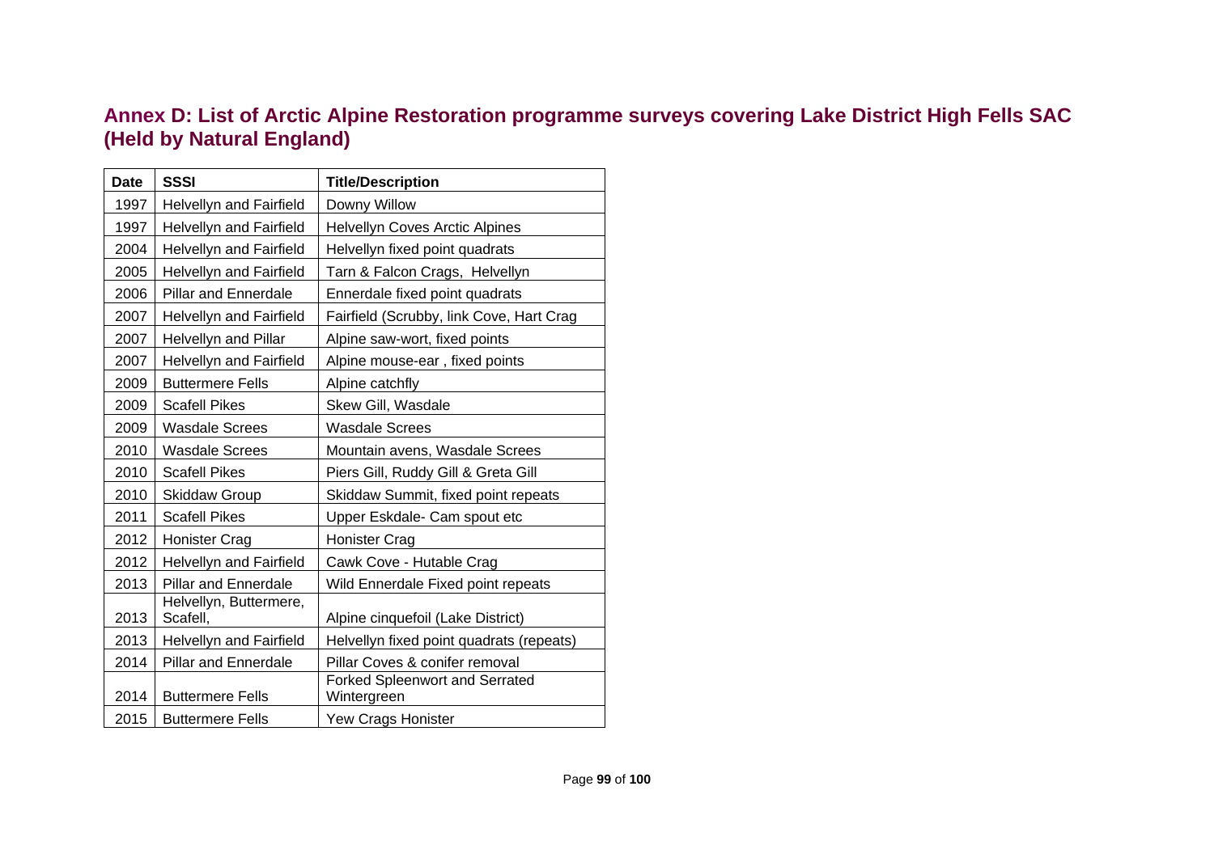## Annex D: List of Arctic Alpine Restoration programme surveys covering Lake District High Fells SAC (Held by Natural England)

| Date | SSSI | Title/Description |
|---|---|---|
| 1997 | Helvellyn and Fairfield | Downy Willow |
| 1997 | Helvellyn and Fairfield | Helvellyn Coves Arctic Alpines |
| 2004 | Helvellyn and Fairfield | Helvellyn fixed point quadrats |
| 2005 | Helvellyn and Fairfield | Tarn & Falcon Crags, Helvellyn |
| 2006 | Pillar and Ennerdale | Ennerdale fixed point quadrats |
| 2007 | Helvellyn and Fairfield | Fairfield (Scrubby, link Cove, Hart Crag |
| 2007 | Helvellyn and Pillar | Alpine saw-wort, fixed points |
| 2007 | Helvellyn and Fairfield | Alpine mouse-ear , fixed points |
| 2009 | Buttermere Fells | Alpine catchfly |
| 2009 | Scafell Pikes | Skew Gill, Wasdale |
| 2009 | Wasdale Screes | Wasdale Screes |
| 2010 | Wasdale Screes | Mountain avens, Wasdale Screes |
| 2010 | Scafell Pikes | Piers Gill, Ruddy Gill & Greta Gill |
| 2010 | Skiddaw Group | Skiddaw Summit, fixed point repeats |
| 2011 | Scafell Pikes | Upper Eskdale- Cam spout etc |
| 2012 | Honister Crag | Honister Crag |
| 2012 | Helvellyn and Fairfield | Cawk Cove - Hutable Crag |
| 2013 | Pillar and Ennerdale | Wild Ennerdale Fixed point repeats |
| 2013 | Helvellyn, Buttermere, Scafell, | Alpine cinquefoil (Lake District) |
| 2013 | Helvellyn and Fairfield | Helvellyn fixed point quadrats (repeats) |
| 2014 | Pillar and Ennerdale | Pillar Coves & conifer removal |
| 2014 | Buttermere Fells | Forked Spleenwort and Serrated Wintergreen |
| 2015 | Buttermere Fells | Yew Crags Honister |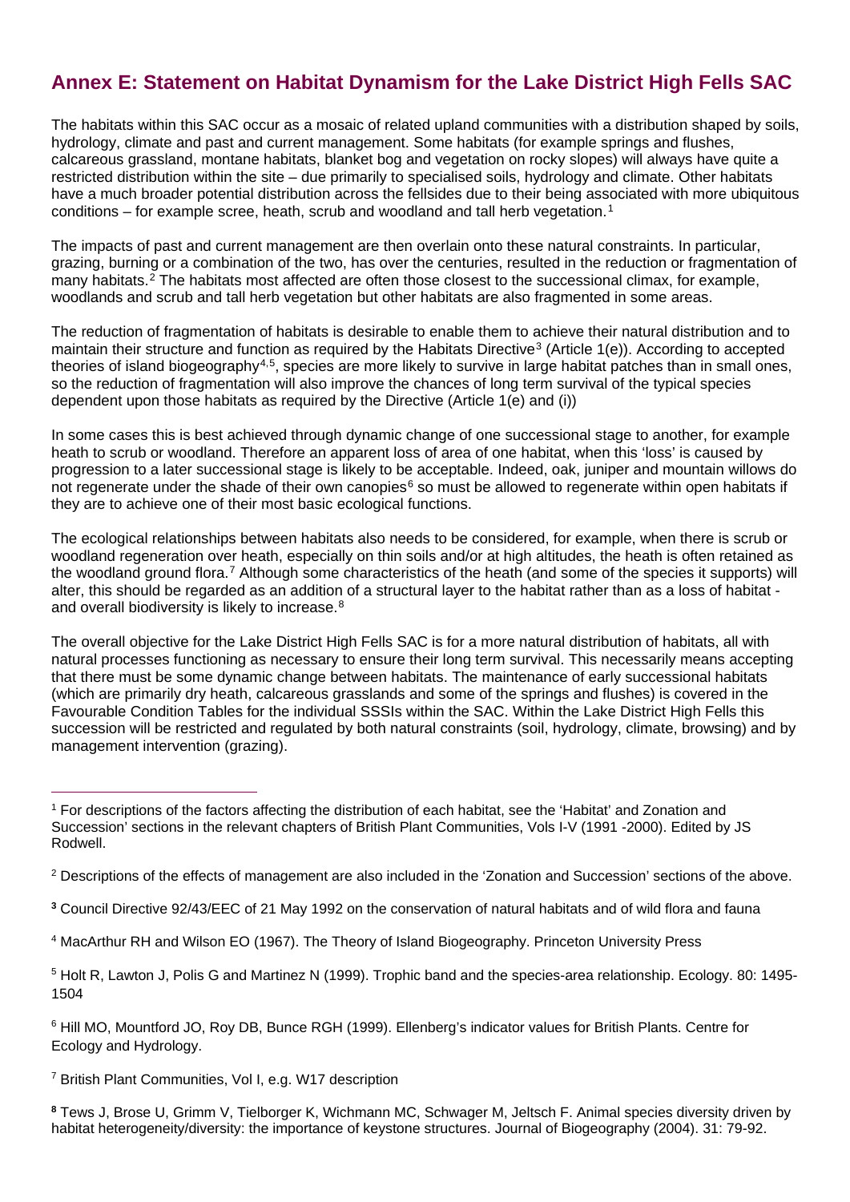## Annex E: Statement on Habitat Dynamism for the Lake District High Fells SAC

The habitats within this SAC occur as a mosaic of related upland communities with a distribution shaped by soils, hydrology, climate and past and current management. Some habitats (for example springs and flushes, calcareous grassland, montane habitats, blanket bog and vegetation on rocky slopes) will always have quite a restricted distribution within the site – due primarily to specialised soils, hydrology and climate. Other habitats have a much broader potential distribution across the fellsides due to their being associated with more ubiquitous conditions – for example scree, heath, scrub and woodland and tall herb vegetation.[1]

The impacts of past and current management are then overlain onto these natural constraints. In particular, grazing, burning or a combination of the two, has over the centuries, resulted in the reduction or fragmentation of many habitats.[2] The habitats most affected are often those closest to the successional climax, for example, woodlands and scrub and tall herb vegetation but other habitats are also fragmented in some areas.

The reduction of fragmentation of habitats is desirable to enable them to achieve their natural distribution and to maintain their structure and function as required by the Habitats Directive[3] (Article 1(e)). According to accepted theories of island biogeography[4,5], species are more likely to survive in large habitat patches than in small ones, so the reduction of fragmentation will also improve the chances of long term survival of the typical species dependent upon those habitats as required by the Directive (Article 1(e) and (i))

In some cases this is best achieved through dynamic change of one successional stage to another, for example heath to scrub or woodland. Therefore an apparent loss of area of one habitat, when this 'loss' is caused by progression to a later successional stage is likely to be acceptable. Indeed, oak, juniper and mountain willows do not regenerate under the shade of their own canopies[6] so must be allowed to regenerate within open habitats if they are to achieve one of their most basic ecological functions.

The ecological relationships between habitats also needs to be considered, for example, when there is scrub or woodland regeneration over heath, especially on thin soils and/or at high altitudes, the heath is often retained as the woodland ground flora.[7] Although some characteristics of the heath (and some of the species it supports) will alter, this should be regarded as an addition of a structural layer to the habitat rather than as a loss of habitat - and overall biodiversity is likely to increase.[8]

The overall objective for the Lake District High Fells SAC is for a more natural distribution of habitats, all with natural processes functioning as necessary to ensure their long term survival. This necessarily means accepting that there must be some dynamic change between habitats. The maintenance of early successional habitats (which are primarily dry heath, calcareous grasslands and some of the springs and flushes) is covered in the Favourable Condition Tables for the individual SSSIs within the SAC. Within the Lake District High Fells this succession will be restricted and regulated by both natural constraints (soil, hydrology, climate, browsing) and by management intervention (grazing).

---

[1] For descriptions of the factors affecting the distribution of each habitat, see the 'Habitat' and Zonation and Succession' sections in the relevant chapters of British Plant Communities, Vols I-V (1991 -2000). Edited by JS Rodwell.

[2] Descriptions of the effects of management are also included in the 'Zonation and Succession' sections of the above.

**[3]** Council Directive 92/43/EEC of 21 May 1992 on the conservation of natural habitats and of wild flora and fauna

[4] MacArthur RH and Wilson EO (1967). The Theory of Island Biogeography. Princeton University Press

[5] Holt R, Lawton J, Polis G and Martinez N (1999). Trophic band and the species-area relationship. Ecology. 80: 1495-1504

[6] Hill MO, Mountford JO, Roy DB, Bunce RGH (1999). Ellenberg's indicator values for British Plants. Centre for Ecology and Hydrology.

[7] British Plant Communities, Vol I, e.g. W17 description

**[8]** Tews J, Brose U, Grimm V, Tielborger K, Wichmann MC, Schwager M, Jeltsch F. Animal species diversity driven by habitat heterogeneity/diversity: the importance of keystone structures. Journal of Biogeography (2004). 31: 79-92.